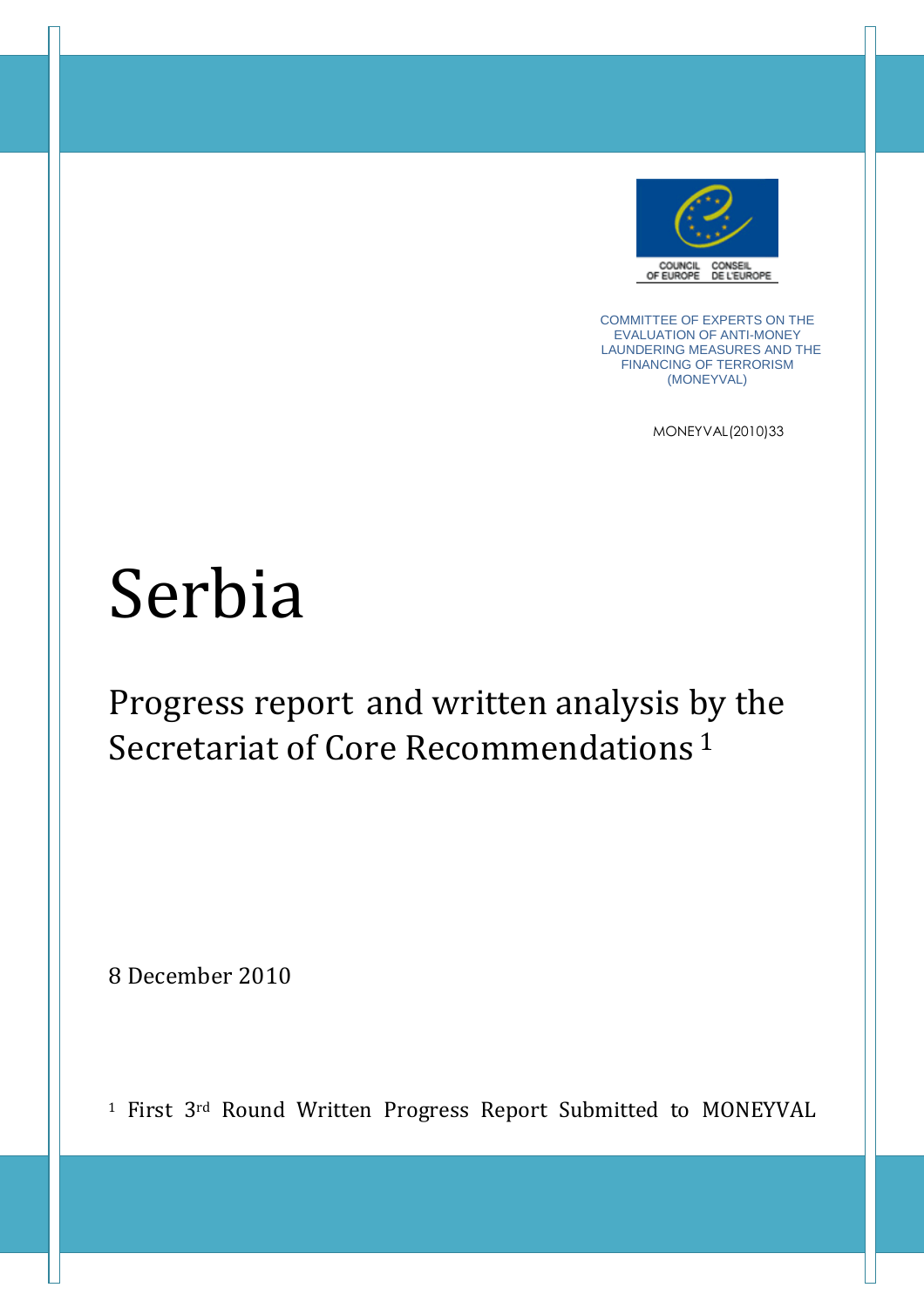COUNCIL OF EUROPE CONSEIL DE L'EUROPE

COMMITTEE OF EXPERTS ON THE EVALUATION OF ANTI-MONEY LAUNDERING MEASURES AND THE FINANCING OF TERRORISM (MONEYVAL)

MONEYVAL(2010)33

# Serbia

## Progress report and written analysis by the Secretariat of Core Recommendations[1]

8 December 2010

[1] First 3rd Round Written Progress Report Submitted to MONEYVAL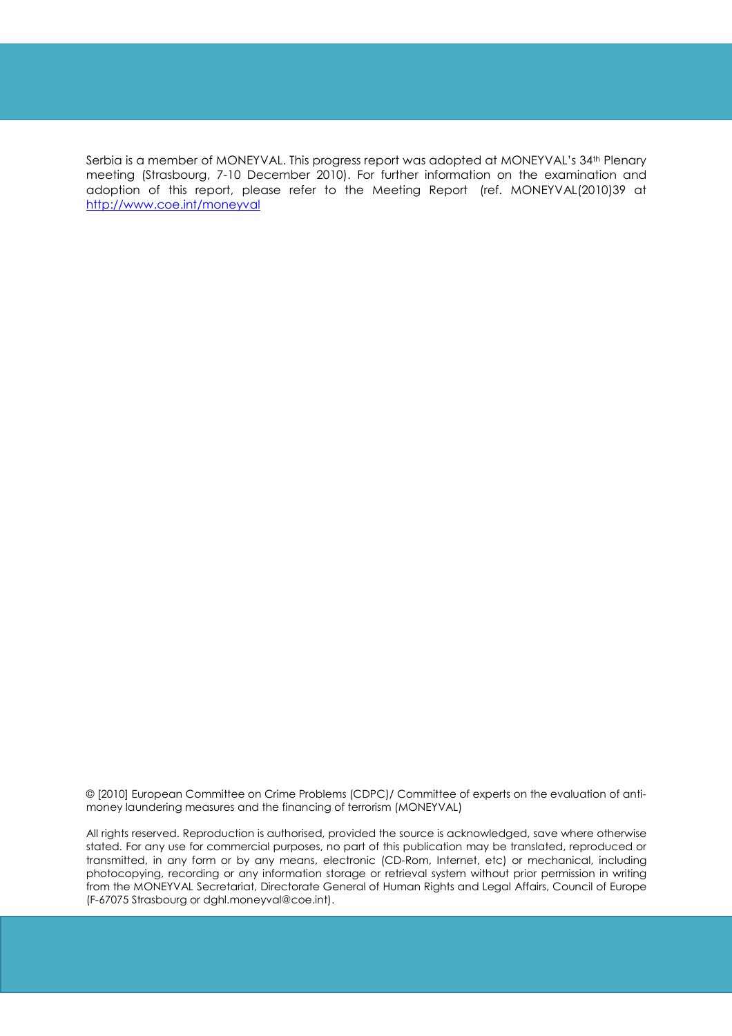Serbia is a member of MONEYVAL. This progress report was adopted at MONEYVAL's 34th Plenary meeting (Strasbourg, 7-10 December 2010). For further information on the examination and adoption of this report, please refer to the Meeting Report (ref. MONEYVAL(2010)39 at [http://www.coe.int/moneyval](http://www.coe.int/moneyval)

© [2010] European Committee on Crime Problems (CDPC)/ Committee of experts on the evaluation of anti-money laundering measures and the financing of terrorism (MONEYVAL)

All rights reserved. Reproduction is authorised, provided the source is acknowledged, save where otherwise stated. For any use for commercial purposes, no part of this publication may be translated, reproduced or transmitted, in any form or by any means, electronic (CD-Rom, Internet, etc) or mechanical, including photocopying, recording or any information storage or retrieval system without prior permission in writing from the MONEYVAL Secretariat, Directorate General of Human Rights and Legal Affairs, Council of Europe (F-67075 Strasbourg or dghl.moneyval@coe.int).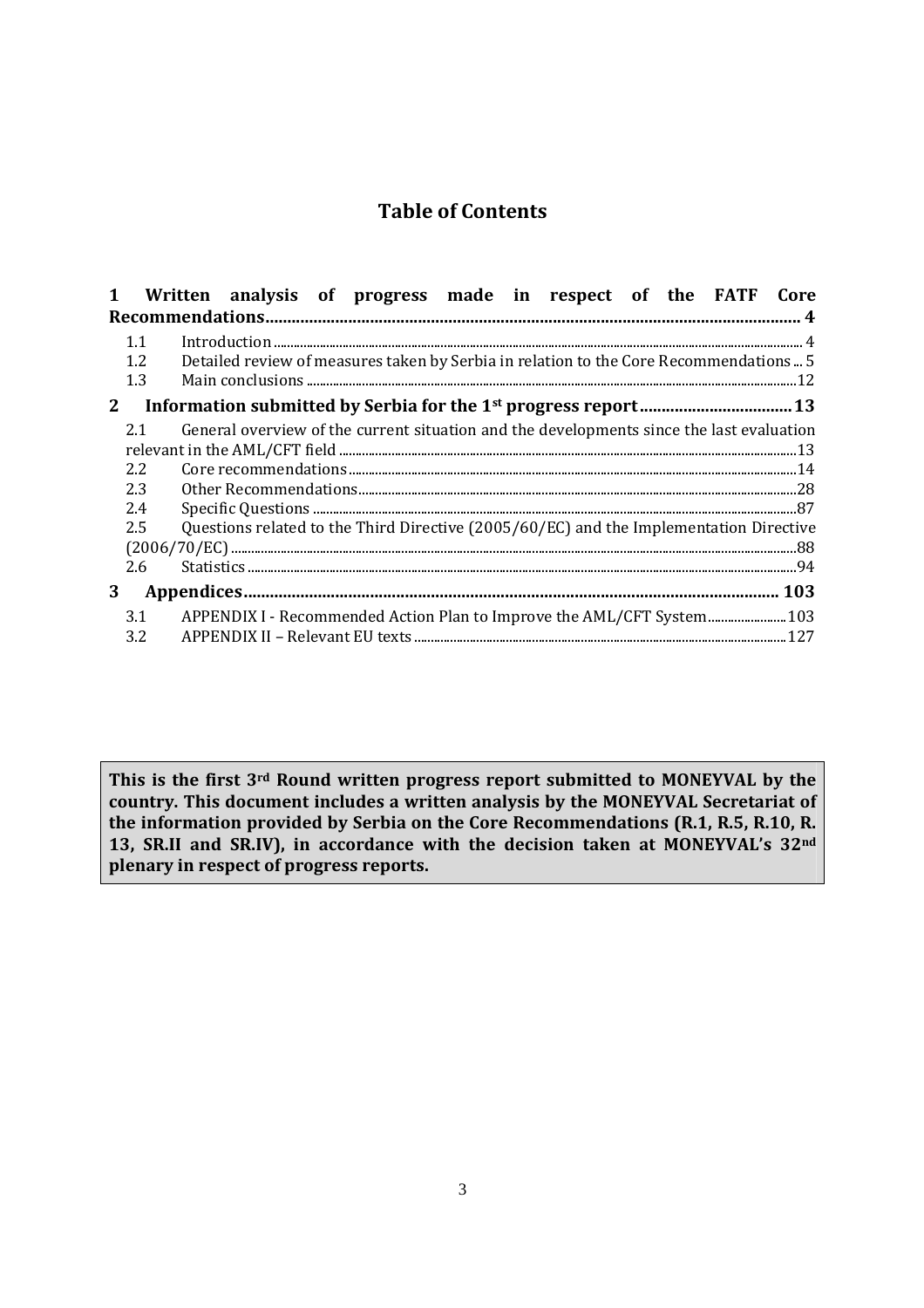# Table of Contents

**1 Written analysis of progress made in respect of the FATF Core Recommendations ............ 4**

- 1.1 Introduction ............ 4
- 1.2 Detailed review of measures taken by Serbia in relation to the Core Recommendations ... 5
- 1.3 Main conclusions ............ 12

**2 Information submitted by Serbia for the 1st progress report ............ 13**

- 2.1 General overview of the current situation and the developments since the last evaluation relevant in the AML/CFT field ............ 13
- 2.2 Core recommendations ............ 14
- 2.3 Other Recommendations ............ 28
- 2.4 Specific Questions ............ 87
- 2.5 Questions related to the Third Directive (2005/60/EC) and the Implementation Directive (2006/70/EC) ............ 88
- 2.6 Statistics ............ 94

**3 Appendices ............ 103**

- 3.1 APPENDIX I - Recommended Action Plan to Improve the AML/CFT System ............ 103
- 3.2 APPENDIX II – Relevant EU texts ............ 127

**This is the first 3rd Round written progress report submitted to MONEYVAL by the country. This document includes a written analysis by the MONEYVAL Secretariat of the information provided by Serbia on the Core Recommendations (R.1, R.5, R.10, R. 13, SR.II and SR.IV), in accordance with the decision taken at MONEYVAL's 32nd plenary in respect of progress reports.**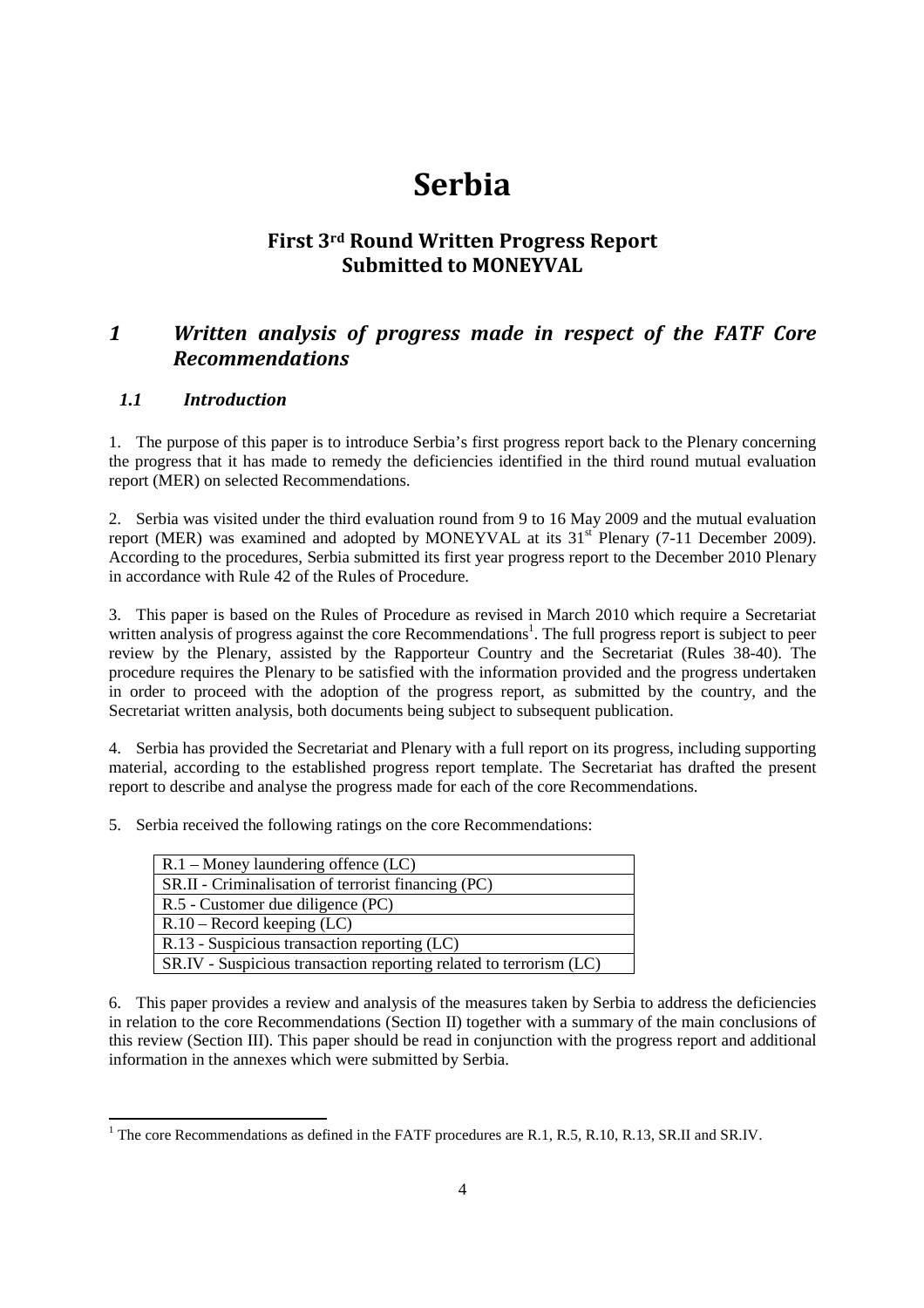# Serbia

## First 3rd Round Written Progress Report Submitted to MONEYVAL

## *1 Written analysis of progress made in respect of the FATF Core Recommendations*

### *1.1 Introduction*

1. The purpose of this paper is to introduce Serbia's first progress report back to the Plenary concerning the progress that it has made to remedy the deficiencies identified in the third round mutual evaluation report (MER) on selected Recommendations.

2. Serbia was visited under the third evaluation round from 9 to 16 May 2009 and the mutual evaluation report (MER) was examined and adopted by MONEYVAL at its 31st Plenary (7-11 December 2009). According to the procedures, Serbia submitted its first year progress report to the December 2010 Plenary in accordance with Rule 42 of the Rules of Procedure.

3. This paper is based on the Rules of Procedure as revised in March 2010 which require a Secretariat written analysis of progress against the core Recommendations[1]. The full progress report is subject to peer review by the Plenary, assisted by the Rapporteur Country and the Secretariat (Rules 38-40). The procedure requires the Plenary to be satisfied with the information provided and the progress undertaken in order to proceed with the adoption of the progress report, as submitted by the country, and the Secretariat written analysis, both documents being subject to subsequent publication.

4. Serbia has provided the Secretariat and Plenary with a full report on its progress, including supporting material, according to the established progress report template. The Secretariat has drafted the present report to describe and analyse the progress made for each of the core Recommendations.

5. Serbia received the following ratings on the core Recommendations:

| |
|---|
| R.1 – Money laundering offence (LC) |
| SR.II - Criminalisation of terrorist financing (PC) |
| R.5 - Customer due diligence (PC) |
| R.10 – Record keeping (LC) |
| R.13 - Suspicious transaction reporting (LC) |
| SR.IV - Suspicious transaction reporting related to terrorism (LC) |

6. This paper provides a review and analysis of the measures taken by Serbia to address the deficiencies in relation to the core Recommendations (Section II) together with a summary of the main conclusions of this review (Section III). This paper should be read in conjunction with the progress report and additional information in the annexes which were submitted by Serbia.

[1] The core Recommendations as defined in the FATF procedures are R.1, R.5, R.10, R.13, SR.II and SR.IV.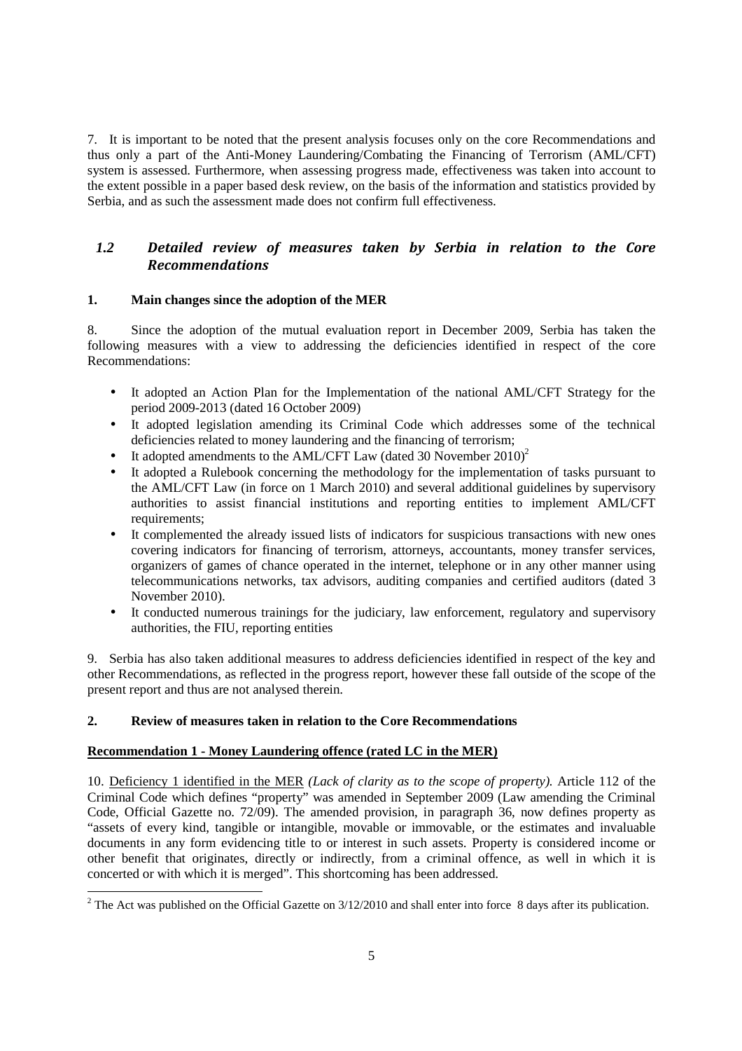7. It is important to be noted that the present analysis focuses only on the core Recommendations and thus only a part of the Anti-Money Laundering/Combating the Financing of Terrorism (AML/CFT) system is assessed. Furthermore, when assessing progress made, effectiveness was taken into account to the extent possible in a paper based desk review, on the basis of the information and statistics provided by Serbia, and as such the assessment made does not confirm full effectiveness.

## *1.2 Detailed review of measures taken by Serbia in relation to the Core Recommendations*

### 1. Main changes since the adoption of the MER

8. Since the adoption of the mutual evaluation report in December 2009, Serbia has taken the following measures with a view to addressing the deficiencies identified in respect of the core Recommendations:

- It adopted an Action Plan for the Implementation of the national AML/CFT Strategy for the period 2009-2013 (dated 16 October 2009)
- It adopted legislation amending its Criminal Code which addresses some of the technical deficiencies related to money laundering and the financing of terrorism;
- It adopted amendments to the AML/CFT Law (dated 30 November 2010)[2]
- It adopted a Rulebook concerning the methodology for the implementation of tasks pursuant to the AML/CFT Law (in force on 1 March 2010) and several additional guidelines by supervisory authorities to assist financial institutions and reporting entities to implement AML/CFT requirements;
- It complemented the already issued lists of indicators for suspicious transactions with new ones covering indicators for financing of terrorism, attorneys, accountants, money transfer services, organizers of games of chance operated in the internet, telephone or in any other manner using telecommunications networks, tax advisors, auditing companies and certified auditors (dated 3 November 2010).
- It conducted numerous trainings for the judiciary, law enforcement, regulatory and supervisory authorities, the FIU, reporting entities

9. Serbia has also taken additional measures to address deficiencies identified in respect of the key and other Recommendations, as reflected in the progress report, however these fall outside of the scope of the present report and thus are not analysed therein.

### 2. Review of measures taken in relation to the Core Recommendations

**Recommendation 1 - Money Laundering offence (rated LC in the MER)**

10. Deficiency 1 identified in the MER *(Lack of clarity as to the scope of property).* Article 112 of the Criminal Code which defines "property" was amended in September 2009 (Law amending the Criminal Code, Official Gazette no. 72/09). The amended provision, in paragraph 36, now defines property as "assets of every kind, tangible or intangible, movable or immovable, or the estimates and invaluable documents in any form evidencing title to or interest in such assets. Property is considered income or other benefit that originates, directly or indirectly, from a criminal offence, as well in which it is concerted or with which it is merged". This shortcoming has been addressed.

[2] The Act was published on the Official Gazette on 3/12/2010 and shall enter into force 8 days after its publication.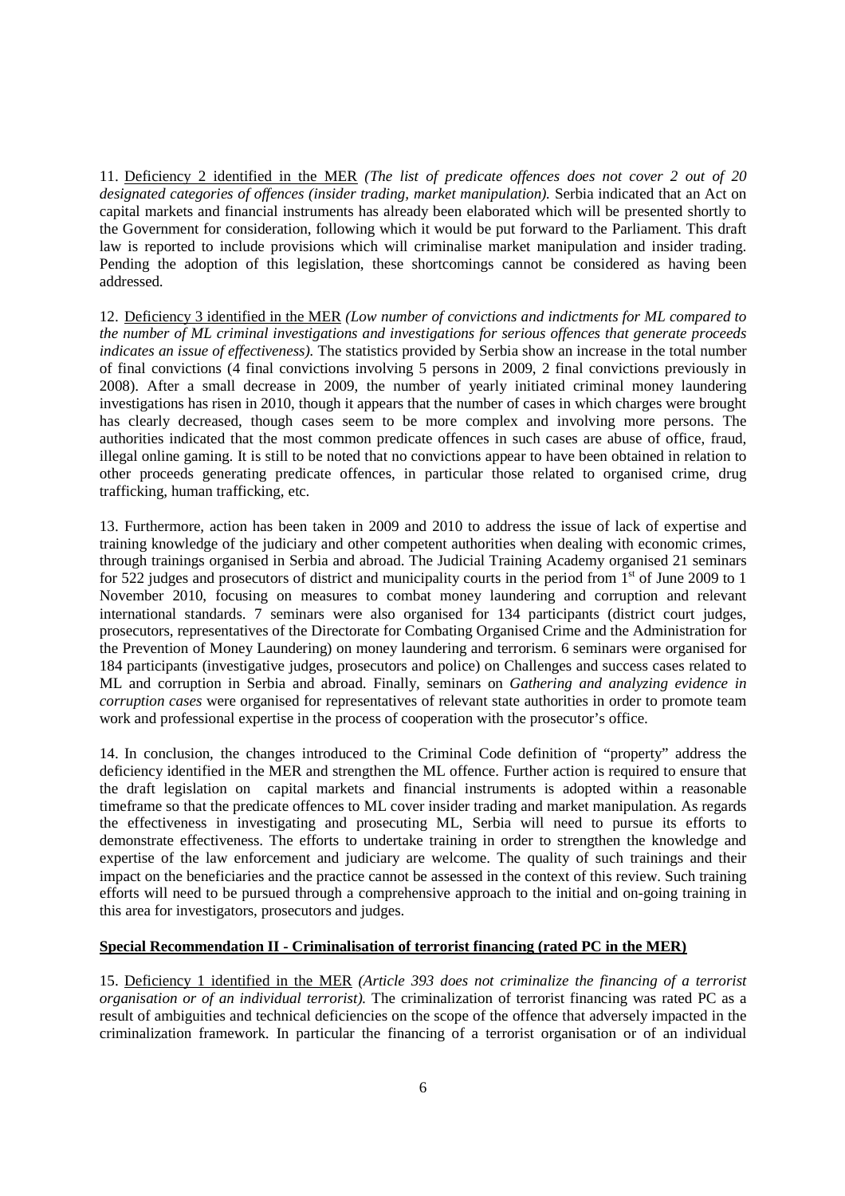11. Deficiency 2 identified in the MER *(The list of predicate offences does not cover 2 out of 20 designated categories of offences (insider trading, market manipulation).* Serbia indicated that an Act on capital markets and financial instruments has already been elaborated which will be presented shortly to the Government for consideration, following which it would be put forward to the Parliament. This draft law is reported to include provisions which will criminalise market manipulation and insider trading. Pending the adoption of this legislation, these shortcomings cannot be considered as having been addressed.

12. Deficiency 3 identified in the MER *(Low number of convictions and indictments for ML compared to the number of ML criminal investigations and investigations for serious offences that generate proceeds indicates an issue of effectiveness).* The statistics provided by Serbia show an increase in the total number of final convictions (4 final convictions involving 5 persons in 2009, 2 final convictions previously in 2008). After a small decrease in 2009, the number of yearly initiated criminal money laundering investigations has risen in 2010, though it appears that the number of cases in which charges were brought has clearly decreased, though cases seem to be more complex and involving more persons. The authorities indicated that the most common predicate offences in such cases are abuse of office, fraud, illegal online gaming. It is still to be noted that no convictions appear to have been obtained in relation to other proceeds generating predicate offences, in particular those related to organised crime, drug trafficking, human trafficking, etc.

13. Furthermore, action has been taken in 2009 and 2010 to address the issue of lack of expertise and training knowledge of the judiciary and other competent authorities when dealing with economic crimes, through trainings organised in Serbia and abroad. The Judicial Training Academy organised 21 seminars for 522 judges and prosecutors of district and municipality courts in the period from 1st of June 2009 to 1 November 2010, focusing on measures to combat money laundering and corruption and relevant international standards. 7 seminars were also organised for 134 participants (district court judges, prosecutors, representatives of the Directorate for Combating Organised Crime and the Administration for the Prevention of Money Laundering) on money laundering and terrorism. 6 seminars were organised for 184 participants (investigative judges, prosecutors and police) on Challenges and success cases related to ML and corruption in Serbia and abroad. Finally, seminars on *Gathering and analyzing evidence in corruption cases* were organised for representatives of relevant state authorities in order to promote team work and professional expertise in the process of cooperation with the prosecutor's office.

14. In conclusion, the changes introduced to the Criminal Code definition of "property" address the deficiency identified in the MER and strengthen the ML offence. Further action is required to ensure that the draft legislation on capital markets and financial instruments is adopted within a reasonable timeframe so that the predicate offences to ML cover insider trading and market manipulation. As regards the effectiveness in investigating and prosecuting ML, Serbia will need to pursue its efforts to demonstrate effectiveness. The efforts to undertake training in order to strengthen the knowledge and expertise of the law enforcement and judiciary are welcome. The quality of such trainings and their impact on the beneficiaries and the practice cannot be assessed in the context of this review. Such training efforts will need to be pursued through a comprehensive approach to the initial and on-going training in this area for investigators, prosecutors and judges.

**Special Recommendation II - Criminalisation of terrorist financing (rated PC in the MER)**

15. Deficiency 1 identified in the MER *(Article 393 does not criminalize the financing of a terrorist organisation or of an individual terrorist).* The criminalization of terrorist financing was rated PC as a result of ambiguities and technical deficiencies on the scope of the offence that adversely impacted in the criminalization framework. In particular the financing of a terrorist organisation or of an individual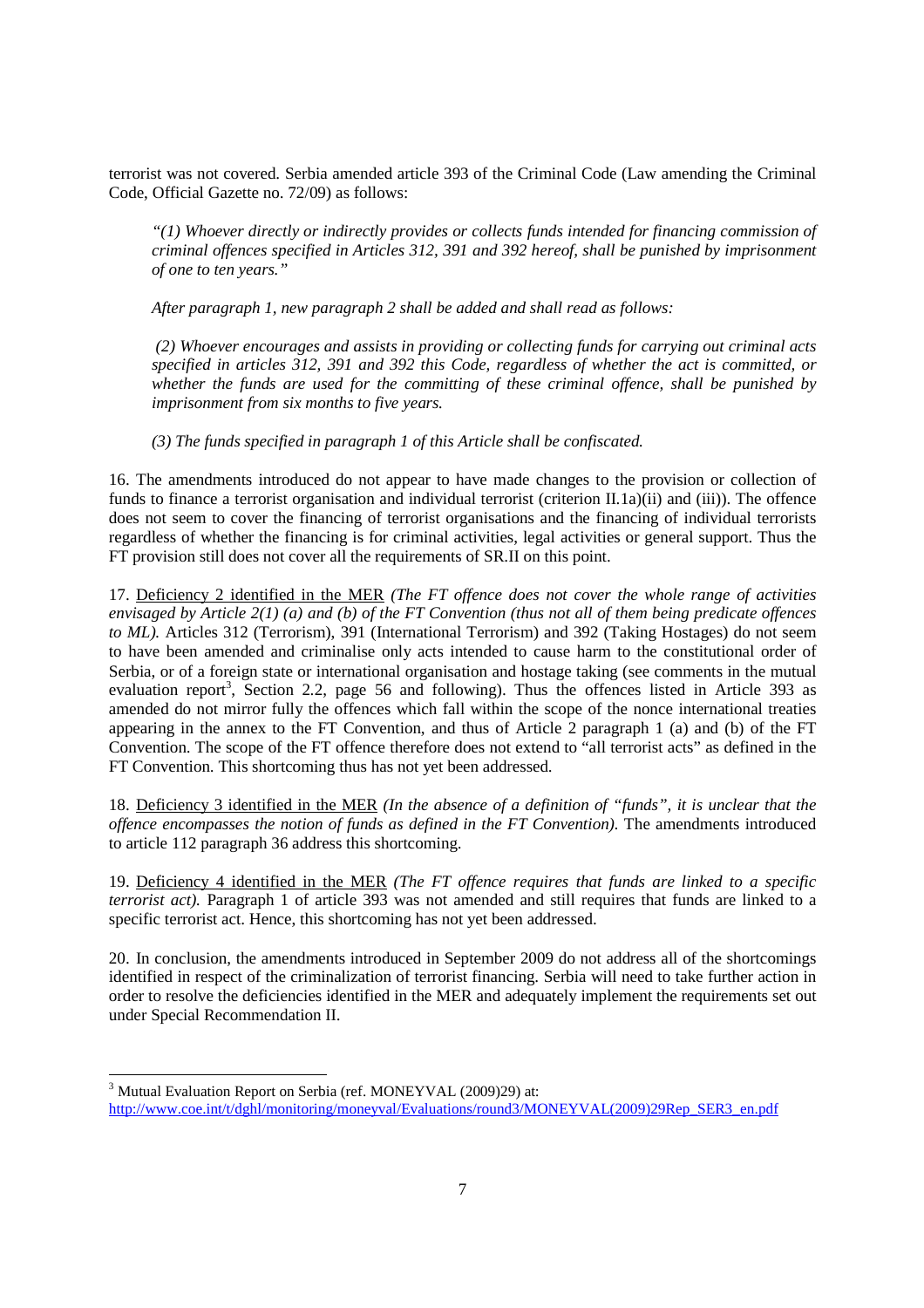terrorist was not covered. Serbia amended article 393 of the Criminal Code (Law amending the Criminal Code, Official Gazette no. 72/09) as follows:

> *"(1) Whoever directly or indirectly provides or collects funds intended for financing commission of criminal offences specified in Articles 312, 391 and 392 hereof, shall be punished by imprisonment of one to ten years."*
>
> *After paragraph 1, new paragraph 2 shall be added and shall read as follows:*
>
> *(2) Whoever encourages and assists in providing or collecting funds for carrying out criminal acts specified in articles 312, 391 and 392 this Code, regardless of whether the act is committed, or whether the funds are used for the committing of these criminal offence, shall be punished by imprisonment from six months to five years.*
>
> *(3) The funds specified in paragraph 1 of this Article shall be confiscated.*

16. The amendments introduced do not appear to have made changes to the provision or collection of funds to finance a terrorist organisation and individual terrorist (criterion II.1a)(ii) and (iii)). The offence does not seem to cover the financing of terrorist organisations and the financing of individual terrorists regardless of whether the financing is for criminal activities, legal activities or general support. Thus the FT provision still does not cover all the requirements of SR.II on this point.

17. <u>Deficiency 2 identified in the MER</u> *(The FT offence does not cover the whole range of activities envisaged by Article 2(1) (a) and (b) of the FT Convention (thus not all of them being predicate offences to ML).* Articles 312 (Terrorism), 391 (International Terrorism) and 392 (Taking Hostages) do not seem to have been amended and criminalise only acts intended to cause harm to the constitutional order of Serbia, or of a foreign state or international organisation and hostage taking (see comments in the mutual evaluation report[3], Section 2.2, page 56 and following). Thus the offences listed in Article 393 as amended do not mirror fully the offences which fall within the scope of the nonce international treaties appearing in the annex to the FT Convention, and thus of Article 2 paragraph 1 (a) and (b) of the FT Convention. The scope of the FT offence therefore does not extend to "all terrorist acts" as defined in the FT Convention. This shortcoming thus has not yet been addressed.

18. <u>Deficiency 3 identified in the MER</u> *(In the absence of a definition of "funds", it is unclear that the offence encompasses the notion of funds as defined in the FT Convention).* The amendments introduced to article 112 paragraph 36 address this shortcoming.

19. <u>Deficiency 4 identified in the MER</u> *(The FT offence requires that funds are linked to a specific terrorist act).* Paragraph 1 of article 393 was not amended and still requires that funds are linked to a specific terrorist act. Hence, this shortcoming has not yet been addressed.

20. In conclusion, the amendments introduced in September 2009 do not address all of the shortcomings identified in respect of the criminalization of terrorist financing. Serbia will need to take further action in order to resolve the deficiencies identified in the MER and adequately implement the requirements set out under Special Recommendation II.

---

[3] Mutual Evaluation Report on Serbia (ref. MONEYVAL (2009)29) at: http://www.coe.int/t/dghl/monitoring/moneyval/Evaluations/round3/MONEYVAL(2009)29Rep_SER3_en.pdf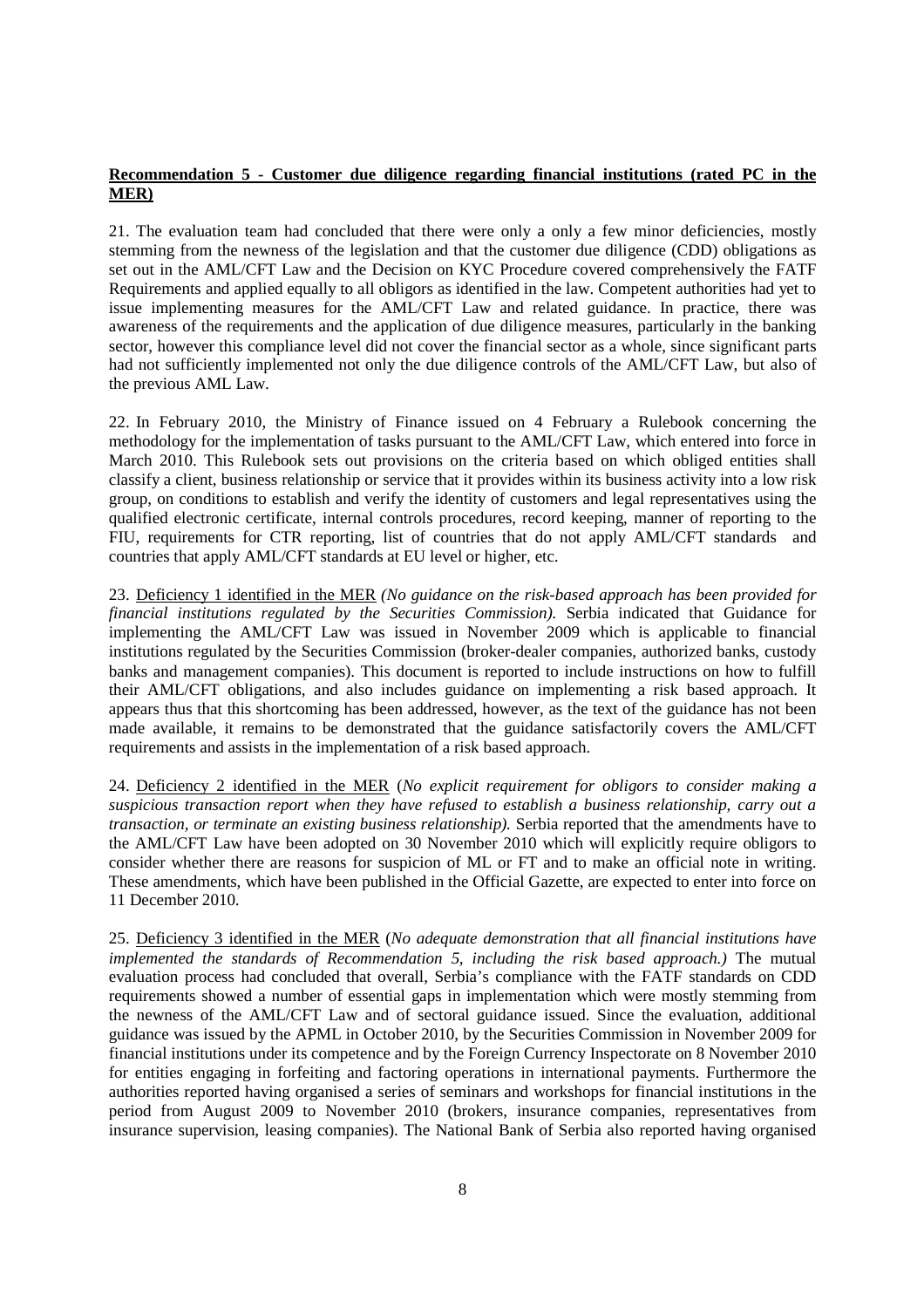**Recommendation 5 - Customer due diligence regarding financial institutions (rated PC in the MER)**

21. The evaluation team had concluded that there were only a only a few minor deficiencies, mostly stemming from the newness of the legislation and that the customer due diligence (CDD) obligations as set out in the AML/CFT Law and the Decision on KYC Procedure covered comprehensively the FATF Requirements and applied equally to all obligors as identified in the law. Competent authorities had yet to issue implementing measures for the AML/CFT Law and related guidance. In practice, there was awareness of the requirements and the application of due diligence measures, particularly in the banking sector, however this compliance level did not cover the financial sector as a whole, since significant parts had not sufficiently implemented not only the due diligence controls of the AML/CFT Law, but also of the previous AML Law.

22. In February 2010, the Ministry of Finance issued on 4 February a Rulebook concerning the methodology for the implementation of tasks pursuant to the AML/CFT Law, which entered into force in March 2010. This Rulebook sets out provisions on the criteria based on which obliged entities shall classify a client, business relationship or service that it provides within its business activity into a low risk group, on conditions to establish and verify the identity of customers and legal representatives using the qualified electronic certificate, internal controls procedures, record keeping, manner of reporting to the FIU, requirements for CTR reporting, list of countries that do not apply AML/CFT standards and countries that apply AML/CFT standards at EU level or higher, etc.

23. <u>Deficiency 1 identified in the MER</u> *(No guidance on the risk-based approach has been provided for financial institutions regulated by the Securities Commission).* Serbia indicated that Guidance for implementing the AML/CFT Law was issued in November 2009 which is applicable to financial institutions regulated by the Securities Commission (broker-dealer companies, authorized banks, custody banks and management companies). This document is reported to include instructions on how to fulfill their AML/CFT obligations, and also includes guidance on implementing a risk based approach. It appears thus that this shortcoming has been addressed, however, as the text of the guidance has not been made available, it remains to be demonstrated that the guidance satisfactorily covers the AML/CFT requirements and assists in the implementation of a risk based approach.

24. <u>Deficiency 2 identified in the MER</u> (*No explicit requirement for obligors to consider making a suspicious transaction report when they have refused to establish a business relationship, carry out a transaction, or terminate an existing business relationship).* Serbia reported that the amendments have to the AML/CFT Law have been adopted on 30 November 2010 which will explicitly require obligors to consider whether there are reasons for suspicion of ML or FT and to make an official note in writing. These amendments, which have been published in the Official Gazette, are expected to enter into force on 11 December 2010.

25. <u>Deficiency 3 identified in the MER</u> (*No adequate demonstration that all financial institutions have implemented the standards of Recommendation 5, including the risk based approach.)* The mutual evaluation process had concluded that overall, Serbia's compliance with the FATF standards on CDD requirements showed a number of essential gaps in implementation which were mostly stemming from the newness of the AML/CFT Law and of sectoral guidance issued. Since the evaluation, additional guidance was issued by the APML in October 2010, by the Securities Commission in November 2009 for financial institutions under its competence and by the Foreign Currency Inspectorate on 8 November 2010 for entities engaging in forfeiting and factoring operations in international payments. Furthermore the authorities reported having organised a series of seminars and workshops for financial institutions in the period from August 2009 to November 2010 (brokers, insurance companies, representatives from insurance supervision, leasing companies). The National Bank of Serbia also reported having organised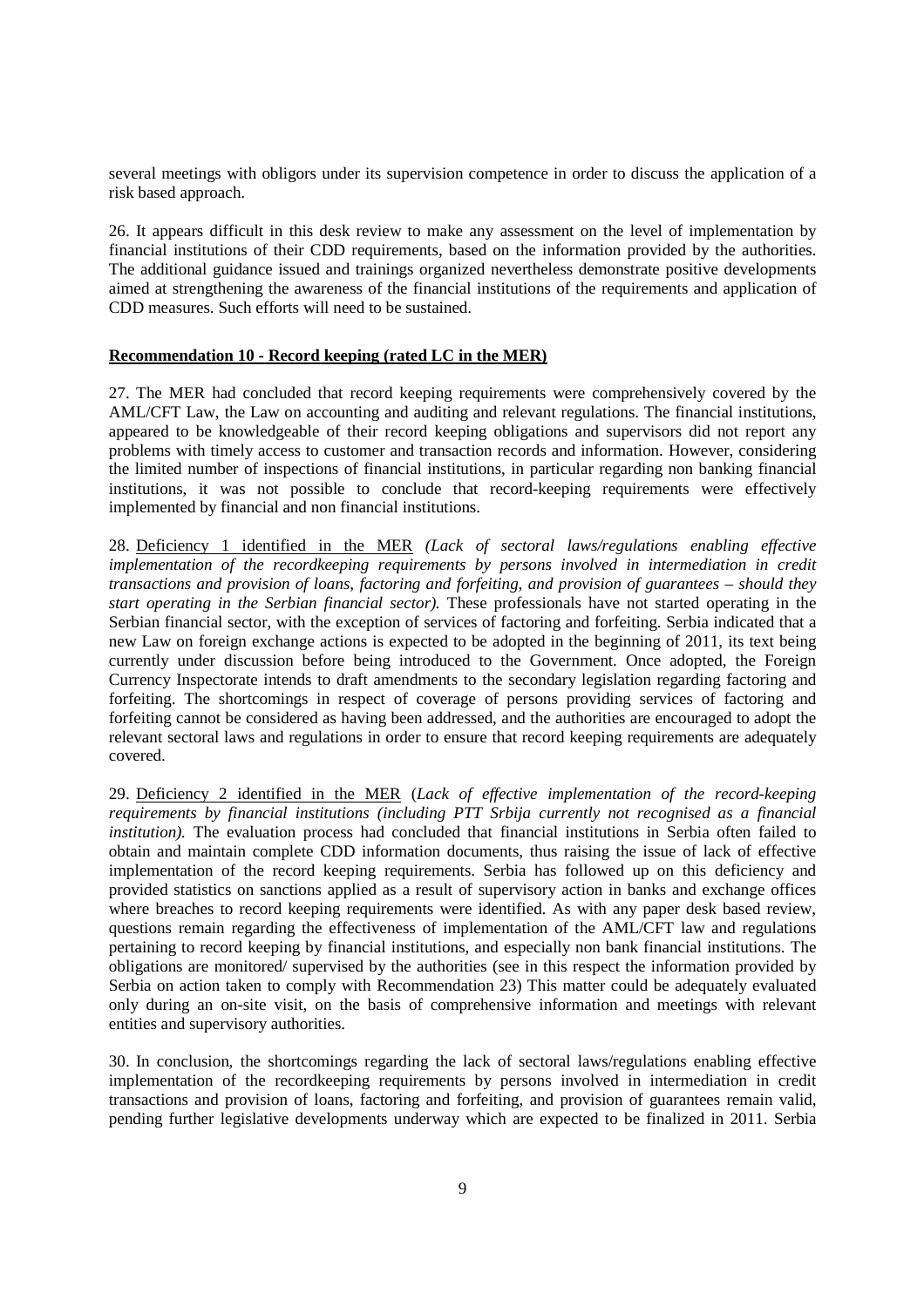several meetings with obligors under its supervision competence in order to discuss the application of a risk based approach.

26. It appears difficult in this desk review to make any assessment on the level of implementation by financial institutions of their CDD requirements, based on the information provided by the authorities. The additional guidance issued and trainings organized nevertheless demonstrate positive developments aimed at strengthening the awareness of the financial institutions of the requirements and application of CDD measures. Such efforts will need to be sustained.

**Recommendation 10 - Record keeping (rated LC in the MER)**

27. The MER had concluded that record keeping requirements were comprehensively covered by the AML/CFT Law, the Law on accounting and auditing and relevant regulations. The financial institutions, appeared to be knowledgeable of their record keeping obligations and supervisors did not report any problems with timely access to customer and transaction records and information. However, considering the limited number of inspections of financial institutions, in particular regarding non banking financial institutions, it was not possible to conclude that record-keeping requirements were effectively implemented by financial and non financial institutions.

28. Deficiency 1 identified in the MER *(Lack of sectoral laws/regulations enabling effective implementation of the recordkeeping requirements by persons involved in intermediation in credit transactions and provision of loans, factoring and forfeiting, and provision of guarantees – should they start operating in the Serbian financial sector).* These professionals have not started operating in the Serbian financial sector, with the exception of services of factoring and forfeiting. Serbia indicated that a new Law on foreign exchange actions is expected to be adopted in the beginning of 2011, its text being currently under discussion before being introduced to the Government. Once adopted, the Foreign Currency Inspectorate intends to draft amendments to the secondary legislation regarding factoring and forfeiting. The shortcomings in respect of coverage of persons providing services of factoring and forfeiting cannot be considered as having been addressed, and the authorities are encouraged to adopt the relevant sectoral laws and regulations in order to ensure that record keeping requirements are adequately covered.

29. Deficiency 2 identified in the MER (*Lack of effective implementation of the record-keeping requirements by financial institutions (including PTT Srbija currently not recognised as a financial institution).* The evaluation process had concluded that financial institutions in Serbia often failed to obtain and maintain complete CDD information documents, thus raising the issue of lack of effective implementation of the record keeping requirements. Serbia has followed up on this deficiency and provided statistics on sanctions applied as a result of supervisory action in banks and exchange offices where breaches to record keeping requirements were identified. As with any paper desk based review, questions remain regarding the effectiveness of implementation of the AML/CFT law and regulations pertaining to record keeping by financial institutions, and especially non bank financial institutions. The obligations are monitored/ supervised by the authorities (see in this respect the information provided by Serbia on action taken to comply with Recommendation 23) This matter could be adequately evaluated only during an on-site visit, on the basis of comprehensive information and meetings with relevant entities and supervisory authorities.

30. In conclusion, the shortcomings regarding the lack of sectoral laws/regulations enabling effective implementation of the recordkeeping requirements by persons involved in intermediation in credit transactions and provision of loans, factoring and forfeiting, and provision of guarantees remain valid, pending further legislative developments underway which are expected to be finalized in 2011. Serbia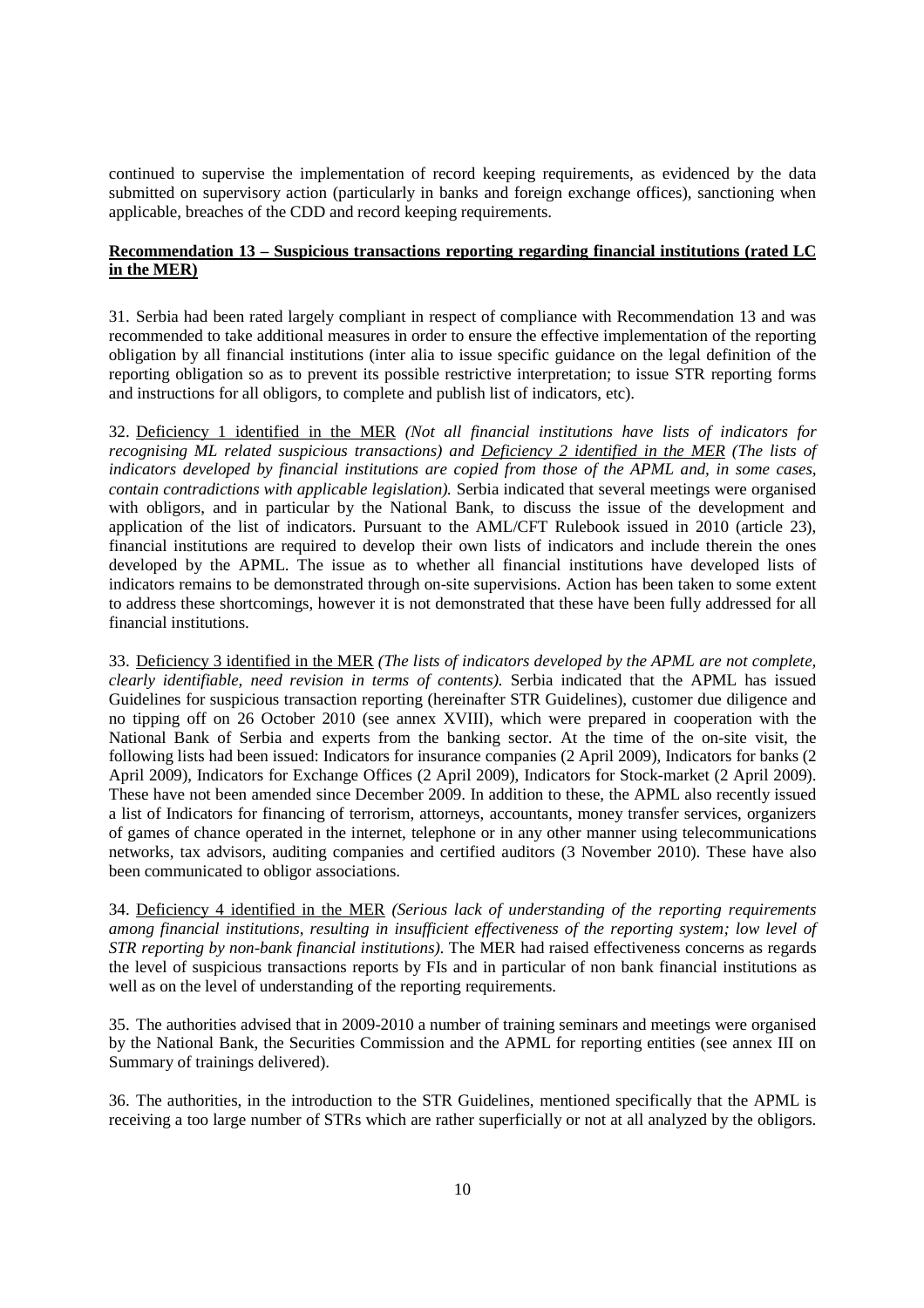continued to supervise the implementation of record keeping requirements, as evidenced by the data submitted on supervisory action (particularly in banks and foreign exchange offices), sanctioning when applicable, breaches of the CDD and record keeping requirements.

**Recommendation 13 – Suspicious transactions reporting regarding financial institutions (rated LC in the MER)**

31. Serbia had been rated largely compliant in respect of compliance with Recommendation 13 and was recommended to take additional measures in order to ensure the effective implementation of the reporting obligation by all financial institutions (inter alia to issue specific guidance on the legal definition of the reporting obligation so as to prevent its possible restrictive interpretation; to issue STR reporting forms and instructions for all obligors, to complete and publish list of indicators, etc).

32. Deficiency 1 identified in the MER *(Not all financial institutions have lists of indicators for recognising ML related suspicious transactions)* and Deficiency 2 identified in the MER *(The lists of indicators developed by financial institutions are copied from those of the APML and, in some cases, contain contradictions with applicable legislation).* Serbia indicated that several meetings were organised with obligors, and in particular by the National Bank, to discuss the issue of the development and application of the list of indicators. Pursuant to the AML/CFT Rulebook issued in 2010 (article 23), financial institutions are required to develop their own lists of indicators and include therein the ones developed by the APML. The issue as to whether all financial institutions have developed lists of indicators remains to be demonstrated through on-site supervisions. Action has been taken to some extent to address these shortcomings, however it is not demonstrated that these have been fully addressed for all financial institutions.

33. Deficiency 3 identified in the MER *(The lists of indicators developed by the APML are not complete, clearly identifiable, need revision in terms of contents).* Serbia indicated that the APML has issued Guidelines for suspicious transaction reporting (hereinafter STR Guidelines), customer due diligence and no tipping off on 26 October 2010 (see annex XVIII), which were prepared in cooperation with the National Bank of Serbia and experts from the banking sector. At the time of the on-site visit, the following lists had been issued: Indicators for insurance companies (2 April 2009), Indicators for banks (2 April 2009), Indicators for Exchange Offices (2 April 2009), Indicators for Stock-market (2 April 2009). These have not been amended since December 2009. In addition to these, the APML also recently issued a list of Indicators for financing of terrorism, attorneys, accountants, money transfer services, organizers of games of chance operated in the internet, telephone or in any other manner using telecommunications networks, tax advisors, auditing companies and certified auditors (3 November 2010). These have also been communicated to obligor associations.

34. Deficiency 4 identified in the MER *(Serious lack of understanding of the reporting requirements among financial institutions, resulting in insufficient effectiveness of the reporting system; low level of STR reporting by non-bank financial institutions).* The MER had raised effectiveness concerns as regards the level of suspicious transactions reports by FIs and in particular of non bank financial institutions as well as on the level of understanding of the reporting requirements.

35. The authorities advised that in 2009-2010 a number of training seminars and meetings were organised by the National Bank, the Securities Commission and the APML for reporting entities (see annex III on Summary of trainings delivered).

36. The authorities, in the introduction to the STR Guidelines, mentioned specifically that the APML is receiving a too large number of STRs which are rather superficially or not at all analyzed by the obligors.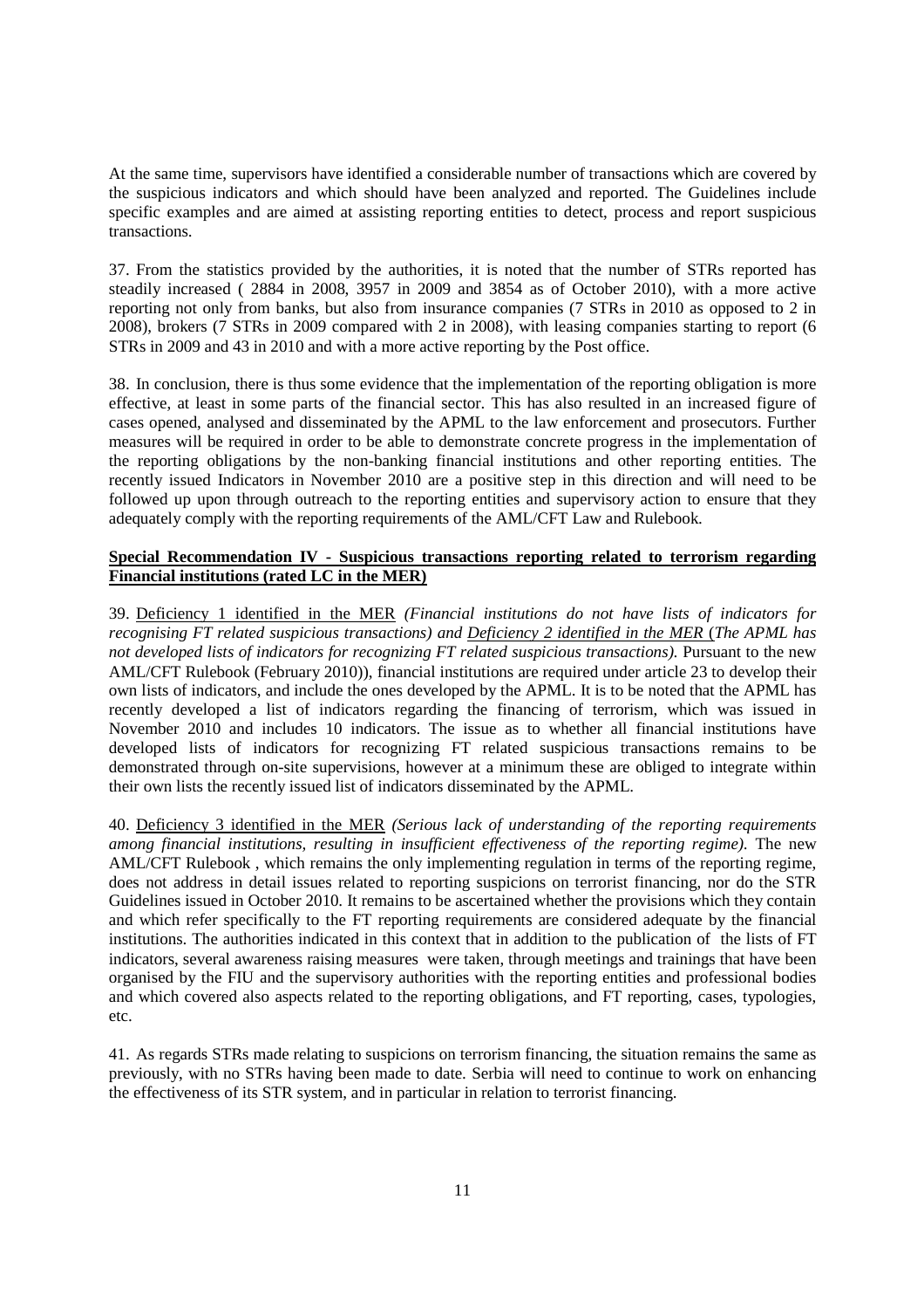At the same time, supervisors have identified a considerable number of transactions which are covered by the suspicious indicators and which should have been analyzed and reported. The Guidelines include specific examples and are aimed at assisting reporting entities to detect, process and report suspicious transactions.

37. From the statistics provided by the authorities, it is noted that the number of STRs reported has steadily increased ( 2884 in 2008, 3957 in 2009 and 3854 as of October 2010), with a more active reporting not only from banks, but also from insurance companies (7 STRs in 2010 as opposed to 2 in 2008), brokers (7 STRs in 2009 compared with 2 in 2008), with leasing companies starting to report (6 STRs in 2009 and 43 in 2010 and with a more active reporting by the Post office.

38. In conclusion, there is thus some evidence that the implementation of the reporting obligation is more effective, at least in some parts of the financial sector. This has also resulted in an increased figure of cases opened, analysed and disseminated by the APML to the law enforcement and prosecutors. Further measures will be required in order to be able to demonstrate concrete progress in the implementation of the reporting obligations by the non-banking financial institutions and other reporting entities. The recently issued Indicators in November 2010 are a positive step in this direction and will need to be followed up upon through outreach to the reporting entities and supervisory action to ensure that they adequately comply with the reporting requirements of the AML/CFT Law and Rulebook.

**Special Recommendation IV - Suspicious transactions reporting related to terrorism regarding Financial institutions (rated LC in the MER)**

39. Deficiency 1 identified in the MER *(Financial institutions do not have lists of indicators for recognising FT related suspicious transactions)* and Deficiency 2 identified in the MER (*The APML has not developed lists of indicators for recognizing FT related suspicious transactions).* Pursuant to the new AML/CFT Rulebook (February 2010)), financial institutions are required under article 23 to develop their own lists of indicators, and include the ones developed by the APML. It is to be noted that the APML has recently developed a list of indicators regarding the financing of terrorism, which was issued in November 2010 and includes 10 indicators. The issue as to whether all financial institutions have developed lists of indicators for recognizing FT related suspicious transactions remains to be demonstrated through on-site supervisions, however at a minimum these are obliged to integrate within their own lists the recently issued list of indicators disseminated by the APML.

40. Deficiency 3 identified in the MER *(Serious lack of understanding of the reporting requirements among financial institutions, resulting in insufficient effectiveness of the reporting regime).* The new AML/CFT Rulebook , which remains the only implementing regulation in terms of the reporting regime, does not address in detail issues related to reporting suspicions on terrorist financing, nor do the STR Guidelines issued in October 2010. It remains to be ascertained whether the provisions which they contain and which refer specifically to the FT reporting requirements are considered adequate by the financial institutions. The authorities indicated in this context that in addition to the publication of the lists of FT indicators, several awareness raising measures were taken, through meetings and trainings that have been organised by the FIU and the supervisory authorities with the reporting entities and professional bodies and which covered also aspects related to the reporting obligations, and FT reporting, cases, typologies, etc.

41. As regards STRs made relating to suspicions on terrorism financing, the situation remains the same as previously, with no STRs having been made to date. Serbia will need to continue to work on enhancing the effectiveness of its STR system, and in particular in relation to terrorist financing.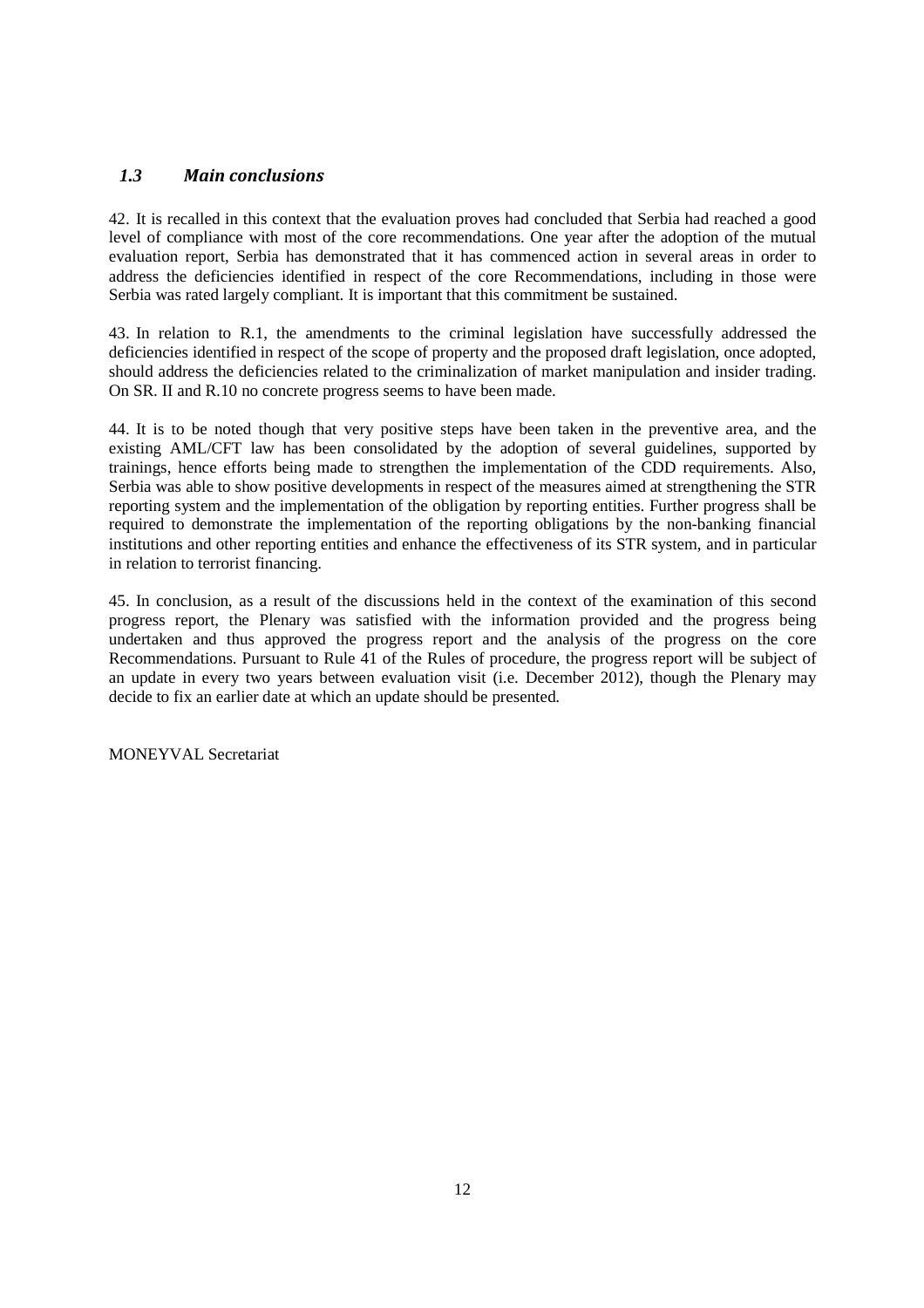### *1.3 Main conclusions*

42. It is recalled in this context that the evaluation proves had concluded that Serbia had reached a good level of compliance with most of the core recommendations. One year after the adoption of the mutual evaluation report, Serbia has demonstrated that it has commenced action in several areas in order to address the deficiencies identified in respect of the core Recommendations, including in those were Serbia was rated largely compliant. It is important that this commitment be sustained.

43. In relation to R.1, the amendments to the criminal legislation have successfully addressed the deficiencies identified in respect of the scope of property and the proposed draft legislation, once adopted, should address the deficiencies related to the criminalization of market manipulation and insider trading. On SR. II and R.10 no concrete progress seems to have been made.

44. It is to be noted though that very positive steps have been taken in the preventive area, and the existing AML/CFT law has been consolidated by the adoption of several guidelines, supported by trainings, hence efforts being made to strengthen the implementation of the CDD requirements. Also, Serbia was able to show positive developments in respect of the measures aimed at strengthening the STR reporting system and the implementation of the obligation by reporting entities. Further progress shall be required to demonstrate the implementation of the reporting obligations by the non-banking financial institutions and other reporting entities and enhance the effectiveness of its STR system, and in particular in relation to terrorist financing.

45. In conclusion, as a result of the discussions held in the context of the examination of this second progress report, the Plenary was satisfied with the information provided and the progress being undertaken and thus approved the progress report and the analysis of the progress on the core Recommendations. Pursuant to Rule 41 of the Rules of procedure, the progress report will be subject of an update in every two years between evaluation visit (i.e. December 2012), though the Plenary may decide to fix an earlier date at which an update should be presented.

MONEYVAL Secretariat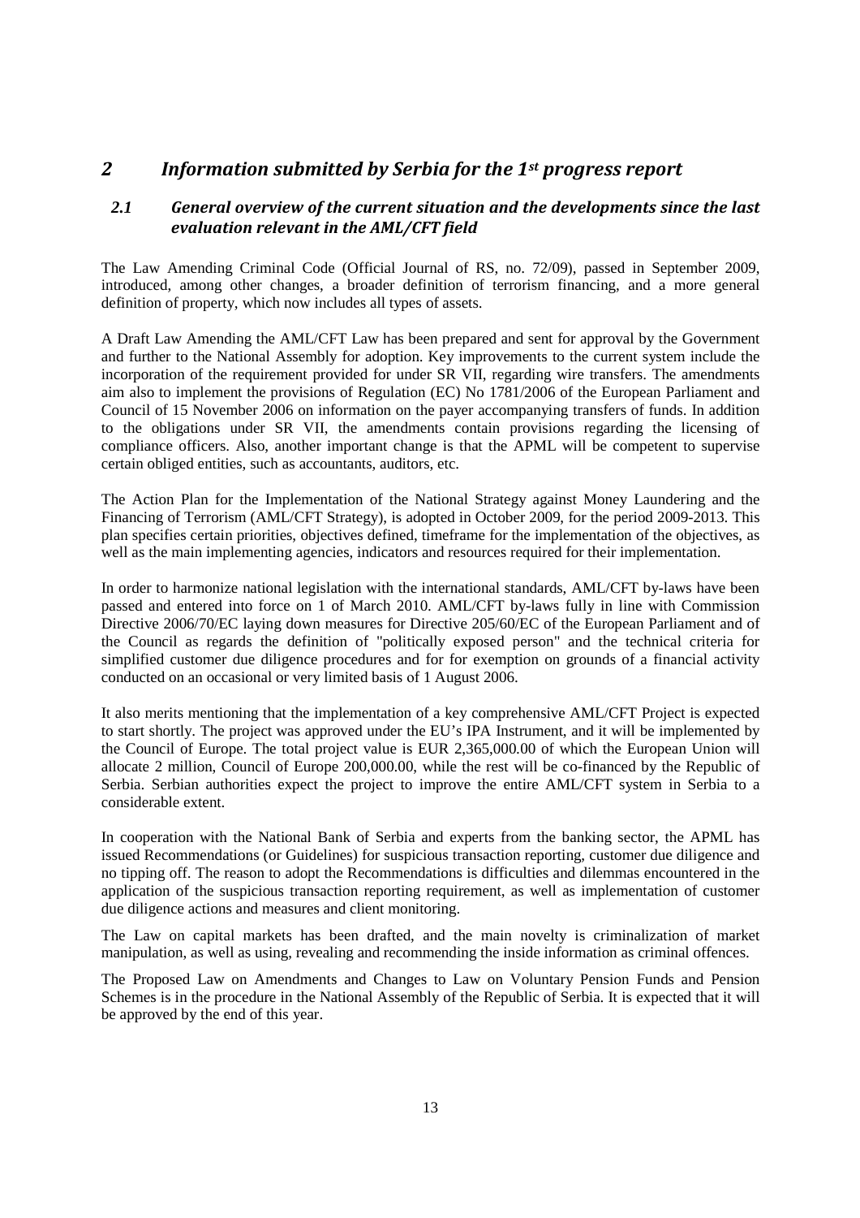## 2 *Information submitted by Serbia for the 1st progress report*

### 2.1 *General overview of the current situation and the developments since the last evaluation relevant in the AML/CFT field*

The Law Amending Criminal Code (Official Journal of RS, no. 72/09), passed in September 2009, introduced, among other changes, a broader definition of terrorism financing, and a more general definition of property, which now includes all types of assets.

A Draft Law Amending the AML/CFT Law has been prepared and sent for approval by the Government and further to the National Assembly for adoption. Key improvements to the current system include the incorporation of the requirement provided for under SR VII, regarding wire transfers. The amendments aim also to implement the provisions of Regulation (EC) No 1781/2006 of the European Parliament and Council of 15 November 2006 on information on the payer accompanying transfers of funds. In addition to the obligations under SR VII, the amendments contain provisions regarding the licensing of compliance officers. Also, another important change is that the APML will be competent to supervise certain obliged entities, such as accountants, auditors, etc.

The Action Plan for the Implementation of the National Strategy against Money Laundering and the Financing of Terrorism (AML/CFT Strategy), is adopted in October 2009, for the period 2009-2013. This plan specifies certain priorities, objectives defined, timeframe for the implementation of the objectives, as well as the main implementing agencies, indicators and resources required for their implementation.

In order to harmonize national legislation with the international standards, AML/CFT by-laws have been passed and entered into force on 1 of March 2010. AML/CFT by-laws fully in line with Commission Directive 2006/70/EC laying down measures for Directive 205/60/EC of the European Parliament and of the Council as regards the definition of "politically exposed person" and the technical criteria for simplified customer due diligence procedures and for for exemption on grounds of a financial activity conducted on an occasional or very limited basis of 1 August 2006.

It also merits mentioning that the implementation of a key comprehensive AML/CFT Project is expected to start shortly. The project was approved under the EU's IPA Instrument, and it will be implemented by the Council of Europe. The total project value is EUR 2,365,000.00 of which the European Union will allocate 2 million, Council of Europe 200,000.00, while the rest will be co-financed by the Republic of Serbia. Serbian authorities expect the project to improve the entire AML/CFT system in Serbia to a considerable extent.

In cooperation with the National Bank of Serbia and experts from the banking sector, the APML has issued Recommendations (or Guidelines) for suspicious transaction reporting, customer due diligence and no tipping off. The reason to adopt the Recommendations is difficulties and dilemmas encountered in the application of the suspicious transaction reporting requirement, as well as implementation of customer due diligence actions and measures and client monitoring.

The Law on capital markets has been drafted, and the main novelty is criminalization of market manipulation, as well as using, revealing and recommending the inside information as criminal offences.

The Proposed Law on Amendments and Changes to Law on Voluntary Pension Funds and Pension Schemes is in the procedure in the National Assembly of the Republic of Serbia. It is expected that it will be approved by the end of this year.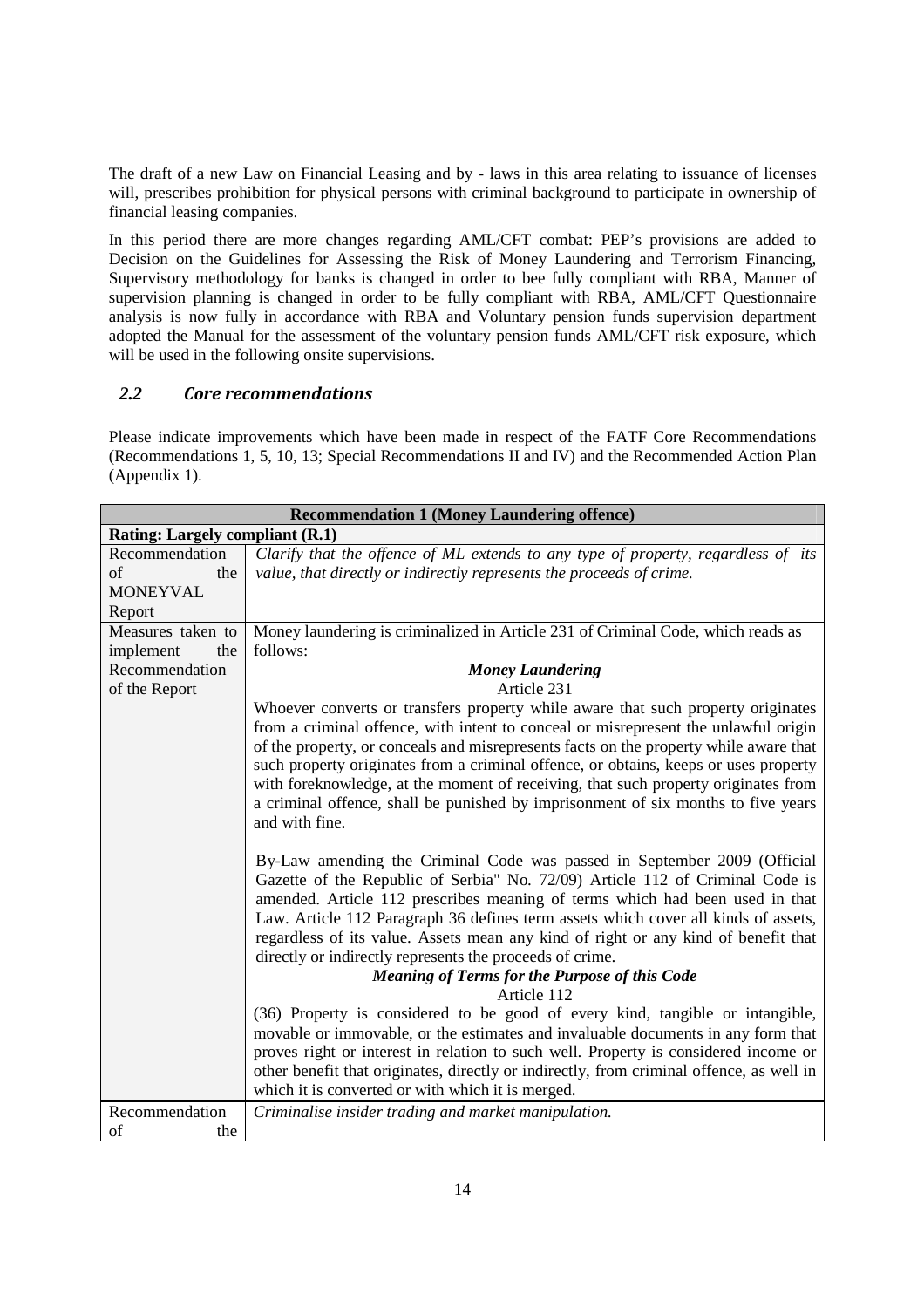The draft of a new Law on Financial Leasing and by - laws in this area relating to issuance of licenses will, prescribes prohibition for physical persons with criminal background to participate in ownership of financial leasing companies.

In this period there are more changes regarding AML/CFT combat: PEP's provisions are added to Decision on the Guidelines for Assessing the Risk of Money Laundering and Terrorism Financing, Supervisory methodology for banks is changed in order to bee fully compliant with RBA, Manner of supervision planning is changed in order to be fully compliant with RBA, AML/CFT Questionnaire analysis is now fully in accordance with RBA and Voluntary pension funds supervision department adopted the Manual for the assessment of the voluntary pension funds AML/CFT risk exposure, which will be used in the following onsite supervisions.

### *2.2 Core recommendations*

Please indicate improvements which have been made in respect of the FATF Core Recommendations (Recommendations 1, 5, 10, 13; Special Recommendations II and IV) and the Recommended Action Plan (Appendix 1).

| **Recommendation 1 (Money Laundering offence)** | |
|---|---|
| **Rating: Largely compliant (R.1)** | |
| Recommendation of the MONEYVAL Report | *Clarify that the offence of ML extends to any type of property, regardless of its value, that directly or indirectly represents the proceeds of crime.* |
| Measures taken to implement the Recommendation of the Report | Money laundering is criminalized in Article 231 of Criminal Code, which reads as follows:<br>***Money Laundering***<br>Article 231<br>Whoever converts or transfers property while aware that such property originates from a criminal offence, with intent to conceal or misrepresent the unlawful origin of the property, or conceals and misrepresents facts on the property while aware that such property originates from a criminal offence, or obtains, keeps or uses property with foreknowledge, at the moment of receiving, that such property originates from a criminal offence, shall be punished by imprisonment of six months to five years and with fine.<br><br>By-Law amending the Criminal Code was passed in September 2009 (Official Gazette of the Republic of Serbia" No. 72/09) Article 112 of Criminal Code is amended. Article 112 prescribes meaning of terms which had been used in that Law. Article 112 Paragraph 36 defines term assets which cover all kinds of assets, regardless of its value. Assets mean any kind of right or any kind of benefit that directly or indirectly represents the proceeds of crime.<br>***Meaning of Terms for the Purpose of this Code***<br>Article 112<br>(36) Property is considered to be good of every kind, tangible or intangible, movable or immovable, or the estimates and invaluable documents in any form that proves right or interest in relation to such well. Property is considered income or other benefit that originates, directly or indirectly, from criminal offence, as well in which it is converted or with which it is merged. |
| Recommendation of the | *Criminalise insider trading and market manipulation.* |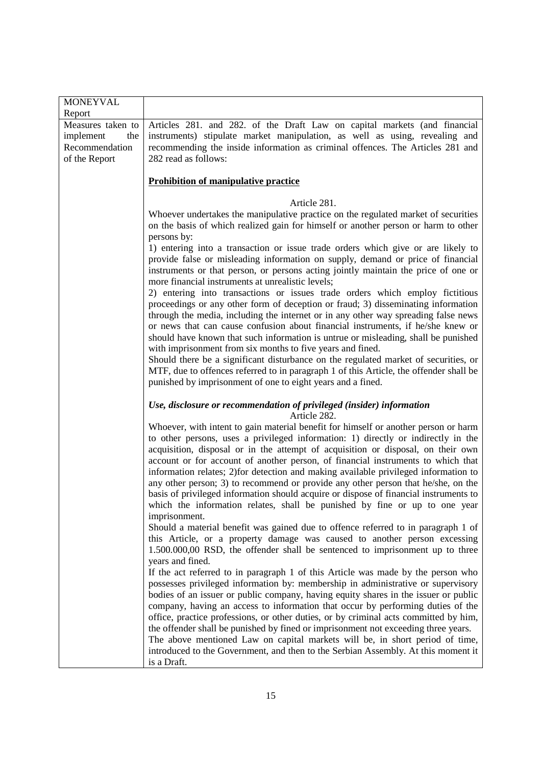| MONEYVAL Report | |
|---|---|
| Measures taken to implement the Recommendation of the Report | Articles 281. and 282. of the Draft Law on capital markets (and financial instruments) stipulate market manipulation, as well as using, revealing and recommending the inside information as criminal offences. The Articles 281 and 282 read as follows:<br><br>**<u>Prohibition of manipulative practice</u>**<br><br>Article 281.<br>Whoever undertakes the manipulative practice on the regulated market of securities on the basis of which realized gain for himself or another person or harm to other persons by:<br>1) entering into a transaction or issue trade orders which give or are likely to provide false or misleading information on supply, demand or price of financial instruments or that person, or persons acting jointly maintain the price of one or more financial instruments at unrealistic levels;<br>2) entering into transactions or issues trade orders which employ fictitious proceedings or any other form of deception or fraud; 3) disseminating information through the media, including the internet or in any other way spreading false news or news that can cause confusion about financial instruments, if he/she knew or should have known that such information is untrue or misleading, shall be punished with imprisonment from six months to five years and fined.<br>Should there be a significant disturbance on the regulated market of securities, or MTF, due to offences referred to in paragraph 1 of this Article, the offender shall be punished by imprisonment of one to eight years and a fined.<br><br>***Use, disclosure or recommendation of privileged (insider) information***<br>Article 282.<br>Whoever, with intent to gain material benefit for himself or another person or harm to other persons, uses a privileged information: 1) directly or indirectly in the acquisition, disposal or in the attempt of acquisition or disposal, on their own account or for account of another person, of financial instruments to which that information relates; 2)for detection and making available privileged information to any other person; 3) to recommend or provide any other person that he/she, on the basis of privileged information should acquire or dispose of financial instruments to which the information relates, shall be punished by fine or up to one year imprisonment.<br>Should a material benefit was gained due to offence referred to in paragraph 1 of this Article, or a property damage was caused to another person excessing 1.500.000,00 RSD, the offender shall be sentenced to imprisonment up to three years and fined.<br>If the act referred to in paragraph 1 of this Article was made by the person who possesses privileged information by: membership in administrative or supervisory bodies of an issuer or public company, having equity shares in the issuer or public company, having an access to information that occur by performing duties of the office, practice professions, or other duties, or by criminal acts committed by him, the offender shall be punished by fined or imprisonment not exceeding three years.<br>The above mentioned Law on capital markets will be, in short period of time, introduced to the Government, and then to the Serbian Assembly. At this moment it is a Draft. |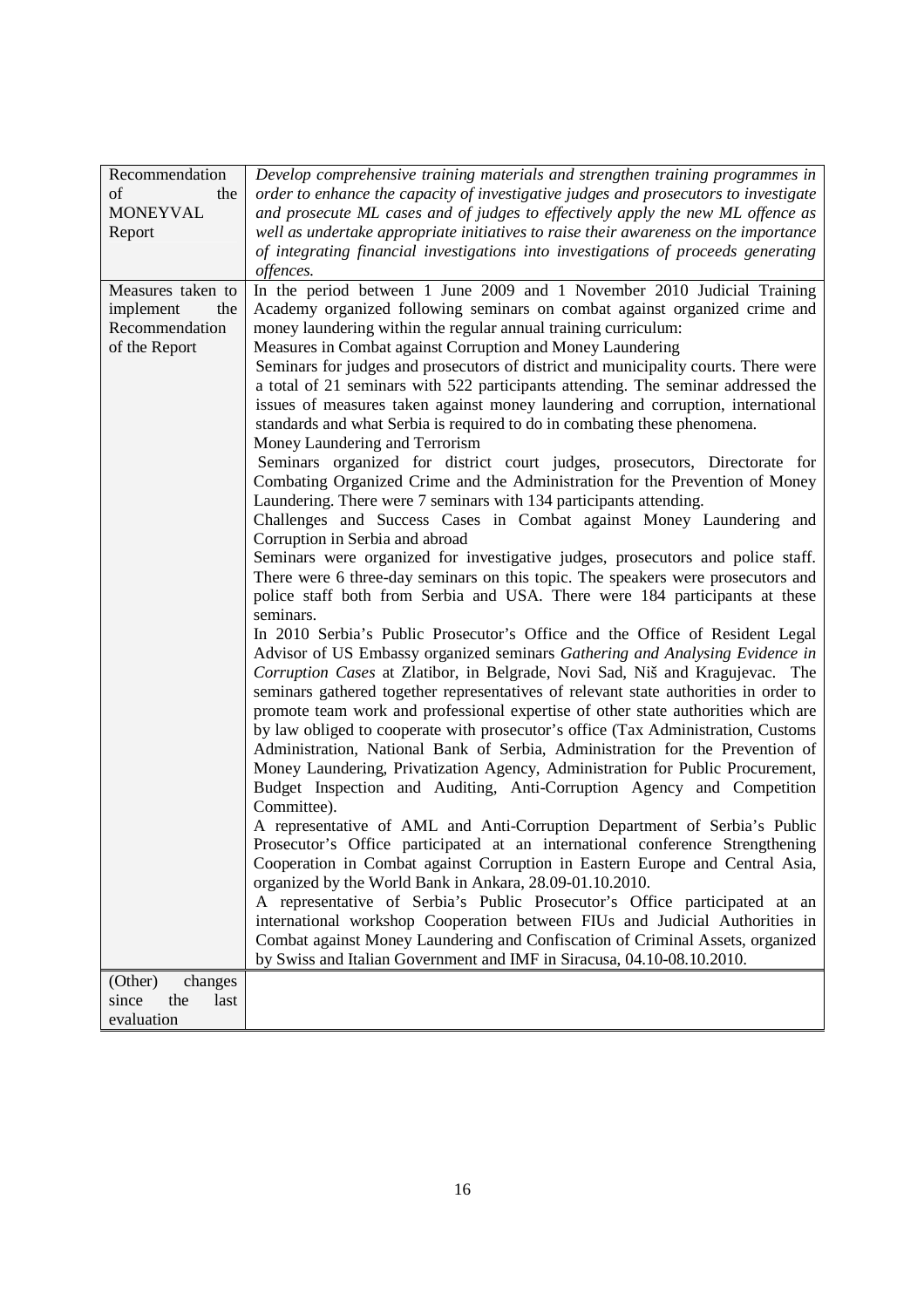| Recommendation of the MONEYVAL Report | *Develop comprehensive training materials and strengthen training programmes in order to enhance the capacity of investigative judges and prosecutors to investigate and prosecute ML cases and of judges to effectively apply the new ML offence as well as undertake appropriate initiatives to raise their awareness on the importance of integrating financial investigations into investigations of proceeds generating offences.* |
|---|---|
| Measures taken to implement the Recommendation of the Report | In the period between 1 June 2009 and 1 November 2010 Judicial Training Academy organized following seminars on combat against organized crime and money laundering within the regular annual training curriculum:<br>Measures in Combat against Corruption and Money Laundering<br>Seminars for judges and prosecutors of district and municipality courts. There were a total of 21 seminars with 522 participants attending. The seminar addressed the issues of measures taken against money laundering and corruption, international standards and what Serbia is required to do in combating these phenomena.<br>Money Laundering and Terrorism<br>Seminars organized for district court judges, prosecutors, Directorate for Combating Organized Crime and the Administration for the Prevention of Money Laundering. There were 7 seminars with 134 participants attending.<br>Challenges and Success Cases in Combat against Money Laundering and Corruption in Serbia and abroad<br>Seminars were organized for investigative judges, prosecutors and police staff. There were 6 three-day seminars on this topic. The speakers were prosecutors and police staff both from Serbia and USA. There were 184 participants at these seminars.<br>In 2010 Serbia's Public Prosecutor's Office and the Office of Resident Legal Advisor of US Embassy organized seminars *Gathering and Analysing Evidence in Corruption Cases* at Zlatibor, in Belgrade, Novi Sad, Niš and Kragujevac. The seminars gathered together representatives of relevant state authorities in order to promote team work and professional expertise of other state authorities which are by law obliged to cooperate with prosecutor's office (Tax Administration, Customs Administration, National Bank of Serbia, Administration for the Prevention of Money Laundering, Privatization Agency, Administration for Public Procurement, Budget Inspection and Auditing, Anti-Corruption Agency and Competition Committee).<br>A representative of AML and Anti-Corruption Department of Serbia's Public Prosecutor's Office participated at an international conference Strengthening Cooperation in Combat against Corruption in Eastern Europe and Central Asia, organized by the World Bank in Ankara, 28.09-01.10.2010.<br>A representative of Serbia's Public Prosecutor's Office participated at an international workshop Cooperation between FIUs and Judicial Authorities in Combat against Money Laundering and Confiscation of Criminal Assets, organized by Swiss and Italian Government and IMF in Siracusa, 04.10-08.10.2010. |
| (Other) changes since the last evaluation | |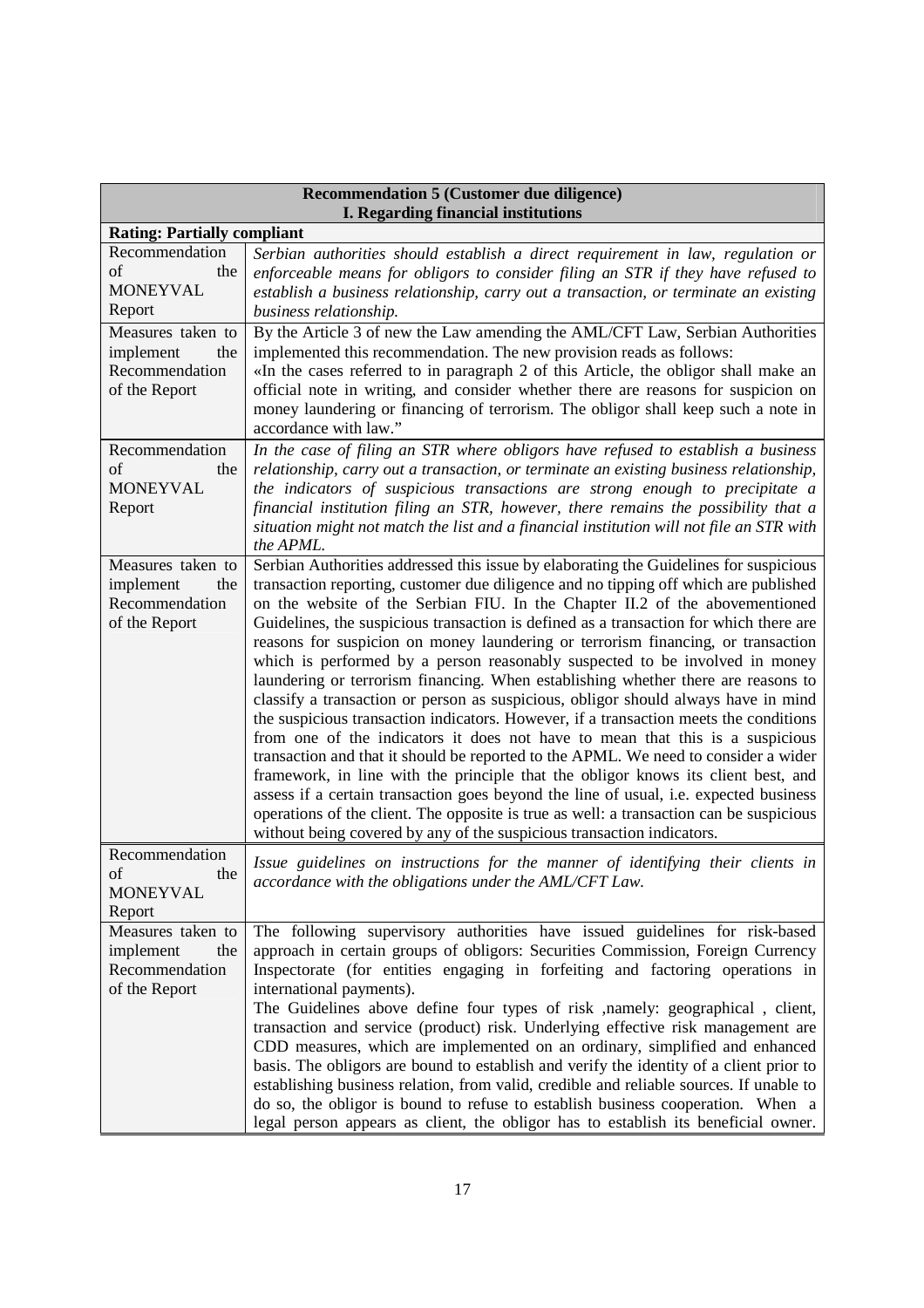| **Recommendation 5 (Customer due diligence)** **I. Regarding financial institutions** | |
|---|---|
| **Rating: Partially compliant** | |
| Recommendation of the MONEYVAL Report | *Serbian authorities should establish a direct requirement in law, regulation or enforceable means for obligors to consider filing an STR if they have refused to establish a business relationship, carry out a transaction, or terminate an existing business relationship.* |
| Measures taken to implement the Recommendation of the Report | By the Article 3 of new the Law amending the AML/CFT Law, Serbian Authorities implemented this recommendation. The new provision reads as follows: «In the cases referred to in paragraph 2 of this Article, the obligor shall make an official note in writing, and consider whether there are reasons for suspicion on money laundering or financing of terrorism. The obligor shall keep such a note in accordance with law." |
| Recommendation of the MONEYVAL Report | *In the case of filing an STR where obligors have refused to establish a business relationship, carry out a transaction, or terminate an existing business relationship, the indicators of suspicious transactions are strong enough to precipitate a financial institution filing an STR, however, there remains the possibility that a situation might not match the list and a financial institution will not file an STR with the APML.* |
| Measures taken to implement the Recommendation of the Report | Serbian Authorities addressed this issue by elaborating the Guidelines for suspicious transaction reporting, customer due diligence and no tipping off which are published on the website of the Serbian FIU. In the Chapter II.2 of the abovementioned Guidelines, the suspicious transaction is defined as a transaction for which there are reasons for suspicion on money laundering or terrorism financing, or transaction which is performed by a person reasonably suspected to be involved in money laundering or terrorism financing. When establishing whether there are reasons to classify a transaction or person as suspicious, obligor should always have in mind the suspicious transaction indicators. However, if a transaction meets the conditions from one of the indicators it does not have to mean that this is a suspicious transaction and that it should be reported to the APML. We need to consider a wider framework, in line with the principle that the obligor knows its client best, and assess if a certain transaction goes beyond the line of usual, i.e. expected business operations of the client. The opposite is true as well: a transaction can be suspicious without being covered by any of the suspicious transaction indicators. |
| Recommendation of the MONEYVAL Report | *Issue guidelines on instructions for the manner of identifying their clients in accordance with the obligations under the AML/CFT Law.* |
| Measures taken to implement the Recommendation of the Report | The following supervisory authorities have issued guidelines for risk-based approach in certain groups of obligors: Securities Commission, Foreign Currency Inspectorate (for entities engaging in forfeiting and factoring operations in international payments). The Guidelines above define four types of risk ,namely: geographical , client, transaction and service (product) risk. Underlying effective risk management are CDD measures, which are implemented on an ordinary, simplified and enhanced basis. The obligors are bound to establish and verify the identity of a client prior to establishing business relation, from valid, credible and reliable sources. If unable to do so, the obligor is bound to refuse to establish business cooperation. When a legal person appears as client, the obligor has to establish its beneficial owner. |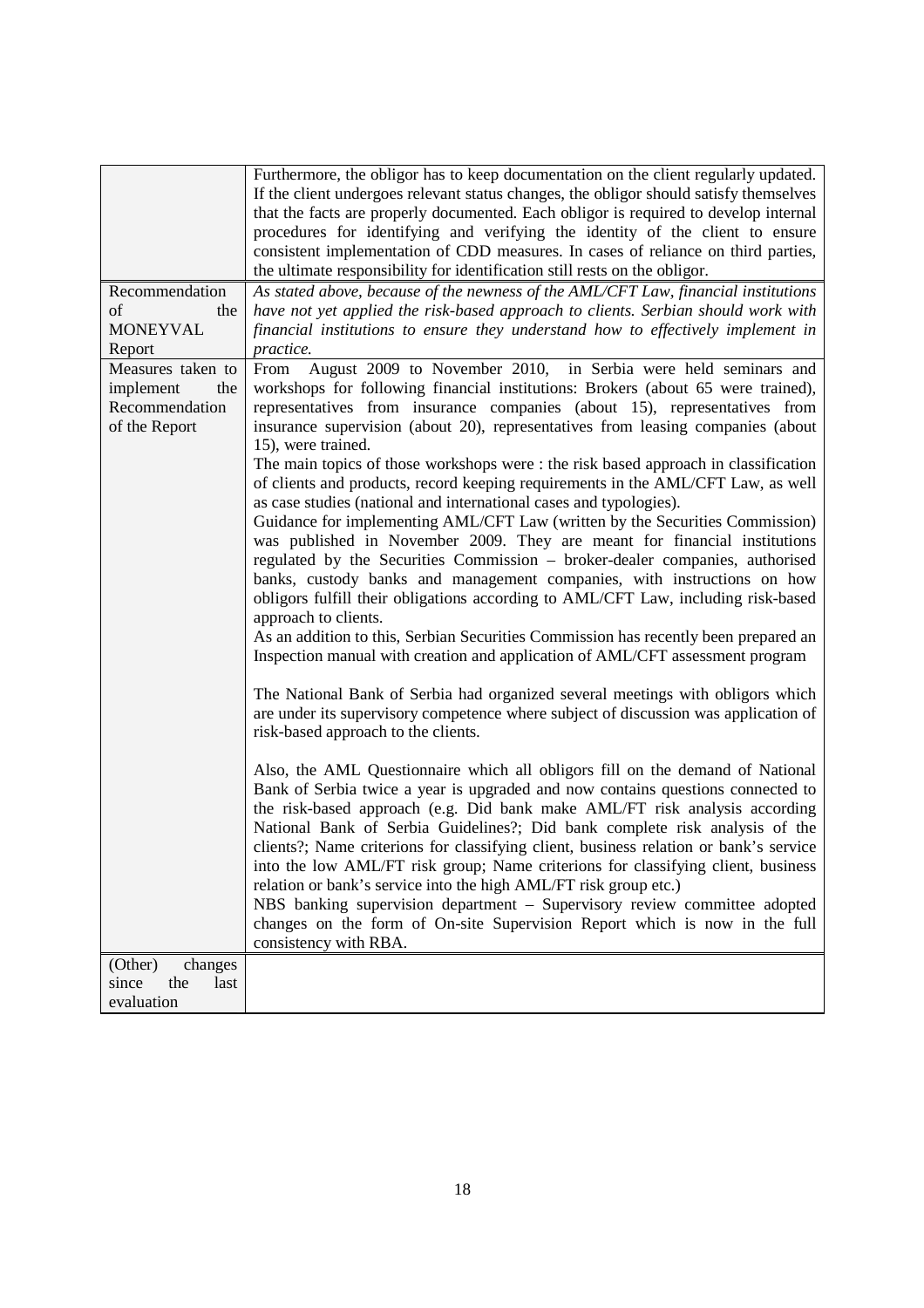| | |
|---|---|
| | Furthermore, the obligor has to keep documentation on the client regularly updated. If the client undergoes relevant status changes, the obligor should satisfy themselves that the facts are properly documented. Each obligor is required to develop internal procedures for identifying and verifying the identity of the client to ensure consistent implementation of CDD measures. In cases of reliance on third parties, the ultimate responsibility for identification still rests on the obligor. |
| Recommendation of the MONEYVAL Report | *As stated above, because of the newness of the AML/CFT Law, financial institutions have not yet applied the risk-based approach to clients. Serbian should work with financial institutions to ensure they understand how to effectively implement in practice.* |
| Measures taken to implement the Recommendation of the Report | From August 2009 to November 2010, in Serbia were held seminars and workshops for following financial institutions: Brokers (about 65 were trained), representatives from insurance companies (about 15), representatives from insurance supervision (about 20), representatives from leasing companies (about 15), were trained.<br>The main topics of those workshops were : the risk based approach in classification of clients and products, record keeping requirements in the AML/CFT Law, as well as case studies (national and international cases and typologies).<br>Guidance for implementing AML/CFT Law (written by the Securities Commission) was published in November 2009. They are meant for financial institutions regulated by the Securities Commission – broker-dealer companies, authorised banks, custody banks and management companies, with instructions on how obligors fulfill their obligations according to AML/CFT Law, including risk-based approach to clients.<br>As an addition to this, Serbian Securities Commission has recently been prepared an Inspection manual with creation and application of AML/CFT assessment program<br><br>The National Bank of Serbia had organized several meetings with obligors which are under its supervisory competence where subject of discussion was application of risk-based approach to the clients.<br><br>Also, the AML Questionnaire which all obligors fill on the demand of National Bank of Serbia twice a year is upgraded and now contains questions connected to the risk-based approach (e.g. Did bank make AML/FT risk analysis according National Bank of Serbia Guidelines?; Did bank complete risk analysis of the clients?; Name criterions for classifying client, business relation or bank's service into the low AML/FT risk group; Name criterions for classifying client, business relation or bank's service into the high AML/FT risk group etc.)<br>NBS banking supervision department – Supervisory review committee adopted changes on the form of On-site Supervision Report which is now in the full consistency with RBA. |
| (Other) changes since the last evaluation | |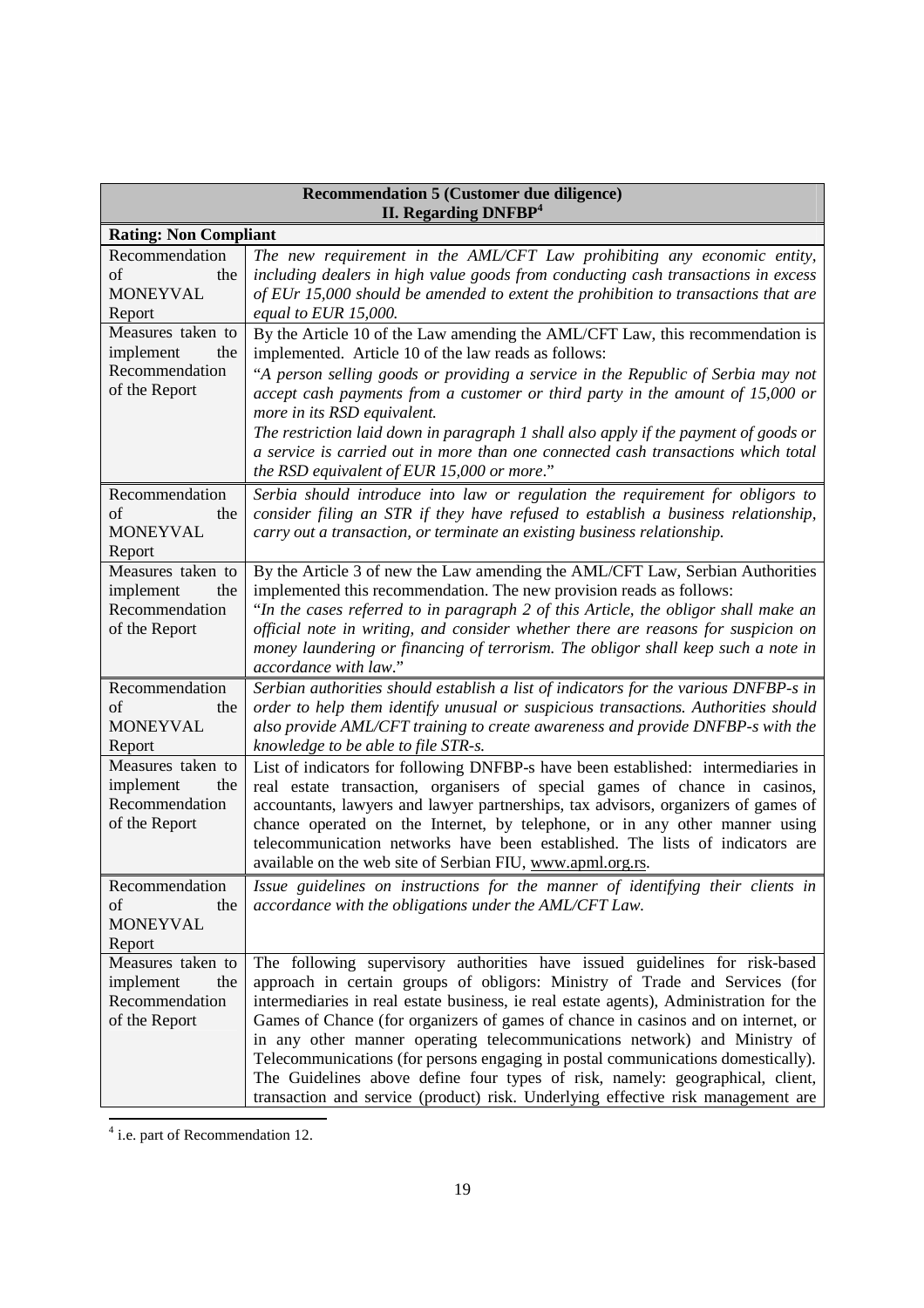| **Recommendation 5 (Customer due diligence)**<br>**II. Regarding DNFBP**[4] | |
|---|---|
| **Rating: Non Compliant** | |
| Recommendation of the MONEYVAL Report | *The new requirement in the AML/CFT Law prohibiting any economic entity, including dealers in high value goods from conducting cash transactions in excess of EUr 15,000 should be amended to extent the prohibition to transactions that are equal to EUR 15,000.* |
| Measures taken to implement the Recommendation of the Report | By the Article 10 of the Law amending the AML/CFT Law, this recommendation is implemented. Article 10 of the law reads as follows:<br>"*A person selling goods or providing a service in the Republic of Serbia may not accept cash payments from a customer or third party in the amount of 15,000 or more in its RSD equivalent.*<br>*The restriction laid down in paragraph 1 shall also apply if the payment of goods or a service is carried out in more than one connected cash transactions which total the RSD equivalent of EUR 15,000 or more*." |
| Recommendation of the MONEYVAL Report | *Serbia should introduce into law or regulation the requirement for obligors to consider filing an STR if they have refused to establish a business relationship, carry out a transaction, or terminate an existing business relationship.* |
| Measures taken to implement the Recommendation of the Report | By the Article 3 of new the Law amending the AML/CFT Law, Serbian Authorities implemented this recommendation. The new provision reads as follows:<br>"*In the cases referred to in paragraph 2 of this Article, the obligor shall make an official note in writing, and consider whether there are reasons for suspicion on money laundering or financing of terrorism. The obligor shall keep such a note in accordance with law.*" |
| Recommendation of the MONEYVAL Report | *Serbian authorities should establish a list of indicators for the various DNFBP-s in order to help them identify unusual or suspicious transactions. Authorities should also provide AML/CFT training to create awareness and provide DNFBP-s with the knowledge to be able to file STR-s.* |
| Measures taken to implement the Recommendation of the Report | List of indicators for following DNFBP-s have been established: intermediaries in real estate transaction, organisers of special games of chance in casinos, accountants, lawyers and lawyer partnerships, tax advisors, organizers of games of chance operated on the Internet, by telephone, or in any other manner using telecommunication networks have been established. The lists of indicators are available on the web site of Serbian FIU, www.apml.org.rs. |
| Recommendation of the MONEYVAL Report | *Issue guidelines on instructions for the manner of identifying their clients in accordance with the obligations under the AML/CFT Law.* |
| Measures taken to implement the Recommendation of the Report | The following supervisory authorities have issued guidelines for risk-based approach in certain groups of obligors: Ministry of Trade and Services (for intermediaries in real estate business, ie real estate agents), Administration for the Games of Chance (for organizers of games of chance in casinos and on internet, or in any other manner operating telecommunications network) and Ministry of Telecommunications (for persons engaging in postal communications domestically). The Guidelines above define four types of risk, namely: geographical, client, transaction and service (product) risk. Underlying effective risk management are |

[4] i.e. part of Recommendation 12.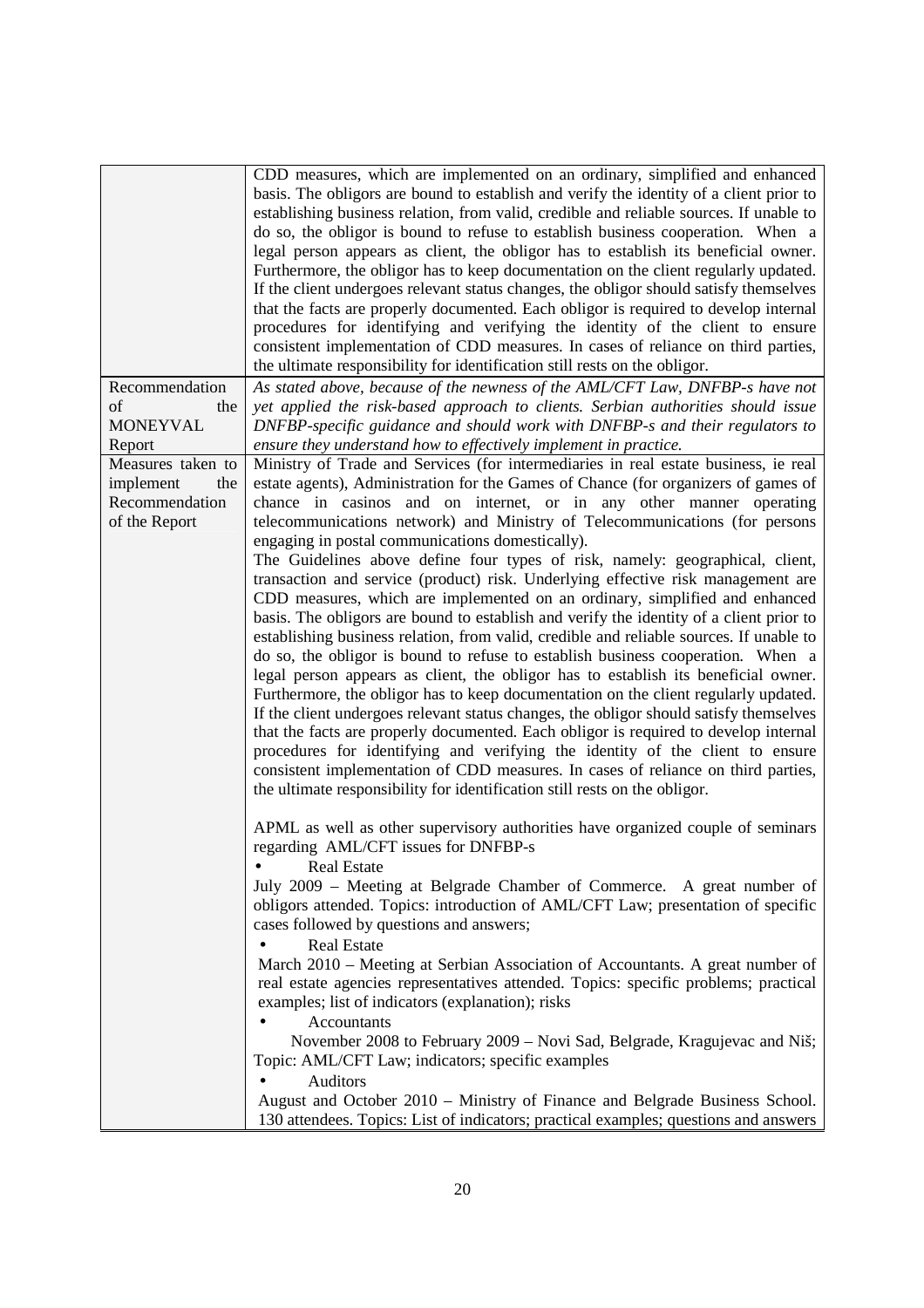| | |
|---|---|
| | CDD measures, which are implemented on an ordinary, simplified and enhanced basis. The obligors are bound to establish and verify the identity of a client prior to establishing business relation, from valid, credible and reliable sources. If unable to do so, the obligor is bound to refuse to establish business cooperation. When a legal person appears as client, the obligor has to establish its beneficial owner. Furthermore, the obligor has to keep documentation on the client regularly updated. If the client undergoes relevant status changes, the obligor should satisfy themselves that the facts are properly documented. Each obligor is required to develop internal procedures for identifying and verifying the identity of the client to ensure consistent implementation of CDD measures. In cases of reliance on third parties, the ultimate responsibility for identification still rests on the obligor. |
| Recommendation of the MONEYVAL Report | *As stated above, because of the newness of the AML/CFT Law, DNFBP-s have not yet applied the risk-based approach to clients. Serbian authorities should issue DNFBP-specific guidance and should work with DNFBP-s and their regulators to ensure they understand how to effectively implement in practice.* |
| Measures taken to implement the Recommendation of the Report | Ministry of Trade and Services (for intermediaries in real estate business, ie real estate agents), Administration for the Games of Chance (for organizers of games of chance in casinos and on internet, or in any other manner operating telecommunications network) and Ministry of Telecommunications (for persons engaging in postal communications domestically).<br>The Guidelines above define four types of risk, namely: geographical, client, transaction and service (product) risk. Underlying effective risk management are CDD measures, which are implemented on an ordinary, simplified and enhanced basis. The obligors are bound to establish and verify the identity of a client prior to establishing business relation, from valid, credible and reliable sources. If unable to do so, the obligor is bound to refuse to establish business cooperation. When a legal person appears as client, the obligor has to establish its beneficial owner. Furthermore, the obligor has to keep documentation on the client regularly updated. If the client undergoes relevant status changes, the obligor should satisfy themselves that the facts are properly documented. Each obligor is required to develop internal procedures for identifying and verifying the identity of the client to ensure consistent implementation of CDD measures. In cases of reliance on third parties, the ultimate responsibility for identification still rests on the obligor.<br><br>APML as well as other supervisory authorities have organized couple of seminars regarding AML/CFT issues for DNFBP-s<br>• Real Estate<br>July 2009 – Meeting at Belgrade Chamber of Commerce. A great number of obligors attended. Topics: introduction of AML/CFT Law; presentation of specific cases followed by questions and answers;<br>• Real Estate<br>March 2010 – Meeting at Serbian Association of Accountants. A great number of real estate agencies representatives attended. Topics: specific problems; practical examples; list of indicators (explanation); risks<br>• Accountants<br>November 2008 to February 2009 – Novi Sad, Belgrade, Kragujevac and Niš; Topic: AML/CFT Law; indicators; specific examples<br>• Auditors<br>August and October 2010 – Ministry of Finance and Belgrade Business School. 130 attendees. Topics: List of indicators; practical examples; questions and answers |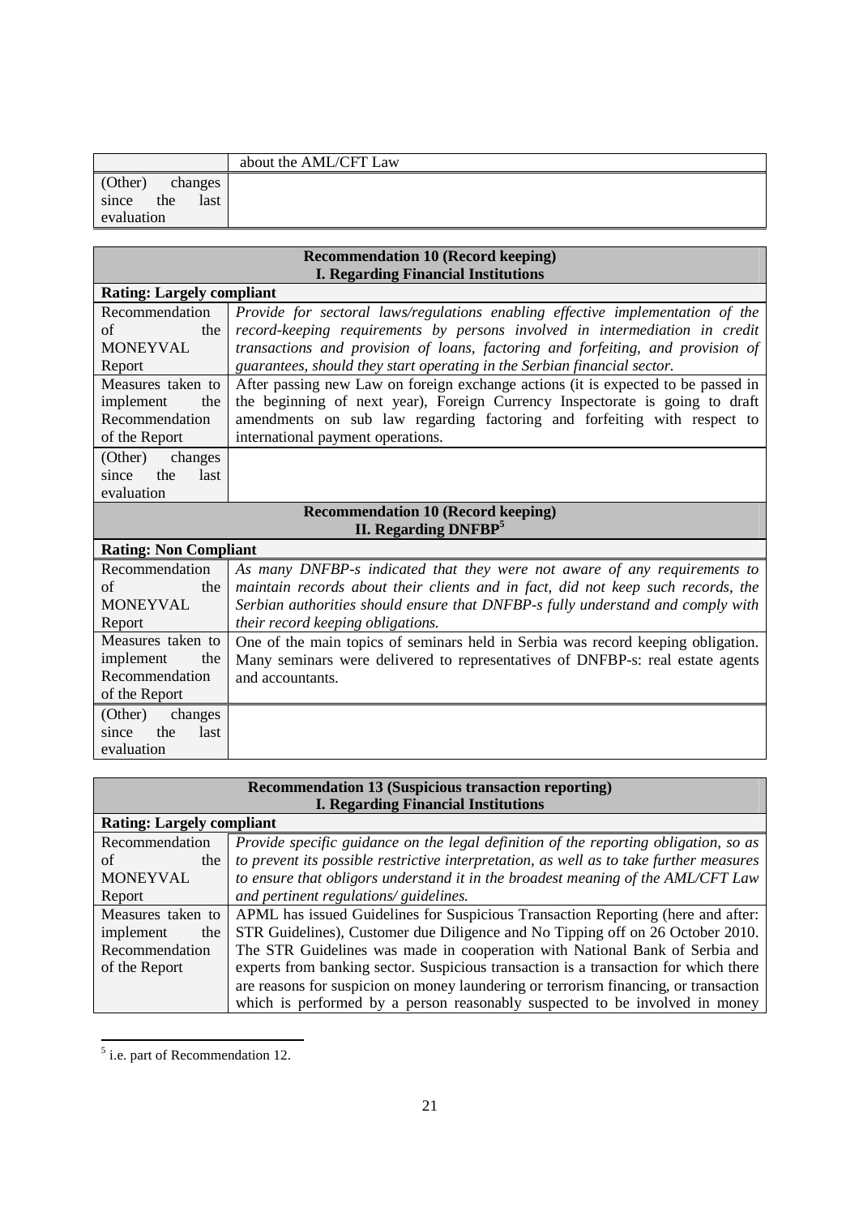| | about the AML/CFT Law |
|---|---|
| (Other) changes since the last evaluation | |

| Recommendation 10 (Record keeping)<br>I. Regarding Financial Institutions | |
|---|---|
| **Rating: Largely compliant** | |
| Recommendation of the MONEYVAL Report | *Provide for sectoral laws/regulations enabling effective implementation of the record-keeping requirements by persons involved in intermediation in credit transactions and provision of loans, factoring and forfeiting, and provision of guarantees, should they start operating in the Serbian financial sector.* |
| Measures taken to implement the Recommendation of the Report | After passing new Law on foreign exchange actions (it is expected to be passed in the beginning of next year), Foreign Currency Inspectorate is going to draft amendments on sub law regarding factoring and forfeiting with respect to international payment operations. |
| (Other) changes since the last evaluation | |
| **Recommendation 10 (Record keeping)<br>II. Regarding DNFBP[5]** | |
| **Rating: Non Compliant** | |
| Recommendation of the MONEYVAL Report | *As many DNFBP-s indicated that they were not aware of any requirements to maintain records about their clients and in fact, did not keep such records, the Serbian authorities should ensure that DNFBP-s fully understand and comply with their record keeping obligations.* |
| Measures taken to implement the Recommendation of the Report | One of the main topics of seminars held in Serbia was record keeping obligation. Many seminars were delivered to representatives of DNFBP-s: real estate agents and accountants. |
| (Other) changes since the last evaluation | |

| Recommendation 13 (Suspicious transaction reporting)<br>I. Regarding Financial Institutions | |
|---|---|
| **Rating: Largely compliant** | |
| Recommendation of the MONEYVAL Report | *Provide specific guidance on the legal definition of the reporting obligation, so as to prevent its possible restrictive interpretation, as well as to take further measures to ensure that obligors understand it in the broadest meaning of the AML/CFT Law and pertinent regulations/ guidelines.* |
| Measures taken to implement the Recommendation of the Report | APML has issued Guidelines for Suspicious Transaction Reporting (here and after: STR Guidelines), Customer due Diligence and No Tipping off on 26 October 2010. The STR Guidelines was made in cooperation with National Bank of Serbia and experts from banking sector. Suspicious transaction is a transaction for which there are reasons for suspicion on money laundering or terrorism financing, or transaction which is performed by a person reasonably suspected to be involved in money |

[5] i.e. part of Recommendation 12.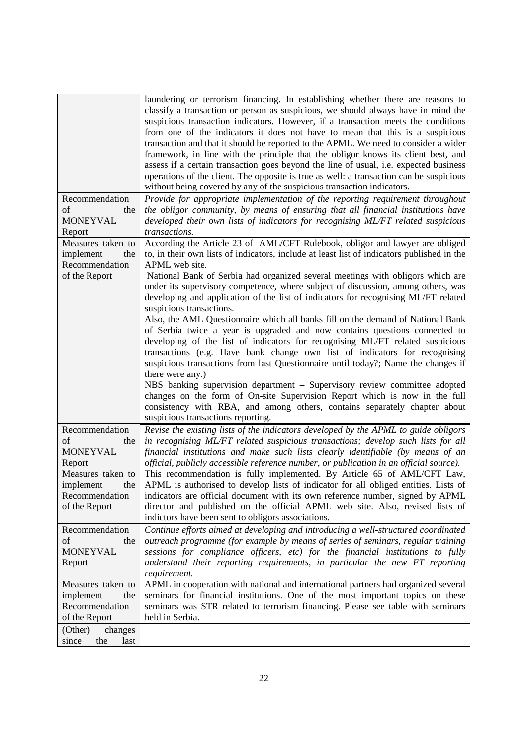| | |
|---|---|
| | laundering or terrorism financing. In establishing whether there are reasons to classify a transaction or person as suspicious, we should always have in mind the suspicious transaction indicators. However, if a transaction meets the conditions from one of the indicators it does not have to mean that this is a suspicious transaction and that it should be reported to the APML. We need to consider a wider framework, in line with the principle that the obligor knows its client best, and assess if a certain transaction goes beyond the line of usual, i.e. expected business operations of the client. The opposite is true as well: a transaction can be suspicious without being covered by any of the suspicious transaction indicators. |
| Recommendation of the MONEYVAL Report | *Provide for appropriate implementation of the reporting requirement throughout the obligor community, by means of ensuring that all financial institutions have developed their own lists of indicators for recognising ML/FT related suspicious transactions.* |
| Measures taken to implement the Recommendation of the Report | According the Article 23 of AML/CFT Rulebook, obligor and lawyer are obliged to, in their own lists of indicators, include at least list of indicators published in the APML web site.<br>National Bank of Serbia had organized several meetings with obligors which are under its supervisory competence, where subject of discussion, among others, was developing and application of the list of indicators for recognising ML/FT related suspicious transactions.<br>Also, the AML Questionnaire which all banks fill on the demand of National Bank of Serbia twice a year is upgraded and now contains questions connected to developing of the list of indicators for recognising ML/FT related suspicious transactions (e.g. Have bank change own list of indicators for recognising suspicious transactions from last Questionnaire until today?; Name the changes if there were any.)<br>NBS banking supervision department – Supervisory review committee adopted changes on the form of On-site Supervision Report which is now in the full consistency with RBA, and among others, contains separately chapter about suspicious transactions reporting. |
| Recommendation of the MONEYVAL Report | *Revise the existing lists of the indicators developed by the APML to guide obligors in recognising ML/FT related suspicious transactions; develop such lists for all financial institutions and make such lists clearly identifiable (by means of an official, publicly accessible reference number, or publication in an official source).* |
| Measures taken to implement the Recommendation of the Report | This recommendation is fully implemented. By Article 65 of AML/CFT Law, APML is authorised to develop lists of indicator for all obliged entities. Lists of indicators are official document with its own reference number, signed by APML director and published on the official APML web site. Also, revised lists of indictors have been sent to obligors associations. |
| Recommendation of the MONEYVAL Report | *Continue efforts aimed at developing and introducing a well-structured coordinated outreach programme (for example by means of series of seminars, regular training sessions for compliance officers, etc) for the financial institutions to fully understand their reporting requirements, in particular the new FT reporting requirement.* |
| Measures taken to implement the Recommendation of the Report | APML in cooperation with national and international partners had organized several seminars for financial institutions. One of the most important topics on these seminars was STR related to terrorism financing. Please see table with seminars held in Serbia. |
| (Other) changes since the last | |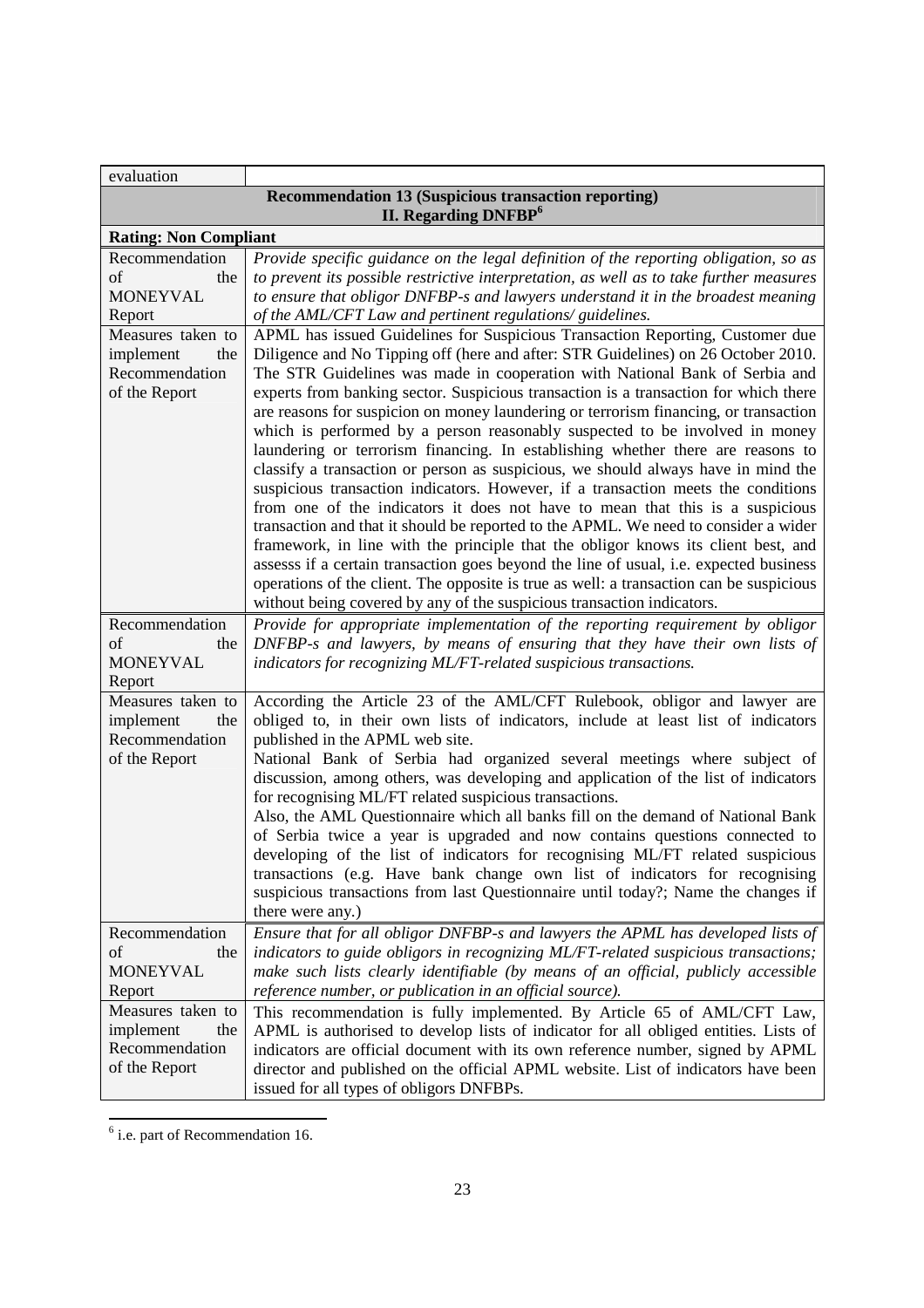| evaluation | |
|---|---|
| **Recommendation 13 (Suspicious transaction reporting) II. Regarding DNFBP[6]** | |
| **Rating: Non Compliant** | |
| Recommendation of the MONEYVAL Report | *Provide specific guidance on the legal definition of the reporting obligation, so as to prevent its possible restrictive interpretation, as well as to take further measures to ensure that obligor DNFBP-s and lawyers understand it in the broadest meaning of the AML/CFT Law and pertinent regulations/ guidelines.* |
| Measures taken to implement the Recommendation of the Report | APML has issued Guidelines for Suspicious Transaction Reporting, Customer due Diligence and No Tipping off (here and after: STR Guidelines) on 26 October 2010. The STR Guidelines was made in cooperation with National Bank of Serbia and experts from banking sector. Suspicious transaction is a transaction for which there are reasons for suspicion on money laundering or terrorism financing, or transaction which is performed by a person reasonably suspected to be involved in money laundering or terrorism financing. In establishing whether there are reasons to classify a transaction or person as suspicious, we should always have in mind the suspicious transaction indicators. However, if a transaction meets the conditions from one of the indicators it does not have to mean that this is a suspicious transaction and that it should be reported to the APML. We need to consider a wider framework, in line with the principle that the obligor knows its client best, and assesss if a certain transaction goes beyond the line of usual, i.e. expected business operations of the client. The opposite is true as well: a transaction can be suspicious without being covered by any of the suspicious transaction indicators. |
| Recommendation of the MONEYVAL Report | *Provide for appropriate implementation of the reporting requirement by obligor DNFBP-s and lawyers, by means of ensuring that they have their own lists of indicators for recognizing ML/FT-related suspicious transactions.* |
| Measures taken to implement the Recommendation of the Report | According the Article 23 of the AML/CFT Rulebook, obligor and lawyer are obliged to, in their own lists of indicators, include at least list of indicators published in the APML web site.<br>National Bank of Serbia had organized several meetings where subject of discussion, among others, was developing and application of the list of indicators for recognising ML/FT related suspicious transactions.<br>Also, the AML Questionnaire which all banks fill on the demand of National Bank of Serbia twice a year is upgraded and now contains questions connected to developing of the list of indicators for recognising ML/FT related suspicious transactions (e.g. Have bank change own list of indicators for recognising suspicious transactions from last Questionnaire until today?; Name the changes if there were any.) |
| Recommendation of the MONEYVAL Report | *Ensure that for all obligor DNFBP-s and lawyers the APML has developed lists of indicators to guide obligors in recognizing ML/FT-related suspicious transactions; make such lists clearly identifiable (by means of an official, publicly accessible reference number, or publication in an official source).* |
| Measures taken to implement the Recommendation of the Report | This recommendation is fully implemented. By Article 65 of AML/CFT Law, APML is authorised to develop lists of indicator for all obliged entities. Lists of indicators are official document with its own reference number, signed by APML director and published on the official APML website. List of indicators have been issued for all types of obligors DNFBPs. |

[6] i.e. part of Recommendation 16.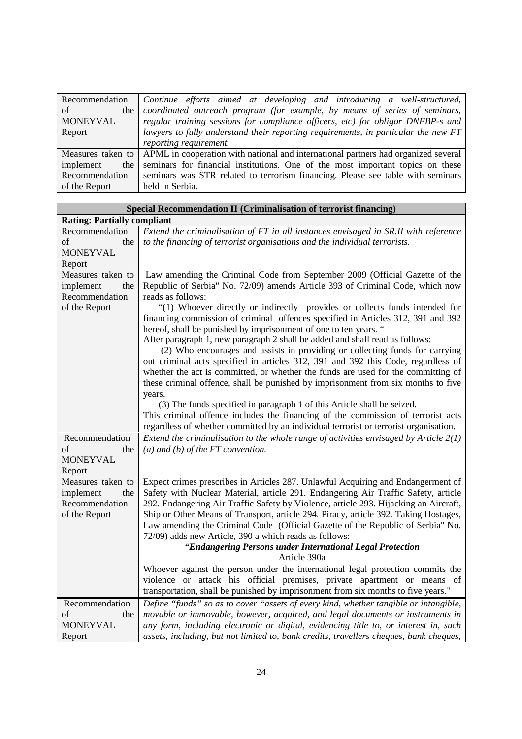| | |
|---|---|
| Recommendation of the MONEYVAL Report | *Continue efforts aimed at developing and introducing a well-structured, coordinated outreach program (for example, by means of series of seminars, regular training sessions for compliance officers, etc) for obligor DNFBP-s and lawyers to fully understand their reporting requirements, in particular the new FT reporting requirement.* |
| Measures taken to implement the Recommendation of the Report | APML in cooperation with national and international partners had organized several seminars for financial institutions. One of the most important topics on these seminars was STR related to terrorism financing. Please see table with seminars held in Serbia. |

| **Special Recommendation II (Criminalisation of terrorist financing)** | |
|---|---|
| **Rating: Partially compliant** | |
| Recommendation of the MONEYVAL Report | *Extend the criminalisation of FT in all instances envisaged in SR.II with reference to the financing of terrorist organisations and the individual terrorists.* |
| Measures taken to implement the Recommendation of the Report | Law amending the Criminal Code from September 2009 (Official Gazette of the Republic of Serbia" No. 72/09) amends Article 393 of Criminal Code, which now reads as follows:<br>"(1) Whoever directly or indirectly provides or collects funds intended for financing commission of criminal offences specified in Articles 312, 391 and 392 hereof, shall be punished by imprisonment of one to ten years. "<br>After paragraph 1, new paragraph 2 shall be added and shall read as follows:<br>(2) Who encourages and assists in providing or collecting funds for carrying out criminal acts specified in articles 312, 391 and 392 this Code, regardless of whether the act is committed, or whether the funds are used for the committing of these criminal offence, shall be punished by imprisonment from six months to five years.<br>(3) The funds specified in paragraph 1 of this Article shall be seized.<br>This criminal offence includes the financing of the commission of terrorist acts regardless of whether committed by an individual terrorist or terrorist organisation. |
| Recommendation of the MONEYVAL Report | *Extend the criminalisation to the whole range of activities envisaged by Article 2(1) (a) and (b) of the FT convention.* |
| Measures taken to implement the Recommendation of the Report | Expect crimes prescribes in Articles 287. Unlawful Acquiring and Endangerment of Safety with Nuclear Material, article 291. Endangering Air Traffic Safety, article 292. Endangering Air Traffic Safety by Violence, article 293. Hijacking an Aircraft, Ship or Other Means of Transport, article 294. Piracy, article 392. Taking Hostages, Law amending the Criminal Code (Official Gazette of the Republic of Serbia" No. 72/09) adds new Article, 390 a which reads as follows:<br>***"Endangering Persons under International Legal Protection***<br>Article 390a<br>Whoever against the person under the international legal protection commits the violence or attack his official premises, private apartment or means of transportation, shall be punished by imprisonment from six months to five years." |
| Recommendation of the MONEYVAL Report | *Define "funds" so as to cover "assets of every kind, whether tangible or intangible, movable or immovable, however, acquired, and legal documents or instruments in any form, including electronic or digital, evidencing title to, or interest in, such assets, including, but not limited to, bank credits, travellers cheques, bank cheques,* |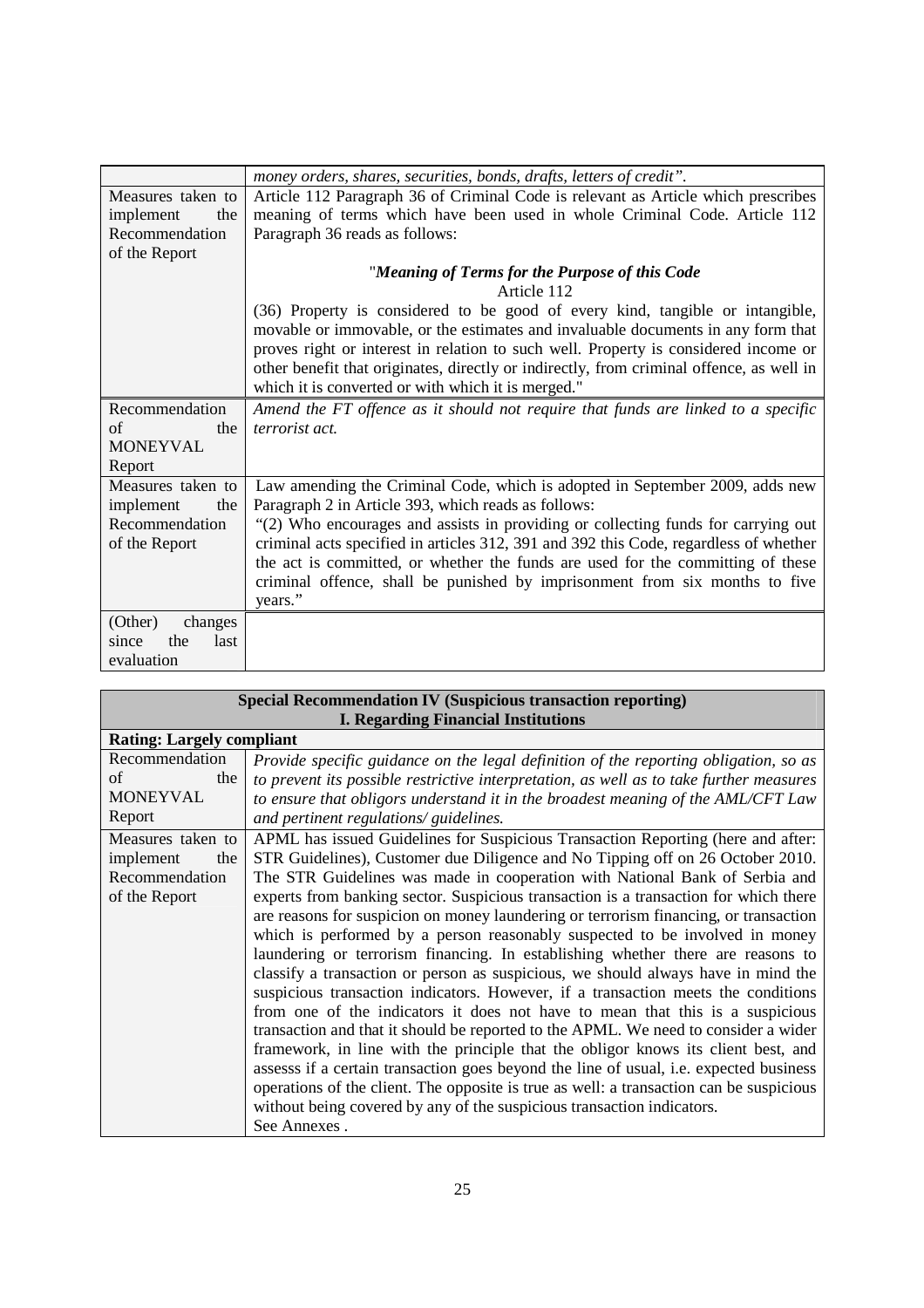|  |  |
|---|---|
|  | *money orders, shares, securities, bonds, drafts, letters of credit".* |
| Measures taken to implement the Recommendation of the Report | Article 112 Paragraph 36 of Criminal Code is relevant as Article which prescribes meaning of terms which have been used in whole Criminal Code. Article 112 Paragraph 36 reads as follows:<br><br>"***Meaning of Terms for the Purpose of this Code***<br>Article 112<br>(36) Property is considered to be good of every kind, tangible or intangible, movable or immovable, or the estimates and invaluable documents in any form that proves right or interest in relation to such well. Property is considered income or other benefit that originates, directly or indirectly, from criminal offence, as well in which it is converted or with which it is merged." |
| Recommendation of the MONEYVAL Report | *Amend the FT offence as it should not require that funds are linked to a specific terrorist act.* |
| Measures taken to implement the Recommendation of the Report | Law amending the Criminal Code, which is adopted in September 2009, adds new Paragraph 2 in Article 393, which reads as follows:<br>"(2) Who encourages and assists in providing or collecting funds for carrying out criminal acts specified in articles 312, 391 and 392 this Code, regardless of whether the act is committed, or whether the funds are used for the committing of these criminal offence, shall be punished by imprisonment from six months to five years." |
| (Other) changes since the last evaluation |  |

| **Special Recommendation IV (Suspicious transaction reporting)**<br>**I. Regarding Financial Institutions** |  |
|---|---|
| **Rating: Largely compliant** |  |
| Recommendation of the MONEYVAL Report | *Provide specific guidance on the legal definition of the reporting obligation, so as to prevent its possible restrictive interpretation, as well as to take further measures to ensure that obligors understand it in the broadest meaning of the AML/CFT Law and pertinent regulations/ guidelines.* |
| Measures taken to implement the Recommendation of the Report | APML has issued Guidelines for Suspicious Transaction Reporting (here and after: STR Guidelines), Customer due Diligence and No Tipping off on 26 October 2010. The STR Guidelines was made in cooperation with National Bank of Serbia and experts from banking sector. Suspicious transaction is a transaction for which there are reasons for suspicion on money laundering or terrorism financing, or transaction which is performed by a person reasonably suspected to be involved in money laundering or terrorism financing. In establishing whether there are reasons to classify a transaction or person as suspicious, we should always have in mind the suspicious transaction indicators. However, if a transaction meets the conditions from one of the indicators it does not have to mean that this is a suspicious transaction and that it should be reported to the APML. We need to consider a wider framework, in line with the principle that the obligor knows its client best, and assesss if a certain transaction goes beyond the line of usual, i.e. expected business operations of the client. The opposite is true as well: a transaction can be suspicious without being covered by any of the suspicious transaction indicators.<br>See Annexes . |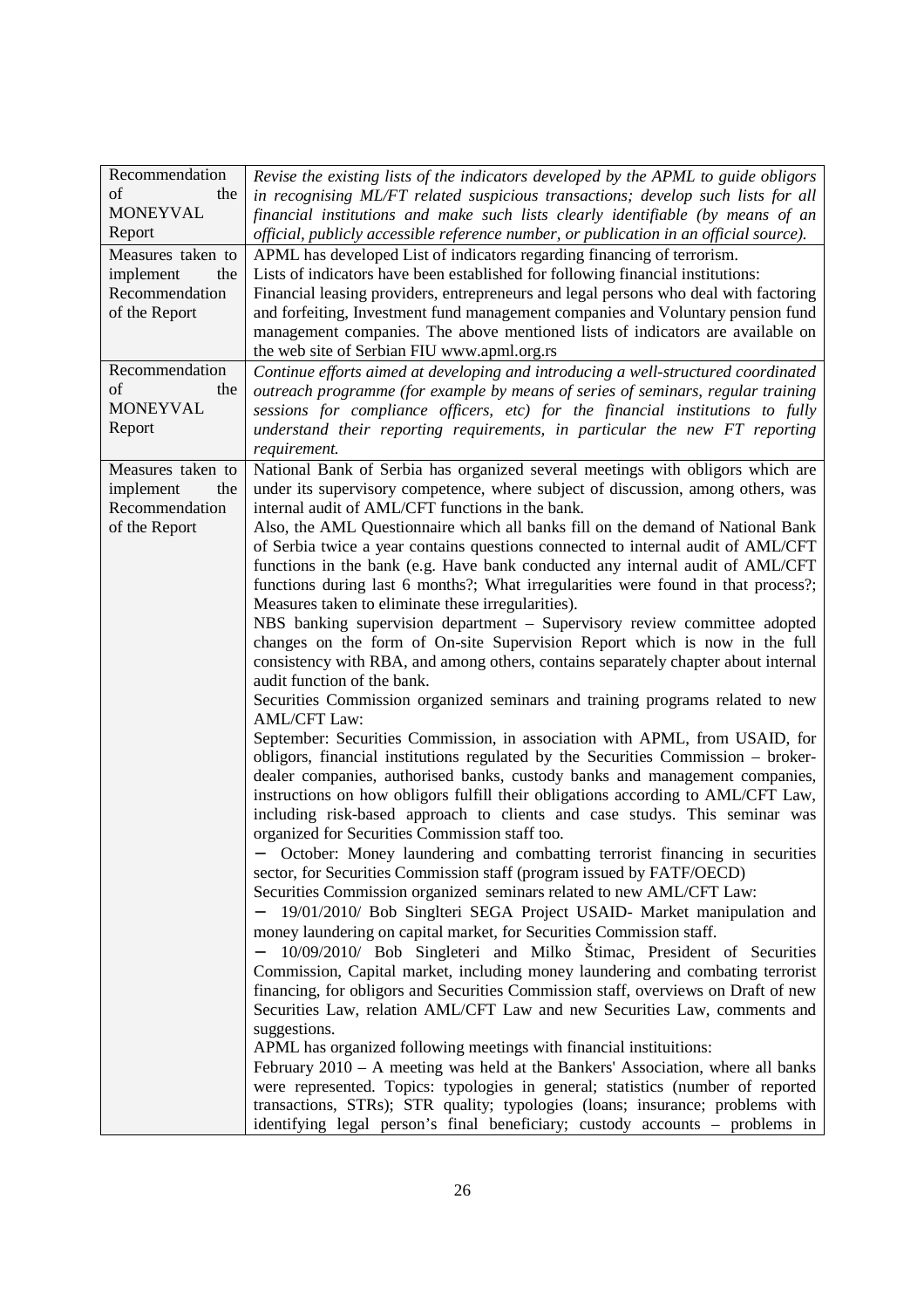| | |
|---|---|
| Recommendation of the MONEYVAL Report | *Revise the existing lists of the indicators developed by the APML to guide obligors in recognising ML/FT related suspicious transactions; develop such lists for all financial institutions and make such lists clearly identifiable (by means of an official, publicly accessible reference number, or publication in an official source).* |
| Measures taken to implement the Recommendation of the Report | APML has developed List of indicators regarding financing of terrorism.<br>Lists of indicators have been established for following financial institutions: Financial leasing providers, entrepreneurs and legal persons who deal with factoring and forfeiting, Investment fund management companies and Voluntary pension fund management companies. The above mentioned lists of indicators are available on the web site of Serbian FIU www.apml.org.rs |
| Recommendation of the MONEYVAL Report | *Continue efforts aimed at developing and introducing a well-structured coordinated outreach programme (for example by means of series of seminars, regular training sessions for compliance officers, etc) for the financial institutions to fully understand their reporting requirements, in particular the new FT reporting requirement.* |
| Measures taken to implement the Recommendation of the Report | National Bank of Serbia has organized several meetings with obligors which are under its supervisory competence, where subject of discussion, among others, was internal audit of AML/CFT functions in the bank.<br>Also, the AML Questionnaire which all banks fill on the demand of National Bank of Serbia twice a year contains questions connected to internal audit of AML/CFT functions in the bank (e.g. Have bank conducted any internal audit of AML/CFT functions during last 6 months?; What irregularities were found in that process?; Measures taken to eliminate these irregularities).<br>NBS banking supervision department – Supervisory review committee adopted changes on the form of On-site Supervision Report which is now in the full consistency with RBA, and among others, contains separately chapter about internal audit function of the bank.<br>Securities Commission organized seminars and training programs related to new AML/CFT Law:<br>September: Securities Commission, in association with APML, from USAID, for obligors, financial institutions regulated by the Securities Commission – broker-dealer companies, authorised banks, custody banks and management companies, instructions on how obligors fulfill their obligations according to AML/CFT Law, including risk-based approach to clients and case studys. This seminar was organized for Securities Commission staff too.<br>− October: Money laundering and combatting terrorist financing in securities sector, for Securities Commission staff (program issued by FATF/OECD)<br>Securities Commission organized seminars related to new AML/CFT Law:<br>− 19/01/2010/ Bob Singlteri SEGA Project USAID- Market manipulation and money laundering on capital market, for Securities Commission staff.<br>− 10/09/2010/ Bob Singleteri and Milko Štimac, President of Securities Commission, Capital market, including money laundering and combating terrorist financing, for obligors and Securities Commission staff, overviews on Draft of new Securities Law, relation AML/CFT Law and new Securities Law, comments and suggestions.<br>APML has organized following meetings with financial instituitions:<br>February 2010 – A meeting was held at the Bankers' Association, where all banks were represented. Topics: typologies in general; statistics (number of reported transactions, STRs); STR quality; typologies (loans; insurance; problems with identifying legal person's final beneficiary; custody accounts – problems in |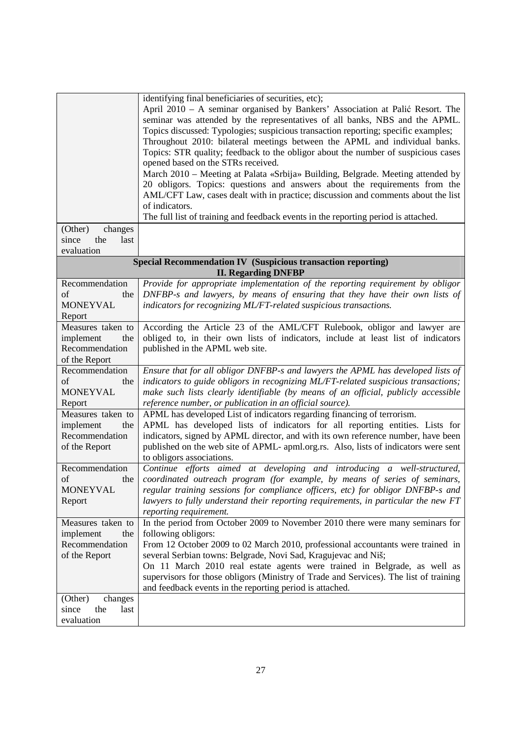| | |
|---|---|
| | identifying final beneficiaries of securities, etc);<br>April 2010 – A seminar organised by Bankers' Association at Palić Resort. The seminar was attended by the representatives of all banks, NBS and the APML. Topics discussed: Typologies; suspicious transaction reporting; specific examples;<br>Throughout 2010: bilateral meetings between the APML and individual banks. Topics: STR quality; feedback to the obligor about the number of suspicious cases opened based on the STRs received.<br>March 2010 – Meeting at Palata «Srbija» Building, Belgrade. Meeting attended by 20 obligors. Topics: questions and answers about the requirements from the AML/CFT Law, cases dealt with in practice; discussion and comments about the list of indicators.<br>The full list of training and feedback events in the reporting period is attached. |
| (Other) changes since the last evaluation | |
| **Special Recommendation IV (Suspicious transaction reporting)**<br>**II. Regarding DNFBP** | |
| Recommendation of the MONEYVAL Report | *Provide for appropriate implementation of the reporting requirement by obligor DNFBP-s and lawyers, by means of ensuring that they have their own lists of indicators for recognizing ML/FT-related suspicious transactions.* |
| Measures taken to implement the Recommendation of the Report | According the Article 23 of the AML/CFT Rulebook, obligor and lawyer are obliged to, in their own lists of indicators, include at least list of indicators published in the APML web site. |
| Recommendation of the MONEYVAL Report | *Ensure that for all obligor DNFBP-s and lawyers the APML has developed lists of indicators to guide obligors in recognizing ML/FT-related suspicious transactions; make such lists clearly identifiable (by means of an official, publicly accessible reference number, or publication in an official source).* |
| Measures taken to implement the Recommendation of the Report | APML has developed List of indicators regarding financing of terrorism.<br>APML has developed lists of indicators for all reporting entities. Lists for indicators, signed by APML director, and with its own reference number, have been published on the web site of APML- apml.org.rs. Also, lists of indicators were sent to obligors associations. |
| Recommendation of the MONEYVAL Report | *Continue efforts aimed at developing and introducing a well-structured, coordinated outreach program (for example, by means of series of seminars, regular training sessions for compliance officers, etc) for obligor DNFBP-s and lawyers to fully understand their reporting requirements, in particular the new FT reporting requirement.* |
| Measures taken to implement the Recommendation of the Report | In the period from October 2009 to November 2010 there were many seminars for following obligors:<br>From 12 October 2009 to 02 March 2010, professional accountants were trained in several Serbian towns: Belgrade, Novi Sad, Kragujevac and Niš;<br>On 11 March 2010 real estate agents were trained in Belgrade, as well as supervisors for those obligors (Ministry of Trade and Services). The list of training and feedback events in the reporting period is attached. |
| (Other) changes since the last evaluation | |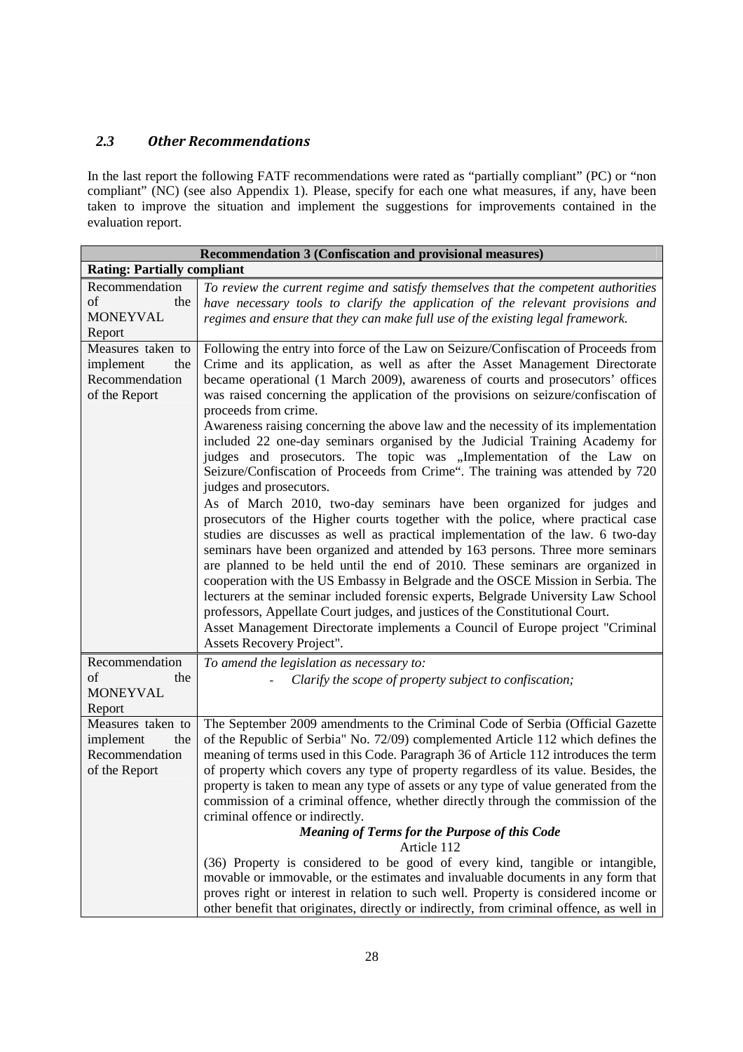### 2.3 Other Recommendations

In the last report the following FATF recommendations were rated as "partially compliant" (PC) or "non compliant" (NC) (see also Appendix 1). Please, specify for each one what measures, if any, have been taken to improve the situation and implement the suggestions for improvements contained in the evaluation report.

| **Recommendation 3 (Confiscation and provisional measures)** | |
|---|---|
| **Rating: Partially compliant** | |
| Recommendation of the MONEYVAL Report | *To review the current regime and satisfy themselves that the competent authorities have necessary tools to clarify the application of the relevant provisions and regimes and ensure that they can make full use of the existing legal framework.* |
| Measures taken to implement the Recommendation of the Report | Following the entry into force of the Law on Seizure/Confiscation of Proceeds from Crime and its application, as well as after the Asset Management Directorate became operational (1 March 2009), awareness of courts and prosecutors' offices was raised concerning the application of the provisions on seizure/confiscation of proceeds from crime.<br>Awareness raising concerning the above law and the necessity of its implementation included 22 one-day seminars organised by the Judicial Training Academy for judges and prosecutors. The topic was „Implementation of the Law on Seizure/Confiscation of Proceeds from Crime". The training was attended by 720 judges and prosecutors.<br>As of March 2010, two-day seminars have been organized for judges and prosecutors of the Higher courts together with the police, where practical case studies are discusses as well as practical implementation of the law. 6 two-day seminars have been organized and attended by 163 persons. Three more seminars are planned to be held until the end of 2010. These seminars are organized in cooperation with the US Embassy in Belgrade and the OSCE Mission in Serbia. The lecturers at the seminar included forensic experts, Belgrade University Law School professors, Appellate Court judges, and justices of the Constitutional Court.<br>Asset Management Directorate implements a Council of Europe project "Criminal Assets Recovery Project". |
| Recommendation of the MONEYVAL Report | *To amend the legislation as necessary to:*<br>- *Clarify the scope of property subject to confiscation;* |
| Measures taken to implement the Recommendation of the Report | The September 2009 amendments to the Criminal Code of Serbia (Official Gazette of the Republic of Serbia" No. 72/09) complemented Article 112 which defines the meaning of terms used in this Code. Paragraph 36 of Article 112 introduces the term of property which covers any type of property regardless of its value. Besides, the property is taken to mean any type of assets or any type of value generated from the commission of a criminal offence, whether directly through the commission of the criminal offence or indirectly.<br>***Meaning of Terms for the Purpose of this Code***<br>Article 112<br>(36) Property is considered to be good of every kind, tangible or intangible, movable or immovable, or the estimates and invaluable documents in any form that proves right or interest in relation to such well. Property is considered income or other benefit that originates, directly or indirectly, from criminal offence, as well in |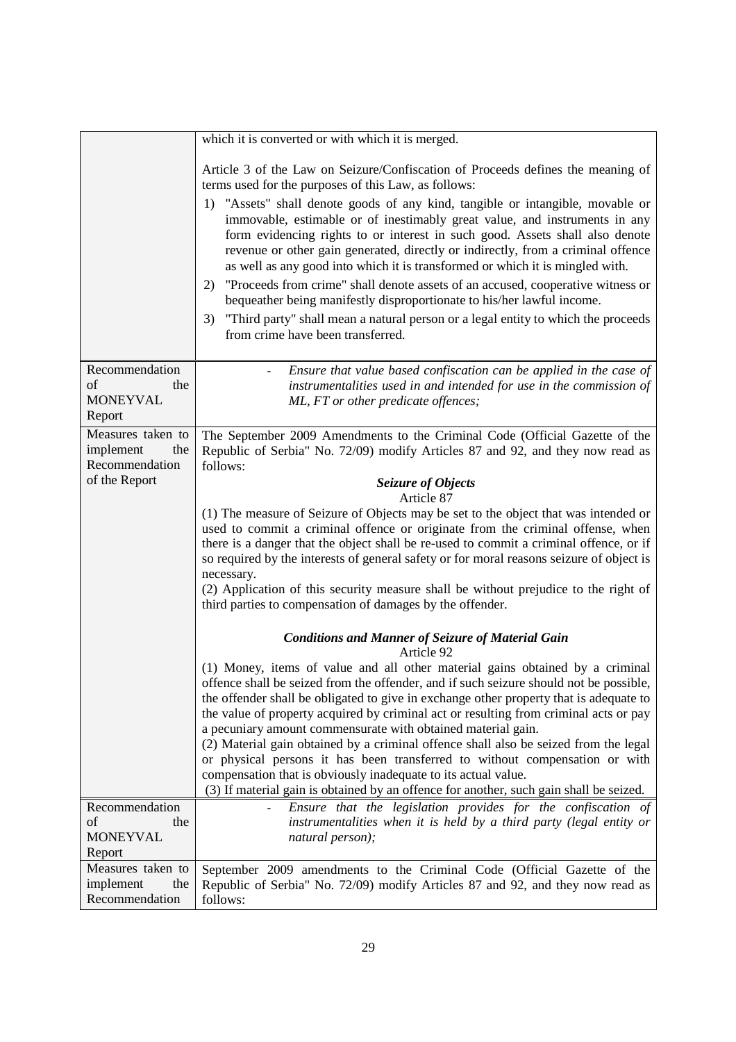| | |
|---|---|
| | which it is converted or with which it is merged.<br><br>Article 3 of the Law on Seizure/Confiscation of Proceeds defines the meaning of terms used for the purposes of this Law, as follows:<br>1) "Assets" shall denote goods of any kind, tangible or intangible, movable or immovable, estimable or of inestimably great value, and instruments in any form evidencing rights to or interest in such good. Assets shall also denote revenue or other gain generated, directly or indirectly, from a criminal offence as well as any good into which it is transformed or which it is mingled with.<br>2) "Proceeds from crime" shall denote assets of an accused, cooperative witness or bequeather being manifestly disproportionate to his/her lawful income.<br>3) "Third party" shall mean a natural person or a legal entity to which the proceeds from crime have been transferred. |
| Recommendation of the MONEYVAL Report | - *Ensure that value based confiscation can be applied in the case of instrumentalities used in and intended for use in the commission of ML, FT or other predicate offences;* |
| Measures taken to implement the Recommendation of the Report | The September 2009 Amendments to the Criminal Code (Official Gazette of the Republic of Serbia" No. 72/09) modify Articles 87 and 92, and they now read as follows:<br>***Seizure of Objects***<br>Article 87<br>(1) The measure of Seizure of Objects may be set to the object that was intended or used to commit a criminal offence or originate from the criminal offense, when there is a danger that the object shall be re-used to commit a criminal offence, or if so required by the interests of general safety or for moral reasons seizure of object is necessary.<br>(2) Application of this security measure shall be without prejudice to the right of third parties to compensation of damages by the offender.<br><br>***Conditions and Manner of Seizure of Material Gain***<br>Article 92<br>(1) Money, items of value and all other material gains obtained by a criminal offence shall be seized from the offender, and if such seizure should not be possible, the offender shall be obligated to give in exchange other property that is adequate to the value of property acquired by criminal act or resulting from criminal acts or pay a pecuniary amount commensurate with obtained material gain.<br>(2) Material gain obtained by a criminal offence shall also be seized from the legal or physical persons it has been transferred to without compensation or with compensation that is obviously inadequate to its actual value.<br>(3) If material gain is obtained by an offence for another, such gain shall be seized. |
| Recommendation of the MONEYVAL Report | - *Ensure that the legislation provides for the confiscation of instrumentalities when it is held by a third party (legal entity or natural person);* |
| Measures taken to implement the Recommendation | September 2009 amendments to the Criminal Code (Official Gazette of the Republic of Serbia" No. 72/09) modify Articles 87 and 92, and they now read as follows: |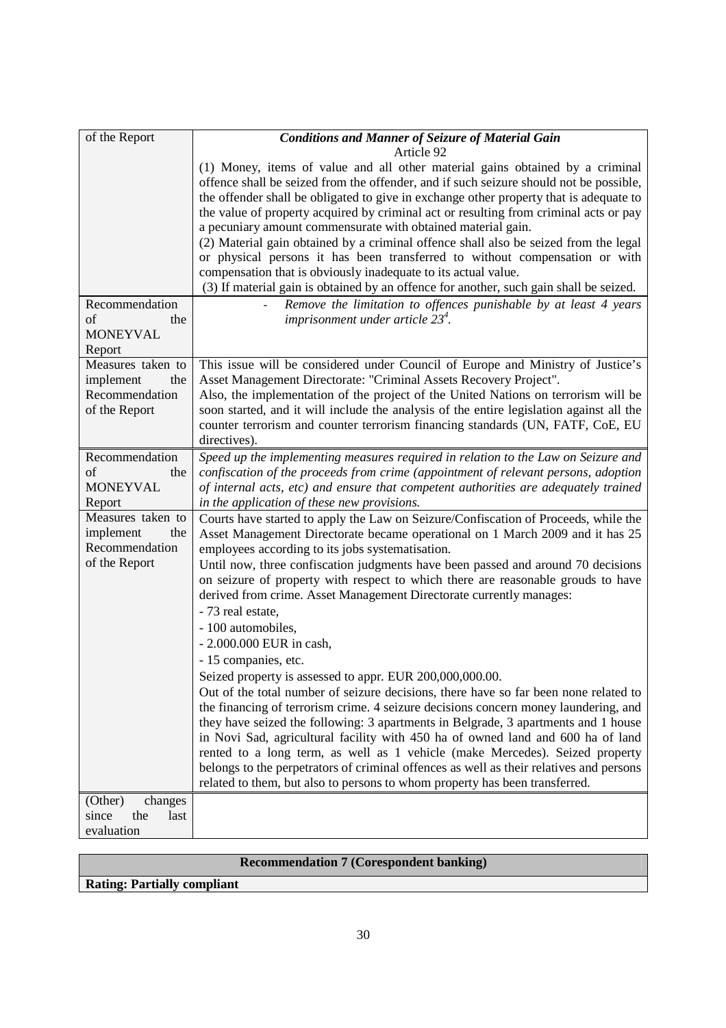| | |
|---|---|
| of the Report | ***Conditions and Manner of Seizure of Material Gain***<br>Article 92<br>(1) Money, items of value and all other material gains obtained by a criminal offence shall be seized from the offender, and if such seizure should not be possible, the offender shall be obligated to give in exchange other property that is adequate to the value of property acquired by criminal act or resulting from criminal acts or pay a pecuniary amount commensurate with obtained material gain.<br>(2) Material gain obtained by a criminal offence shall also be seized from the legal or physical persons it has been transferred to without compensation or with compensation that is obviously inadequate to its actual value.<br>(3) If material gain is obtained by an offence for another, such gain shall be seized. |
| Recommendation of the MONEYVAL Report | - *Remove the limitation to offences punishable by at least 4 years imprisonment under article 23[4].* |
| Measures taken to implement the Recommendation of the Report | This issue will be considered under Council of Europe and Ministry of Justice's Asset Management Directorate: "Criminal Assets Recovery Project".<br>Also, the implementation of the project of the United Nations on terrorism will be soon started, and it will include the analysis of the entire legislation against all the counter terrorism and counter terrorism financing standards (UN, FATF, CoE, EU directives). |
| Recommendation of the MONEYVAL Report | *Speed up the implementing measures required in relation to the Law on Seizure and confiscation of the proceeds from crime (appointment of relevant persons, adoption of internal acts, etc) and ensure that competent authorities are adequately trained in the application of these new provisions.* |
| Measures taken to implement the Recommendation of the Report | Courts have started to apply the Law on Seizure/Confiscation of Proceeds, while the Asset Management Directorate became operational on 1 March 2009 and it has 25 employees according to its jobs systematisation.<br>Until now, three confiscation judgments have been passed and around 70 decisions on seizure of property with respect to which there are reasonable grouds to have derived from crime. Asset Management Directorate currently manages:<br>- 73 real estate,<br>- 100 automobiles,<br>- 2.000.000 EUR in cash,<br>- 15 companies, etc.<br>Seized property is assessed to appr. EUR 200,000,000.00.<br>Out of the total number of seizure decisions, there have so far been none related to the financing of terrorism crime. 4 seizure decisions concern money laundering, and they have seized the following: 3 apartments in Belgrade, 3 apartments and 1 house in Novi Sad, agricultural facility with 450 ha of owned land and 600 ha of land rented to a long term, as well as 1 vehicle (make Mercedes). Seized property belongs to the perpetrators of criminal offences as well as their relatives and persons related to them, but also to persons to whom property has been transferred. |
| (Other) changes since the last evaluation | |

| **Recommendation 7 (Corespondent banking)** |
|---|
| **Rating: Partially compliant** |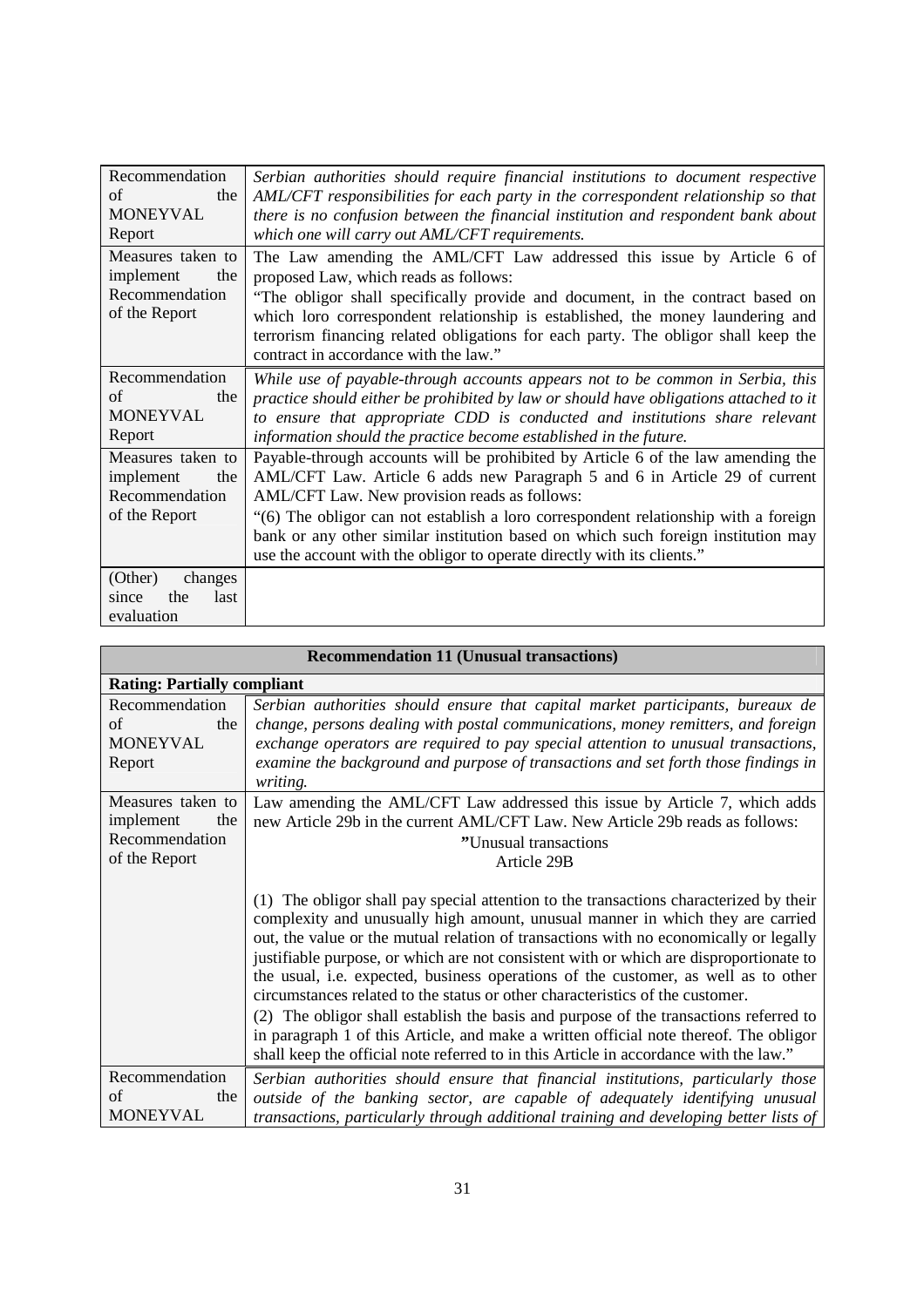| | |
|---|---|
| Recommendation of the MONEYVAL Report | *Serbian authorities should require financial institutions to document respective AML/CFT responsibilities for each party in the correspondent relationship so that there is no confusion between the financial institution and respondent bank about which one will carry out AML/CFT requirements.* |
| Measures taken to implement the Recommendation of the Report | The Law amending the AML/CFT Law addressed this issue by Article 6 of proposed Law, which reads as follows:<br>"The obligor shall specifically provide and document, in the contract based on which loro correspondent relationship is established, the money laundering and terrorism financing related obligations for each party. The obligor shall keep the contract in accordance with the law." |
| Recommendation of the MONEYVAL Report | *While use of payable-through accounts appears not to be common in Serbia, this practice should either be prohibited by law or should have obligations attached to it to ensure that appropriate CDD is conducted and institutions share relevant information should the practice become established in the future.* |
| Measures taken to implement the Recommendation of the Report | Payable-through accounts will be prohibited by Article 6 of the law amending the AML/CFT Law. Article 6 adds new Paragraph 5 and 6 in Article 29 of current AML/CFT Law. New provision reads as follows:<br>"(6) The obligor can not establish a loro correspondent relationship with a foreign bank or any other similar institution based on which such foreign institution may use the account with the obligor to operate directly with its clients." |
| (Other) changes since the last evaluation | |

| **Recommendation 11 (Unusual transactions)** | |
|---|---|
| **Rating: Partially compliant** | |
| Recommendation of the MONEYVAL Report | *Serbian authorities should ensure that capital market participants, bureaux de change, persons dealing with postal communications, money remitters, and foreign exchange operators are required to pay special attention to unusual transactions, examine the background and purpose of transactions and set forth those findings in writing.* |
| Measures taken to implement the Recommendation of the Report | Law amending the AML/CFT Law addressed this issue by Article 7, which adds new Article 29b in the current AML/CFT Law. New Article 29b reads as follows:<br>"Unusual transactions<br>Article 29B<br><br>(1) The obligor shall pay special attention to the transactions characterized by their complexity and unusually high amount, unusual manner in which they are carried out, the value or the mutual relation of transactions with no economically or legally justifiable purpose, or which are not consistent with or which are disproportionate to the usual, i.e. expected, business operations of the customer, as well as to other circumstances related to the status or other characteristics of the customer.<br>(2) The obligor shall establish the basis and purpose of the transactions referred to in paragraph 1 of this Article, and make a written official note thereof. The obligor shall keep the official note referred to in this Article in accordance with the law." |
| Recommendation of the MONEYVAL | *Serbian authorities should ensure that financial institutions, particularly those outside of the banking sector, are capable of adequately identifying unusual transactions, particularly through additional training and developing better lists of* |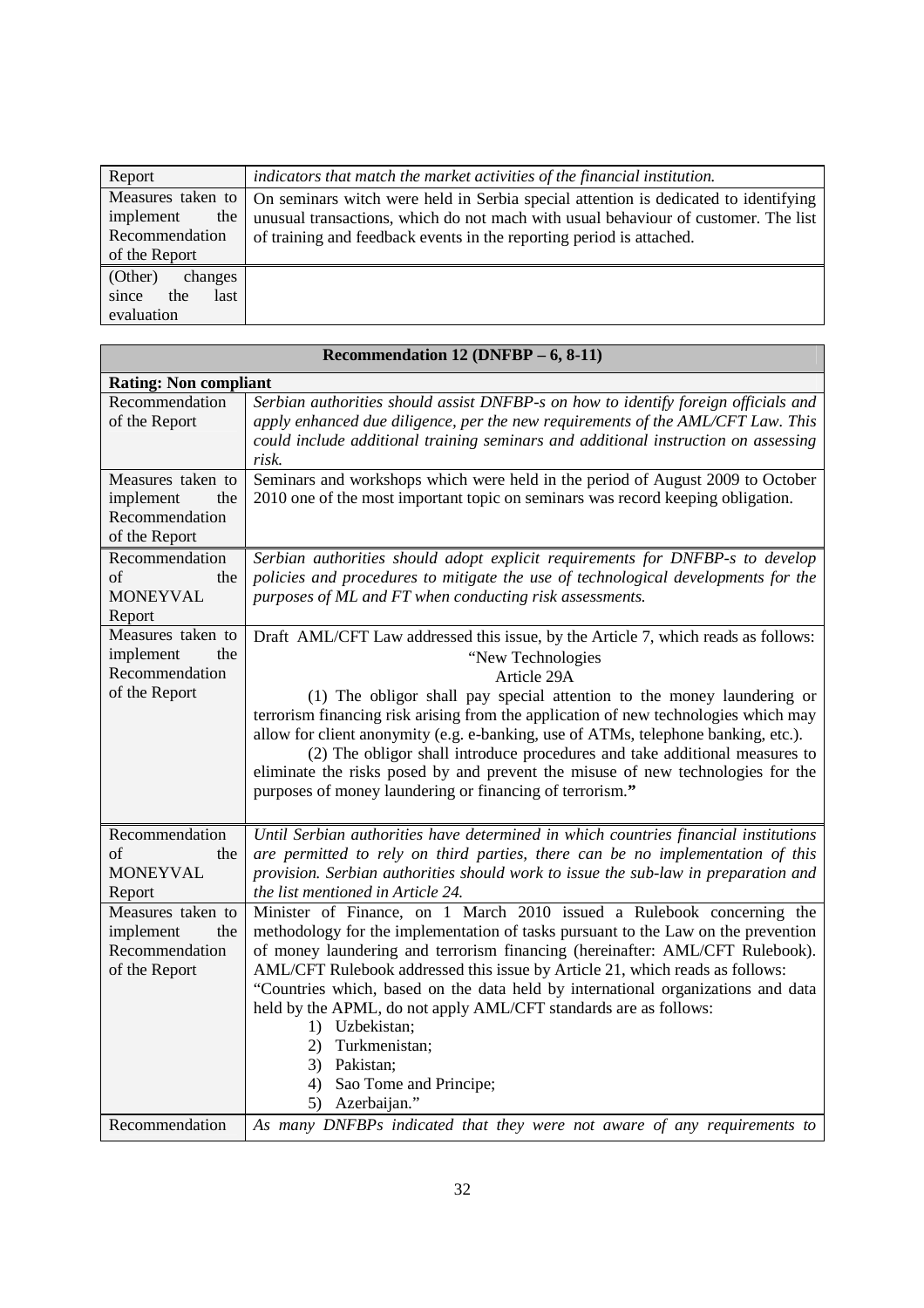| Report | *indicators that match the market activities of the financial institution.* |
|---|---|
| Measures taken to implement the Recommendation of the Report | On seminars witch were held in Serbia special attention is dedicated to identifying unusual transactions, which do not mach with usual behaviour of customer. The list of training and feedback events in the reporting period is attached. |
| (Other) changes since the last evaluation | |

| **Recommendation 12 (DNFBP – 6, 8-11)** | |
|---|---|
| **Rating: Non compliant** | |
| Recommendation of the Report | *Serbian authorities should assist DNFBP-s on how to identify foreign officials and apply enhanced due diligence, per the new requirements of the AML/CFT Law. This could include additional training seminars and additional instruction on assessing risk.* |
| Measures taken to implement the Recommendation of the Report | Seminars and workshops which were held in the period of August 2009 to October 2010 one of the most important topic on seminars was record keeping obligation. |
| Recommendation of the MONEYVAL Report | *Serbian authorities should adopt explicit requirements for DNFBP-s to develop policies and procedures to mitigate the use of technological developments for the purposes of ML and FT when conducting risk assessments.* |
| Measures taken to implement the Recommendation of the Report | Draft AML/CFT Law addressed this issue, by the Article 7, which reads as follows: "New Technologies Article 29A (1) The obligor shall pay special attention to the money laundering or terrorism financing risk arising from the application of new technologies which may allow for client anonymity (e.g. e-banking, use of ATMs, telephone banking, etc.). (2) The obligor shall introduce procedures and take additional measures to eliminate the risks posed by and prevent the misuse of new technologies for the purposes of money laundering or financing of terrorism." |
| Recommendation of the MONEYVAL Report | *Until Serbian authorities have determined in which countries financial institutions are permitted to rely on third parties, there can be no implementation of this provision. Serbian authorities should work to issue the sub-law in preparation and the list mentioned in Article 24.* |
| Measures taken to implement the Recommendation of the Report | Minister of Finance, on 1 March 2010 issued a Rulebook concerning the methodology for the implementation of tasks pursuant to the Law on the prevention of money laundering and terrorism financing (hereinafter: AML/CFT Rulebook). AML/CFT Rulebook addressed this issue by Article 21, which reads as follows: "Countries which, based on the data held by international organizations and data held by the APML, do not apply AML/CFT standards are as follows: 1) Uzbekistan; 2) Turkmenistan; 3) Pakistan; 4) Sao Tome and Principe; 5) Azerbaijan." |
| Recommendation | *As many DNFBPs indicated that they were not aware of any requirements to* |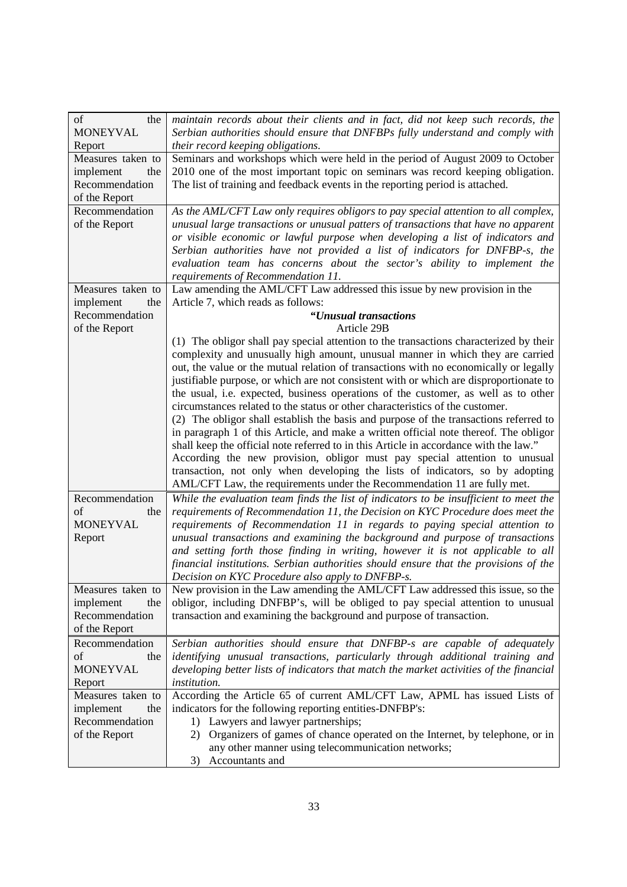| | |
|---|---|
| of the MONEYVAL Report | *maintain records about their clients and in fact, did not keep such records, the Serbian authorities should ensure that DNFBPs fully understand and comply with their record keeping obligations.* |
| Measures taken to implement the Recommendation of the Report | Seminars and workshops which were held in the period of August 2009 to October 2010 one of the most important topic on seminars was record keeping obligation. The list of training and feedback events in the reporting period is attached. |
| Recommendation of the Report | *As the AML/CFT Law only requires obligors to pay special attention to all complex, unusual large transactions or unusual patters of transactions that have no apparent or visible economic or lawful purpose when developing a list of indicators and Serbian authorities have not provided a list of indicators for DNFBP-s, the evaluation team has concerns about the sector's ability to implement the requirements of Recommendation 11.* |
| Measures taken to implement the Recommendation of the Report | Law amending the AML/CFT Law addressed this issue by new provision in the Article 7, which reads as follows: <br> ***"Unusual transactions*** <br> Article 29B <br> (1) The obligor shall pay special attention to the transactions characterized by their complexity and unusually high amount, unusual manner in which they are carried out, the value or the mutual relation of transactions with no economically or legally justifiable purpose, or which are not consistent with or which are disproportionate to the usual, i.e. expected, business operations of the customer, as well as to other circumstances related to the status or other characteristics of the customer. <br> (2) The obligor shall establish the basis and purpose of the transactions referred to in paragraph 1 of this Article, and make a written official note thereof. The obligor shall keep the official note referred to in this Article in accordance with the law." <br> According the new provision, obligor must pay special attention to unusual transaction, not only when developing the lists of indicators, so by adopting AML/CFT Law, the requirements under the Recommendation 11 are fully met. |
| Recommendation of the MONEYVAL Report | *While the evaluation team finds the list of indicators to be insufficient to meet the requirements of Recommendation 11, the Decision on KYC Procedure does meet the requirements of Recommendation 11 in regards to paying special attention to unusual transactions and examining the background and purpose of transactions and setting forth those finding in writing, however it is not applicable to all financial institutions. Serbian authorities should ensure that the provisions of the Decision on KYC Procedure also apply to DNFBP-s.* |
| Measures taken to implement the Recommendation of the Report | New provision in the Law amending the AML/CFT Law addressed this issue, so the obligor, including DNFBP's, will be obliged to pay special attention to unusual transaction and examining the background and purpose of transaction. |
| Recommendation of the MONEYVAL Report | *Serbian authorities should ensure that DNFBP-s are capable of adequately identifying unusual transactions, particularly through additional training and developing better lists of indicators that match the market activities of the financial institution.* |
| Measures taken to implement the Recommendation of the Report | According the Article 65 of current AML/CFT Law, APML has issued Lists of indicators for the following reporting entities-DNFBP's: <br> 1) Lawyers and lawyer partnerships; <br> 2) Organizers of games of chance operated on the Internet, by telephone, or in any other manner using telecommunication networks; <br> 3) Accountants and |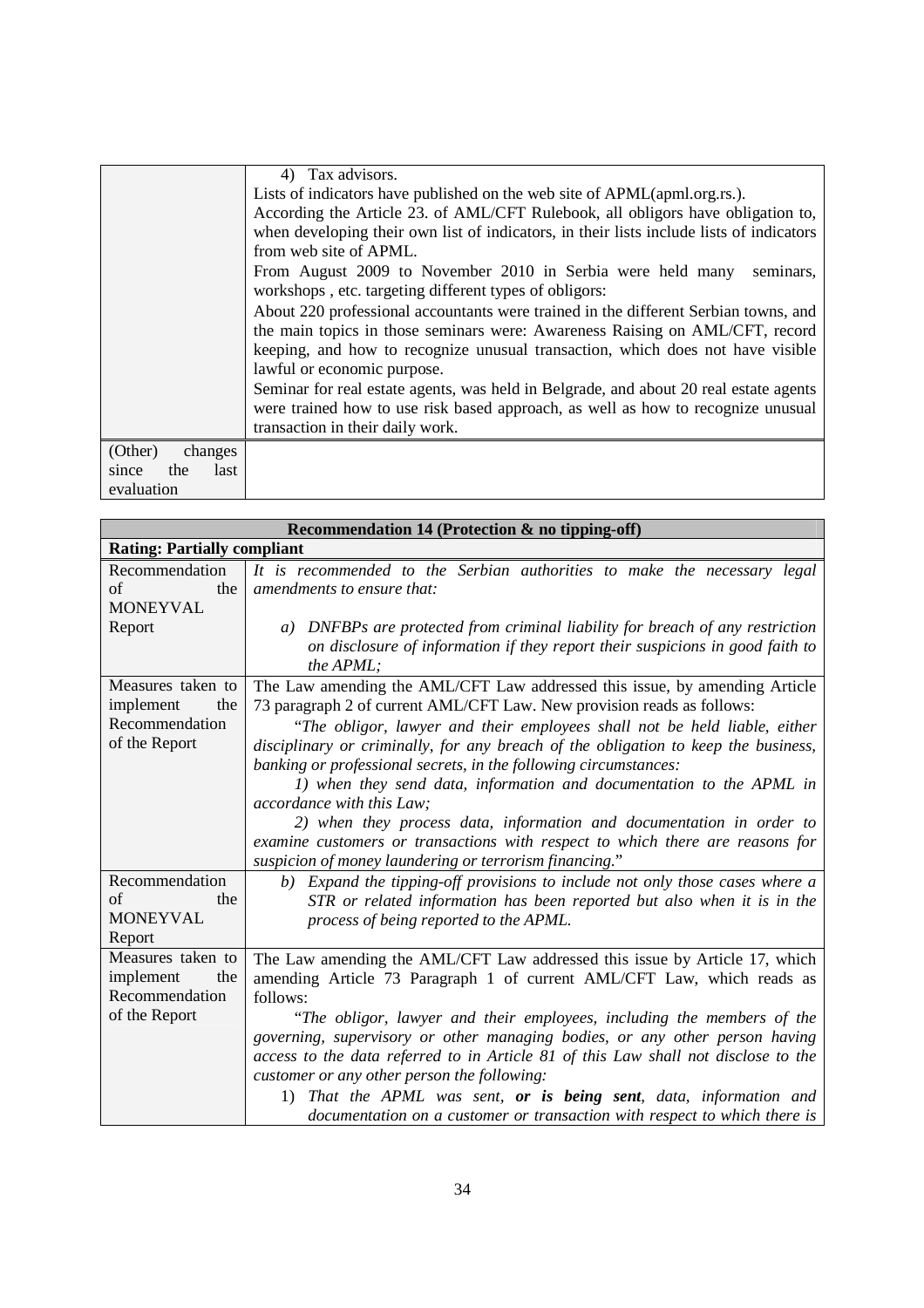| | |
|---|---|
| | 4) Tax advisors.<br>Lists of indicators have published on the web site of APML(apml.org.rs.).<br>According the Article 23. of AML/CFT Rulebook, all obligors have obligation to, when developing their own list of indicators, in their lists include lists of indicators from web site of APML.<br>From August 2009 to November 2010 in Serbia were held many seminars, workshops , etc. targeting different types of obligors:<br>About 220 professional accountants were trained in the different Serbian towns, and the main topics in those seminars were: Awareness Raising on AML/CFT, record keeping, and how to recognize unusual transaction, which does not have visible lawful or economic purpose.<br>Seminar for real estate agents, was held in Belgrade, and about 20 real estate agents were trained how to use risk based approach, as well as how to recognize unusual transaction in their daily work. |
| (Other) changes since the last evaluation | |

| **Recommendation 14 (Protection & no tipping-off)** | |
|---|---|
| **Rating: Partially compliant** | |
| Recommendation of the MONEYVAL Report | *It is recommended to the Serbian authorities to make the necessary legal amendments to ensure that:*<br><br>*a) DNFBPs are protected from criminal liability for breach of any restriction on disclosure of information if they report their suspicions in good faith to the APML;* |
| Measures taken to implement the Recommendation of the Report | The Law amending the AML/CFT Law addressed this issue, by amending Article 73 paragraph 2 of current AML/CFT Law. New provision reads as follows:<br>"*The obligor, lawyer and their employees shall not be held liable, either disciplinary or criminally, for any breach of the obligation to keep the business, banking or professional secrets, in the following circumstances:*<br>*1) when they send data, information and documentation to the APML in accordance with this Law;*<br>*2) when they process data, information and documentation in order to examine customers or transactions with respect to which there are reasons for suspicion of money laundering or terrorism financing.*" |
| Recommendation of the MONEYVAL Report | *b) Expand the tipping-off provisions to include not only those cases where a STR or related information has been reported but also when it is in the process of being reported to the APML.* |
| Measures taken to implement the Recommendation of the Report | The Law amending the AML/CFT Law addressed this issue by Article 17, which amending Article 73 Paragraph 1 of current AML/CFT Law, which reads as follows:<br>"*The obligor, lawyer and their employees, including the members of the governing, supervisory or other managing bodies, or any other person having access to the data referred to in Article 81 of this Law shall not disclose to the customer or any other person the following:*<br>1) *That the APML was sent, **or is being sent**, data, information and documentation on a customer or transaction with respect to which there is* |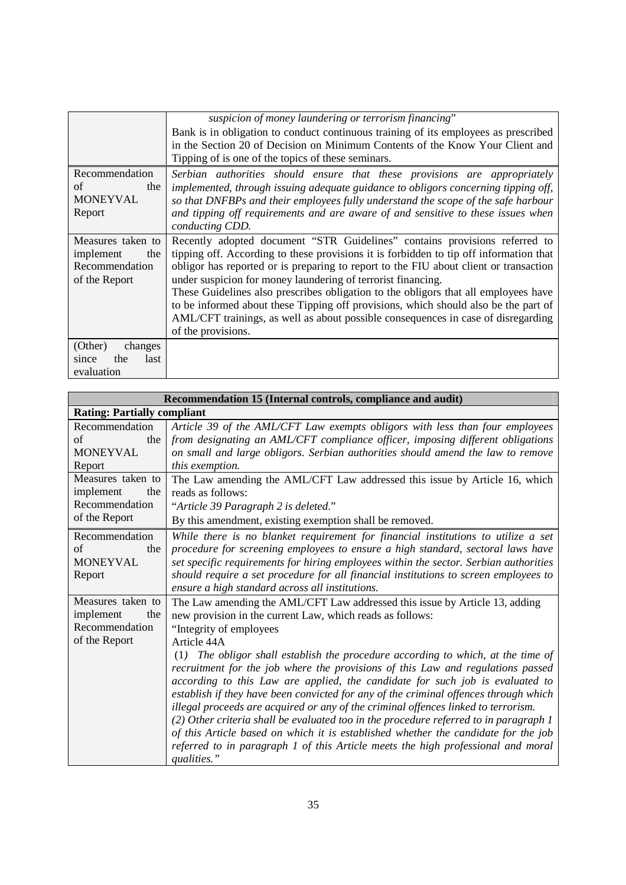| | |
|---|---|
| | *suspicion of money laundering or terrorism financing*" Bank is in obligation to conduct continuous training of its employees as prescribed in the Section 20 of Decision on Minimum Contents of the Know Your Client and Tipping of is one of the topics of these seminars. |
| Recommendation of the MONEYVAL Report | *Serbian authorities should ensure that these provisions are appropriately implemented, through issuing adequate guidance to obligors concerning tipping off, so that DNFBPs and their employees fully understand the scope of the safe harbour and tipping off requirements and are aware of and sensitive to these issues when conducting CDD.* |
| Measures taken to implement the Recommendation of the Report | Recently adopted document "STR Guidelines" contains provisions referred to tipping off. According to these provisions it is forbidden to tip off information that obligor has reported or is preparing to report to the FIU about client or transaction under suspicion for money laundering of terrorist financing. These Guidelines also prescribes obligation to the obligors that all employees have to be informed about these Tipping off provisions, which should also be the part of AML/CFT trainings, as well as about possible consequences in case of disregarding of the provisions. |
| (Other) changes since the last evaluation | |

| Recommendation 15 (Internal controls, compliance and audit) | |
|---|---|
| **Rating: Partially compliant** | |
| Recommendation of the MONEYVAL Report | *Article 39 of the AML/CFT Law exempts obligors with less than four employees from designating an AML/CFT compliance officer, imposing different obligations on small and large obligors. Serbian authorities should amend the law to remove this exemption.* |
| Measures taken to implement the Recommendation of the Report | The Law amending the AML/CFT Law addressed this issue by Article 16, which reads as follows: "*Article 39 Paragraph 2 is deleted*." By this amendment, existing exemption shall be removed. |
| Recommendation of the MONEYVAL Report | *While there is no blanket requirement for financial institutions to utilize a set procedure for screening employees to ensure a high standard, sectoral laws have set specific requirements for hiring employees within the sector. Serbian authorities should require a set procedure for all financial institutions to screen employees to ensure a high standard across all institutions.* |
| Measures taken to implement the Recommendation of the Report | The Law amending the AML/CFT Law addressed this issue by Article 13, adding new provision in the current Law, which reads as follows: "Integrity of employees Article 44A (1) *The obligor shall establish the procedure according to which, at the time of recruitment for the job where the provisions of this Law and regulations passed according to this Law are applied, the candidate for such job is evaluated to establish if they have been convicted for any of the criminal offences through which illegal proceeds are acquired or any of the criminal offences linked to terrorism.* *(2) Other criteria shall be evaluated too in the procedure referred to in paragraph 1 of this Article based on which it is established whether the candidate for the job referred to in paragraph 1 of this Article meets the high professional and moral qualities.*" |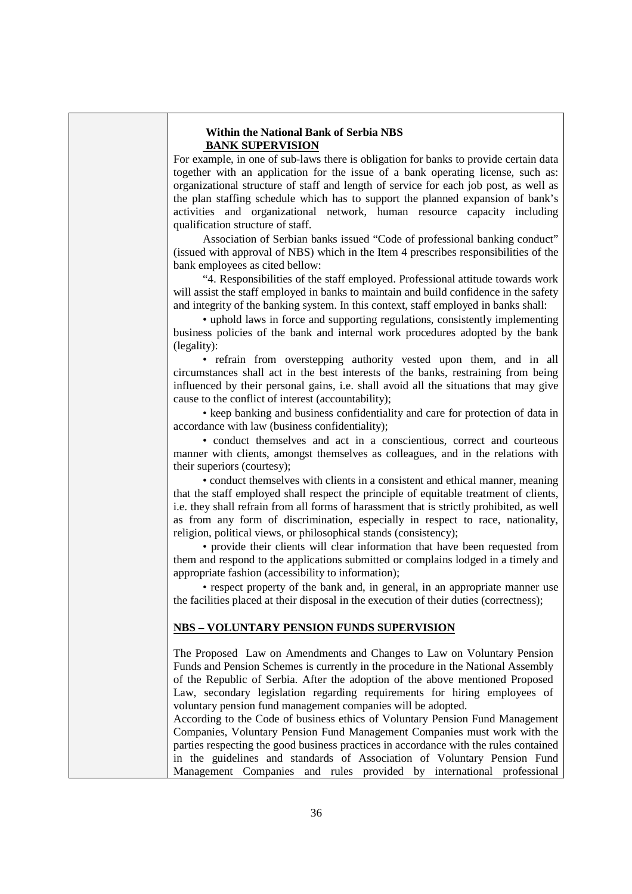| | **Within the National Bank of Serbia NBS**<br>**BANK SUPERVISION**<br>For example, in one of sub-laws there is obligation for banks to provide certain data together with an application for the issue of a bank operating license, such as: organizational structure of staff and length of service for each job post, as well as the plan staffing schedule which has to support the planned expansion of bank's activities and organizational network, human resource capacity including qualification structure of staff.<br>Association of Serbian banks issued "Code of professional banking conduct" (issued with approval of NBS) which in the Item 4 prescribes responsibilities of the bank employees as cited bellow:<br>"4. Responsibilities of the staff employed. Professional attitude towards work will assist the staff employed in banks to maintain and build confidence in the safety and integrity of the banking system. In this context, staff employed in banks shall:<br>• uphold laws in force and supporting regulations, consistently implementing business policies of the bank and internal work procedures adopted by the bank (legality):<br>• refrain from overstepping authority vested upon them, and in all circumstances shall act in the best interests of the banks, restraining from being influenced by their personal gains, i.e. shall avoid all the situations that may give cause to the conflict of interest (accountability);<br>• keep banking and business confidentiality and care for protection of data in accordance with law (business confidentiality);<br>• conduct themselves and act in a conscientious, correct and courteous manner with clients, amongst themselves as colleagues, and in the relations with their superiors (courtesy);<br>• conduct themselves with clients in a consistent and ethical manner, meaning that the staff employed shall respect the principle of equitable treatment of clients, i.e. they shall refrain from all forms of harassment that is strictly prohibited, as well as from any form of discrimination, especially in respect to race, nationality, religion, political views, or philosophical stands (consistency);<br>• provide their clients will clear information that have been requested from them and respond to the applications submitted or complains lodged in a timely and appropriate fashion (accessibility to information);<br>• respect property of the bank and, in general, in an appropriate manner use the facilities placed at their disposal in the execution of their duties (correctness);<br><br>**NBS – VOLUNTARY PENSION FUNDS SUPERVISION**<br><br>The Proposed Law on Amendments and Changes to Law on Voluntary Pension Funds and Pension Schemes is currently in the procedure in the National Assembly of the Republic of Serbia. After the adoption of the above mentioned Proposed Law, secondary legislation regarding requirements for hiring employees of voluntary pension fund management companies will be adopted.<br>According to the Code of business ethics of Voluntary Pension Fund Management Companies, Voluntary Pension Fund Management Companies must work with the parties respecting the good business practices in accordance with the rules contained in the guidelines and standards of Association of Voluntary Pension Fund Management Companies and rules provided by international professional |
|---|---|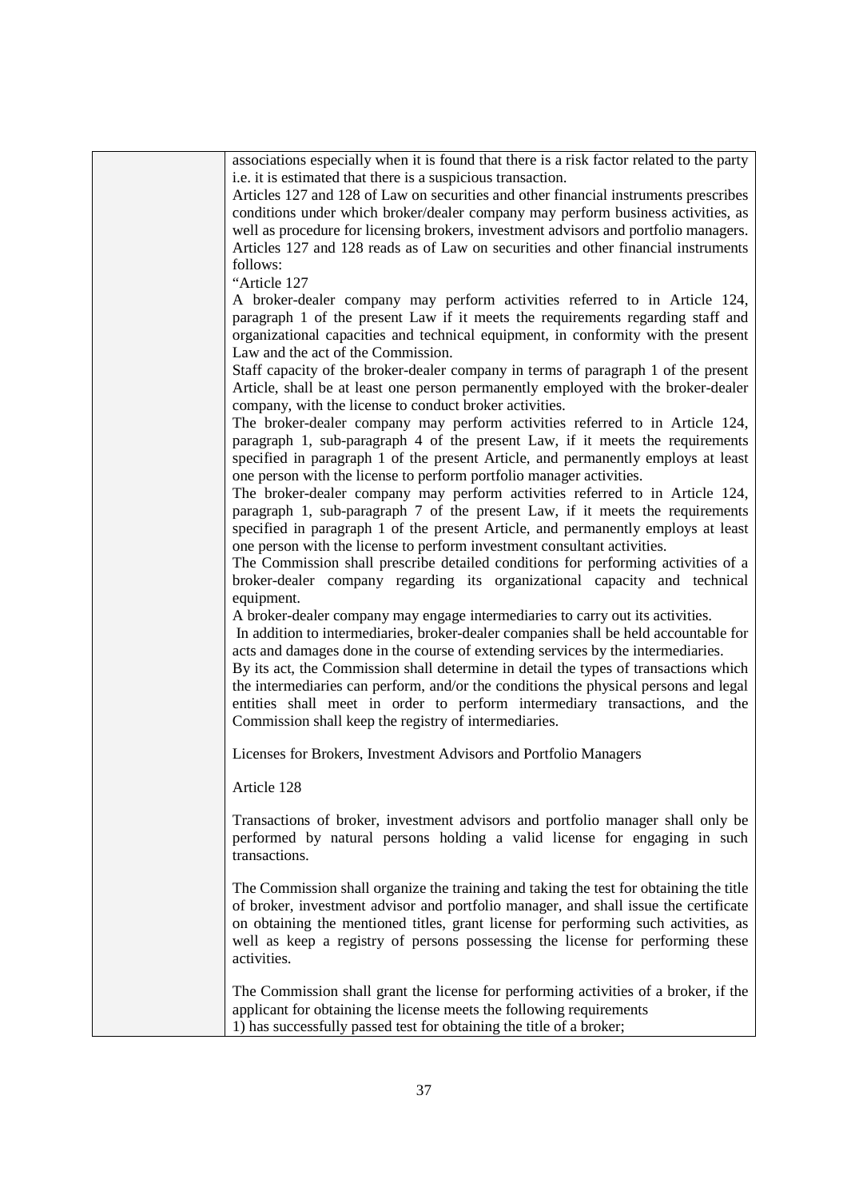| | associations especially when it is found that there is a risk factor related to the party i.e. it is estimated that there is a suspicious transaction.<br>Articles 127 and 128 of Law on securities and other financial instruments prescribes conditions under which broker/dealer company may perform business activities, as well as procedure for licensing brokers, investment advisors and portfolio managers. Articles 127 and 128 reads as of Law on securities and other financial instruments follows:<br>"Article 127<br>A broker-dealer company may perform activities referred to in Article 124, paragraph 1 of the present Law if it meets the requirements regarding staff and organizational capacities and technical equipment, in conformity with the present Law and the act of the Commission.<br>Staff capacity of the broker-dealer company in terms of paragraph 1 of the present Article, shall be at least one person permanently employed with the broker-dealer company, with the license to conduct broker activities.<br>The broker-dealer company may perform activities referred to in Article 124, paragraph 1, sub-paragraph 4 of the present Law, if it meets the requirements specified in paragraph 1 of the present Article, and permanently employs at least one person with the license to perform portfolio manager activities.<br>The broker-dealer company may perform activities referred to in Article 124, paragraph 1, sub-paragraph 7 of the present Law, if it meets the requirements specified in paragraph 1 of the present Article, and permanently employs at least one person with the license to perform investment consultant activities.<br>The Commission shall prescribe detailed conditions for performing activities of a broker-dealer company regarding its organizational capacity and technical equipment.<br>A broker-dealer company may engage intermediaries to carry out its activities.<br>In addition to intermediaries, broker-dealer companies shall be held accountable for acts and damages done in the course of extending services by the intermediaries.<br>By its act, the Commission shall determine in detail the types of transactions which the intermediaries can perform, and/or the conditions the physical persons and legal entities shall meet in order to perform intermediary transactions, and the Commission shall keep the registry of intermediaries.<br><br>Licenses for Brokers, Investment Advisors and Portfolio Managers<br><br>Article 128<br><br>Transactions of broker, investment advisors and portfolio manager shall only be performed by natural persons holding a valid license for engaging in such transactions.<br><br>The Commission shall organize the training and taking the test for obtaining the title of broker, investment advisor and portfolio manager, and shall issue the certificate on obtaining the mentioned titles, grant license for performing such activities, as well as keep a registry of persons possessing the license for performing these activities.<br><br>The Commission shall grant the license for performing activities of a broker, if the applicant for obtaining the license meets the following requirements<br>1) has successfully passed test for obtaining the title of a broker; |
|---|---|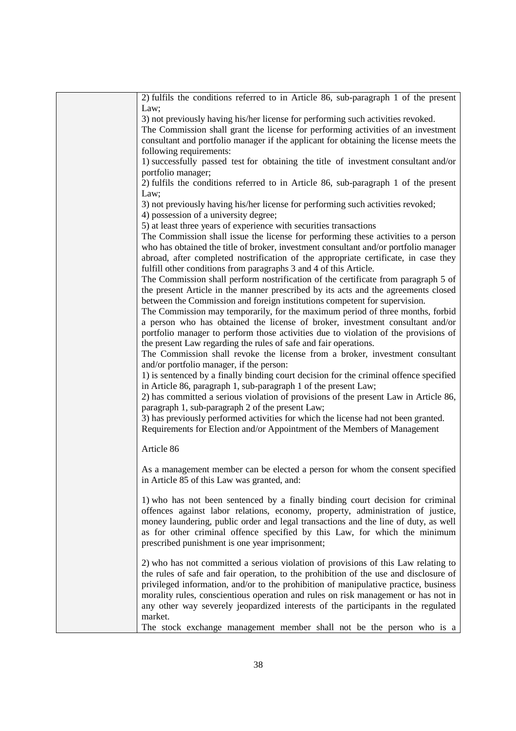| | |
|---|---|
| | 2) fulfils the conditions referred to in Article 86, sub-paragraph 1 of the present Law;<br>3) not previously having his/her license for performing such activities revoked.<br>The Commission shall grant the license for performing activities of an investment consultant and portfolio manager if the applicant for obtaining the license meets the following requirements:<br>1) successfully passed test for obtaining the title of investment consultant and/or portfolio manager;<br>2) fulfils the conditions referred to in Article 86, sub-paragraph 1 of the present Law;<br>3) not previously having his/her license for performing such activities revoked;<br>4) possession of a university degree;<br>5) at least three years of experience with securities transactions<br>The Commission shall issue the license for performing these activities to a person who has obtained the title of broker, investment consultant and/or portfolio manager abroad, after completed nostrification of the appropriate certificate, in case they fulfill other conditions from paragraphs 3 and 4 of this Article.<br>The Commission shall perform nostrification of the certificate from paragraph 5 of the present Article in the manner prescribed by its acts and the agreements closed between the Commission and foreign institutions competent for supervision.<br>The Commission may temporarily, for the maximum period of three months, forbid a person who has obtained the license of broker, investment consultant and/or portfolio manager to perform those activities due to violation of the provisions of the present Law regarding the rules of safe and fair operations.<br>The Commission shall revoke the license from a broker, investment consultant and/or portfolio manager, if the person:<br>1) is sentenced by a finally binding court decision for the criminal offence specified in Article 86, paragraph 1, sub-paragraph 1 of the present Law;<br>2) has committed a serious violation of provisions of the present Law in Article 86, paragraph 1, sub-paragraph 2 of the present Law;<br>3) has previously performed activities for which the license had not been granted.<br>Requirements for Election and/or Appointment of the Members of Management<br><br>Article 86<br><br>As a management member can be elected a person for whom the consent specified in Article 85 of this Law was granted, and:<br><br>1) who has not been sentenced by a finally binding court decision for criminal offences against labor relations, economy, property, administration of justice, money laundering, public order and legal transactions and the line of duty, as well as for other criminal offence specified by this Law, for which the minimum prescribed punishment is one year imprisonment;<br><br>2) who has not committed a serious violation of provisions of this Law relating to the rules of safe and fair operation, to the prohibition of the use and disclosure of privileged information, and/or to the prohibition of manipulative practice, business morality rules, conscientious operation and rules on risk management or has not in any other way severely jeopardized interests of the participants in the regulated market.<br>The stock exchange management member shall not be the person who is a |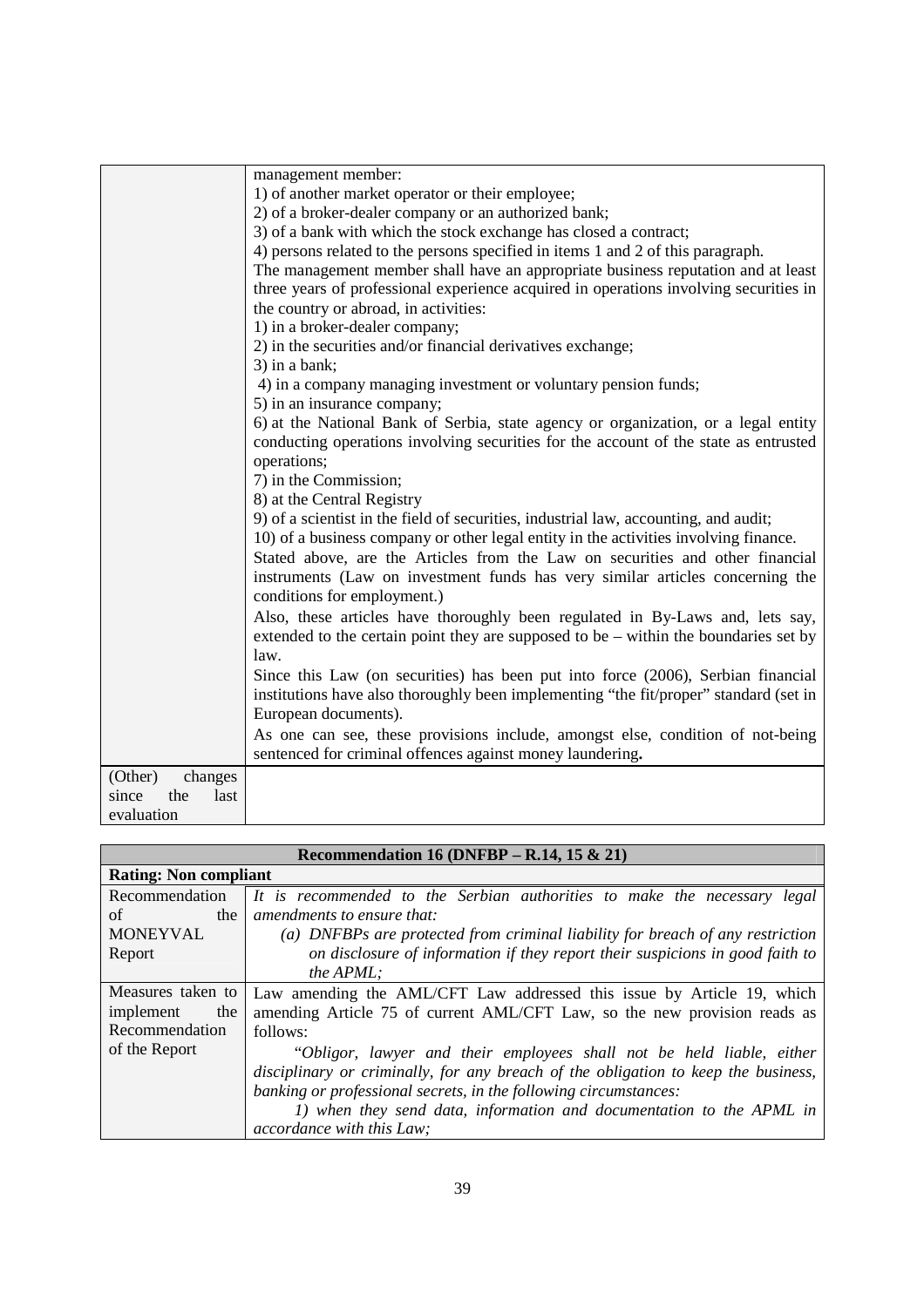| | |
|---|---|
| | management member:<br>1) of another market operator or their employee;<br>2) of a broker-dealer company or an authorized bank;<br>3) of a bank with which the stock exchange has closed a contract;<br>4) persons related to the persons specified in items 1 and 2 of this paragraph.<br>The management member shall have an appropriate business reputation and at least three years of professional experience acquired in operations involving securities in the country or abroad, in activities:<br>1) in a broker-dealer company;<br>2) in the securities and/or financial derivatives exchange;<br>3) in a bank;<br>4) in a company managing investment or voluntary pension funds;<br>5) in an insurance company;<br>6) at the National Bank of Serbia, state agency or organization, or a legal entity conducting operations involving securities for the account of the state as entrusted operations;<br>7) in the Commission;<br>8) at the Central Registry<br>9) of a scientist in the field of securities, industrial law, accounting, and audit;<br>10) of a business company or other legal entity in the activities involving finance.<br>Stated above, are the Articles from the Law on securities and other financial instruments (Law on investment funds has very similar articles concerning the conditions for employment.)<br>Also, these articles have thoroughly been regulated in By-Laws and, lets say, extended to the certain point they are supposed to be – within the boundaries set by law.<br>Since this Law (on securities) has been put into force (2006), Serbian financial institutions have also thoroughly been implementing "the fit/proper" standard (set in European documents).<br>As one can see, these provisions include, amongst else, condition of not-being sentenced for criminal offences against money laundering**.** |
| (Other) changes since the last evaluation | |

| **Recommendation 16 (DNFBP – R.14, 15 & 21)** | |
|---|---|
| **Rating: Non compliant** | |
| Recommendation of the MONEYVAL Report | *It is recommended to the Serbian authorities to make the necessary legal amendments to ensure that:*<br>*(a) DNFBPs are protected from criminal liability for breach of any restriction on disclosure of information if they report their suspicions in good faith to the APML;* |
| Measures taken to implement the Recommendation of the Report | Law amending the AML/CFT Law addressed this issue by Article 19, which amending Article 75 of current AML/CFT Law, so the new provision reads as follows:<br>*"Obligor, lawyer and their employees shall not be held liable, either disciplinary or criminally, for any breach of the obligation to keep the business, banking or professional secrets, in the following circumstances:*<br>*1) when they send data, information and documentation to the APML in accordance with this Law;* |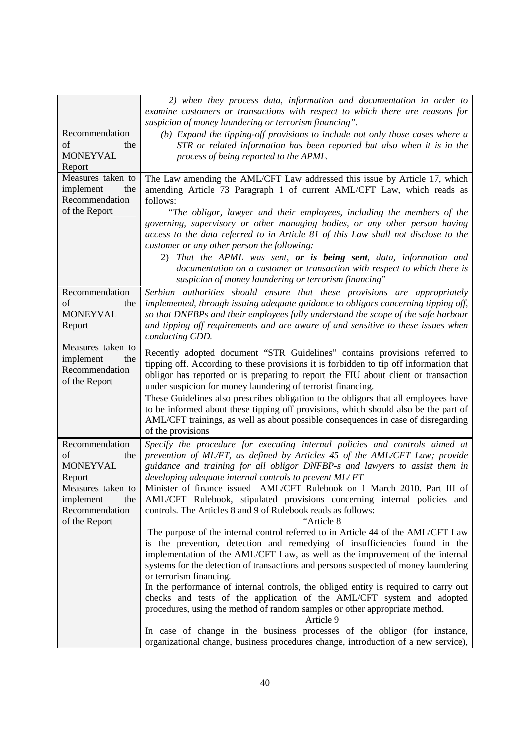| | |
|---|---|
| | *2) when they process data, information and documentation in order to examine customers or transactions with respect to which there are reasons for suspicion of money laundering or terrorism financing".* |
| Recommendation of the MONEYVAL Report | *(b) Expand the tipping-off provisions to include not only those cases where a STR or related information has been reported but also when it is in the process of being reported to the APML.* |
| Measures taken to implement the Recommendation of the Report | The Law amending the AML/CFT Law addressed this issue by Article 17, which amending Article 73 Paragraph 1 of current AML/CFT Law, which reads as follows:<br>*"The obligor, lawyer and their employees, including the members of the governing, supervisory or other managing bodies, or any other person having access to the data referred to in Article 81 of this Law shall not disclose to the customer or any other person the following:*<br>2) *That the APML was sent, **or is being sent**, data, information and documentation on a customer or transaction with respect to which there is suspicion of money laundering or terrorism financing*" |
| Recommendation of the MONEYVAL Report | *Serbian authorities should ensure that these provisions are appropriately implemented, through issuing adequate guidance to obligors concerning tipping off, so that DNFBPs and their employees fully understand the scope of the safe harbour and tipping off requirements and are aware of and sensitive to these issues when conducting CDD.* |
| Measures taken to implement the Recommendation of the Report | Recently adopted document "STR Guidelines" contains provisions referred to tipping off. According to these provisions it is forbidden to tip off information that obligor has reported or is preparing to report the FIU about client or transaction under suspicion for money laundering of terrorist financing.<br>These Guidelines also prescribes obligation to the obligors that all employees have to be informed about these tipping off provisions, which should also be the part of AML/CFT trainings, as well as about possible consequences in case of disregarding of the provisions |
| Recommendation of the MONEYVAL Report | *Specify the procedure for executing internal policies and controls aimed at prevention of ML/FT, as defined by Articles 45 of the AML/CFT Law; provide guidance and training for all obligor DNFBP-s and lawyers to assist them in developing adequate internal controls to prevent ML/ FT* |
| Measures taken to implement the Recommendation of the Report | Minister of finance issued AML/CFT Rulebook on 1 March 2010. Part III of AML/CFT Rulebook, stipulated provisions concerning internal policies and controls. The Articles 8 and 9 of Rulebook reads as follows:<br>"Article 8<br>The purpose of the internal control referred to in Article 44 of the AML/CFT Law is the prevention, detection and remedying of insufficiencies found in the implementation of the AML/CFT Law, as well as the improvement of the internal systems for the detection of transactions and persons suspected of money laundering or terrorism financing.<br>In the performance of internal controls, the obliged entity is required to carry out checks and tests of the application of the AML/CFT system and adopted procedures, using the method of random samples or other appropriate method.<br>Article 9<br>In case of change in the business processes of the obligor (for instance, organizational change, business procedures change, introduction of a new service), |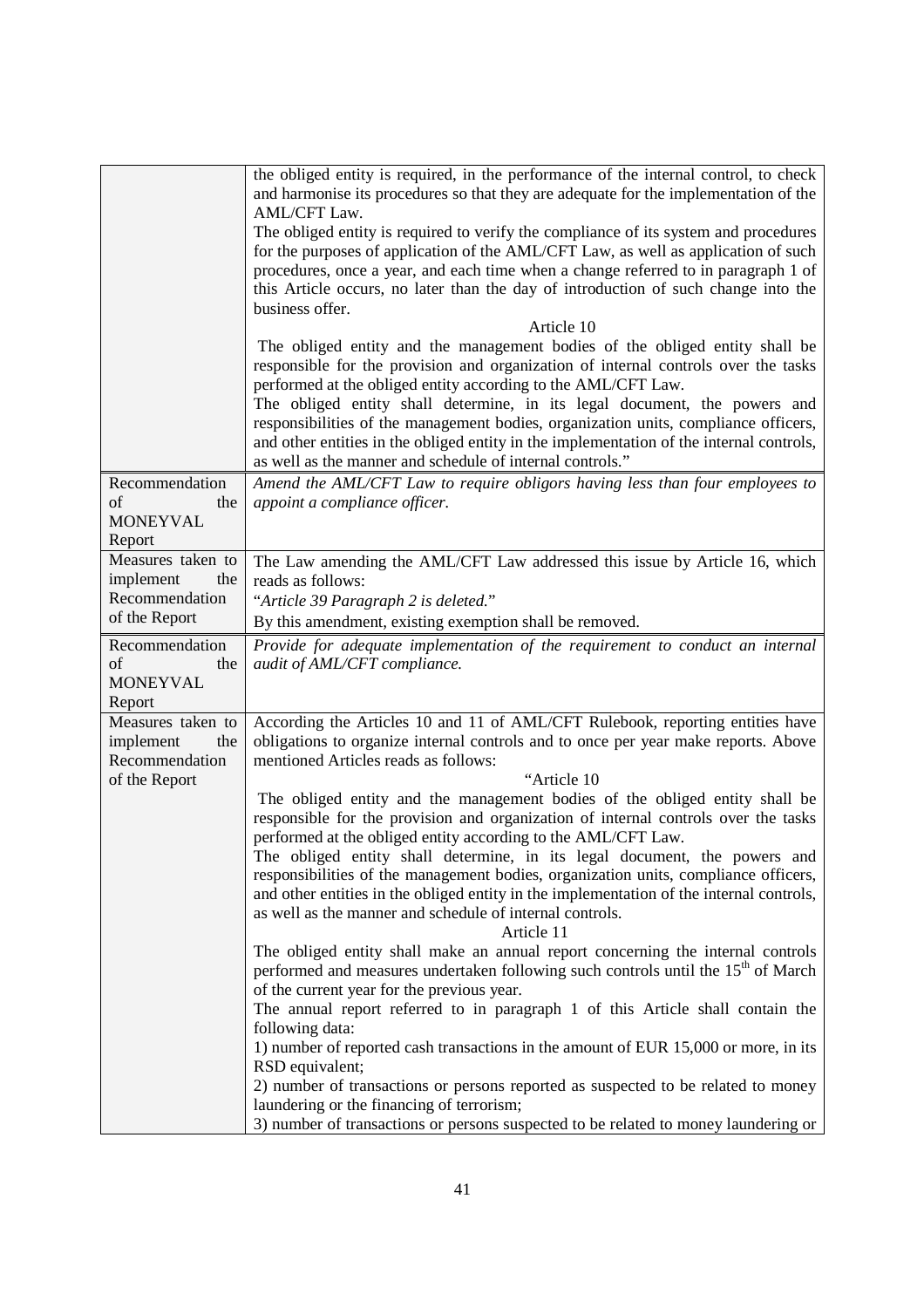| | |
|---|---|
| | the obliged entity is required, in the performance of the internal control, to check and harmonise its procedures so that they are adequate for the implementation of the AML/CFT Law.<br>The obliged entity is required to verify the compliance of its system and procedures for the purposes of application of the AML/CFT Law, as well as application of such procedures, once a year, and each time when a change referred to in paragraph 1 of this Article occurs, no later than the day of introduction of such change into the business offer.<br>Article 10<br>The obliged entity and the management bodies of the obliged entity shall be responsible for the provision and organization of internal controls over the tasks performed at the obliged entity according to the AML/CFT Law.<br>The obliged entity shall determine, in its legal document, the powers and responsibilities of the management bodies, organization units, compliance officers, and other entities in the obliged entity in the implementation of the internal controls, as well as the manner and schedule of internal controls." |
| Recommendation of the MONEYVAL Report | *Amend the AML/CFT Law to require obligors having less than four employees to appoint a compliance officer.* |
| Measures taken to implement the Recommendation of the Report | The Law amending the AML/CFT Law addressed this issue by Article 16, which reads as follows:<br>"*Article 39 Paragraph 2 is deleted.*"<br>By this amendment, existing exemption shall be removed. |
| Recommendation of the MONEYVAL Report | *Provide for adequate implementation of the requirement to conduct an internal audit of AML/CFT compliance.* |
| Measures taken to implement the Recommendation of the Report | According the Articles 10 and 11 of AML/CFT Rulebook, reporting entities have obligations to organize internal controls and to once per year make reports. Above mentioned Articles reads as follows:<br>"Article 10<br>The obliged entity and the management bodies of the obliged entity shall be responsible for the provision and organization of internal controls over the tasks performed at the obliged entity according to the AML/CFT Law.<br>The obliged entity shall determine, in its legal document, the powers and responsibilities of the management bodies, organization units, compliance officers, and other entities in the obliged entity in the implementation of the internal controls, as well as the manner and schedule of internal controls.<br>Article 11<br>The obliged entity shall make an annual report concerning the internal controls performed and measures undertaken following such controls until the 15th of March of the current year for the previous year.<br>The annual report referred to in paragraph 1 of this Article shall contain the following data:<br>1) number of reported cash transactions in the amount of EUR 15,000 or more, in its RSD equivalent;<br>2) number of transactions or persons reported as suspected to be related to money laundering or the financing of terrorism;<br>3) number of transactions or persons suspected to be related to money laundering or |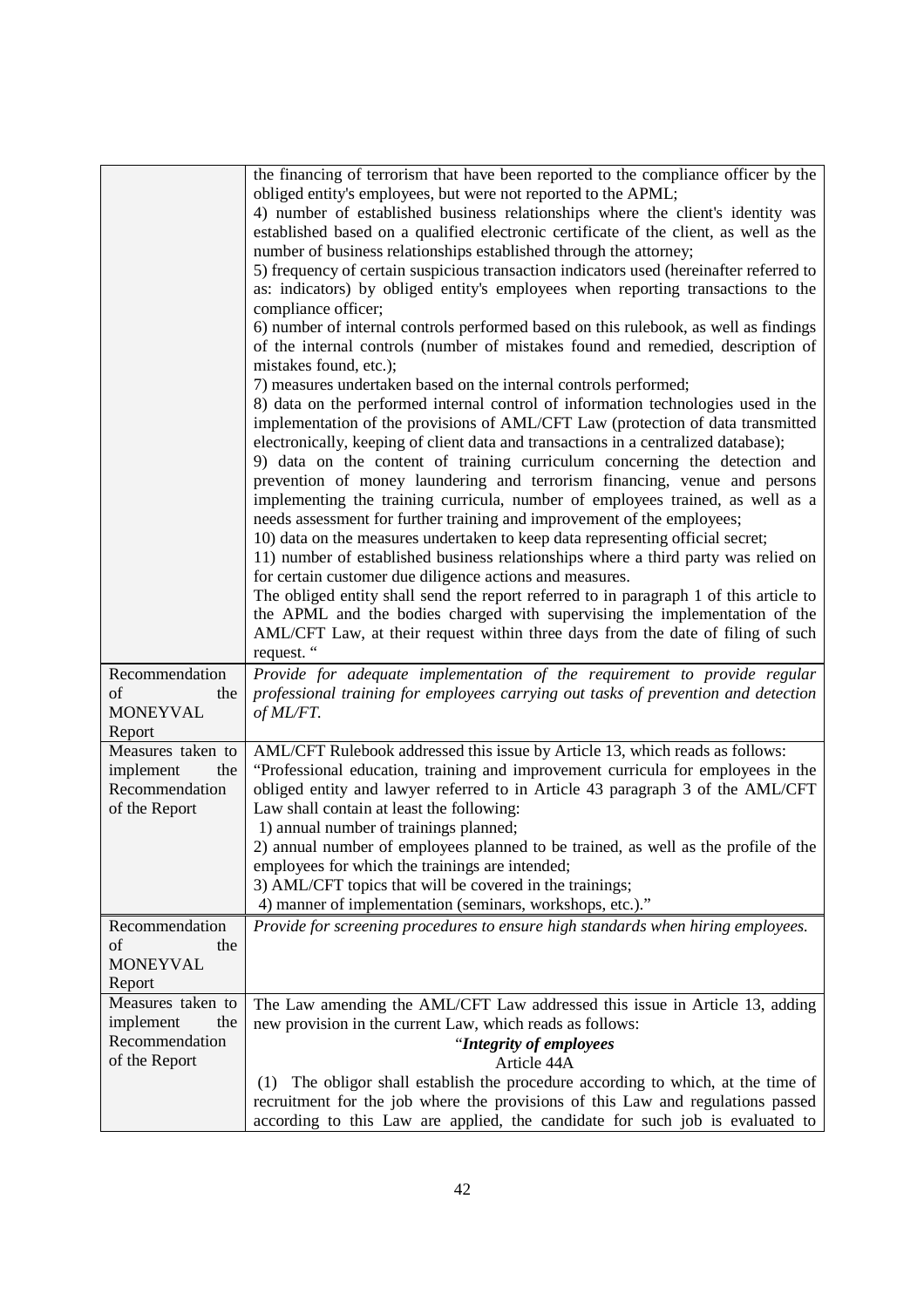| | |
|---|---|
| | the financing of terrorism that have been reported to the compliance officer by the obliged entity's employees, but were not reported to the APML;<br>4) number of established business relationships where the client's identity was established based on a qualified electronic certificate of the client, as well as the number of business relationships established through the attorney;<br>5) frequency of certain suspicious transaction indicators used (hereinafter referred to as: indicators) by obliged entity's employees when reporting transactions to the compliance officer;<br>6) number of internal controls performed based on this rulebook, as well as findings of the internal controls (number of mistakes found and remedied, description of mistakes found, etc.);<br>7) measures undertaken based on the internal controls performed;<br>8) data on the performed internal control of information technologies used in the implementation of the provisions of AML/CFT Law (protection of data transmitted electronically, keeping of client data and transactions in a centralized database);<br>9) data on the content of training curriculum concerning the detection and prevention of money laundering and terrorism financing, venue and persons implementing the training curricula, number of employees trained, as well as a needs assessment for further training and improvement of the employees;<br>10) data on the measures undertaken to keep data representing official secret;<br>11) number of established business relationships where a third party was relied on for certain customer due diligence actions and measures.<br>The obliged entity shall send the report referred to in paragraph 1 of this article to the APML and the bodies charged with supervising the implementation of the AML/CFT Law, at their request within three days from the date of filing of such request. " |
| Recommendation of the MONEYVAL Report | *Provide for adequate implementation of the requirement to provide regular professional training for employees carrying out tasks of prevention and detection of ML/FT.* |
| Measures taken to implement the Recommendation of the Report | AML/CFT Rulebook addressed this issue by Article 13, which reads as follows:<br>"Professional education, training and improvement curricula for employees in the obliged entity and lawyer referred to in Article 43 paragraph 3 of the AML/CFT Law shall contain at least the following:<br>1) annual number of trainings planned;<br>2) annual number of employees planned to be trained, as well as the profile of the employees for which the trainings are intended;<br>3) AML/CFT topics that will be covered in the trainings;<br>4) manner of implementation (seminars, workshops, etc.)." |
| Recommendation of the MONEYVAL Report | *Provide for screening procedures to ensure high standards when hiring employees.* |
| Measures taken to implement the Recommendation of the Report | The Law amending the AML/CFT Law addressed this issue in Article 13, adding new provision in the current Law, which reads as follows:<br>"***Integrity of employees***<br>Article 44A<br>(1) The obligor shall establish the procedure according to which, at the time of recruitment for the job where the provisions of this Law and regulations passed according to this Law are applied, the candidate for such job is evaluated to |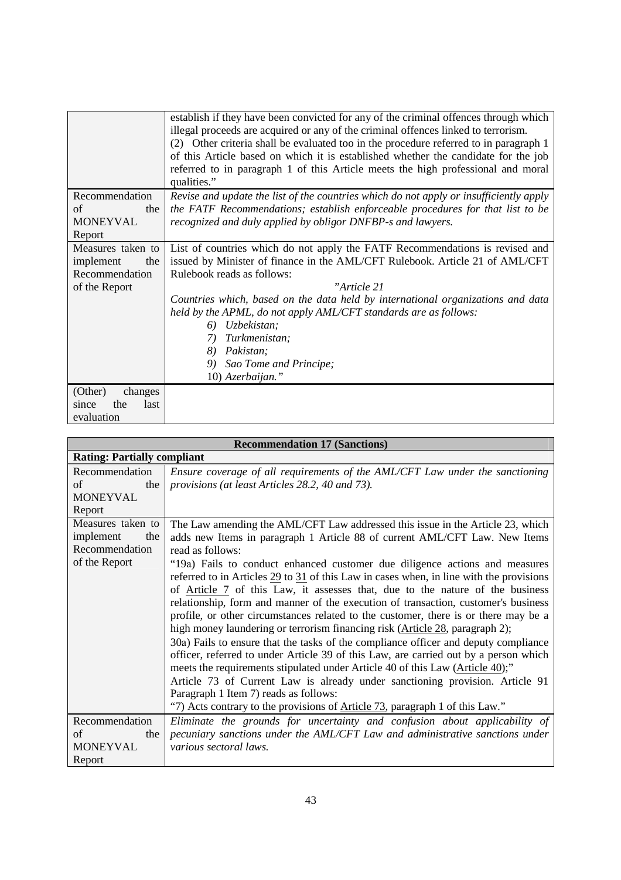| | |
|---|---|
| | establish if they have been convicted for any of the criminal offences through which illegal proceeds are acquired or any of the criminal offences linked to terrorism.<br>(2) Other criteria shall be evaluated too in the procedure referred to in paragraph 1 of this Article based on which it is established whether the candidate for the job referred to in paragraph 1 of this Article meets the high professional and moral qualities." |
| Recommendation of the MONEYVAL Report | *Revise and update the list of the countries which do not apply or insufficiently apply the FATF Recommendations; establish enforceable procedures for that list to be recognized and duly applied by obligor DNFBP-s and lawyers.* |
| Measures taken to implement the Recommendation of the Report | List of countries which do not apply the FATF Recommendations is revised and issued by Minister of finance in the AML/CFT Rulebook. Article 21 of AML/CFT Rulebook reads as follows:<br>*"Article 21*<br>*Countries which, based on the data held by international organizations and data held by the APML, do not apply AML/CFT standards are as follows:*<br>*6) Uzbekistan;*<br>*7) Turkmenistan;*<br>*8) Pakistan;*<br>*9) Sao Tome and Principe;*<br>*10) Azerbaijan."* |
| (Other) changes since the last evaluation | |

| **Recommendation 17 (Sanctions)** | |
|---|---|
| **Rating: Partially compliant** | |
| Recommendation of the MONEYVAL Report | *Ensure coverage of all requirements of the AML/CFT Law under the sanctioning provisions (at least Articles 28.2, 40 and 73).* |
| Measures taken to implement the Recommendation of the Report | The Law amending the AML/CFT Law addressed this issue in the Article 23, which adds new Items in paragraph 1 Article 88 of current AML/CFT Law. New Items read as follows:<br>"19a) Fails to conduct enhanced customer due diligence actions and measures referred to in Articles 29 to 31 of this Law in cases when, in line with the provisions of Article 7 of this Law, it assesses that, due to the nature of the business relationship, form and manner of the execution of transaction, customer's business profile, or other circumstances related to the customer, there is or there may be a high money laundering or terrorism financing risk (Article 28, paragraph 2);<br>30a) Fails to ensure that the tasks of the compliance officer and deputy compliance officer, referred to under Article 39 of this Law, are carried out by a person which meets the requirements stipulated under Article 40 of this Law (Article 40);"<br>Article 73 of Current Law is already under sanctioning provision. Article 91 Paragraph 1 Item 7) reads as follows:<br>"7) Acts contrary to the provisions of Article 73, paragraph 1 of this Law." |
| Recommendation of the MONEYVAL Report | *Eliminate the grounds for uncertainty and confusion about applicability of pecuniary sanctions under the AML/CFT Law and administrative sanctions under various sectoral laws.* |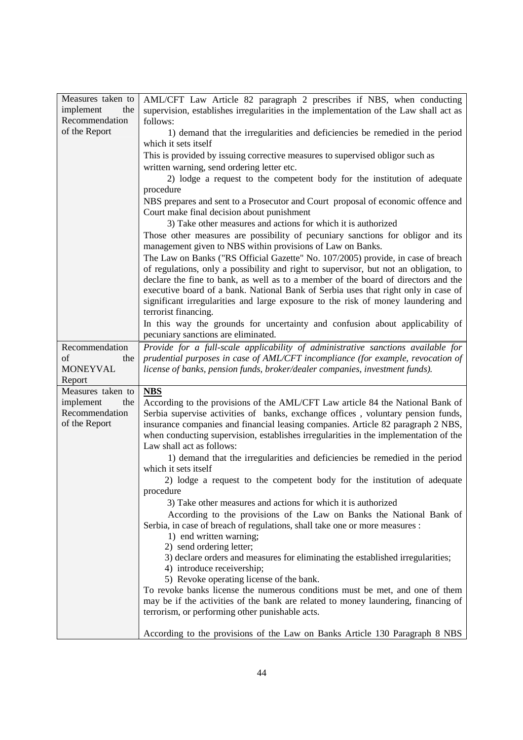| | |
|---|---|
| Measures taken to implement the Recommendation of the Report | AML/CFT Law Article 82 paragraph 2 prescribes if NBS, when conducting supervision, establishes irregularities in the implementation of the Law shall act as follows:<br>1) demand that the irregularities and deficiencies be remedied in the period which it sets itself<br>This is provided by issuing corrective measures to supervised obligor such as written warning, send ordering letter etc.<br>2) lodge a request to the competent body for the institution of adequate procedure<br>NBS prepares and sent to a Prosecutor and Court proposal of economic offence and Court make final decision about punishment<br>3) Take other measures and actions for which it is authorized<br>Those other measures are possibility of pecuniary sanctions for obligor and its management given to NBS within provisions of Law on Banks.<br>The Law on Banks ("RS Official Gazette" No. 107/2005) provide, in case of breach of regulations, only a possibility and right to supervisor, but not an obligation, to declare the fine to bank, as well as to a member of the board of directors and the executive board of a bank. National Bank of Serbia uses that right only in case of significant irregularities and large exposure to the risk of money laundering and terrorist financing.<br>In this way the grounds for uncertainty and confusion about applicability of pecuniary sanctions are eliminated. |
| Recommendation of the MONEYVAL Report | *Provide for a full-scale applicability of administrative sanctions available for prudential purposes in case of AML/CFT incompliance (for example, revocation of license of banks, pension funds, broker/dealer companies, investment funds).* |
| Measures taken to implement the Recommendation of the Report | **NBS**<br>According to the provisions of the AML/CFT Law article 84 the National Bank of Serbia supervise activities of banks, exchange offices , voluntary pension funds, insurance companies and financial leasing companies. Article 82 paragraph 2 NBS, when conducting supervision, establishes irregularities in the implementation of the Law shall act as follows:<br>1) demand that the irregularities and deficiencies be remedied in the period which it sets itself<br>2) lodge a request to the competent body for the institution of adequate procedure<br>3) Take other measures and actions for which it is authorized<br>According to the provisions of the Law on Banks the National Bank of Serbia, in case of breach of regulations, shall take one or more measures :<br>1) end written warning;<br>2) send ordering letter;<br>3) declare orders and measures for eliminating the established irregularities;<br>4) introduce receivership;<br>5) Revoke operating license of the bank.<br>To revoke banks license the numerous conditions must be met, and one of them may be if the activities of the bank are related to money laundering, financing of terrorism, or performing other punishable acts.<br><br>According to the provisions of the Law on Banks Article 130 Paragraph 8 NBS |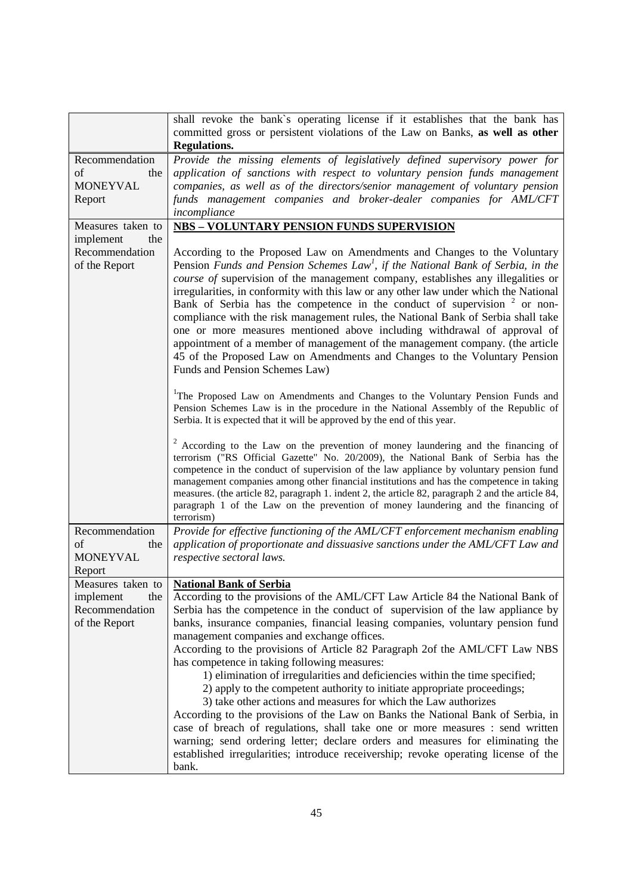| | |
|---|---|
| | shall revoke the bank`s operating license if it establishes that the bank has committed gross or persistent violations of the Law on Banks, **as well as other Regulations.** |
| Recommendation of the MONEYVAL Report | *Provide the missing elements of legislatively defined supervisory power for application of sanctions with respect to voluntary pension funds management companies, as well as of the directors/senior management of voluntary pension funds management companies and broker-dealer companies for AML/CFT incompliance* |
| Measures taken to implement the Recommendation of the Report | **<u>NBS – VOLUNTARY PENSION FUNDS SUPERVISION</u>**<br><br>According to the Proposed Law on Amendments and Changes to the Voluntary Pension *Funds and Pension Schemes Law*[1]*, if the National Bank of Serbia, in the course of* supervision of the management company, establishes any illegalities or irregularities, in conformity with this law or any other law under which the National Bank of Serbia has the competence in the conduct of supervision [2] or non-compliance with the risk management rules, the National Bank of Serbia shall take one or more measures mentioned above including withdrawal of approval of appointment of a member of management of the management company. (the article 45 of the Proposed Law on Amendments and Changes to the Voluntary Pension Funds and Pension Schemes Law)<br><br>[1]The Proposed Law on Amendments and Changes to the Voluntary Pension Funds and Pension Schemes Law is in the procedure in the National Assembly of the Republic of Serbia. It is expected that it will be approved by the end of this year.<br><br>[2] According to the Law on the prevention of money laundering and the financing of terrorism ("RS Official Gazette" No. 20/2009), the National Bank of Serbia has the competence in the conduct of supervision of the law appliance by voluntary pension fund management companies among other financial institutions and has the competence in taking measures. (the article 82, paragraph 1. indent 2, the article 82, paragraph 2 and the article 84, paragraph 1 of the Law on the prevention of money laundering and the financing of terrorism) |
| Recommendation of the MONEYVAL Report | *Provide for effective functioning of the AML/CFT enforcement mechanism enabling application of proportionate and dissuasive sanctions under the AML/CFT Law and respective sectoral laws.* |
| Measures taken to implement the Recommendation of the Report | **<u>National Bank of Serbia</u>**<br>According to the provisions of the AML/CFT Law Article 84 the National Bank of Serbia has the competence in the conduct of supervision of the law appliance by banks, insurance companies, financial leasing companies, voluntary pension fund management companies and exchange offices.<br>According to the provisions of Article 82 Paragraph 2of the AML/CFT Law NBS has competence in taking following measures:<br>1) elimination of irregularities and deficiencies within the time specified;<br>2) apply to the competent authority to initiate appropriate proceedings;<br>3) take other actions and measures for which the Law authorizes<br>According to the provisions of the Law on Banks the National Bank of Serbia, in case of breach of regulations, shall take one or more measures : send written warning; send ordering letter; declare orders and measures for eliminating the established irregularities; introduce receivership; revoke operating license of the bank. |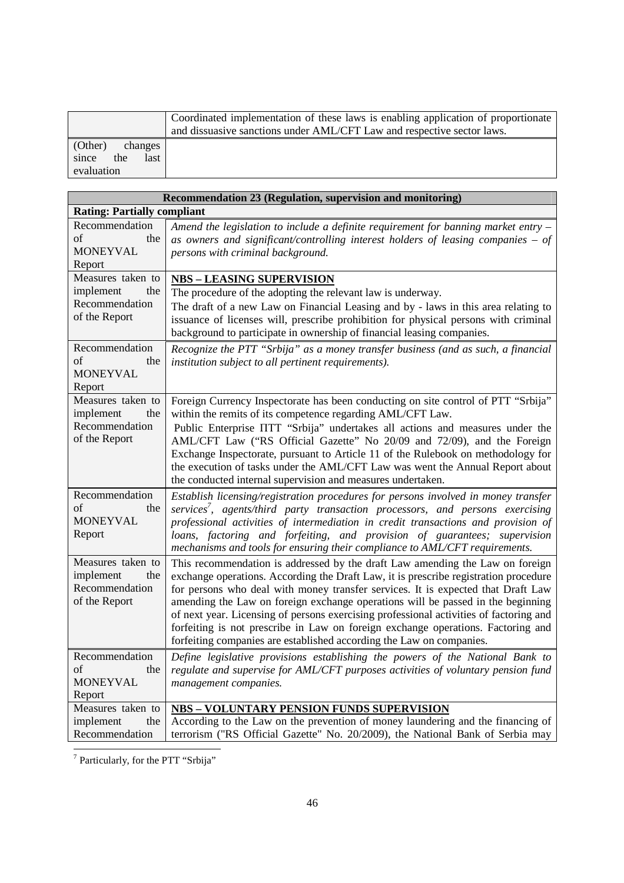| | |
|---|---|
| | Coordinated implementation of these laws is enabling application of proportionate and dissuasive sanctions under AML/CFT Law and respective sector laws. |
| (Other) changes since the last evaluation | |

| **Recommendation 23 (Regulation, supervision and monitoring)** | |
|---|---|
| **Rating: Partially compliant** | |
| Recommendation of the MONEYVAL Report | *Amend the legislation to include a definite requirement for banning market entry – as owners and significant/controlling interest holders of leasing companies – of persons with criminal background.* |
| Measures taken to implement the Recommendation of the Report | **NBS – LEASING SUPERVISION**<br>The procedure of the adopting the relevant law is underway.<br>The draft of a new Law on Financial Leasing and by - laws in this area relating to issuance of licenses will, prescribe prohibition for physical persons with criminal background to participate in ownership of financial leasing companies. |
| Recommendation of the MONEYVAL Report | *Recognize the PTT "Srbija" as a money transfer business (and as such, a financial institution subject to all pertinent requirements).* |
| Measures taken to implement the Recommendation of the Report | Foreign Currency Inspectorate has been conducting on site control of PTT "Srbija" within the remits of its competence regarding AML/CFT Law.<br>Public Enterprise ПТТ "Srbija" undertakes all actions and measures under the AML/CFT Law ("RS Official Gazette" No 20/09 and 72/09), and the Foreign Exchange Inspectorate, pursuant to Article 11 of the Rulebook on methodology for the execution of tasks under the AML/CFT Law was went the Annual Report about the conducted internal supervision and measures undertaken. |
| Recommendation of the MONEYVAL Report | *Establish licensing/registration procedures for persons involved in money transfer services[7], agents/third party transaction processors, and persons exercising professional activities of intermediation in credit transactions and provision of loans, factoring and forfeiting, and provision of guarantees; supervision mechanisms and tools for ensuring their compliance to AML/CFT requirements.* |
| Measures taken to implement the Recommendation of the Report | This recommendation is addressed by the draft Law amending the Law on foreign exchange operations. According the Draft Law, it is prescribe registration procedure for persons who deal with money transfer services. It is expected that Draft Law amending the Law on foreign exchange operations will be passed in the beginning of next year. Licensing of persons exercising professional activities of factoring and forfeiting is not prescribe in Law on foreign exchange operations. Factoring and forfeiting companies are established according the Law on companies. |
| Recommendation of the MONEYVAL Report | *Define legislative provisions establishing the powers of the National Bank to regulate and supervise for AML/CFT purposes activities of voluntary pension fund management companies.* |
| Measures taken to implement the Recommendation | **NBS – VOLUNTARY PENSION FUNDS SUPERVISION**<br>According to the Law on the prevention of money laundering and the financing of terrorism ("RS Official Gazette" No. 20/2009), the National Bank of Serbia may |

[7] Particularly, for the PTT "Srbija"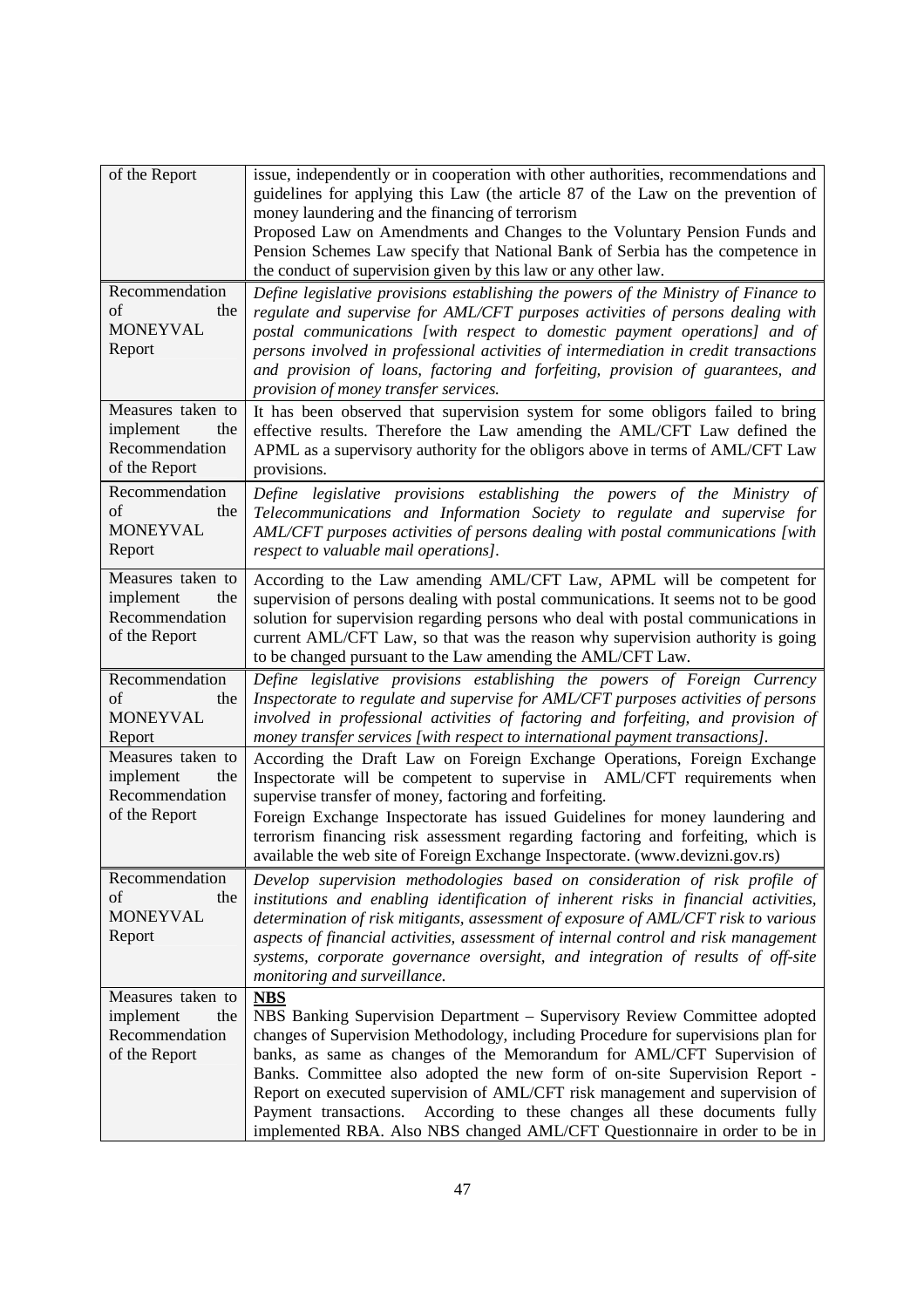| | |
|---|---|
| of the Report | issue, independently or in cooperation with other authorities, recommendations and guidelines for applying this Law (the article 87 of the Law on the prevention of money laundering and the financing of terrorism<br>Proposed Law on Amendments and Changes to the Voluntary Pension Funds and Pension Schemes Law specify that National Bank of Serbia has the competence in the conduct of supervision given by this law or any other law. |
| Recommendation of the MONEYVAL Report | *Define legislative provisions establishing the powers of the Ministry of Finance to regulate and supervise for AML/CFT purposes activities of persons dealing with postal communications [with respect to domestic payment operations] and of persons involved in professional activities of intermediation in credit transactions and provision of loans, factoring and forfeiting, provision of guarantees, and provision of money transfer services.* |
| Measures taken to implement the Recommendation of the Report | It has been observed that supervision system for some obligors failed to bring effective results. Therefore the Law amending the AML/CFT Law defined the APML as a supervisory authority for the obligors above in terms of AML/CFT Law provisions. |
| Recommendation of the MONEYVAL Report | *Define legislative provisions establishing the powers of the Ministry of Telecommunications and Information Society to regulate and supervise for AML/CFT purposes activities of persons dealing with postal communications [with respect to valuable mail operations].* |
| Measures taken to implement the Recommendation of the Report | According to the Law amending AML/CFT Law, APML will be competent for supervision of persons dealing with postal communications. It seems not to be good solution for supervision regarding persons who deal with postal communications in current AML/CFT Law, so that was the reason why supervision authority is going to be changed pursuant to the Law amending the AML/CFT Law. |
| Recommendation of the MONEYVAL Report | *Define legislative provisions establishing the powers of Foreign Currency Inspectorate to regulate and supervise for AML/CFT purposes activities of persons involved in professional activities of factoring and forfeiting, and provision of money transfer services [with respect to international payment transactions].* |
| Measures taken to implement the Recommendation of the Report | According the Draft Law on Foreign Exchange Operations, Foreign Exchange Inspectorate will be competent to supervise in AML/CFT requirements when supervise transfer of money, factoring and forfeiting.<br>Foreign Exchange Inspectorate has issued Guidelines for money laundering and terrorism financing risk assessment regarding factoring and forfeiting, which is available the web site of Foreign Exchange Inspectorate. (www.devizni.gov.rs) |
| Recommendation of the MONEYVAL Report | *Develop supervision methodologies based on consideration of risk profile of institutions and enabling identification of inherent risks in financial activities, determination of risk mitigants, assessment of exposure of AML/CFT risk to various aspects of financial activities, assessment of internal control and risk management systems, corporate governance oversight, and integration of results of off-site monitoring and surveillance.* |
| Measures taken to implement the Recommendation of the Report | **NBS**<br>NBS Banking Supervision Department – Supervisory Review Committee adopted changes of Supervision Methodology, including Procedure for supervisions plan for banks, as same as changes of the Memorandum for AML/CFT Supervision of Banks. Committee also adopted the new form of on-site Supervision Report - Report on executed supervision of AML/CFT risk management and supervision of Payment transactions. According to these changes all these documents fully implemented RBA. Also NBS changed AML/CFT Questionnaire in order to be in |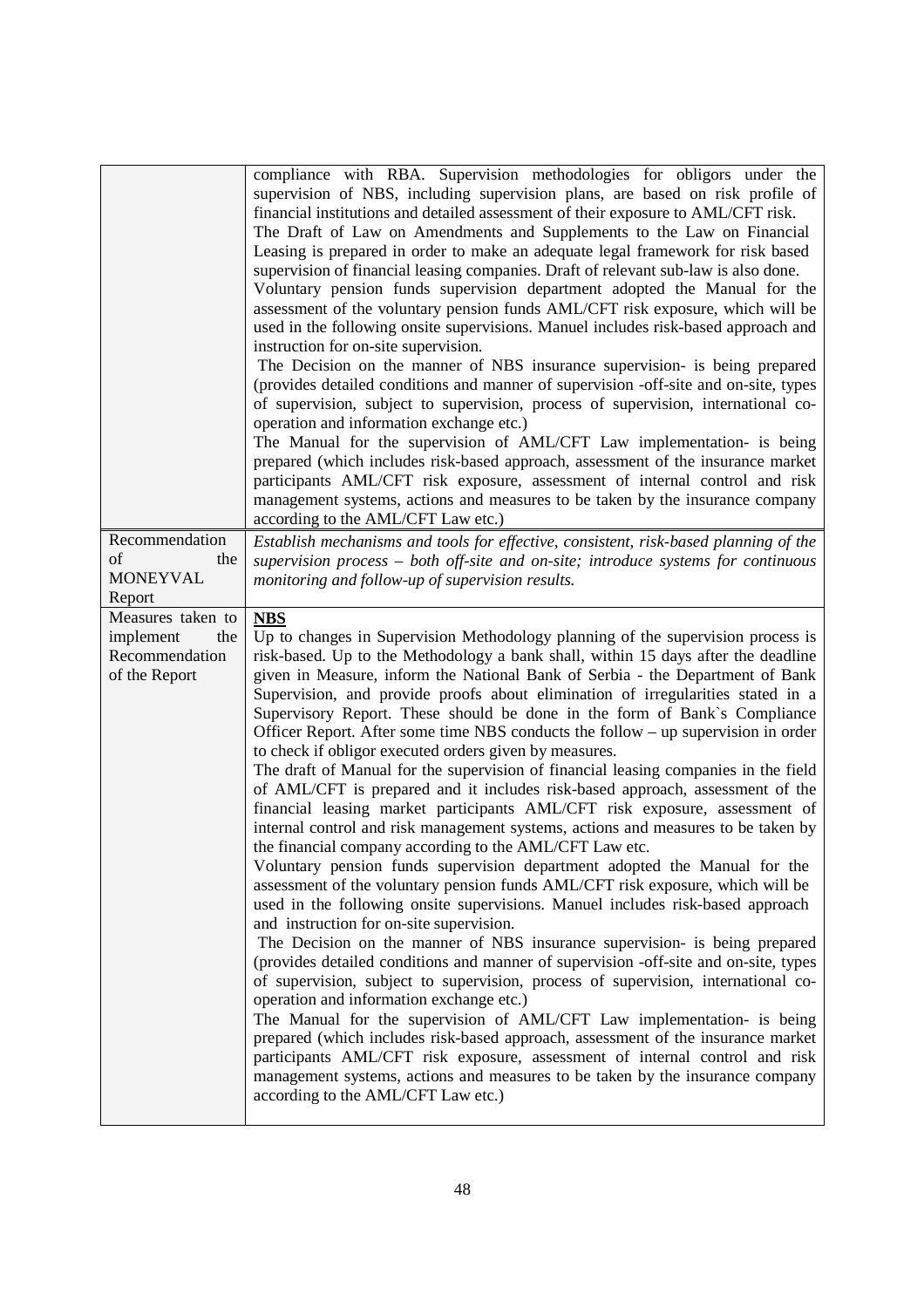| | |
|---|---|
| | compliance with RBA. Supervision methodologies for obligors under the supervision of NBS, including supervision plans, are based on risk profile of financial institutions and detailed assessment of their exposure to AML/CFT risk.<br>The Draft of Law on Amendments and Supplements to the Law on Financial Leasing is prepared in order to make an adequate legal framework for risk based supervision of financial leasing companies. Draft of relevant sub-law is also done.<br>Voluntary pension funds supervision department adopted the Manual for the assessment of the voluntary pension funds AML/CFT risk exposure, which will be used in the following onsite supervisions. Manuel includes risk-based approach and instruction for on-site supervision.<br>The Decision on the manner of NBS insurance supervision- is being prepared (provides detailed conditions and manner of supervision -off-site and on-site, types of supervision, subject to supervision, process of supervision, international co-operation and information exchange etc.)<br>The Manual for the supervision of AML/CFT Law implementation- is being prepared (which includes risk-based approach, assessment of the insurance market participants AML/CFT risk exposure, assessment of internal control and risk management systems, actions and measures to be taken by the insurance company according to the AML/CFT Law etc.) |
| Recommendation of the MONEYVAL Report | *Establish mechanisms and tools for effective, consistent, risk-based planning of the supervision process – both off-site and on-site; introduce systems for continuous monitoring and follow-up of supervision results.* |
| Measures taken to implement the Recommendation of the Report | **NBS**<br>Up to changes in Supervision Methodology planning of the supervision process is risk-based. Up to the Methodology a bank shall, within 15 days after the deadline given in Measure, inform the National Bank of Serbia - the Department of Bank Supervision, and provide proofs about elimination of irregularities stated in a Supervisory Report. These should be done in the form of Bank`s Compliance Officer Report. After some time NBS conducts the follow – up supervision in order to check if obligor executed orders given by measures.<br>The draft of Manual for the supervision of financial leasing companies in the field of AML/CFT is prepared and it includes risk-based approach, assessment of the financial leasing market participants AML/CFT risk exposure, assessment of internal control and risk management systems, actions and measures to be taken by the financial company according to the AML/CFT Law etc.<br>Voluntary pension funds supervision department adopted the Manual for the assessment of the voluntary pension funds AML/CFT risk exposure, which will be used in the following onsite supervisions. Manuel includes risk-based approach and instruction for on-site supervision.<br>The Decision on the manner of NBS insurance supervision- is being prepared (provides detailed conditions and manner of supervision -off-site and on-site, types of supervision, subject to supervision, process of supervision, international co-operation and information exchange etc.)<br>The Manual for the supervision of AML/CFT Law implementation- is being prepared (which includes risk-based approach, assessment of the insurance market participants AML/CFT risk exposure, assessment of internal control and risk management systems, actions and measures to be taken by the insurance company according to the AML/CFT Law etc.) |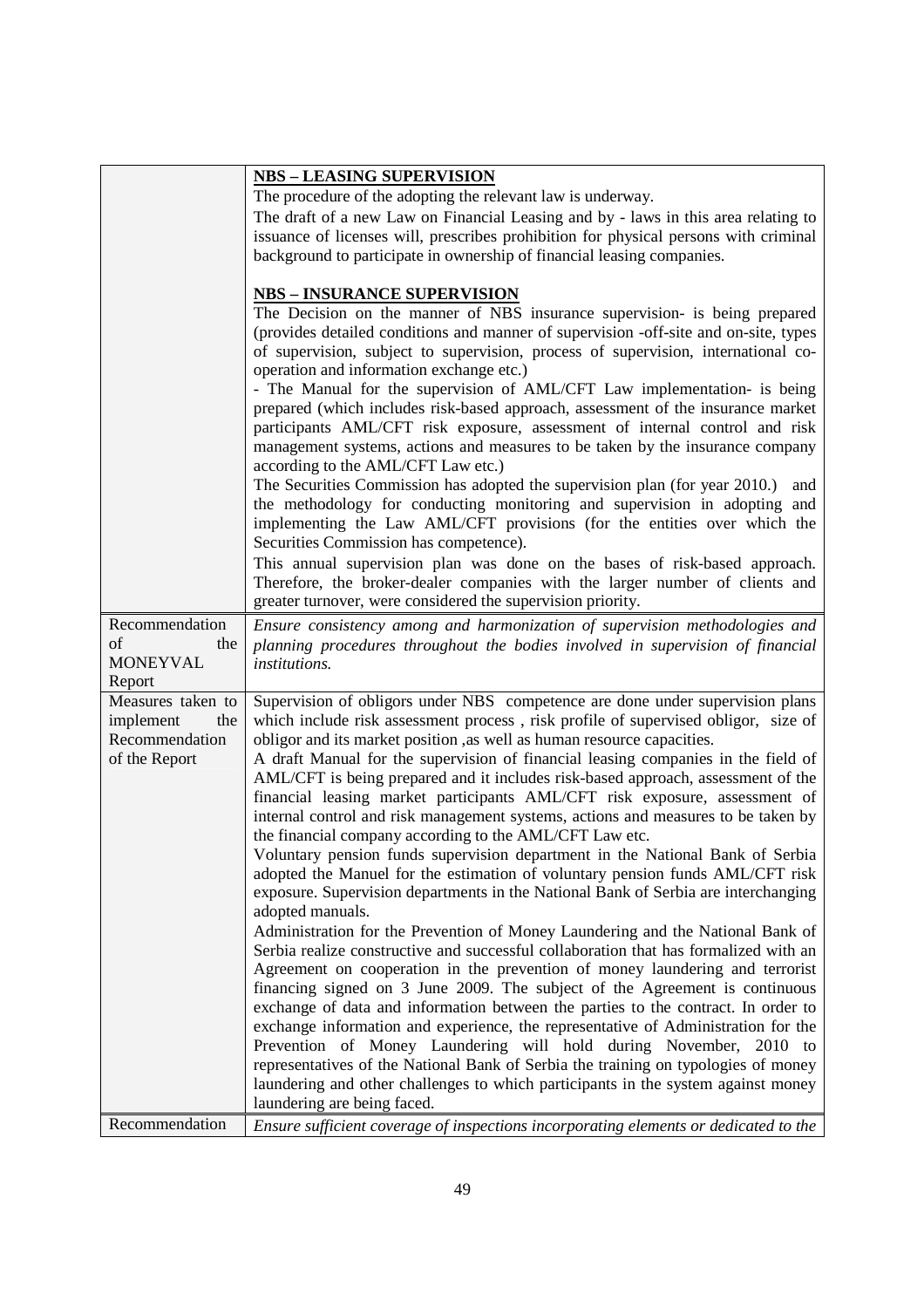| | |
|---|---|
| | **NBS – LEASING SUPERVISION**<br>The procedure of the adopting the relevant law is underway.<br>The draft of a new Law on Financial Leasing and by - laws in this area relating to issuance of licenses will, prescribes prohibition for physical persons with criminal background to participate in ownership of financial leasing companies.<br><br>**NBS – INSURANCE SUPERVISION**<br>The Decision on the manner of NBS insurance supervision- is being prepared (provides detailed conditions and manner of supervision -off-site and on-site, types of supervision, subject to supervision, process of supervision, international co-operation and information exchange etc.)<br>- The Manual for the supervision of AML/CFT Law implementation- is being prepared (which includes risk-based approach, assessment of the insurance market participants AML/CFT risk exposure, assessment of internal control and risk management systems, actions and measures to be taken by the insurance company according to the AML/CFT Law etc.)<br>The Securities Commission has adopted the supervision plan (for year 2010.) and the methodology for conducting monitoring and supervision in adopting and implementing the Law AML/CFT provisions (for the entities over which the Securities Commission has competence).<br>This annual supervision plan was done on the bases of risk-based approach. Therefore, the broker-dealer companies with the larger number of clients and greater turnover, were considered the supervision priority. |
| Recommendation of the MONEYVAL Report | *Ensure consistency among and harmonization of supervision methodologies and planning procedures throughout the bodies involved in supervision of financial institutions.* |
| Measures taken to implement the Recommendation of the Report | Supervision of obligors under NBS competence are done under supervision plans which include risk assessment process , risk profile of supervised obligor, size of obligor and its market position ,as well as human resource capacities.<br>A draft Manual for the supervision of financial leasing companies in the field of AML/CFT is being prepared and it includes risk-based approach, assessment of the financial leasing market participants AML/CFT risk exposure, assessment of internal control and risk management systems, actions and measures to be taken by the financial company according to the AML/CFT Law etc.<br>Voluntary pension funds supervision department in the National Bank of Serbia adopted the Manuel for the estimation of voluntary pension funds AML/CFT risk exposure. Supervision departments in the National Bank of Serbia are interchanging adopted manuals.<br>Administration for the Prevention of Money Laundering and the National Bank of Serbia realize constructive and successful collaboration that has formalized with an Agreement on cooperation in the prevention of money laundering and terrorist financing signed on 3 June 2009. The subject of the Agreement is continuous exchange of data and information between the parties to the contract. In order to exchange information and experience, the representative of Administration for the Prevention of Money Laundering will hold during November, 2010 to representatives of the National Bank of Serbia the training on typologies of money laundering and other challenges to which participants in the system against money laundering are being faced. |
| Recommendation | *Ensure sufficient coverage of inspections incorporating elements or dedicated to the* |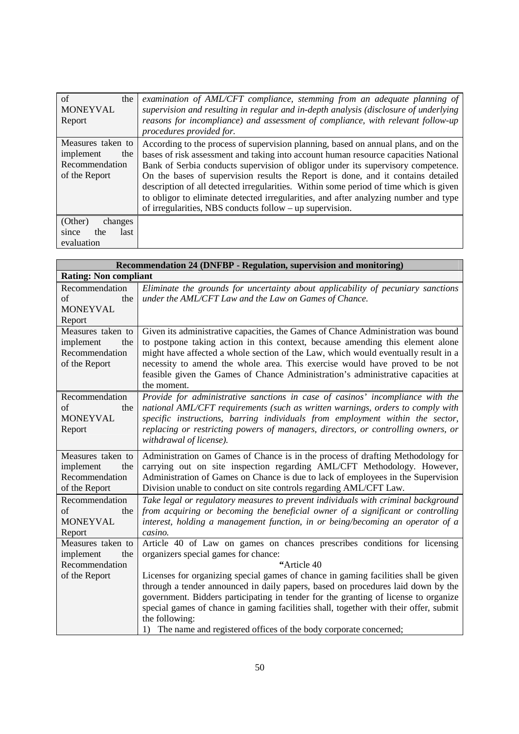| of the MONEYVAL Report | *examination of AML/CFT compliance, stemming from an adequate planning of supervision and resulting in regular and in-depth analysis (disclosure of underlying reasons for incompliance) and assessment of compliance, with relevant follow-up procedures provided for.* |
|---|---|
| Measures taken to implement the Recommendation of the Report | According to the process of supervision planning, based on annual plans, and on the bases of risk assessment and taking into account human resource capacities National Bank of Serbia conducts supervision of obligor under its supervisory competence. On the bases of supervision results the Report is done, and it contains detailed description of all detected irregularities. Within some period of time which is given to obligor to eliminate detected irregularities, and after analyzing number and type of irregularities, NBS conducts follow – up supervision. |
| (Other) changes since the last evaluation | |

| **Recommendation 24 (DNFBP - Regulation, supervision and monitoring)** | |
|---|---|
| **Rating: Non compliant** | |
| Recommendation of the MONEYVAL Report | *Eliminate the grounds for uncertainty about applicability of pecuniary sanctions under the AML/CFT Law and the Law on Games of Chance.* |
| Measures taken to implement the Recommendation of the Report | Given its administrative capacities, the Games of Chance Administration was bound to postpone taking action in this context, because amending this element alone might have affected a whole section of the Law, which would eventually result in a necessity to amend the whole area. This exercise would have proved to be not feasible given the Games of Chance Administration's administrative capacities at the moment. |
| Recommendation of the MONEYVAL Report | *Provide for administrative sanctions in case of casinos' incompliance with the national AML/CFT requirements (such as written warnings, orders to comply with specific instructions, barring individuals from employment within the sector, replacing or restricting powers of managers, directors, or controlling owners, or withdrawal of license).* |
| Measures taken to implement the Recommendation of the Report | Administration on Games of Chance is in the process of drafting Methodology for carrying out on site inspection regarding AML/CFT Methodology. However, Administration of Games on Chance is due to lack of employees in the Supervision Division unable to conduct on site controls regarding AML/CFT Law. |
| Recommendation of the MONEYVAL Report | *Take legal or regulatory measures to prevent individuals with criminal background from acquiring or becoming the beneficial owner of a significant or controlling interest, holding a management function, in or being/becoming an operator of a casino.* |
| Measures taken to implement the Recommendation of the Report | Article 40 of Law on games on chances prescribes conditions for licensing organizers special games for chance:<br>"Article 40<br>Licenses for organizing special games of chance in gaming facilities shall be given through a tender announced in daily papers, based on procedures laid down by the government. Bidders participating in tender for the granting of license to organize special games of chance in gaming facilities shall, together with their offer, submit the following:<br>1) The name and registered offices of the body corporate concerned; |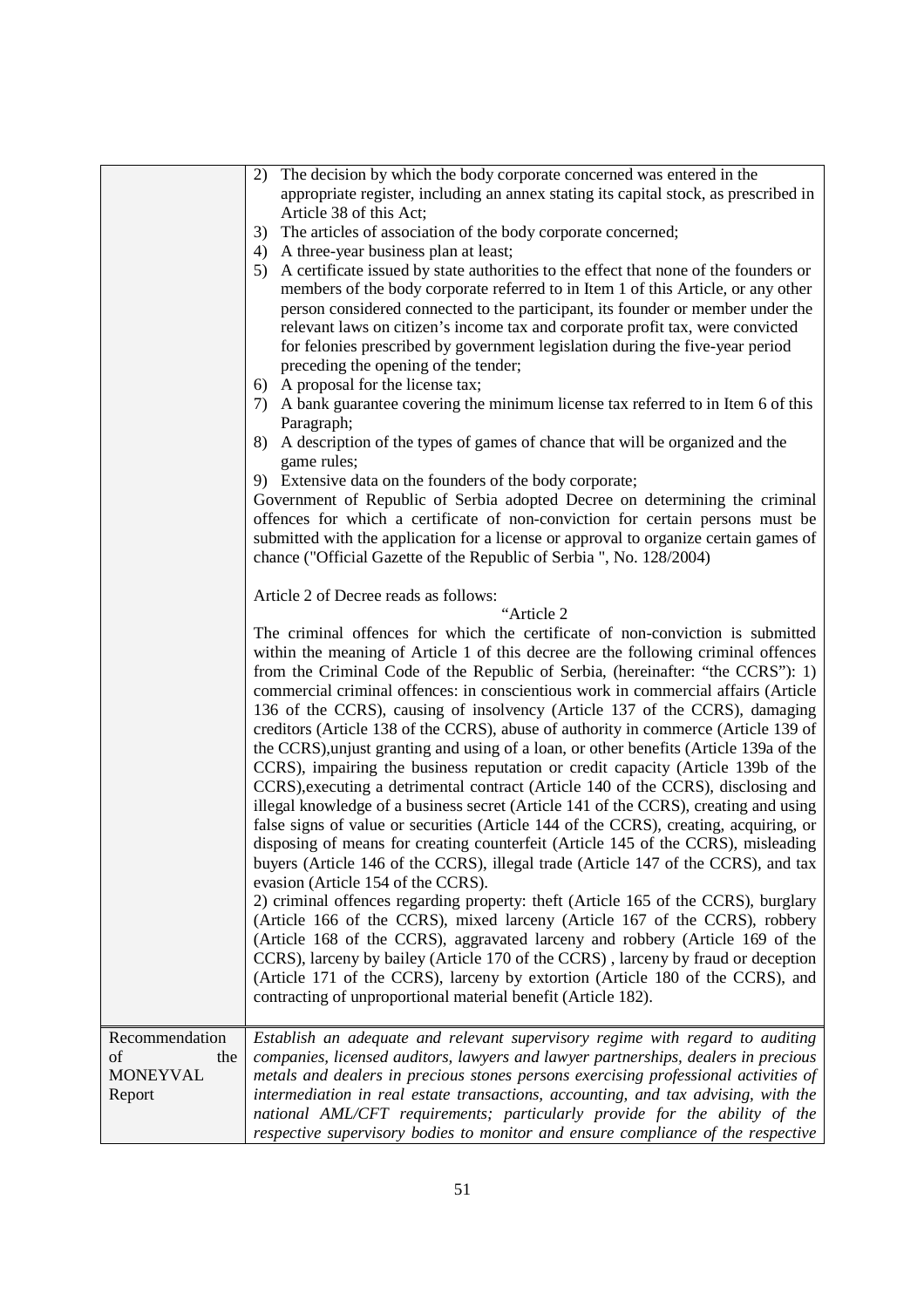| | |
|---|---|
| | 2) The decision by which the body corporate concerned was entered in the appropriate register, including an annex stating its capital stock, as prescribed in Article 38 of this Act;<br>3) The articles of association of the body corporate concerned;<br>4) A three-year business plan at least;<br>5) A certificate issued by state authorities to the effect that none of the founders or members of the body corporate referred to in Item 1 of this Article, or any other person considered connected to the participant, its founder or member under the relevant laws on citizen's income tax and corporate profit tax, were convicted for felonies prescribed by government legislation during the five-year period preceding the opening of the tender;<br>6) A proposal for the license tax;<br>7) A bank guarantee covering the minimum license tax referred to in Item 6 of this Paragraph;<br>8) A description of the types of games of chance that will be organized and the game rules;<br>9) Extensive data on the founders of the body corporate;<br>Government of Republic of Serbia adopted Decree on determining the criminal offences for which a certificate of non-conviction for certain persons must be submitted with the application for a license or approval to organize certain games of chance ("Official Gazette of the Republic of Serbia ", No. 128/2004)<br><br>Article 2 of Decree reads as follows:<br>"Article 2<br>The criminal offences for which the certificate of non-conviction is submitted within the meaning of Article 1 of this decree are the following criminal offences from the Criminal Code of the Republic of Serbia, (hereinafter: "the CCRS"): 1) commercial criminal offences: in conscientious work in commercial affairs (Article 136 of the CCRS), causing of insolvency (Article 137 of the CCRS), damaging creditors (Article 138 of the CCRS), abuse of authority in commerce (Article 139 of the CCRS),unjust granting and using of a loan, or other benefits (Article 139a of the CCRS), impairing the business reputation or credit capacity (Article 139b of the CCRS),executing a detrimental contract (Article 140 of the CCRS), disclosing and illegal knowledge of a business secret (Article 141 of the CCRS), creating and using false signs of value or securities (Article 144 of the CCRS), creating, acquiring, or disposing of means for creating counterfeit (Article 145 of the CCRS), misleading buyers (Article 146 of the CCRS), illegal trade (Article 147 of the CCRS), and tax evasion (Article 154 of the CCRS).<br>2) criminal offences regarding property: theft (Article 165 of the CCRS), burglary (Article 166 of the CCRS), mixed larceny (Article 167 of the CCRS), robbery (Article 168 of the CCRS), aggravated larceny and robbery (Article 169 of the CCRS), larceny by bailey (Article 170 of the CCRS) , larceny by fraud or deception (Article 171 of the CCRS), larceny by extortion (Article 180 of the CCRS), and contracting of unproportional material benefit (Article 182). |
| Recommendation of the MONEYVAL Report | *Establish an adequate and relevant supervisory regime with regard to auditing companies, licensed auditors, lawyers and lawyer partnerships, dealers in precious metals and dealers in precious stones persons exercising professional activities of intermediation in real estate transactions, accounting, and tax advising, with the national AML/CFT requirements; particularly provide for the ability of the respective supervisory bodies to monitor and ensure compliance of the respective* |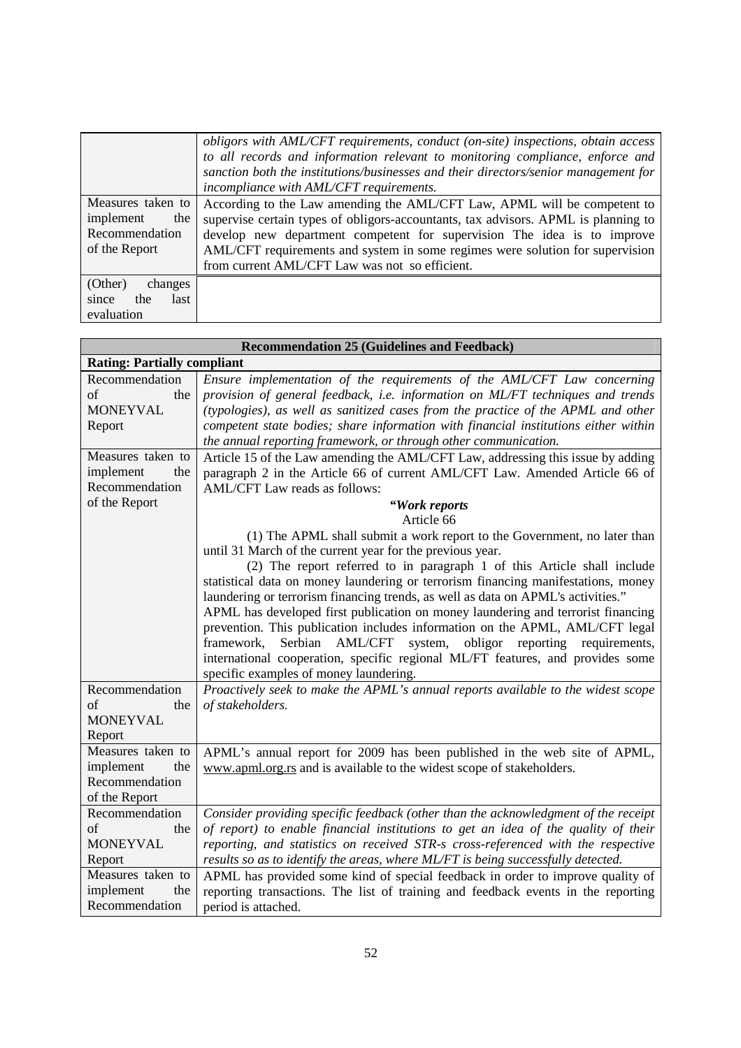| | |
|---|---|
| | *obligors with AML/CFT requirements, conduct (on-site) inspections, obtain access to all records and information relevant to monitoring compliance, enforce and sanction both the institutions/businesses and their directors/senior management for incompliance with AML/CFT requirements.* |
| Measures taken to implement the Recommendation of the Report | According to the Law amending the AML/CFT Law, APML will be competent to supervise certain types of obligors-accountants, tax advisors. APML is planning to develop new department competent for supervision The idea is to improve AML/CFT requirements and system in some regimes were solution for supervision from current AML/CFT Law was not so efficient. |
| (Other) changes since the last evaluation | |

| **Recommendation 25 (Guidelines and Feedback)** | |
|---|---|
| **Rating: Partially compliant** | |
| Recommendation of the MONEYVAL Report | *Ensure implementation of the requirements of the AML/CFT Law concerning provision of general feedback, i.e. information on ML/FT techniques and trends (typologies), as well as sanitized cases from the practice of the APML and other competent state bodies; share information with financial institutions either within the annual reporting framework, or through other communication.* |
| Measures taken to implement the Recommendation of the Report | Article 15 of the Law amending the AML/CFT Law, addressing this issue by adding paragraph 2 in the Article 66 of current AML/CFT Law. Amended Article 66 of AML/CFT Law reads as follows:<br>***"Work reports***<br>Article 66<br>(1) The APML shall submit a work report to the Government, no later than until 31 March of the current year for the previous year.<br>(2) The report referred to in paragraph 1 of this Article shall include statistical data on money laundering or terrorism financing manifestations, money laundering or terrorism financing trends, as well as data on APML's activities."<br>APML has developed first publication on money laundering and terrorist financing prevention. This publication includes information on the APML, AML/CFT legal framework, Serbian AML/CFT system, obligor reporting requirements, international cooperation, specific regional ML/FT features, and provides some specific examples of money laundering. |
| Recommendation of the MONEYVAL Report | *Proactively seek to make the APML's annual reports available to the widest scope of stakeholders.* |
| Measures taken to implement the Recommendation of the Report | APML's annual report for 2009 has been published in the web site of APML, www.apml.org.rs and is available to the widest scope of stakeholders. |
| Recommendation of the MONEYVAL Report | *Consider providing specific feedback (other than the acknowledgment of the receipt of report) to enable financial institutions to get an idea of the quality of their reporting, and statistics on received STR-s cross-referenced with the respective results so as to identify the areas, where ML/FT is being successfully detected.* |
| Measures taken to implement the Recommendation | APML has provided some kind of special feedback in order to improve quality of reporting transactions. The list of training and feedback events in the reporting period is attached. |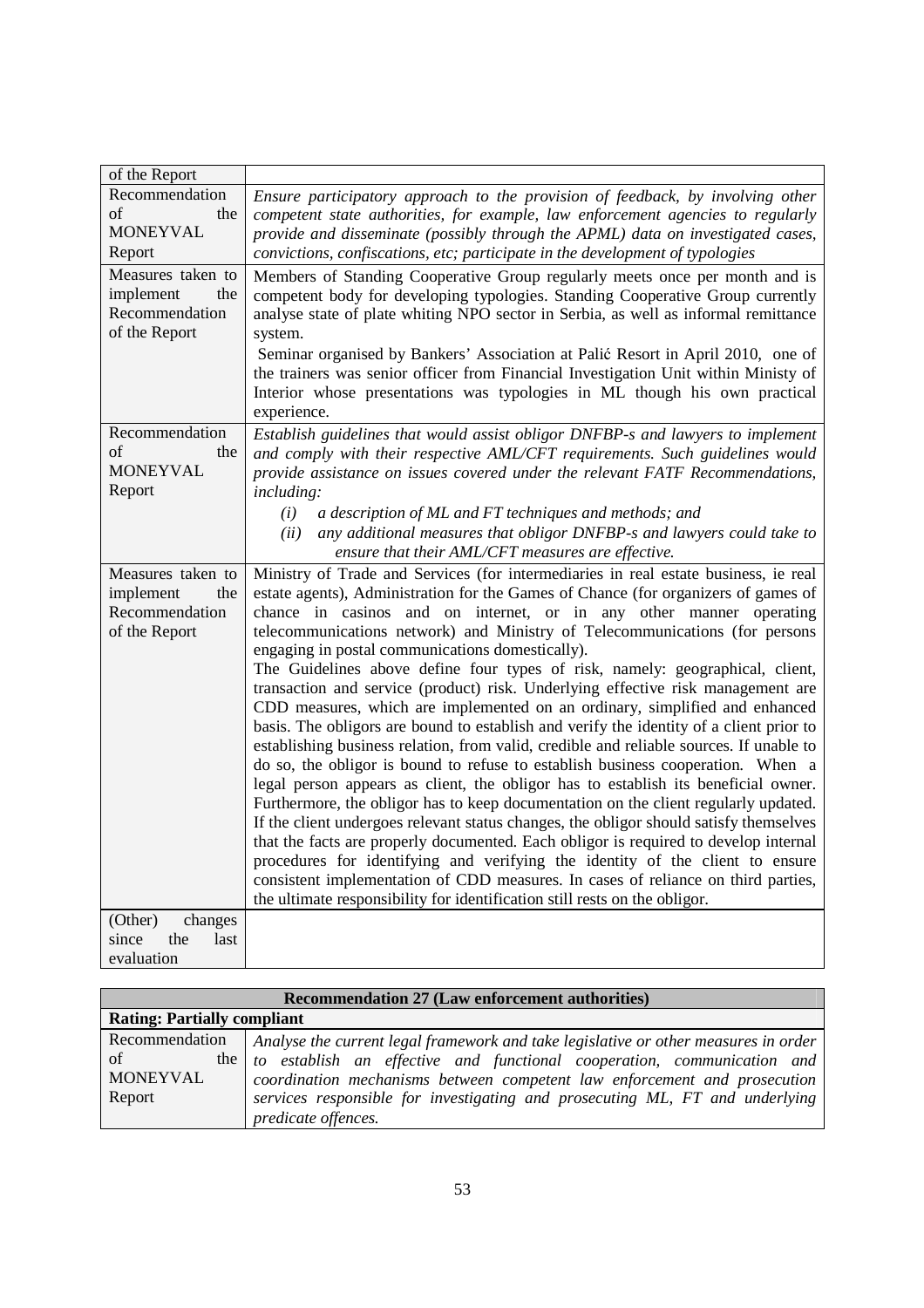| of the Report | |
|---|---|
| Recommendation of the MONEYVAL Report | *Ensure participatory approach to the provision of feedback, by involving other competent state authorities, for example, law enforcement agencies to regularly provide and disseminate (possibly through the APML) data on investigated cases, convictions, confiscations, etc; participate in the development of typologies* |
| Measures taken to implement the Recommendation of the Report | Members of Standing Cooperative Group regularly meets once per month and is competent body for developing typologies. Standing Cooperative Group currently analyse state of plate whiting NPO sector in Serbia, as well as informal remittance system.<br>Seminar organised by Bankers' Association at Palić Resort in April 2010, one of the trainers was senior officer from Financial Investigation Unit within Ministy of Interior whose presentations was typologies in ML though his own practical experience. |
| Recommendation of the MONEYVAL Report | *Establish guidelines that would assist obligor DNFBP-s and lawyers to implement and comply with their respective AML/CFT requirements. Such guidelines would provide assistance on issues covered under the relevant FATF Recommendations, including:*<br>*(i) a description of ML and FT techniques and methods; and*<br>*(ii) any additional measures that obligor DNFBP-s and lawyers could take to ensure that their AML/CFT measures are effective.* |
| Measures taken to implement the Recommendation of the Report | Ministry of Trade and Services (for intermediaries in real estate business, ie real estate agents), Administration for the Games of Chance (for organizers of games of chance in casinos and on internet, or in any other manner operating telecommunications network) and Ministry of Telecommunications (for persons engaging in postal communications domestically).<br>The Guidelines above define four types of risk, namely: geographical, client, transaction and service (product) risk. Underlying effective risk management are CDD measures, which are implemented on an ordinary, simplified and enhanced basis. The obligors are bound to establish and verify the identity of a client prior to establishing business relation, from valid, credible and reliable sources. If unable to do so, the obligor is bound to refuse to establish business cooperation. When a legal person appears as client, the obligor has to establish its beneficial owner. Furthermore, the obligor has to keep documentation on the client regularly updated. If the client undergoes relevant status changes, the obligor should satisfy themselves that the facts are properly documented. Each obligor is required to develop internal procedures for identifying and verifying the identity of the client to ensure consistent implementation of CDD measures. In cases of reliance on third parties, the ultimate responsibility for identification still rests on the obligor. |
| (Other) changes since the last evaluation | |

| **Recommendation 27 (Law enforcement authorities)** | |
|---|---|
| **Rating: Partially compliant** | |
| Recommendation of the MONEYVAL Report | *Analyse the current legal framework and take legislative or other measures in order to establish an effective and functional cooperation, communication and coordination mechanisms between competent law enforcement and prosecution services responsible for investigating and prosecuting ML, FT and underlying predicate offences.* |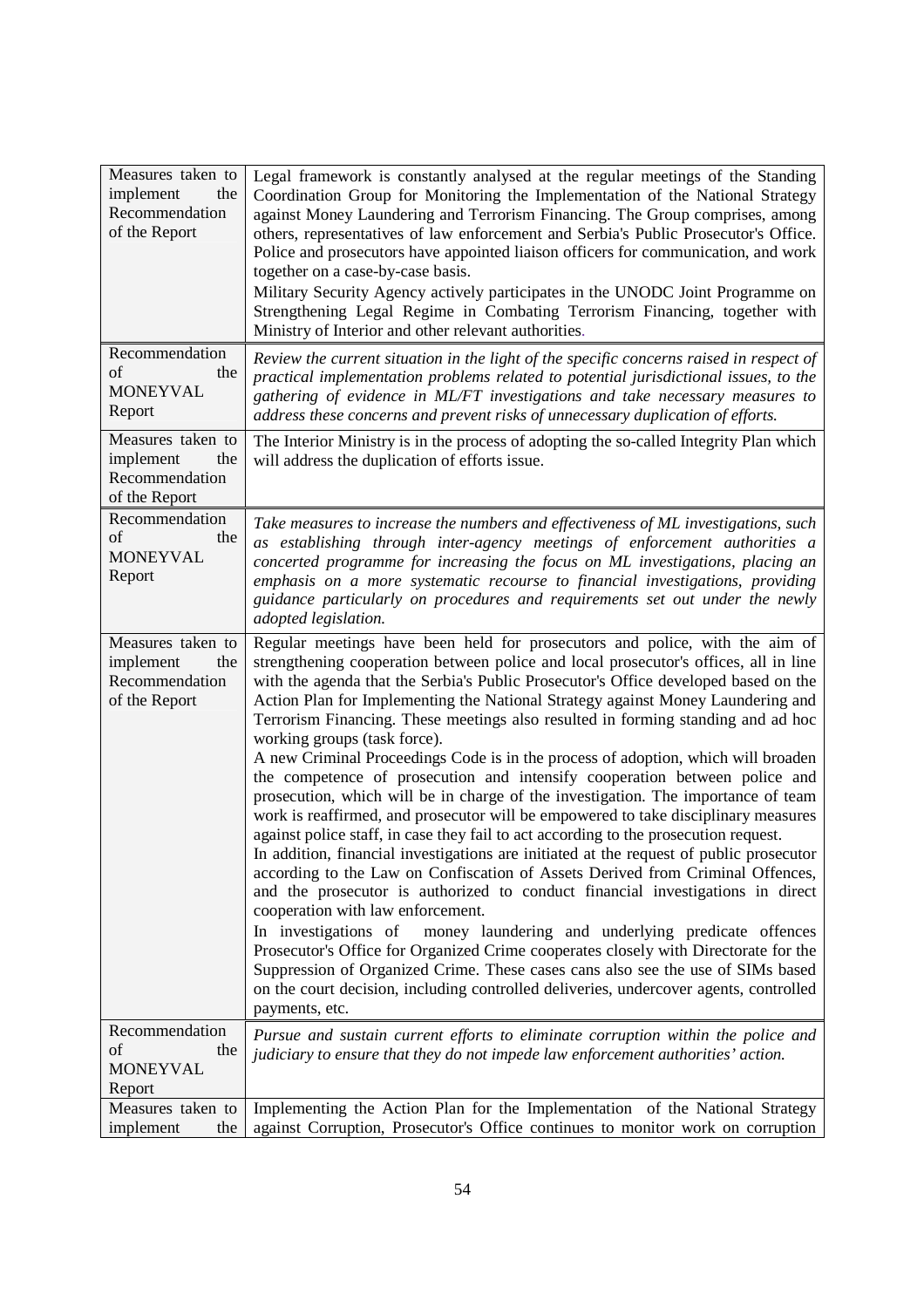| | |
|---|---|
| Measures taken to implement the Recommendation of the Report | Legal framework is constantly analysed at the regular meetings of the Standing Coordination Group for Monitoring the Implementation of the National Strategy against Money Laundering and Terrorism Financing. The Group comprises, among others, representatives of law enforcement and Serbia's Public Prosecutor's Office. Police and prosecutors have appointed liaison officers for communication, and work together on a case-by-case basis.<br>Military Security Agency actively participates in the UNODC Joint Programme on Strengthening Legal Regime in Combating Terrorism Financing, together with Ministry of Interior and other relevant authorities. |
| Recommendation of the MONEYVAL Report | *Review the current situation in the light of the specific concerns raised in respect of practical implementation problems related to potential jurisdictional issues, to the gathering of evidence in ML/FT investigations and take necessary measures to address these concerns and prevent risks of unnecessary duplication of efforts.* |
| Measures taken to implement the Recommendation of the Report | The Interior Ministry is in the process of adopting the so-called Integrity Plan which will address the duplication of efforts issue. |
| Recommendation of the MONEYVAL Report | *Take measures to increase the numbers and effectiveness of ML investigations, such as establishing through inter-agency meetings of enforcement authorities a concerted programme for increasing the focus on ML investigations, placing an emphasis on a more systematic recourse to financial investigations, providing guidance particularly on procedures and requirements set out under the newly adopted legislation.* |
| Measures taken to implement the Recommendation of the Report | Regular meetings have been held for prosecutors and police, with the aim of strengthening cooperation between police and local prosecutor's offices, all in line with the agenda that the Serbia's Public Prosecutor's Office developed based on the Action Plan for Implementing the National Strategy against Money Laundering and Terrorism Financing. These meetings also resulted in forming standing and ad hoc working groups (task force).<br>A new Criminal Proceedings Code is in the process of adoption, which will broaden the competence of prosecution and intensify cooperation between police and prosecution, which will be in charge of the investigation. The importance of team work is reaffirmed, and prosecutor will be empowered to take disciplinary measures against police staff, in case they fail to act according to the prosecution request.<br>In addition, financial investigations are initiated at the request of public prosecutor according to the Law on Confiscation of Assets Derived from Criminal Offences, and the prosecutor is authorized to conduct financial investigations in direct cooperation with law enforcement.<br>In investigations of money laundering and underlying predicate offences Prosecutor's Office for Organized Crime cooperates closely with Directorate for the Suppression of Organized Crime. These cases cans also see the use of SIMs based on the court decision, including controlled deliveries, undercover agents, controlled payments, etc. |
| Recommendation of the MONEYVAL Report | *Pursue and sustain current efforts to eliminate corruption within the police and judiciary to ensure that they do not impede law enforcement authorities' action.* |
| Measures taken to implement the | Implementing the Action Plan for the Implementation of the National Strategy against Corruption, Prosecutor's Office continues to monitor work on corruption |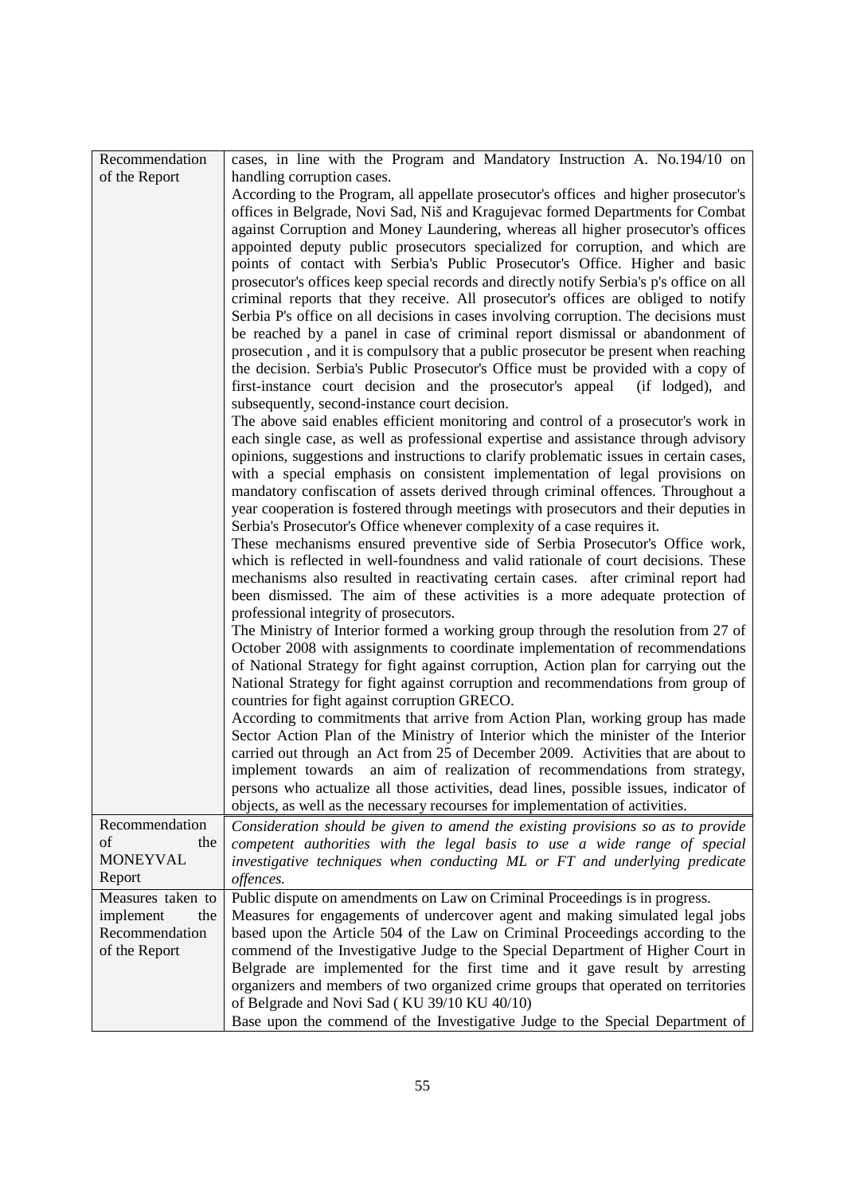| | |
|---|---|
| Recommendation of the Report | cases, in line with the Program and Mandatory Instruction A. No.194/10 on handling corruption cases.<br>According to the Program, all appellate prosecutor's offices and higher prosecutor's offices in Belgrade, Novi Sad, Niš and Kragujevac formed Departments for Combat against Corruption and Money Laundering, whereas all higher prosecutor's offices appointed deputy public prosecutors specialized for corruption, and which are points of contact with Serbia's Public Prosecutor's Office. Higher and basic prosecutor's offices keep special records and directly notify Serbia's p's office on all criminal reports that they receive. All prosecutor's offices are obliged to notify Serbia P's office on all decisions in cases involving corruption. The decisions must be reached by a panel in case of criminal report dismissal or abandonment of prosecution , and it is compulsory that a public prosecutor be present when reaching the decision. Serbia's Public Prosecutor's Office must be provided with a copy of first-instance court decision and the prosecutor's appeal (if lodged), and subsequently, second-instance court decision.<br>The above said enables efficient monitoring and control of a prosecutor's work in each single case, as well as professional expertise and assistance through advisory opinions, suggestions and instructions to clarify problematic issues in certain cases, with a special emphasis on consistent implementation of legal provisions on mandatory confiscation of assets derived through criminal offences. Throughout a year cooperation is fostered through meetings with prosecutors and their deputies in Serbia's Prosecutor's Office whenever complexity of a case requires it.<br>These mechanisms ensured preventive side of Serbia Prosecutor's Office work, which is reflected in well-foundness and valid rationale of court decisions. These mechanisms also resulted in reactivating certain cases. after criminal report had been dismissed. The aim of these activities is a more adequate protection of professional integrity of prosecutors.<br>The Ministry of Interior formed a working group through the resolution from 27 of October 2008 with assignments to coordinate implementation of recommendations of National Strategy for fight against corruption, Action plan for carrying out the National Strategy for fight against corruption and recommendations from group of countries for fight against corruption GRECO.<br>According to commitments that arrive from Action Plan, working group has made Sector Action Plan of the Ministry of Interior which the minister of the Interior carried out through an Act from 25 of December 2009. Activities that are about to implement towards an aim of realization of recommendations from strategy, persons who actualize all those activities, dead lines, possible issues, indicator of objects, as well as the necessary recourses for implementation of activities. |
| Recommendation of the MONEYVAL Report | *Consideration should be given to amend the existing provisions so as to provide competent authorities with the legal basis to use a wide range of special investigative techniques when conducting ML or FT and underlying predicate offences.* |
| Measures taken to implement the Recommendation of the Report | Public dispute on amendments on Law on Criminal Proceedings is in progress.<br>Measures for engagements of undercover agent and making simulated legal jobs based upon the Article 504 of the Law on Criminal Proceedings according to the commend of the Investigative Judge to the Special Department of Higher Court in Belgrade are implemented for the first time and it gave result by arresting organizers and members of two organized crime groups that operated on territories of Belgrade and Novi Sad ( KU 39/10 KU 40/10)<br>Base upon the commend of the Investigative Judge to the Special Department of |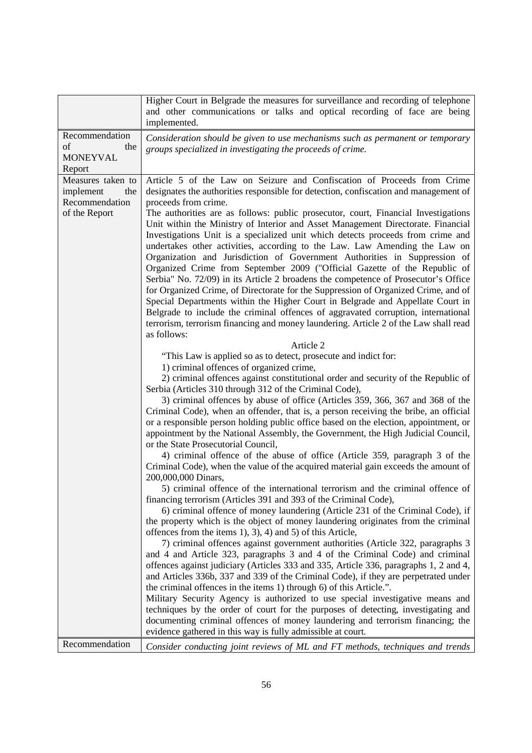| | |
|---|---|
| | Higher Court in Belgrade the measures for surveillance and recording of telephone and other communications or talks and optical recording of face are being implemented. |
| Recommendation of the MONEYVAL Report | *Consideration should be given to use mechanisms such as permanent or temporary groups specialized in investigating the proceeds of crime.* |
| Measures taken to implement the Recommendation of the Report | Article 5 of the Law on Seizure and Confiscation of Proceeds from Crime designates the authorities responsible for detection, confiscation and management of proceeds from crime.<br>The authorities are as follows: public prosecutor, court, Financial Investigations Unit within the Ministry of Interior and Asset Management Directorate. Financial Investigations Unit is a specialized unit which detects proceeds from crime and undertakes other activities, according to the Law. Law Amending the Law on Organization and Jurisdiction of Government Authorities in Suppression of Organized Crime from September 2009 ("Official Gazette of the Republic of Serbia" No. 72/09) in its Article 2 broadens the competence of Prosecutor's Office for Organized Crime, of Directorate for the Suppression of Organized Crime, and of Special Departments within the Higher Court in Belgrade and Appellate Court in Belgrade to include the criminal offences of aggravated corruption, international terrorism, terrorism financing and money laundering. Article 2 of the Law shall read as follows:<br>Article 2<br>"This Law is applied so as to detect, prosecute and indict for:<br>1) criminal offences of organized crime,<br>2) criminal offences against constitutional order and security of the Republic of Serbia (Articles 310 through 312 of the Criminal Code),<br>3) criminal offences by abuse of office (Articles 359, 366, 367 and 368 of the Criminal Code), when an offender, that is, a person receiving the bribe, an official or a responsible person holding public office based on the election, appointment, or appointment by the National Assembly, the Government, the High Judicial Council, or the State Prosecutorial Council,<br>4) criminal offence of the abuse of office (Article 359, paragraph 3 of the Criminal Code), when the value of the acquired material gain exceeds the amount of 200,000,000 Dinars,<br>5) criminal offence of the international terrorism and the criminal offence of financing terrorism (Articles 391 and 393 of the Criminal Code),<br>6) criminal offence of money laundering (Article 231 of the Criminal Code), if the property which is the object of money laundering originates from the criminal offences from the items 1), 3), 4) and 5) of this Article,<br>7) criminal offences against government authorities (Article 322, paragraphs 3 and 4 and Article 323, paragraphs 3 and 4 of the Criminal Code) and criminal offences against judiciary (Articles 333 and 335, Article 336, paragraphs 1, 2 and 4, and Articles 336b, 337 and 339 of the Criminal Code), if they are perpetrated under the criminal offences in the items 1) through 6) of this Article.".<br>Military Security Agency is authorized to use special investigative means and techniques by the order of court for the purposes of detecting, investigating and documenting criminal offences of money laundering and terrorism financing; the evidence gathered in this way is fully admissible at court. |
| Recommendation | *Consider conducting joint reviews of ML and FT methods, techniques and trends* |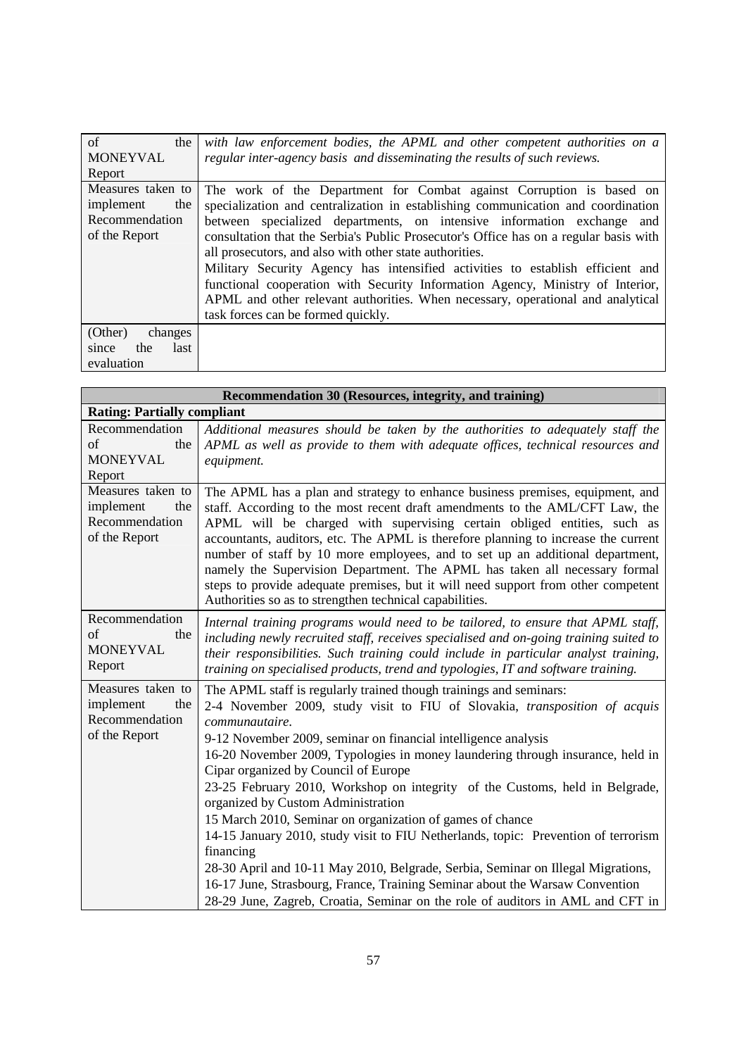| of the MONEYVAL Report | *with law enforcement bodies, the APML and other competent authorities on a regular inter-agency basis and disseminating the results of such reviews.* |
|---|---|
| Measures taken to implement the Recommendation of the Report | The work of the Department for Combat against Corruption is based on specialization and centralization in establishing communication and coordination between specialized departments, on intensive information exchange and consultation that the Serbia's Public Prosecutor's Office has on a regular basis with all prosecutors, and also with other state authorities.<br>Military Security Agency has intensified activities to establish efficient and functional cooperation with Security Information Agency, Ministry of Interior, APML and other relevant authorities. When necessary, operational and analytical task forces can be formed quickly. |
| (Other) changes since the last evaluation | |

| **Recommendation 30 (Resources, integrity, and training)** | |
|---|---|
| **Rating: Partially compliant** | |
| Recommendation of the MONEYVAL Report | *Additional measures should be taken by the authorities to adequately staff the APML as well as provide to them with adequate offices, technical resources and equipment.* |
| Measures taken to implement the Recommendation of the Report | The APML has a plan and strategy to enhance business premises, equipment, and staff. According to the most recent draft amendments to the AML/CFT Law, the APML will be charged with supervising certain obliged entities, such as accountants, auditors, etc. The APML is therefore planning to increase the current number of staff by 10 more employees, and to set up an additional department, namely the Supervision Department. The APML has taken all necessary formal steps to provide adequate premises, but it will need support from other competent Authorities so as to strengthen technical capabilities. |
| Recommendation of the MONEYVAL Report | *Internal training programs would need to be tailored, to ensure that APML staff, including newly recruited staff, receives specialised and on-going training suited to their responsibilities. Such training could include in particular analyst training, training on specialised products, trend and typologies, IT and software training.* |
| Measures taken to implement the Recommendation of the Report | The APML staff is regularly trained though trainings and seminars:<br>2-4 November 2009, study visit to FIU of Slovakia, *transposition of acquis communautaire*.<br>9-12 November 2009, seminar on financial intelligence analysis<br>16-20 November 2009, Typologies in money laundering through insurance, held in Cipar organized by Council of Europe<br>23-25 February 2010, Workshop on integrity of the Customs, held in Belgrade, organized by Custom Administration<br>15 March 2010, Seminar on organization of games of chance<br>14-15 January 2010, study visit to FIU Netherlands, topic: Prevention of terrorism financing<br>28-30 April and 10-11 May 2010, Belgrade, Serbia, Seminar on Illegal Migrations,<br>16-17 June, Strasbourg, France, Training Seminar about the Warsaw Convention<br>28-29 June, Zagreb, Croatia, Seminar on the role of auditors in AML and CFT in |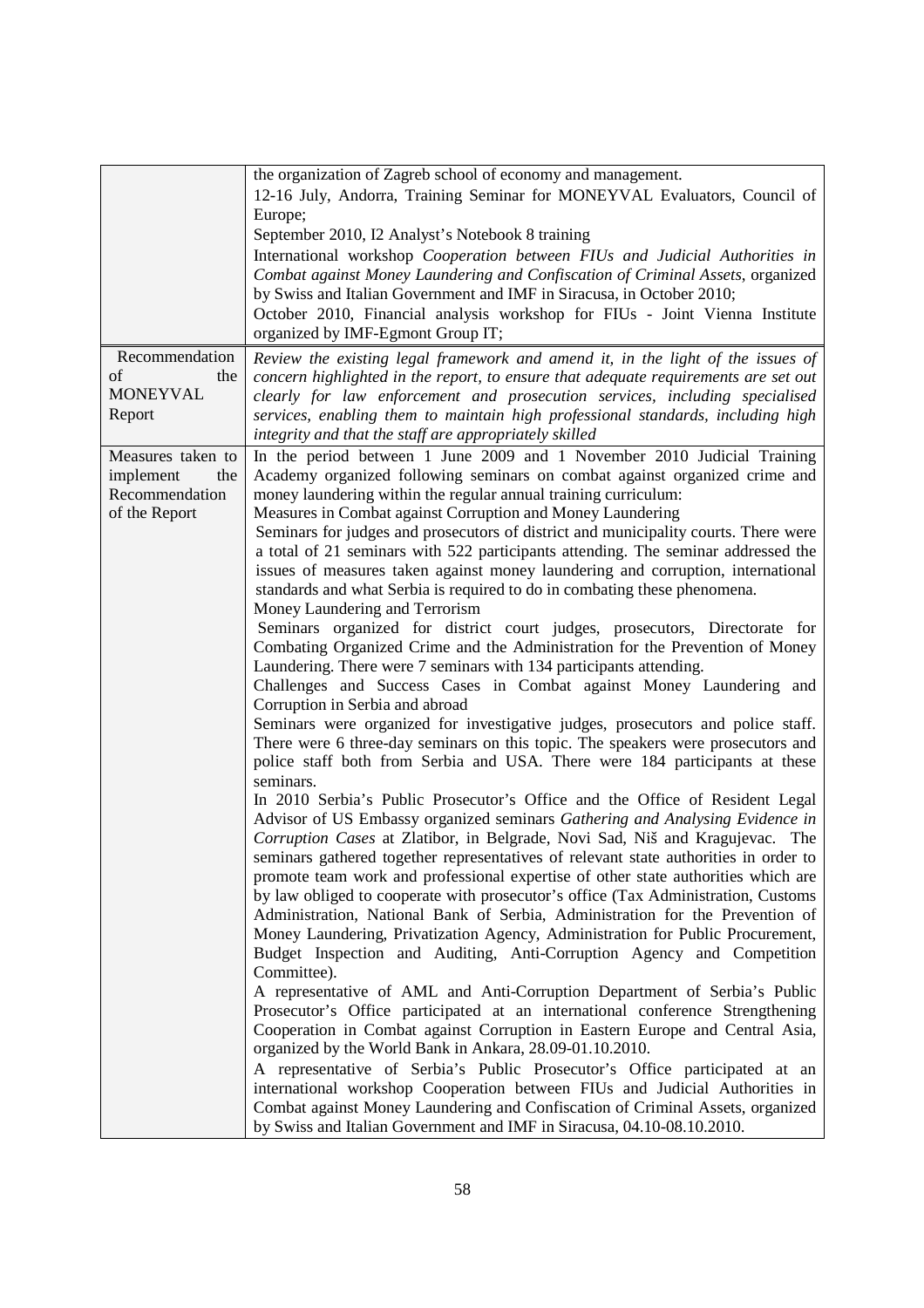| | |
|---|---|
| | the organization of Zagreb school of economy and management.<br>12-16 July, Andorra, Training Seminar for MONEYVAL Evaluators, Council of Europe;<br>September 2010, I2 Analyst's Notebook 8 training<br>International workshop *Cooperation between FIUs and Judicial Authorities in Combat against Money Laundering and Confiscation of Criminal Assets*, organized by Swiss and Italian Government and IMF in Siracusa, in October 2010;<br>October 2010, Financial analysis workshop for FIUs - Joint Vienna Institute organized by IMF-Egmont Group IT; |
| Recommendation of the MONEYVAL Report | *Review the existing legal framework and amend it, in the light of the issues of concern highlighted in the report, to ensure that adequate requirements are set out clearly for law enforcement and prosecution services, including specialised services, enabling them to maintain high professional standards, including high integrity and that the staff are appropriately skilled* |
| Measures taken to implement the Recommendation of the Report | In the period between 1 June 2009 and 1 November 2010 Judicial Training Academy organized following seminars on combat against organized crime and money laundering within the regular annual training curriculum:<br>Measures in Combat against Corruption and Money Laundering<br>Seminars for judges and prosecutors of district and municipality courts. There were a total of 21 seminars with 522 participants attending. The seminar addressed the issues of measures taken against money laundering and corruption, international standards and what Serbia is required to do in combating these phenomena.<br>Money Laundering and Terrorism<br>Seminars organized for district court judges, prosecutors, Directorate for Combating Organized Crime and the Administration for the Prevention of Money Laundering. There were 7 seminars with 134 participants attending.<br>Challenges and Success Cases in Combat against Money Laundering and Corruption in Serbia and abroad<br>Seminars were organized for investigative judges, prosecutors and police staff. There were 6 three-day seminars on this topic. The speakers were prosecutors and police staff both from Serbia and USA. There were 184 participants at these seminars.<br>In 2010 Serbia's Public Prosecutor's Office and the Office of Resident Legal Advisor of US Embassy organized seminars *Gathering and Analysing Evidence in Corruption Cases* at Zlatibor, in Belgrade, Novi Sad, Niš and Kragujevac. The seminars gathered together representatives of relevant state authorities in order to promote team work and professional expertise of other state authorities which are by law obliged to cooperate with prosecutor's office (Tax Administration, Customs Administration, National Bank of Serbia, Administration for the Prevention of Money Laundering, Privatization Agency, Administration for Public Procurement, Budget Inspection and Auditing, Anti-Corruption Agency and Competition Committee).<br>A representative of AML and Anti-Corruption Department of Serbia's Public Prosecutor's Office participated at an international conference Strengthening Cooperation in Combat against Corruption in Eastern Europe and Central Asia, organized by the World Bank in Ankara, 28.09-01.10.2010.<br>A representative of Serbia's Public Prosecutor's Office participated at an international workshop Cooperation between FIUs and Judicial Authorities in Combat against Money Laundering and Confiscation of Criminal Assets, organized by Swiss and Italian Government and IMF in Siracusa, 04.10-08.10.2010. |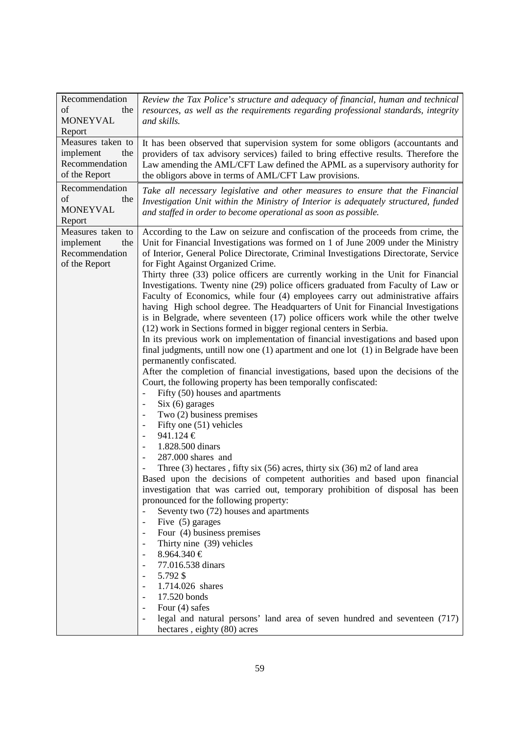| | |
|---|---|
| Recommendation of the MONEYVAL Report | *Review the Tax Police's structure and adequacy of financial, human and technical resources, as well as the requirements regarding professional standards, integrity and skills.* |
| Measures taken to implement the Recommendation of the Report | It has been observed that supervision system for some obligors (accountants and providers of tax advisory services) failed to bring effective results. Therefore the Law amending the AML/CFT Law defined the APML as a supervisory authority for the obligors above in terms of AML/CFT Law provisions. |
| Recommendation of the MONEYVAL Report | *Take all necessary legislative and other measures to ensure that the Financial Investigation Unit within the Ministry of Interior is adequately structured, funded and staffed in order to become operational as soon as possible.* |
| Measures taken to implement the Recommendation of the Report | According to the Law on seizure and confiscation of the proceeds from crime, the Unit for Financial Investigations was formed on 1 of June 2009 under the Ministry of Interior, General Police Directorate, Criminal Investigations Directorate, Service for Fight Against Organized Crime.<br>Thirty three (33) police officers are currently working in the Unit for Financial Investigations. Twenty nine (29) police officers graduated from Faculty of Law or Faculty of Economics, while four (4) employees carry out administrative affairs having High school degree. The Headquarters of Unit for Financial Investigations is in Belgrade, where seventeen (17) police officers work while the other twelve (12) work in Sections formed in bigger regional centers in Serbia.<br>In its previous work on implementation of financial investigations and based upon final judgments, untill now one (1) apartment and one lot (1) in Belgrade have been permanently confiscated.<br>After the completion of financial investigations, based upon the decisions of the Court, the following property has been temporally confiscated:<br>- Fifty (50) houses and apartments<br>- Six (6) garages<br>- Two (2) business premises<br>- Fifty one (51) vehicles<br>- 941.124 €<br>- 1.828.500 dinars<br>- 287.000 shares and<br>- Three (3) hectares , fifty six (56) acres, thirty six (36) m2 of land area<br>Based upon the decisions of competent authorities and based upon financial investigation that was carried out, temporary prohibition of disposal has been pronounced for the following property:<br>- Seventy two (72) houses and apartments<br>- Five (5) garages<br>- Four (4) business premises<br>- Thirty nine (39) vehicles<br>- 8.964.340 €<br>- 77.016.538 dinars<br>- 5.792 $<br>- 1.714.026 shares<br>- 17.520 bonds<br>- Four (4) safes<br>- legal and natural persons' land area of seven hundred and seventeen (717) hectares , eighty (80) acres |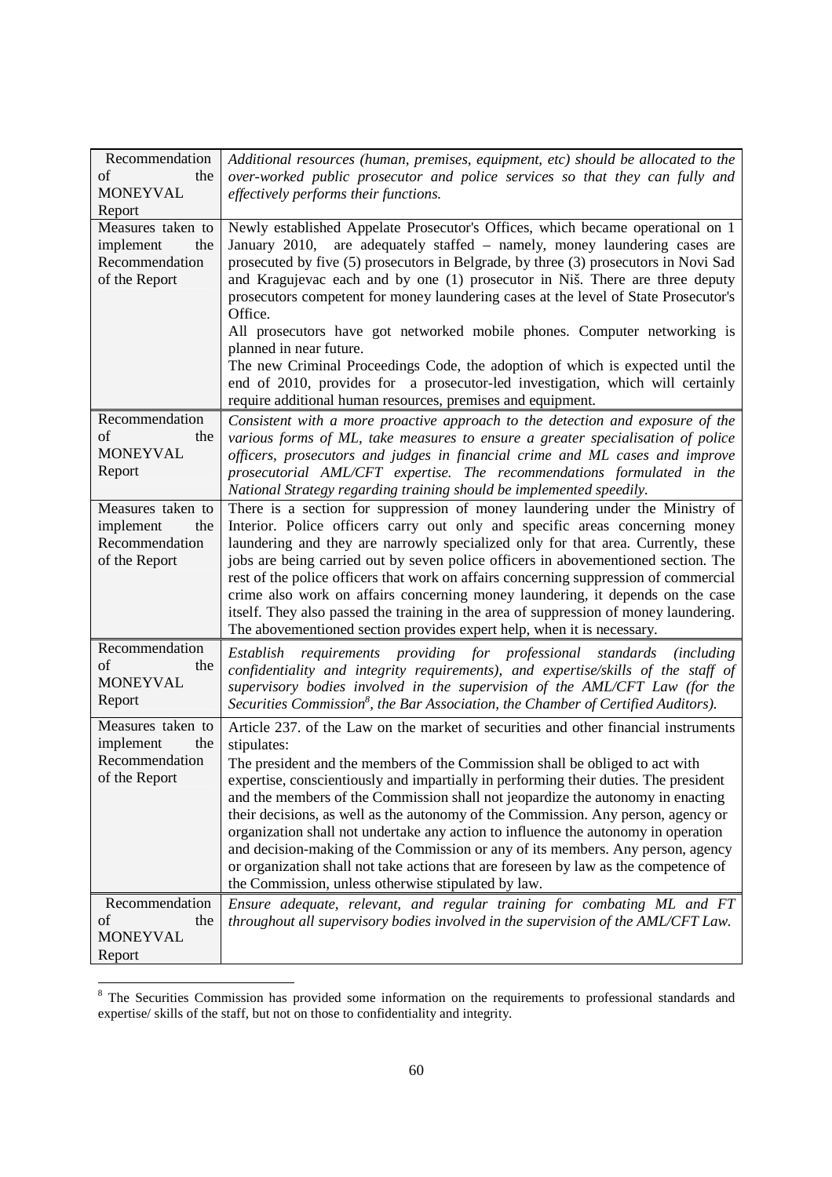| | |
|---|---|
| Recommendation of the MONEYVAL Report | *Additional resources (human, premises, equipment, etc) should be allocated to the over-worked public prosecutor and police services so that they can fully and effectively performs their functions.* |
| Measures taken to implement the Recommendation of the Report | Newly established Appelate Prosecutor's Offices, which became operational on 1 January 2010, are adequately staffed – namely, money laundering cases are prosecuted by five (5) prosecutors in Belgrade, by three (3) prosecutors in Novi Sad and Kragujevac each and by one (1) prosecutor in Niš. There are three deputy prosecutors competent for money laundering cases at the level of State Prosecutor's Office.<br>All prosecutors have got networked mobile phones. Computer networking is planned in near future.<br>The new Criminal Proceedings Code, the adoption of which is expected until the end of 2010, provides for a prosecutor-led investigation, which will certainly require additional human resources, premises and equipment. |
| Recommendation of the MONEYVAL Report | *Consistent with a more proactive approach to the detection and exposure of the various forms of ML, take measures to ensure a greater specialisation of police officers, prosecutors and judges in financial crime and ML cases and improve prosecutorial AML/CFT expertise. The recommendations formulated in the National Strategy regarding training should be implemented speedily.* |
| Measures taken to implement the Recommendation of the Report | There is a section for suppression of money laundering under the Ministry of Interior. Police officers carry out only and specific areas concerning money laundering and they are narrowly specialized only for that area. Currently, these jobs are being carried out by seven police officers in abovementioned section. The rest of the police officers that work on affairs concerning suppression of commercial crime also work on affairs concerning money laundering, it depends on the case itself. They also passed the training in the area of suppression of money laundering. The abovementioned section provides expert help, when it is necessary. |
| Recommendation of the MONEYVAL Report | *Establish requirements providing for professional standards (including confidentiality and integrity requirements), and expertise/skills of the staff of supervisory bodies involved in the supervision of the AML/CFT Law (for the Securities Commission[8], the Bar Association, the Chamber of Certified Auditors).* |
| Measures taken to implement the Recommendation of the Report | Article 237. of the Law on the market of securities and other financial instruments stipulates:<br>The president and the members of the Commission shall be obliged to act with expertise, conscientiously and impartially in performing their duties. The president and the members of the Commission shall not jeopardize the autonomy in enacting their decisions, as well as the autonomy of the Commission. Any person, agency or organization shall not undertake any action to influence the autonomy in operation and decision-making of the Commission or any of its members. Any person, agency or organization shall not take actions that are foreseen by law as the competence of the Commission, unless otherwise stipulated by law. |
| Recommendation of the MONEYVAL Report | *Ensure adequate, relevant, and regular training for combating ML and FT throughout all supervisory bodies involved in the supervision of the AML/CFT Law.* |

[8] The Securities Commission has provided some information on the requirements to professional standards and expertise/ skills of the staff, but not on those to confidentiality and integrity.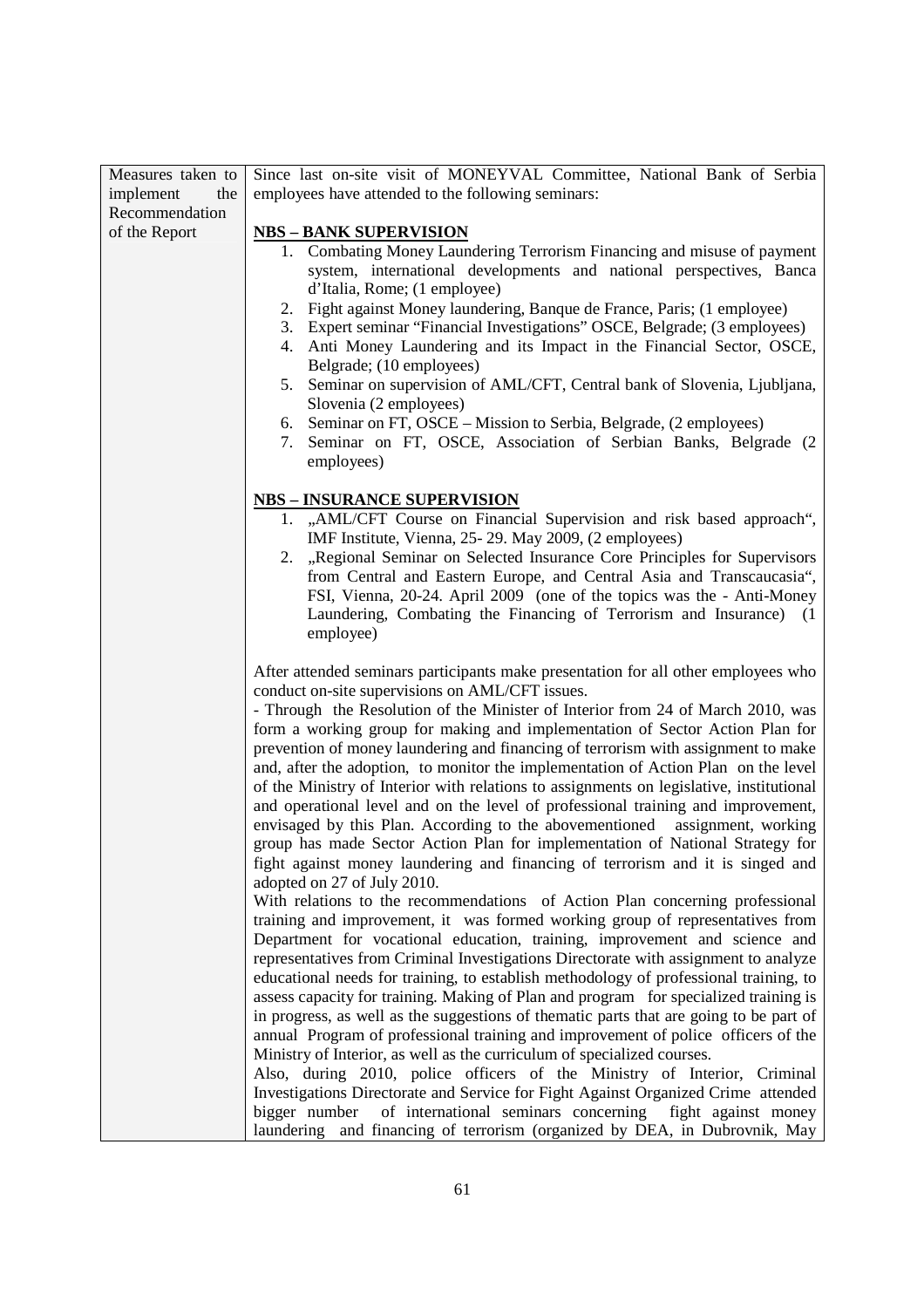| Measures taken to implement the Recommendation of the Report | Since last on-site visit of MONEYVAL Committee, National Bank of Serbia employees have attended to the following seminars:<br><br>**NBS – BANK SUPERVISION**<br>1. Combating Money Laundering Terrorism Financing and misuse of payment system, international developments and national perspectives, Banca d'Italia, Rome; (1 employee)<br>2. Fight against Money laundering, Banque de France, Paris; (1 employee)<br>3. Expert seminar "Financial Investigations" OSCE, Belgrade; (3 employees)<br>4. Anti Money Laundering and its Impact in the Financial Sector, OSCE, Belgrade; (10 employees)<br>5. Seminar on supervision of AML/CFT, Central bank of Slovenia, Ljubljana, Slovenia (2 employees)<br>6. Seminar on FT, OSCE – Mission to Serbia, Belgrade, (2 employees)<br>7. Seminar on FT, OSCE, Association of Serbian Banks, Belgrade (2 employees)<br><br>**NBS – INSURANCE SUPERVISION**<br>1. „AML/CFT Course on Financial Supervision and risk based approach", IMF Institute, Vienna, 25- 29. May 2009, (2 employees)<br>2. „Regional Seminar on Selected Insurance Core Principles for Supervisors from Central and Eastern Europe, and Central Asia and Transcaucasia", FSI, Vienna, 20-24. April 2009 (one of the topics was the - Anti-Money Laundering, Combating the Financing of Terrorism and Insurance) (1 employee)<br><br>After attended seminars participants make presentation for all other employees who conduct on-site supervisions on AML/CFT issues.<br>- Through the Resolution of the Minister of Interior from 24 of March 2010, was form a working group for making and implementation of Sector Action Plan for prevention of money laundering and financing of terrorism with assignment to make and, after the adoption, to monitor the implementation of Action Plan on the level of the Ministry of Interior with relations to assignments on legislative, institutional and operational level and on the level of professional training and improvement, envisaged by this Plan. According to the abovementioned assignment, working group has made Sector Action Plan for implementation of National Strategy for fight against money laundering and financing of terrorism and it is singed and adopted on 27 of July 2010.<br>With relations to the recommendations of Action Plan concerning professional training and improvement, it was formed working group of representatives from Department for vocational education, training, improvement and science and representatives from Criminal Investigations Directorate with assignment to analyze educational needs for training, to establish methodology of professional training, to assess capacity for training. Making of Plan and program for specialized training is in progress, as well as the suggestions of thematic parts that are going to be part of annual Program of professional training and improvement of police officers of the Ministry of Interior, as well as the curriculum of specialized courses.<br>Also, during 2010, police officers of the Ministry of Interior, Criminal Investigations Directorate and Service for Fight Against Organized Crime attended bigger number of international seminars concerning fight against money laundering and financing of terrorism (organized by DEA, in Dubrovnik, May |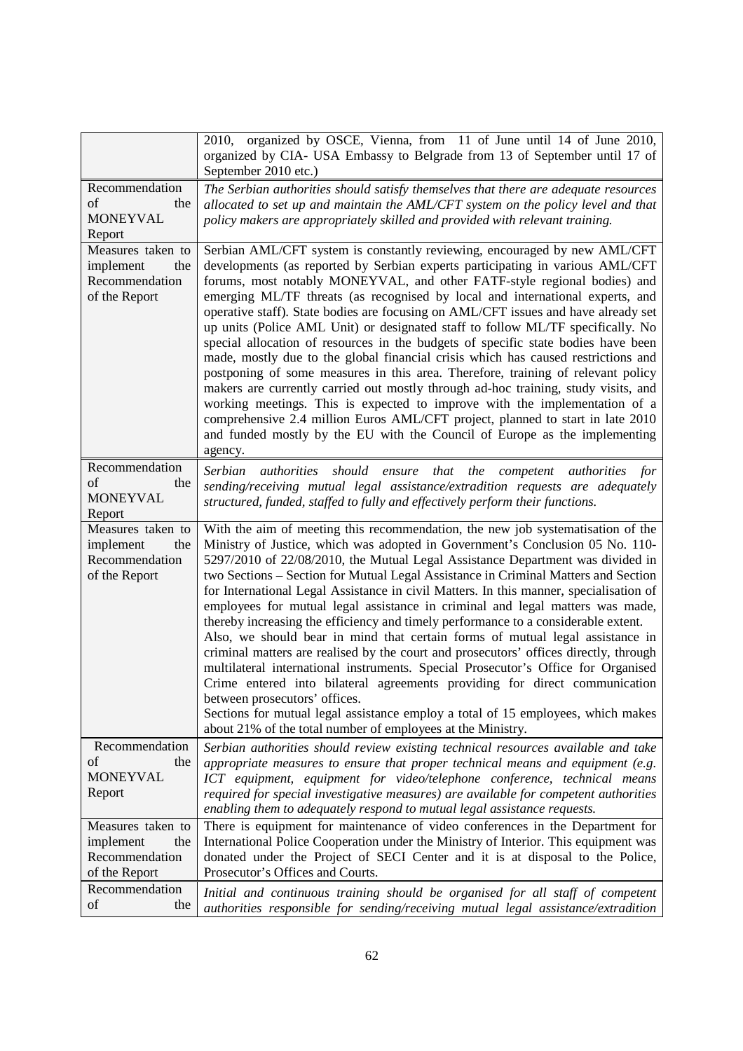| | |
|---|---|
| | 2010, organized by OSCE, Vienna, from 11 of June until 14 of June 2010, organized by CIA- USA Embassy to Belgrade from 13 of September until 17 of September 2010 etc.) |
| Recommendation of the MONEYVAL Report | *The Serbian authorities should satisfy themselves that there are adequate resources allocated to set up and maintain the AML/CFT system on the policy level and that policy makers are appropriately skilled and provided with relevant training.* |
| Measures taken to implement the Recommendation of the Report | Serbian AML/CFT system is constantly reviewing, encouraged by new AML/CFT developments (as reported by Serbian experts participating in various AML/CFT forums, most notably MONEYVAL, and other FATF-style regional bodies) and emerging ML/TF threats (as recognised by local and international experts, and operative staff). State bodies are focusing on AML/CFT issues and have already set up units (Police AML Unit) or designated staff to follow ML/TF specifically. No special allocation of resources in the budgets of specific state bodies have been made, mostly due to the global financial crisis which has caused restrictions and postponing of some measures in this area. Therefore, training of relevant policy makers are currently carried out mostly through ad-hoc training, study visits, and working meetings. This is expected to improve with the implementation of a comprehensive 2.4 million Euros AML/CFT project, planned to start in late 2010 and funded mostly by the EU with the Council of Europe as the implementing agency. |
| Recommendation of the MONEYVAL Report | *Serbian authorities should ensure that the competent authorities for sending/receiving mutual legal assistance/extradition requests are adequately structured, funded, staffed to fully and effectively perform their functions.* |
| Measures taken to implement the Recommendation of the Report | With the aim of meeting this recommendation, the new job systematisation of the Ministry of Justice, which was adopted in Government's Conclusion 05 No. 110-5297/2010 of 22/08/2010, the Mutual Legal Assistance Department was divided in two Sections – Section for Mutual Legal Assistance in Criminal Matters and Section for International Legal Assistance in civil Matters. In this manner, specialisation of employees for mutual legal assistance in criminal and legal matters was made, thereby increasing the efficiency and timely performance to a considerable extent.<br>Also, we should bear in mind that certain forms of mutual legal assistance in criminal matters are realised by the court and prosecutors' offices directly, through multilateral international instruments. Special Prosecutor's Office for Organised Crime entered into bilateral agreements providing for direct communication between prosecutors' offices.<br>Sections for mutual legal assistance employ a total of 15 employees, which makes about 21% of the total number of employees at the Ministry. |
| Recommendation of the MONEYVAL Report | *Serbian authorities should review existing technical resources available and take appropriate measures to ensure that proper technical means and equipment (e.g. ICT equipment, equipment for video/telephone conference, technical means required for special investigative measures) are available for competent authorities enabling them to adequately respond to mutual legal assistance requests.* |
| Measures taken to implement the Recommendation of the Report | There is equipment for maintenance of video conferences in the Department for International Police Cooperation under the Ministry of Interior. This equipment was donated under the Project of SECI Center and it is at disposal to the Police, Prosecutor's Offices and Courts. |
| Recommendation of the | *Initial and continuous training should be organised for all staff of competent authorities responsible for sending/receiving mutual legal assistance/extradition* |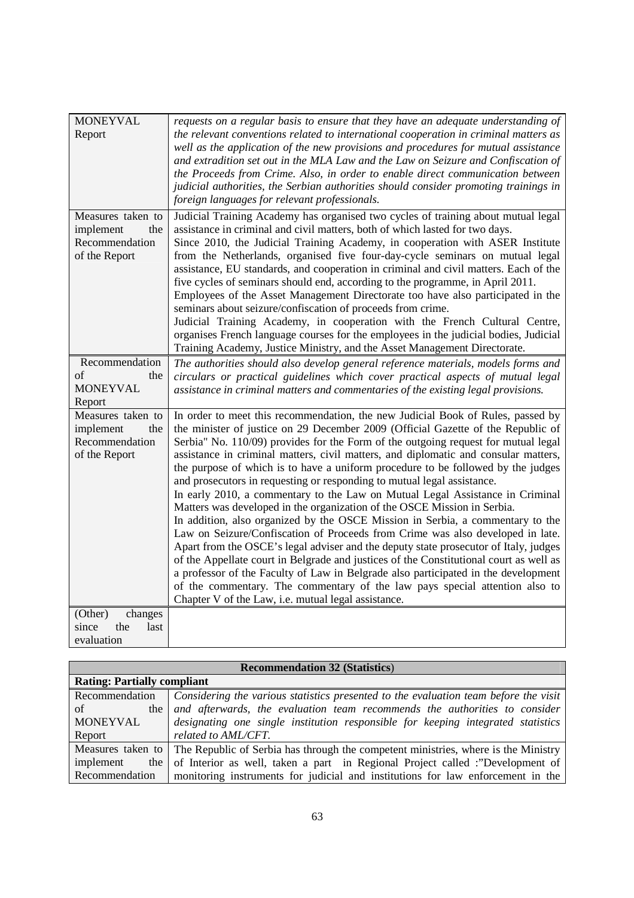| | |
|---|---|
| MONEYVAL Report | *requests on a regular basis to ensure that they have an adequate understanding of the relevant conventions related to international cooperation in criminal matters as well as the application of the new provisions and procedures for mutual assistance and extradition set out in the MLA Law and the Law on Seizure and Confiscation of the Proceeds from Crime. Also, in order to enable direct communication between judicial authorities, the Serbian authorities should consider promoting trainings in foreign languages for relevant professionals.* |
| Measures taken to implement the Recommendation of the Report | Judicial Training Academy has organised two cycles of training about mutual legal assistance in criminal and civil matters, both of which lasted for two days.<br>Since 2010, the Judicial Training Academy, in cooperation with ASER Institute from the Netherlands, organised five four-day-cycle seminars on mutual legal assistance, EU standards, and cooperation in criminal and civil matters. Each of the five cycles of seminars should end, according to the programme, in April 2011.<br>Employees of the Asset Management Directorate too have also participated in the seminars about seizure/confiscation of proceeds from crime.<br>Judicial Training Academy, in cooperation with the French Cultural Centre, organises French language courses for the employees in the judicial bodies, Judicial Training Academy, Justice Ministry, and the Asset Management Directorate. |
| Recommendation of the MONEYVAL Report | *The authorities should also develop general reference materials, models forms and circulars or practical guidelines which cover practical aspects of mutual legal assistance in criminal matters and commentaries of the existing legal provisions.* |
| Measures taken to implement the Recommendation of the Report | In order to meet this recommendation, the new Judicial Book of Rules, passed by the minister of justice on 29 December 2009 (Official Gazette of the Republic of Serbia" No. 110/09) provides for the Form of the outgoing request for mutual legal assistance in criminal matters, civil matters, and diplomatic and consular matters, the purpose of which is to have a uniform procedure to be followed by the judges and prosecutors in requesting or responding to mutual legal assistance.<br>In early 2010, a commentary to the Law on Mutual Legal Assistance in Criminal Matters was developed in the organization of the OSCE Mission in Serbia.<br>In addition, also organized by the OSCE Mission in Serbia, a commentary to the Law on Seizure/Confiscation of Proceeds from Crime was also developed in late. Apart from the OSCE's legal adviser and the deputy state prosecutor of Italy, judges of the Appellate court in Belgrade and justices of the Constitutional court as well as a professor of the Faculty of Law in Belgrade also participated in the development of the commentary. The commentary of the law pays special attention also to Chapter V of the Law, i.e. mutual legal assistance. |
| (Other) changes since the last evaluation | |

| **Recommendation 32 (Statistics)** | |
|---|---|
| **Rating: Partially compliant** | |
| Recommendation of the MONEYVAL Report | *Considering the various statistics presented to the evaluation team before the visit and afterwards, the evaluation team recommends the authorities to consider designating one single institution responsible for keeping integrated statistics related to AML/CFT.* |
| Measures taken to implement the Recommendation | The Republic of Serbia has through the competent ministries, where is the Ministry of Interior as well, taken a part in Regional Project called :"Development of monitoring instruments for judicial and institutions for law enforcement in the |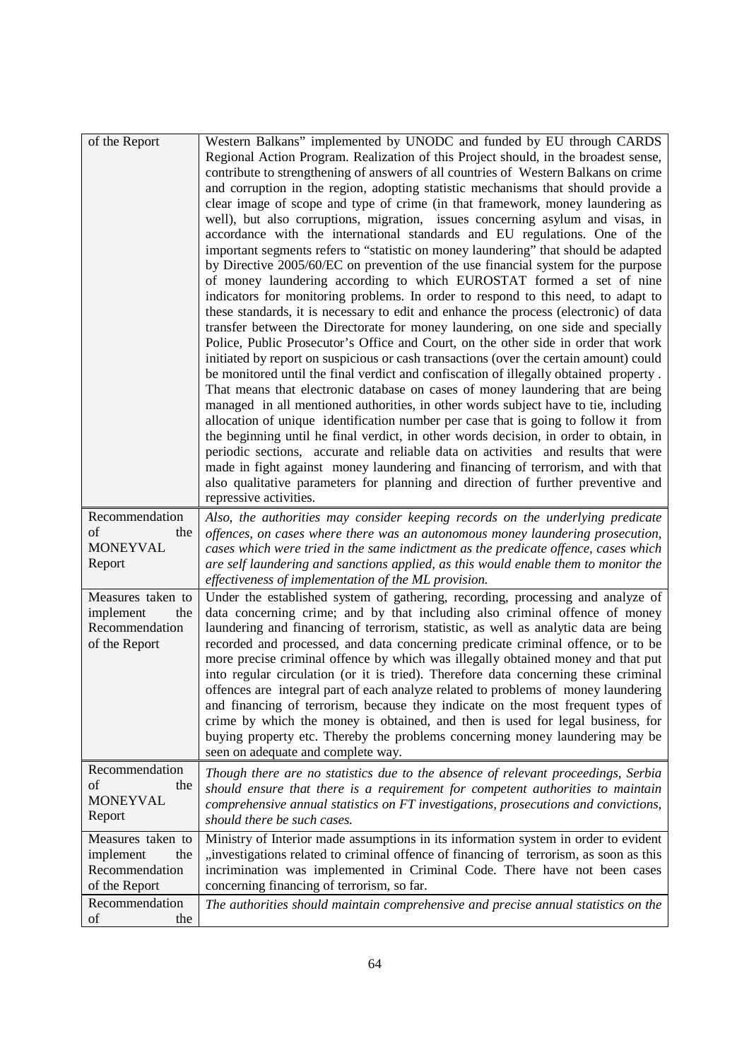| | |
|---|---|
| of the Report | Western Balkans" implemented by UNODC and funded by EU through CARDS Regional Action Program. Realization of this Project should, in the broadest sense, contribute to strengthening of answers of all countries of Western Balkans on crime and corruption in the region, adopting statistic mechanisms that should provide a clear image of scope and type of crime (in that framework, money laundering as well), but also corruptions, migration, issues concerning asylum and visas, in accordance with the international standards and EU regulations. One of the important segments refers to "statistic on money laundering" that should be adapted by Directive 2005/60/EC on prevention of the use financial system for the purpose of money laundering according to which EUROSTAT formed a set of nine indicators for monitoring problems. In order to respond to this need, to adapt to these standards, it is necessary to edit and enhance the process (electronic) of data transfer between the Directorate for money laundering, on one side and specially Police, Public Prosecutor's Office and Court, on the other side in order that work initiated by report on suspicious or cash transactions (over the certain amount) could be monitored until the final verdict and confiscation of illegally obtained property . That means that electronic database on cases of money laundering that are being managed in all mentioned authorities, in other words subject have to tie, including allocation of unique identification number per case that is going to follow it from the beginning until he final verdict, in other words decision, in order to obtain, in periodic sections, accurate and reliable data on activities and results that were made in fight against money laundering and financing of terrorism, and with that also qualitative parameters for planning and direction of further preventive and repressive activities. |
| Recommendation of the MONEYVAL Report | *Also, the authorities may consider keeping records on the underlying predicate offences, on cases where there was an autonomous money laundering prosecution, cases which were tried in the same indictment as the predicate offence, cases which are self laundering and sanctions applied, as this would enable them to monitor the effectiveness of implementation of the ML provision.* |
| Measures taken to implement the Recommendation of the Report | Under the established system of gathering, recording, processing and analyze of data concerning crime; and by that including also criminal offence of money laundering and financing of terrorism, statistic, as well as analytic data are being recorded and processed, and data concerning predicate criminal offence, or to be more precise criminal offence by which was illegally obtained money and that put into regular circulation (or it is tried). Therefore data concerning these criminal offences are integral part of each analyze related to problems of money laundering and financing of terrorism, because they indicate on the most frequent types of crime by which the money is obtained, and then is used for legal business, for buying property etc. Thereby the problems concerning money laundering may be seen on adequate and complete way. |
| Recommendation of the MONEYVAL Report | *Though there are no statistics due to the absence of relevant proceedings, Serbia should ensure that there is a requirement for competent authorities to maintain comprehensive annual statistics on FT investigations, prosecutions and convictions, should there be such cases.* |
| Measures taken to implement the Recommendation of the Report | Ministry of Interior made assumptions in its information system in order to evident „investigations related to criminal offence of financing of terrorism, as soon as this incrimination was implemented in Criminal Code. There have not been cases concerning financing of terrorism, so far. |
| Recommendation of the | *The authorities should maintain comprehensive and precise annual statistics on the* |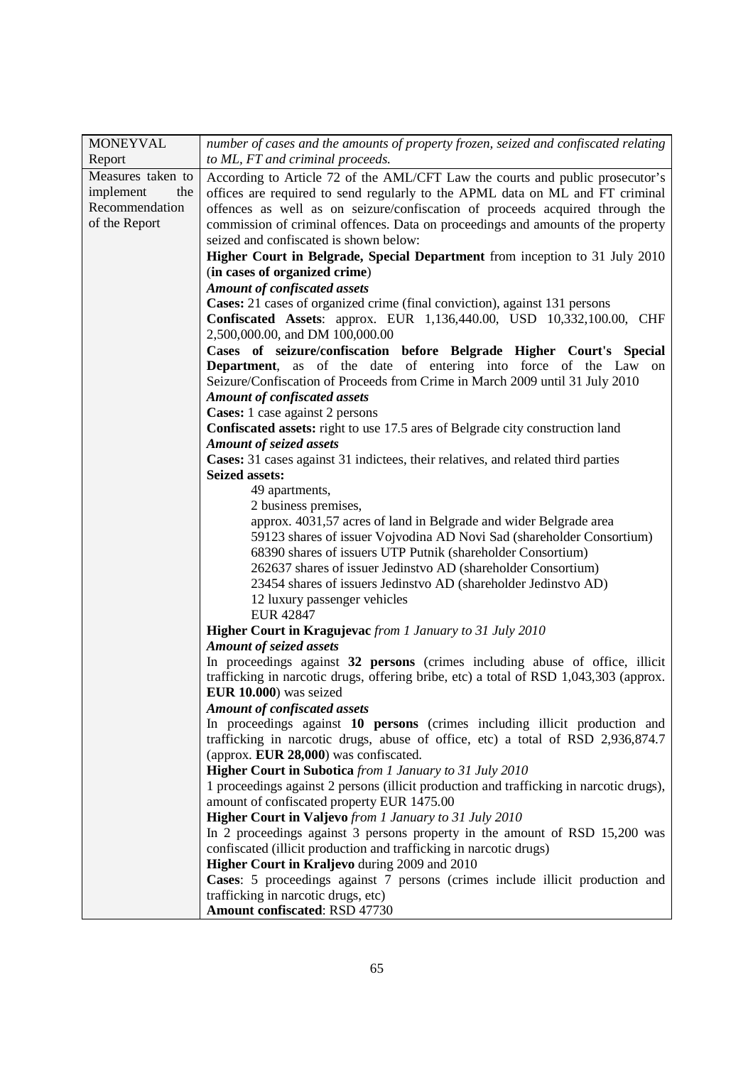| MONEYVAL Report | *number of cases and the amounts of property frozen, seized and confiscated relating to ML, FT and criminal proceeds.* |
|---|---|
| Measures taken to implement the Recommendation of the Report | According to Article 72 of the AML/CFT Law the courts and public prosecutor's offices are required to send regularly to the APML data on ML and FT criminal offences as well as on seizure/confiscation of proceeds acquired through the commission of criminal offences. Data on proceedings and amounts of the property seized and confiscated is shown below:<br>**Higher Court in Belgrade, Special Department** from inception to 31 July 2010 (**in cases of organized crime**)<br>***Amount of confiscated assets***<br>**Cases:** 21 cases of organized crime (final conviction), against 131 persons<br>**Confiscated Assets**: approx. EUR 1,136,440.00, USD 10,332,100.00, CHF 2,500,000.00, and DM 100,000.00<br>**Cases of seizure/confiscation before Belgrade Higher Court's Special Department**, as of the date of entering into force of the Law on Seizure/Confiscation of Proceeds from Crime in March 2009 until 31 July 2010<br>***Amount of confiscated assets***<br>**Cases:** 1 case against 2 persons<br>**Confiscated assets:** right to use 17.5 ares of Belgrade city construction land<br>***Amount of seized assets***<br>**Cases:** 31 cases against 31 indictees, their relatives, and related third parties<br>**Seized assets:**<br>49 apartments,<br>2 business premises,<br>approx. 4031,57 acres of land in Belgrade and wider Belgrade area<br>59123 shares of issuer Vojvodina AD Novi Sad (shareholder Consortium)<br>68390 shares of issuers UTP Putnik (shareholder Consortium)<br>262637 shares of issuer Jedinstvo AD (shareholder Consortium)<br>23454 shares of issuers Jedinstvo AD (shareholder Jedinstvo AD)<br>12 luxury passenger vehicles<br>EUR 42847<br>**Higher Court in Kragujevac** *from 1 January to 31 July 2010*<br>***Amount of seized assets***<br>In proceedings against **32 persons** (crimes including abuse of office, illicit trafficking in narcotic drugs, offering bribe, etc) a total of RSD 1,043,303 (approx. **EUR 10.000**) was seized<br>***Amount of confiscated assets***<br>In proceedings against **10 persons** (crimes including illicit production and trafficking in narcotic drugs, abuse of office, etc) a total of RSD 2,936,874.7 (approx. **EUR 28,000**) was confiscated.<br>**Higher Court in Subotica** *from 1 January to 31 July 2010*<br>1 proceedings against 2 persons (illicit production and trafficking in narcotic drugs), amount of confiscated property EUR 1475.00<br>**Higher Court in Valjevo** *from 1 January to 31 July 2010*<br>In 2 proceedings against 3 persons property in the amount of RSD 15,200 was confiscated (illicit production and trafficking in narcotic drugs)<br>**Higher Court in Kraljevo** during 2009 and 2010<br>**Cases**: 5 proceedings against 7 persons (crimes include illicit production and trafficking in narcotic drugs, etc)<br>**Amount confiscated**: RSD 47730 |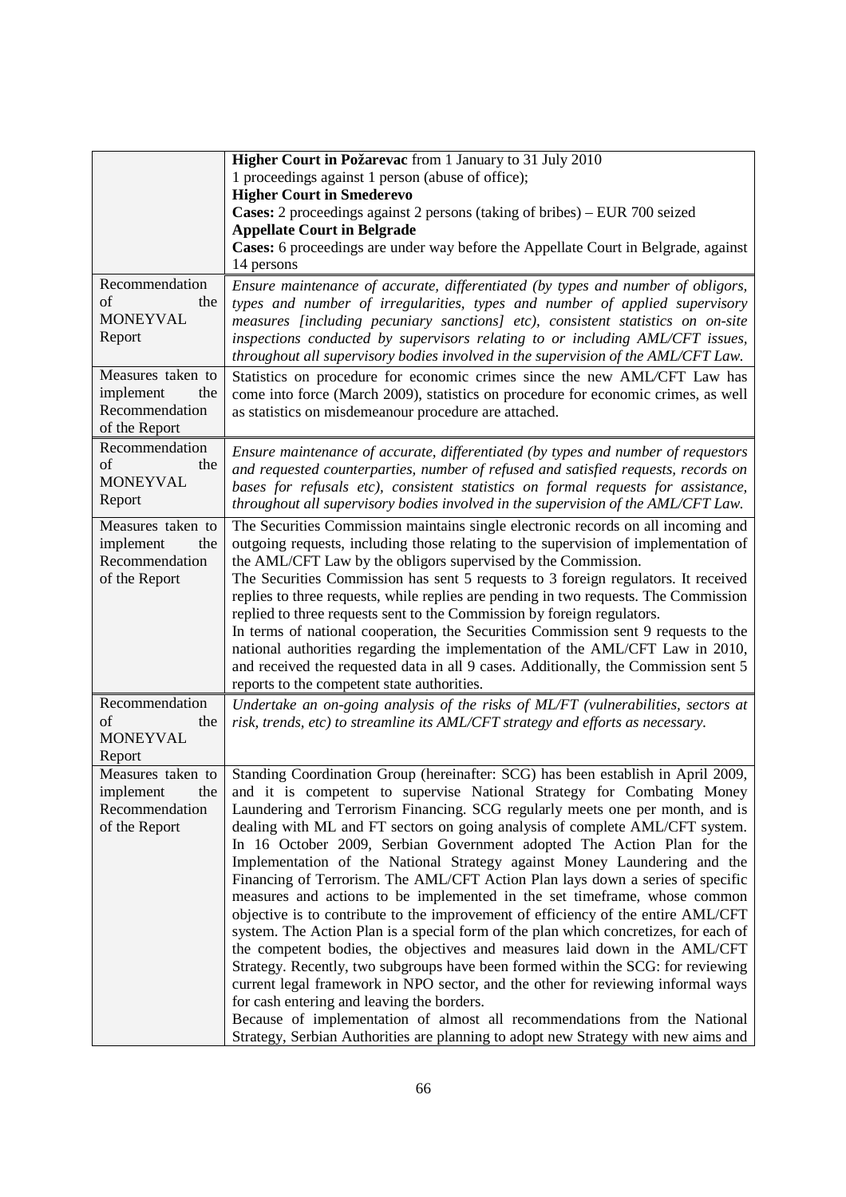| | |
|---|---|
| | **Higher Court in Požarevac** from 1 January to 31 July 2010<br>1 proceedings against 1 person (abuse of office);<br>**Higher Court in Smederevo**<br>**Cases:** 2 proceedings against 2 persons (taking of bribes) – EUR 700 seized<br>**Appellate Court in Belgrade**<br>**Cases:** 6 proceedings are under way before the Appellate Court in Belgrade, against 14 persons |
| Recommendation of the MONEYVAL Report | *Ensure maintenance of accurate, differentiated (by types and number of obligors, types and number of irregularities, types and number of applied supervisory measures [including pecuniary sanctions] etc), consistent statistics on on-site inspections conducted by supervisors relating to or including AML/CFT issues, throughout all supervisory bodies involved in the supervision of the AML/CFT Law.* |
| Measures taken to implement the Recommendation of the Report | Statistics on procedure for economic crimes since the new AML/CFT Law has come into force (March 2009), statistics on procedure for economic crimes, as well as statistics on misdemeanour procedure are attached. |
| Recommendation of the MONEYVAL Report | *Ensure maintenance of accurate, differentiated (by types and number of requestors and requested counterparties, number of refused and satisfied requests, records on bases for refusals etc), consistent statistics on formal requests for assistance, throughout all supervisory bodies involved in the supervision of the AML/CFT Law.* |
| Measures taken to implement the Recommendation of the Report | The Securities Commission maintains single electronic records on all incoming and outgoing requests, including those relating to the supervision of implementation of the AML/CFT Law by the obligors supervised by the Commission.<br>The Securities Commission has sent 5 requests to 3 foreign regulators. It received replies to three requests, while replies are pending in two requests. The Commission replied to three requests sent to the Commission by foreign regulators.<br>In terms of national cooperation, the Securities Commission sent 9 requests to the national authorities regarding the implementation of the AML/CFT Law in 2010, and received the requested data in all 9 cases. Additionally, the Commission sent 5 reports to the competent state authorities. |
| Recommendation of the MONEYVAL Report | *Undertake an on-going analysis of the risks of ML/FT (vulnerabilities, sectors at risk, trends, etc) to streamline its AML/CFT strategy and efforts as necessary.* |
| Measures taken to implement the Recommendation of the Report | Standing Coordination Group (hereinafter: SCG) has been establish in April 2009, and it is competent to supervise National Strategy for Combating Money Laundering and Terrorism Financing. SCG regularly meets one per month, and is dealing with ML and FT sectors on going analysis of complete AML/CFT system.<br>In 16 October 2009, Serbian Government adopted The Action Plan for the Implementation of the National Strategy against Money Laundering and the Financing of Terrorism. The AML/CFT Action Plan lays down a series of specific measures and actions to be implemented in the set timeframe, whose common objective is to contribute to the improvement of efficiency of the entire AML/CFT system. The Action Plan is a special form of the plan which concretizes, for each of the competent bodies, the objectives and measures laid down in the AML/CFT Strategy. Recently, two subgroups have been formed within the SCG: for reviewing current legal framework in NPO sector, and the other for reviewing informal ways for cash entering and leaving the borders.<br>Because of implementation of almost all recommendations from the National Strategy, Serbian Authorities are planning to adopt new Strategy with new aims and |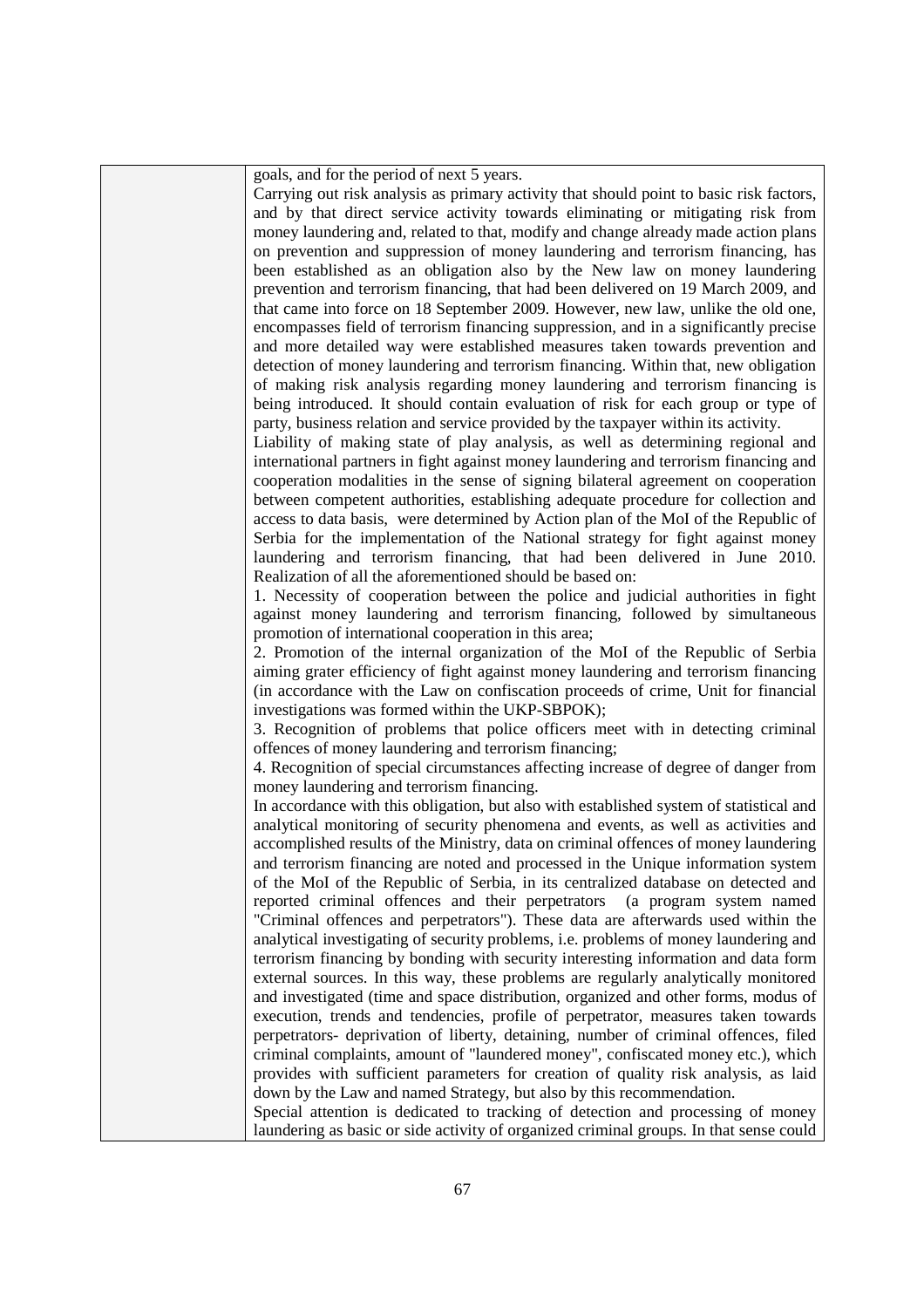| | goals, and for the period of next 5 years.<br>Carrying out risk analysis as primary activity that should point to basic risk factors, and by that direct service activity towards eliminating or mitigating risk from money laundering and, related to that, modify and change already made action plans on prevention and suppression of money laundering and terrorism financing, has been established as an obligation also by the New law on money laundering prevention and terrorism financing, that had been delivered on 19 March 2009, and that came into force on 18 September 2009. However, new law, unlike the old one, encompasses field of terrorism financing suppression, and in a significantly precise and more detailed way were established measures taken towards prevention and detection of money laundering and terrorism financing. Within that, new obligation of making risk analysis regarding money laundering and terrorism financing is being introduced. It should contain evaluation of risk for each group or type of party, business relation and service provided by the taxpayer within its activity.<br>Liability of making state of play analysis, as well as determining regional and international partners in fight against money laundering and terrorism financing and cooperation modalities in the sense of signing bilateral agreement on cooperation between competent authorities, establishing adequate procedure for collection and access to data basis, were determined by Action plan of the MoI of the Republic of Serbia for the implementation of the National strategy for fight against money laundering and terrorism financing, that had been delivered in June 2010.<br>Realization of all the aforementioned should be based on:<br>1. Necessity of cooperation between the police and judicial authorities in fight against money laundering and terrorism financing, followed by simultaneous promotion of international cooperation in this area;<br>2. Promotion of the internal organization of the MoI of the Republic of Serbia aiming grater efficiency of fight against money laundering and terrorism financing (in accordance with the Law on confiscation proceeds of crime, Unit for financial investigations was formed within the UKP-SBPOK);<br>3. Recognition of problems that police officers meet with in detecting criminal offences of money laundering and terrorism financing;<br>4. Recognition of special circumstances affecting increase of degree of danger from money laundering and terrorism financing.<br>In accordance with this obligation, but also with established system of statistical and analytical monitoring of security phenomena and events, as well as activities and accomplished results of the Ministry, data on criminal offences of money laundering and terrorism financing are noted and processed in the Unique information system of the MoI of the Republic of Serbia, in its centralized database on detected and reported criminal offences and their perpetrators (a program system named "Criminal offences and perpetrators"). These data are afterwards used within the analytical investigating of security problems, i.e. problems of money laundering and terrorism financing by bonding with security interesting information and data form external sources. In this way, these problems are regularly analytically monitored and investigated (time and space distribution, organized and other forms, modus of execution, trends and tendencies, profile of perpetrator, measures taken towards perpetrators- deprivation of liberty, detaining, number of criminal offences, filed criminal complaints, amount of "laundered money", confiscated money etc.), which provides with sufficient parameters for creation of quality risk analysis, as laid down by the Law and named Strategy, but also by this recommendation.<br>Special attention is dedicated to tracking of detection and processing of money laundering as basic or side activity of organized criminal groups. In that sense could |
|---|---|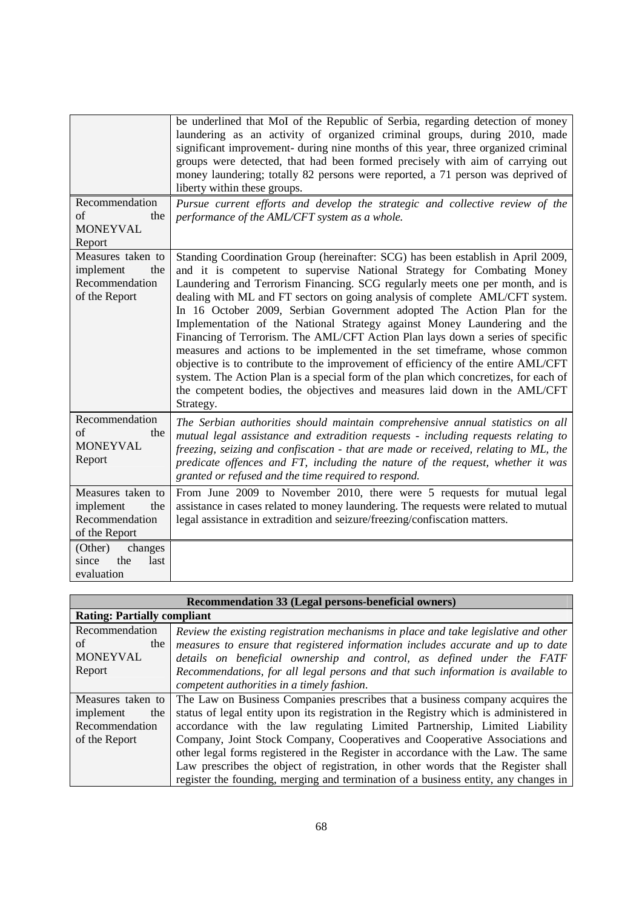| | |
|---|---|
| | be underlined that MoI of the Republic of Serbia, regarding detection of money laundering as an activity of organized criminal groups, during 2010, made significant improvement- during nine months of this year, three organized criminal groups were detected, that had been formed precisely with aim of carrying out money laundering; totally 82 persons were reported, a 71 person was deprived of liberty within these groups. |
| Recommendation of the MONEYVAL Report | *Pursue current efforts and develop the strategic and collective review of the performance of the AML/CFT system as a whole.* |
| Measures taken to implement the Recommendation of the Report | Standing Coordination Group (hereinafter: SCG) has been establish in April 2009, and it is competent to supervise National Strategy for Combating Money Laundering and Terrorism Financing. SCG regularly meets one per month, and is dealing with ML and FT sectors on going analysis of complete AML/CFT system. In 16 October 2009, Serbian Government adopted The Action Plan for the Implementation of the National Strategy against Money Laundering and the Financing of Terrorism. The AML/CFT Action Plan lays down a series of specific measures and actions to be implemented in the set timeframe, whose common objective is to contribute to the improvement of efficiency of the entire AML/CFT system. The Action Plan is a special form of the plan which concretizes, for each of the competent bodies, the objectives and measures laid down in the AML/CFT Strategy. |
| Recommendation of the MONEYVAL Report | *The Serbian authorities should maintain comprehensive annual statistics on all mutual legal assistance and extradition requests - including requests relating to freezing, seizing and confiscation - that are made or received, relating to ML, the predicate offences and FT, including the nature of the request, whether it was granted or refused and the time required to respond.* |
| Measures taken to implement the Recommendation of the Report | From June 2009 to November 2010, there were 5 requests for mutual legal assistance in cases related to money laundering. The requests were related to mutual legal assistance in extradition and seizure/freezing/confiscation matters. |
| (Other) changes since the last evaluation | |

| **Recommendation 33 (Legal persons-beneficial owners)** | |
|---|---|
| **Rating: Partially compliant** | |
| Recommendation of the MONEYVAL Report | *Review the existing registration mechanisms in place and take legislative and other measures to ensure that registered information includes accurate and up to date details on beneficial ownership and control, as defined under the FATF Recommendations, for all legal persons and that such information is available to competent authorities in a timely fashion.* |
| Measures taken to implement the Recommendation of the Report | The Law on Business Companies prescribes that a business company acquires the status of legal entity upon its registration in the Registry which is administered in accordance with the law regulating Limited Partnership, Limited Liability Company, Joint Stock Company, Cooperatives and Cooperative Associations and other legal forms registered in the Register in accordance with the Law. The same Law prescribes the object of registration, in other words that the Register shall register the founding, merging and termination of a business entity, any changes in |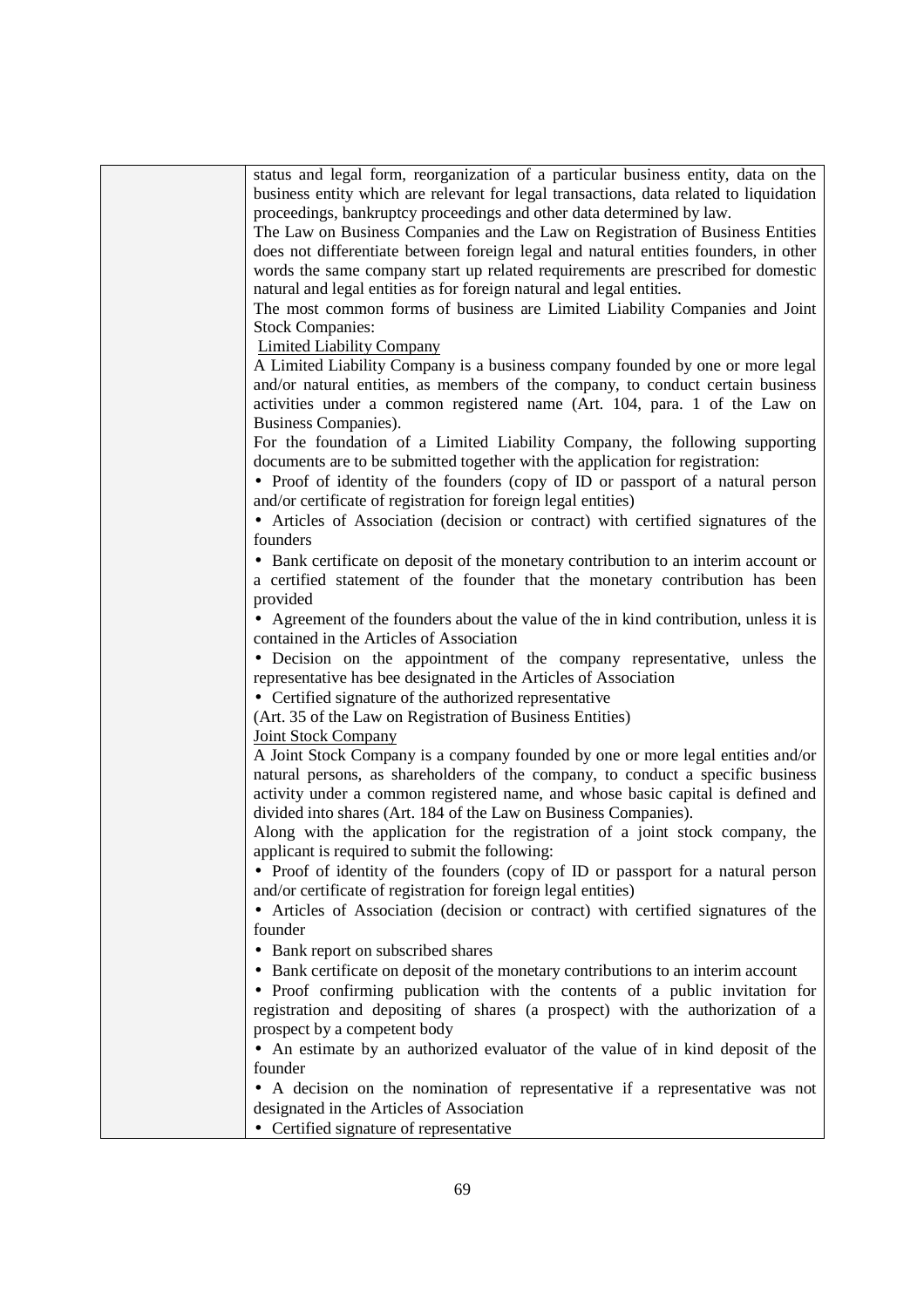| | status and legal form, reorganization of a particular business entity, data on the business entity which are relevant for legal transactions, data related to liquidation proceedings, bankruptcy proceedings and other data determined by law.<br>The Law on Business Companies and the Law on Registration of Business Entities does not differentiate between foreign legal and natural entities founders, in other words the same company start up related requirements are prescribed for domestic natural and legal entities as for foreign natural and legal entities.<br>The most common forms of business are Limited Liability Companies and Joint Stock Companies:<br><u>Limited Liability Company</u><br>A Limited Liability Company is a business company founded by one or more legal and/or natural entities, as members of the company, to conduct certain business activities under a common registered name (Art. 104, para. 1 of the Law on Business Companies).<br>For the foundation of a Limited Liability Company, the following supporting documents are to be submitted together with the application for registration:<br>• Proof of identity of the founders (copy of ID or passport of a natural person and/or certificate of registration for foreign legal entities)<br>• Articles of Association (decision or contract) with certified signatures of the founders<br>• Bank certificate on deposit of the monetary contribution to an interim account or a certified statement of the founder that the monetary contribution has been provided<br>• Agreement of the founders about the value of the in kind contribution, unless it is contained in the Articles of Association<br>• Decision on the appointment of the company representative, unless the representative has bee designated in the Articles of Association<br>• Certified signature of the authorized representative<br>(Art. 35 of the Law on Registration of Business Entities)<br><u>Joint Stock Company</u><br>A Joint Stock Company is a company founded by one or more legal entities and/or natural persons, as shareholders of the company, to conduct a specific business activity under a common registered name, and whose basic capital is defined and divided into shares (Art. 184 of the Law on Business Companies).<br>Along with the application for the registration of a joint stock company, the applicant is required to submit the following:<br>• Proof of identity of the founders (copy of ID or passport for a natural person and/or certificate of registration for foreign legal entities)<br>• Articles of Association (decision or contract) with certified signatures of the founder<br>• Bank report on subscribed shares<br>• Bank certificate on deposit of the monetary contributions to an interim account<br>• Proof confirming publication with the contents of a public invitation for registration and depositing of shares (a prospect) with the authorization of a prospect by a competent body<br>• An estimate by an authorized evaluator of the value of in kind deposit of the founder<br>• A decision on the nomination of representative if a representative was not designated in the Articles of Association<br>• Certified signature of representative |
|---|---|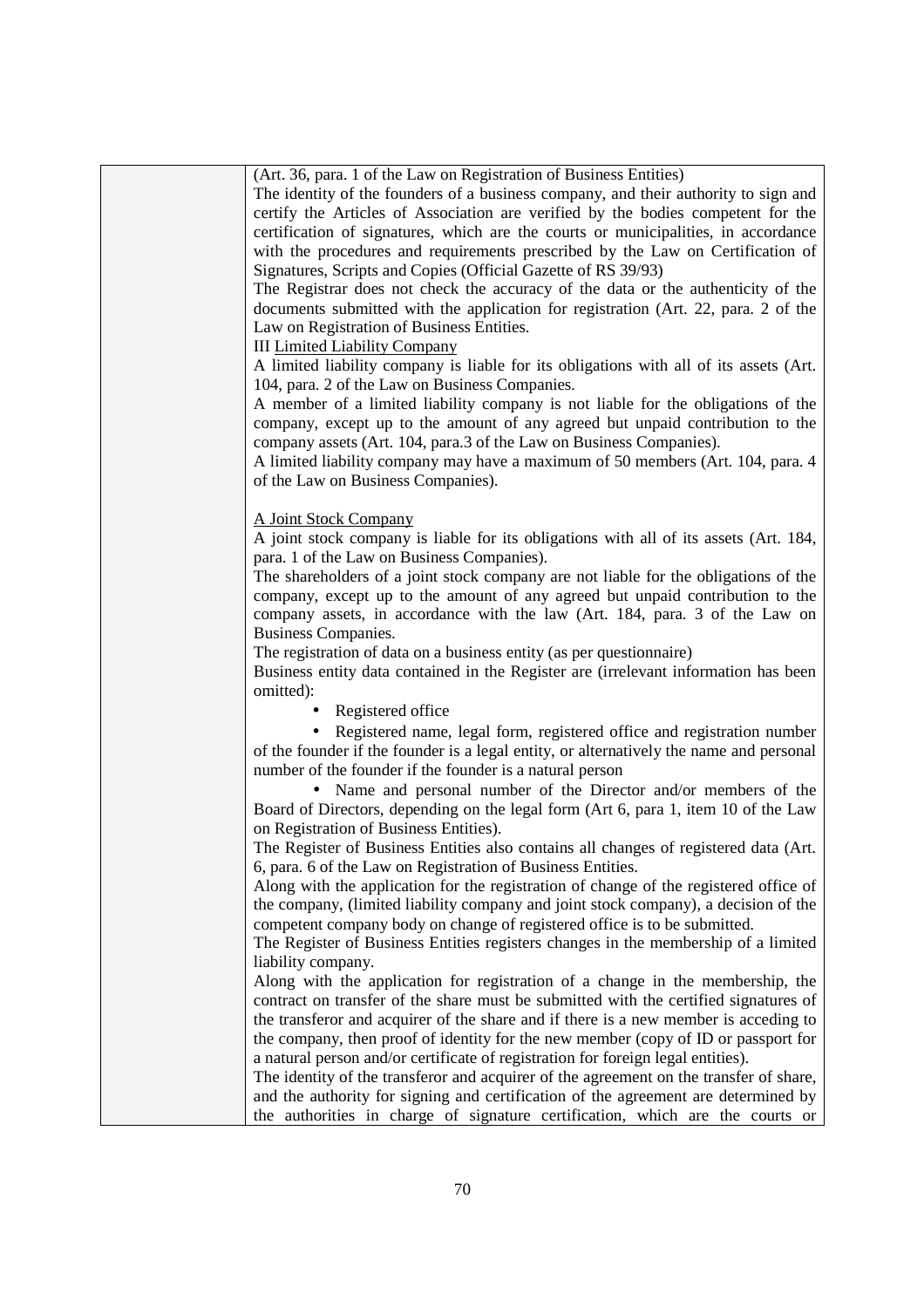| | (Art. 36, para. 1 of the Law on Registration of Business Entities)<br>The identity of the founders of a business company, and their authority to sign and certify the Articles of Association are verified by the bodies competent for the certification of signatures, which are the courts or municipalities, in accordance with the procedures and requirements prescribed by the Law on Certification of Signatures, Scripts and Copies (Official Gazette of RS 39/93)<br>The Registrar does not check the accuracy of the data or the authenticity of the documents submitted with the application for registration (Art. 22, para. 2 of the Law on Registration of Business Entities.<br>III <u>Limited Liability Company</u><br>A limited liability company is liable for its obligations with all of its assets (Art. 104, para. 2 of the Law on Business Companies.<br>A member of a limited liability company is not liable for the obligations of the company, except up to the amount of any agreed but unpaid contribution to the company assets (Art. 104, para.3 of the Law on Business Companies).<br>A limited liability company may have a maximum of 50 members (Art. 104, para. 4 of the Law on Business Companies).<br><br><u>A Joint Stock Company</u><br>A joint stock company is liable for its obligations with all of its assets (Art. 184, para. 1 of the Law on Business Companies).<br>The shareholders of a joint stock company are not liable for the obligations of the company, except up to the amount of any agreed but unpaid contribution to the company assets, in accordance with the law (Art. 184, para. 3 of the Law on Business Companies.<br>The registration of data on a business entity (as per questionnaire)<br>Business entity data contained in the Register are (irrelevant information has been omitted):<br>• Registered office<br>• Registered name, legal form, registered office and registration number of the founder if the founder is a legal entity, or alternatively the name and personal number of the founder if the founder is a natural person<br>• Name and personal number of the Director and/or members of the Board of Directors, depending on the legal form (Art 6, para 1, item 10 of the Law on Registration of Business Entities).<br>The Register of Business Entities also contains all changes of registered data (Art. 6, para. 6 of the Law on Registration of Business Entities.<br>Along with the application for the registration of change of the registered office of the company, (limited liability company and joint stock company), a decision of the competent company body on change of registered office is to be submitted.<br>The Register of Business Entities registers changes in the membership of a limited liability company.<br>Along with the application for registration of a change in the membership, the contract on transfer of the share must be submitted with the certified signatures of the transferor and acquirer of the share and if there is a new member is acceding to the company, then proof of identity for the new member (copy of ID or passport for a natural person and/or certificate of registration for foreign legal entities).<br>The identity of the transferor and acquirer of the agreement on the transfer of share, and the authority for signing and certification of the agreement are determined by the authorities in charge of signature certification, which are the courts or |
|---|---|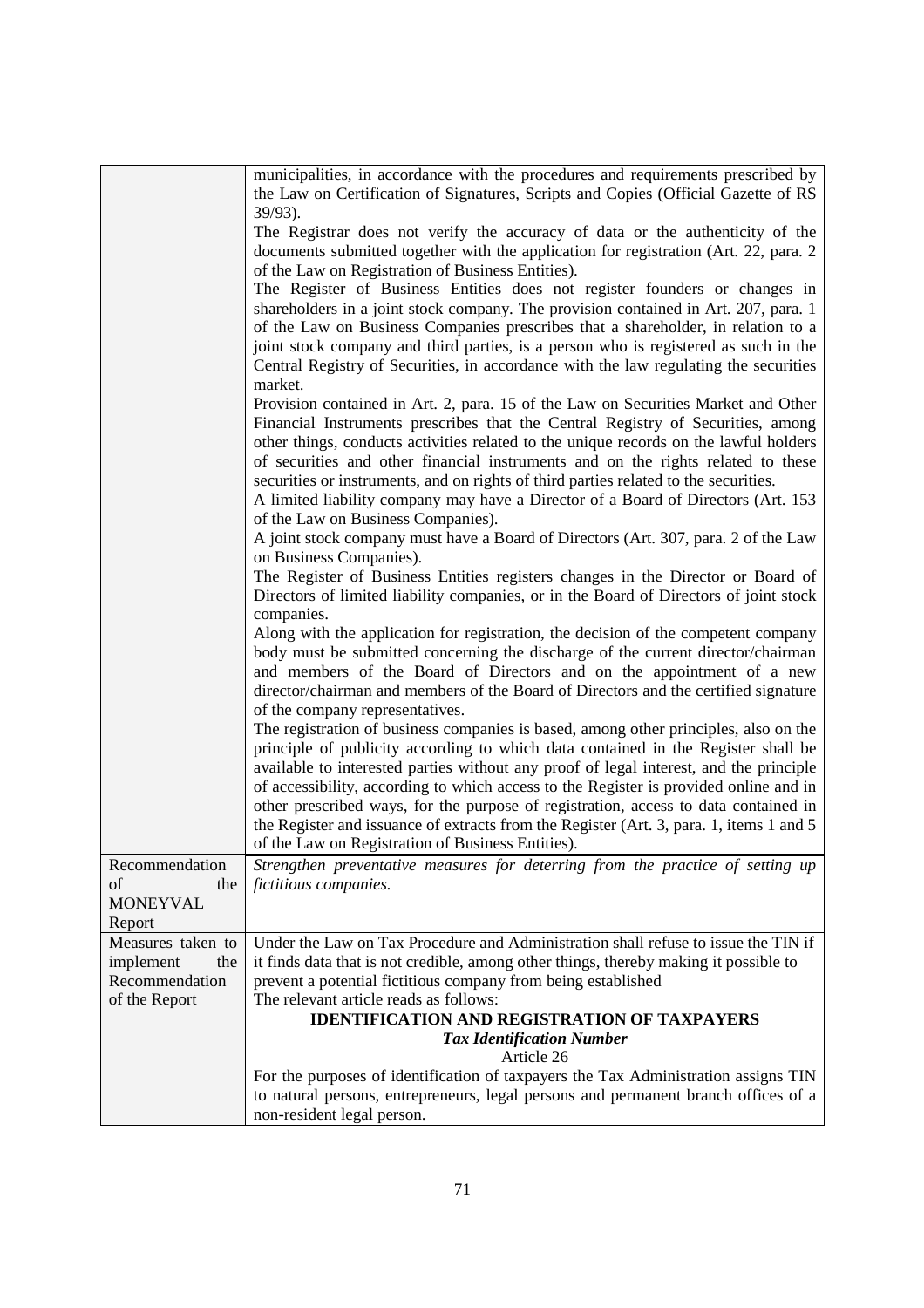| | |
|---|---|
| | municipalities, in accordance with the procedures and requirements prescribed by the Law on Certification of Signatures, Scripts and Copies (Official Gazette of RS 39/93).<br>The Registrar does not verify the accuracy of data or the authenticity of the documents submitted together with the application for registration (Art. 22, para. 2 of the Law on Registration of Business Entities).<br>The Register of Business Entities does not register founders or changes in shareholders in a joint stock company. The provision contained in Art. 207, para. 1 of the Law on Business Companies prescribes that a shareholder, in relation to a joint stock company and third parties, is a person who is registered as such in the Central Registry of Securities, in accordance with the law regulating the securities market.<br>Provision contained in Art. 2, para. 15 of the Law on Securities Market and Other Financial Instruments prescribes that the Central Registry of Securities, among other things, conducts activities related to the unique records on the lawful holders of securities and other financial instruments and on the rights related to these securities or instruments, and on rights of third parties related to the securities.<br>A limited liability company may have a Director of a Board of Directors (Art. 153 of the Law on Business Companies).<br>A joint stock company must have a Board of Directors (Art. 307, para. 2 of the Law on Business Companies).<br>The Register of Business Entities registers changes in the Director or Board of Directors of limited liability companies, or in the Board of Directors of joint stock companies.<br>Along with the application for registration, the decision of the competent company body must be submitted concerning the discharge of the current director/chairman and members of the Board of Directors and on the appointment of a new director/chairman and members of the Board of Directors and the certified signature of the company representatives.<br>The registration of business companies is based, among other principles, also on the principle of publicity according to which data contained in the Register shall be available to interested parties without any proof of legal interest, and the principle of accessibility, according to which access to the Register is provided online and in other prescribed ways, for the purpose of registration, access to data contained in the Register and issuance of extracts from the Register (Art. 3, para. 1, items 1 and 5 of the Law on Registration of Business Entities). |
| Recommendation of the MONEYVAL Report | *Strengthen preventative measures for deterring from the practice of setting up fictitious companies.* |
| Measures taken to implement the Recommendation of the Report | Under the Law on Tax Procedure and Administration shall refuse to issue the TIN if it finds data that is not credible, among other things, thereby making it possible to prevent a potential fictitious company from being established<br>The relevant article reads as follows:<br>**IDENTIFICATION AND REGISTRATION OF TAXPAYERS**<br>***Tax Identification Number***<br>Article 26<br>For the purposes of identification of taxpayers the Tax Administration assigns TIN to natural persons, entrepreneurs, legal persons and permanent branch offices of a non-resident legal person. |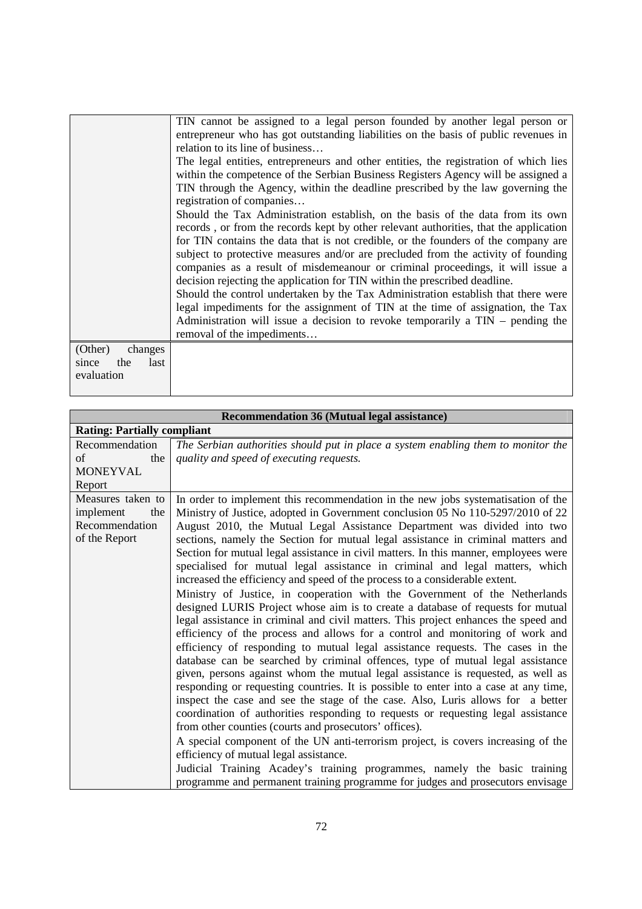| | |
|---|---|
| | TIN cannot be assigned to a legal person founded by another legal person or entrepreneur who has got outstanding liabilities on the basis of public revenues in relation to its line of business…<br>The legal entities, entrepreneurs and other entities, the registration of which lies within the competence of the Serbian Business Registers Agency will be assigned a TIN through the Agency, within the deadline prescribed by the law governing the registration of companies…<br>Should the Tax Administration establish, on the basis of the data from its own records , or from the records kept by other relevant authorities, that the application for TIN contains the data that is not credible, or the founders of the company are subject to protective measures and/or are precluded from the activity of founding companies as a result of misdemeanour or criminal proceedings, it will issue a decision rejecting the application for TIN within the prescribed deadline.<br>Should the control undertaken by the Tax Administration establish that there were legal impediments for the assignment of TIN at the time of assignation, the Tax Administration will issue a decision to revoke temporarily a TIN – pending the removal of the impediments… |
| (Other) changes since the last evaluation | |

| **Recommendation 36 (Mutual legal assistance)** | |
|---|---|
| **Rating: Partially compliant** | |
| Recommendation of the MONEYVAL Report | *The Serbian authorities should put in place a system enabling them to monitor the quality and speed of executing requests.* |
| Measures taken to implement the Recommendation of the Report | In order to implement this recommendation in the new jobs systematisation of the Ministry of Justice, adopted in Government conclusion 05 No 110-5297/2010 of 22 August 2010, the Mutual Legal Assistance Department was divided into two sections, namely the Section for mutual legal assistance in criminal matters and Section for mutual legal assistance in civil matters. In this manner, employees were specialised for mutual legal assistance in criminal and legal matters, which increased the efficiency and speed of the process to a considerable extent.<br>Ministry of Justice, in cooperation with the Government of the Netherlands designed LURIS Project whose aim is to create a database of requests for mutual legal assistance in criminal and civil matters. This project enhances the speed and efficiency of the process and allows for a control and monitoring of work and efficiency of responding to mutual legal assistance requests. The cases in the database can be searched by criminal offences, type of mutual legal assistance given, persons against whom the mutual legal assistance is requested, as well as responding or requesting countries. It is possible to enter into a case at any time, inspect the case and see the stage of the case. Also, Luris allows for a better coordination of authorities responding to requests or requesting legal assistance from other counties (courts and prosecutors' offices).<br>A special component of the UN anti-terrorism project, is covers increasing of the efficiency of mutual legal assistance.<br>Judicial Training Acadey's training programmes, namely the basic training programme and permanent training programme for judges and prosecutors envisage |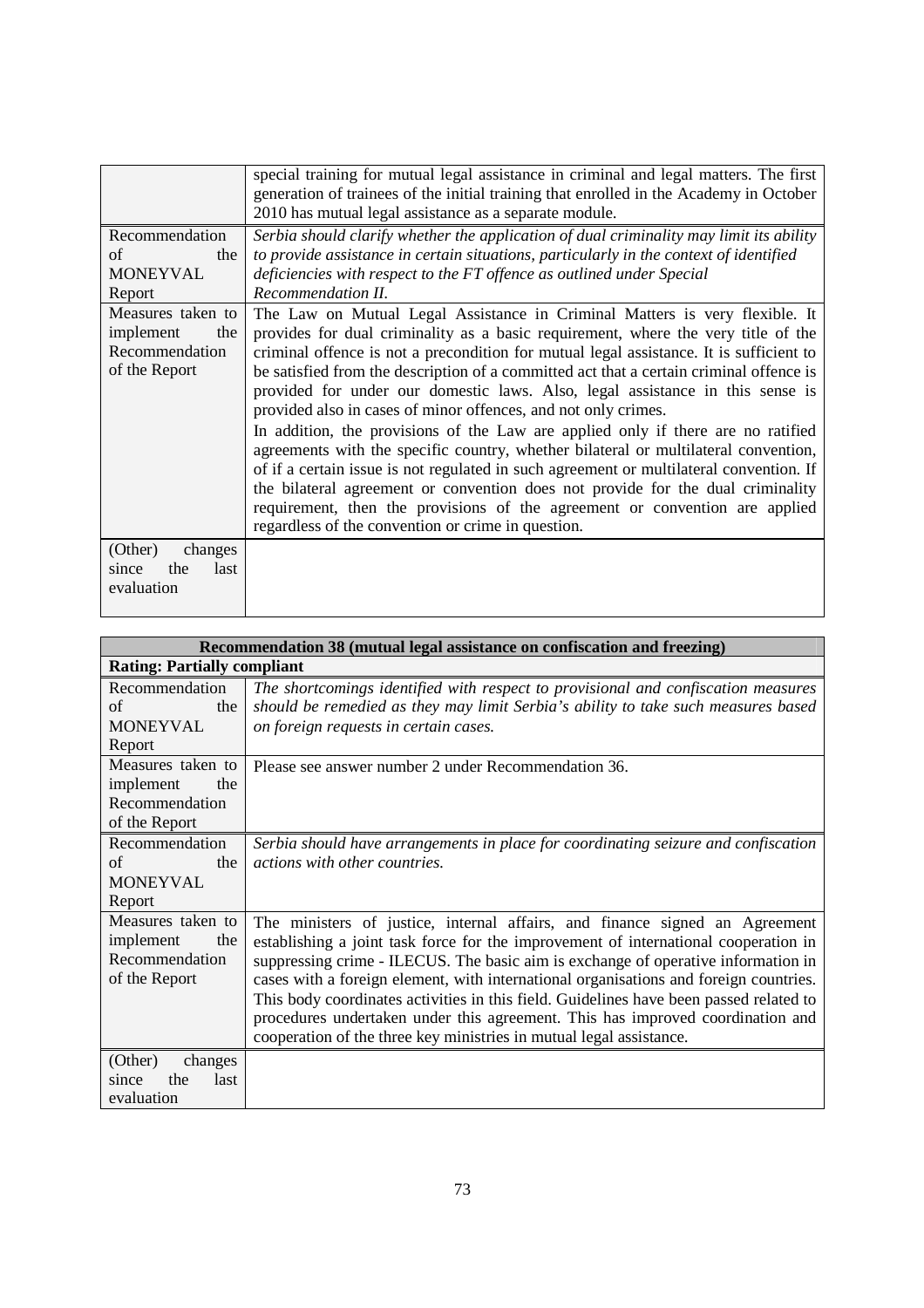| | |
|---|---|
| | special training for mutual legal assistance in criminal and legal matters. The first generation of trainees of the initial training that enrolled in the Academy in October 2010 has mutual legal assistance as a separate module. |
| Recommendation of the MONEYVAL Report | *Serbia should clarify whether the application of dual criminality may limit its ability to provide assistance in certain situations, particularly in the context of identified deficiencies with respect to the FT offence as outlined under Special Recommendation II.* |
| Measures taken to implement the Recommendation of the Report | The Law on Mutual Legal Assistance in Criminal Matters is very flexible. It provides for dual criminality as a basic requirement, where the very title of the criminal offence is not a precondition for mutual legal assistance. It is sufficient to be satisfied from the description of a committed act that a certain criminal offence is provided for under our domestic laws. Also, legal assistance in this sense is provided also in cases of minor offences, and not only crimes.<br>In addition, the provisions of the Law are applied only if there are no ratified agreements with the specific country, whether bilateral or multilateral convention, of if a certain issue is not regulated in such agreement or multilateral convention. If the bilateral agreement or convention does not provide for the dual criminality requirement, then the provisions of the agreement or convention are applied regardless of the convention or crime in question. |
| (Other) changes since the last evaluation | |

| **Recommendation 38 (mutual legal assistance on confiscation and freezing)** | |
|---|---|
| **Rating: Partially compliant** | |
| Recommendation of the MONEYVAL Report | *The shortcomings identified with respect to provisional and confiscation measures should be remedied as they may limit Serbia's ability to take such measures based on foreign requests in certain cases.* |
| Measures taken to implement the Recommendation of the Report | Please see answer number 2 under Recommendation 36. |
| Recommendation of the MONEYVAL Report | *Serbia should have arrangements in place for coordinating seizure and confiscation actions with other countries.* |
| Measures taken to implement the Recommendation of the Report | The ministers of justice, internal affairs, and finance signed an Agreement establishing a joint task force for the improvement of international cooperation in suppressing crime - ILECUS. The basic aim is exchange of operative information in cases with a foreign element, with international organisations and foreign countries. This body coordinates activities in this field. Guidelines have been passed related to procedures undertaken under this agreement. This has improved coordination and cooperation of the three key ministries in mutual legal assistance. |
| (Other) changes since the last evaluation | |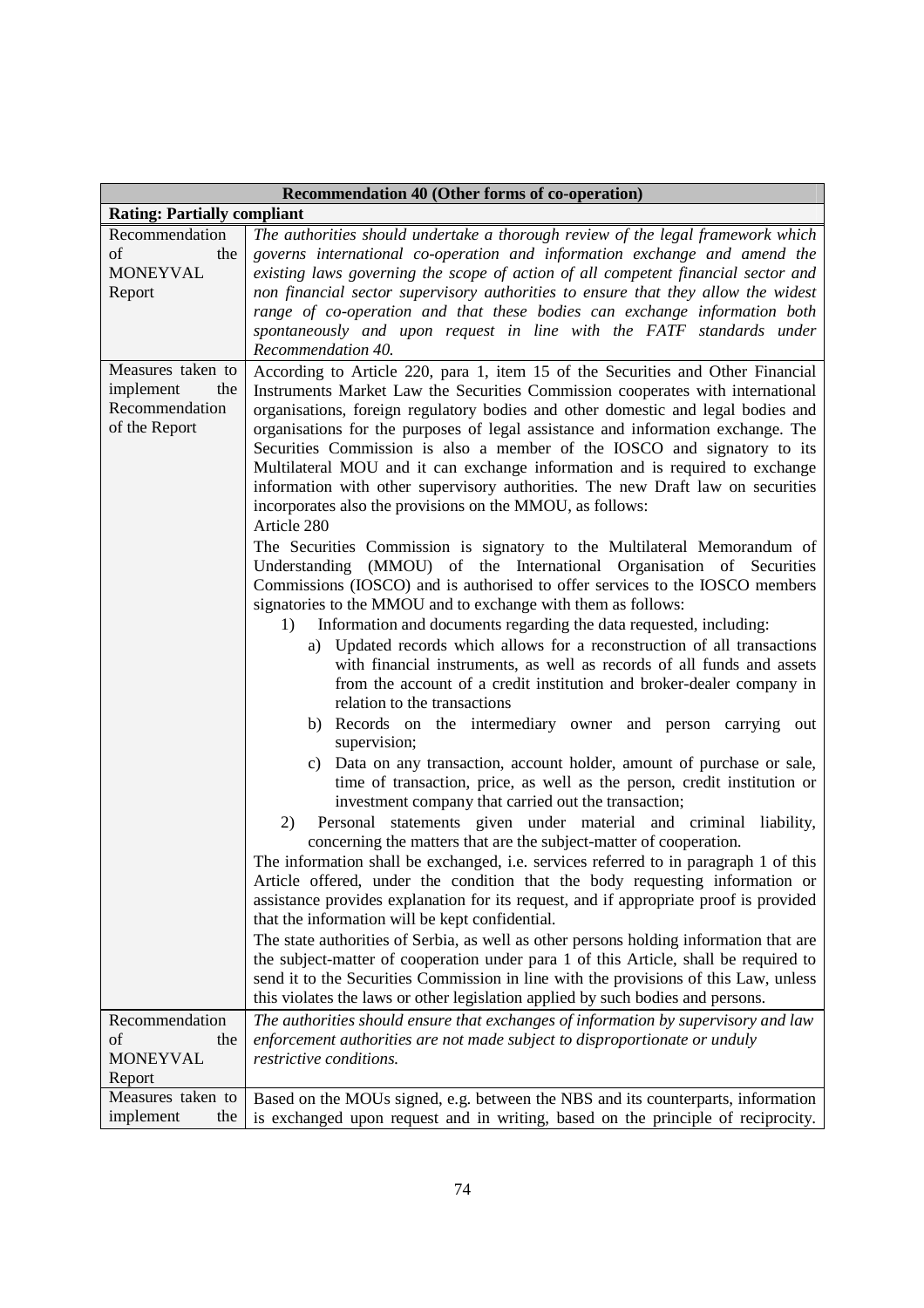| Recommendation 40 (Other forms of co-operation) | |
|---|---|
| **Rating: Partially compliant** | |
| Recommendation of the MONEYVAL Report | *The authorities should undertake a thorough review of the legal framework which governs international co-operation and information exchange and amend the existing laws governing the scope of action of all competent financial sector and non financial sector supervisory authorities to ensure that they allow the widest range of co-operation and that these bodies can exchange information both spontaneously and upon request in line with the FATF standards under Recommendation 40.* |
| Measures taken to implement the Recommendation of the Report | According to Article 220, para 1, item 15 of the Securities and Other Financial Instruments Market Law the Securities Commission cooperates with international organisations, foreign regulatory bodies and other domestic and legal bodies and organisations for the purposes of legal assistance and information exchange. The Securities Commission is also a member of the IOSCO and signatory to its Multilateral MOU and it can exchange information and is required to exchange information with other supervisory authorities. The new Draft law on securities incorporates also the provisions on the MMOU, as follows:<br>Article 280<br>The Securities Commission is signatory to the Multilateral Memorandum of Understanding (MMOU) of the International Organisation of Securities Commissions (IOSCO) and is authorised to offer services to the IOSCO members signatories to the MMOU and to exchange with them as follows:<br>1) Information and documents regarding the data requested, including:<br>a) Updated records which allows for a reconstruction of all transactions with financial instruments, as well as records of all funds and assets from the account of a credit institution and broker-dealer company in relation to the transactions<br>b) Records on the intermediary owner and person carrying out supervision;<br>c) Data on any transaction, account holder, amount of purchase or sale, time of transaction, price, as well as the person, credit institution or investment company that carried out the transaction;<br>2) Personal statements given under material and criminal liability, concerning the matters that are the subject-matter of cooperation.<br>The information shall be exchanged, i.e. services referred to in paragraph 1 of this Article offered, under the condition that the body requesting information or assistance provides explanation for its request, and if appropriate proof is provided that the information will be kept confidential.<br>The state authorities of Serbia, as well as other persons holding information that are the subject-matter of cooperation under para 1 of this Article, shall be required to send it to the Securities Commission in line with the provisions of this Law, unless this violates the laws or other legislation applied by such bodies and persons. |
| Recommendation of the MONEYVAL Report | *The authorities should ensure that exchanges of information by supervisory and law enforcement authorities are not made subject to disproportionate or unduly restrictive conditions.* |
| Measures taken to implement the | Based on the MOUs signed, e.g. between the NBS and its counterparts, information is exchanged upon request and in writing, based on the principle of reciprocity. |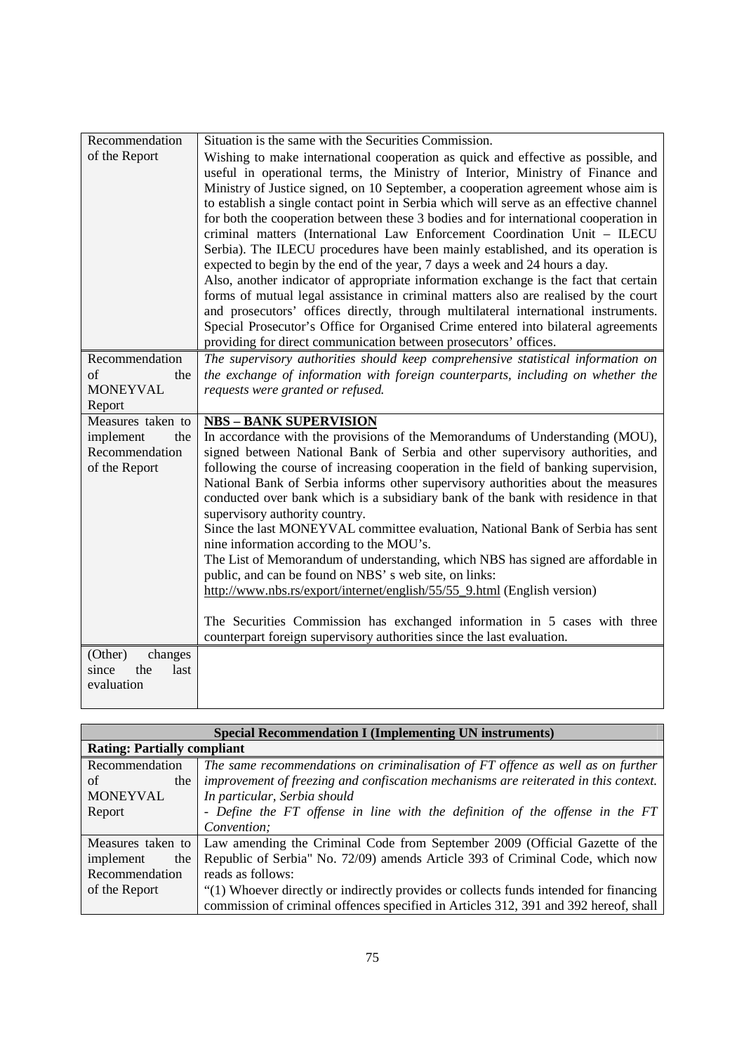| | |
|---|---|
| Recommendation of the Report | Situation is the same with the Securities Commission.<br>Wishing to make international cooperation as quick and effective as possible, and useful in operational terms, the Ministry of Interior, Ministry of Finance and Ministry of Justice signed, on 10 September, a cooperation agreement whose aim is to establish a single contact point in Serbia which will serve as an effective channel for both the cooperation between these 3 bodies and for international cooperation in criminal matters (International Law Enforcement Coordination Unit – ILECU Serbia). The ILECU procedures have been mainly established, and its operation is expected to begin by the end of the year, 7 days a week and 24 hours a day.<br>Also, another indicator of appropriate information exchange is the fact that certain forms of mutual legal assistance in criminal matters also are realised by the court and prosecutors' offices directly, through multilateral international instruments. Special Prosecutor's Office for Organised Crime entered into bilateral agreements providing for direct communication between prosecutors' offices. |
| Recommendation of the MONEYVAL Report | *The supervisory authorities should keep comprehensive statistical information on the exchange of information with foreign counterparts, including on whether the requests were granted or refused.* |
| Measures taken to implement the Recommendation of the Report | **NBS – BANK SUPERVISION**<br>In accordance with the provisions of the Memorandums of Understanding (MOU), signed between National Bank of Serbia and other supervisory authorities, and following the course of increasing cooperation in the field of banking supervision, National Bank of Serbia informs other supervisory authorities about the measures conducted over bank which is a subsidiary bank of the bank with residence in that supervisory authority country.<br>Since the last MONEYVAL committee evaluation, National Bank of Serbia has sent nine information according to the MOU's.<br>The List of Memorandum of understanding, which NBS has signed are affordable in public, and can be found on NBS' s web site, on links:<br>http://www.nbs.rs/export/internet/english/55/55_9.html (English version)<br><br>The Securities Commission has exchanged information in 5 cases with three counterpart foreign supervisory authorities since the last evaluation. |
| (Other) changes since the last evaluation | |

| **Special Recommendation I (Implementing UN instruments)** | |
|---|---|
| **Rating: Partially compliant** | |
| Recommendation of the MONEYVAL Report | *The same recommendations on criminalisation of FT offence as well as on further improvement of freezing and confiscation mechanisms are reiterated in this context. In particular, Serbia should*<br>*- Define the FT offense in line with the definition of the offense in the FT Convention;* |
| Measures taken to implement the Recommendation of the Report | Law amending the Criminal Code from September 2009 (Official Gazette of the Republic of Serbia" No. 72/09) amends Article 393 of Criminal Code, which now reads as follows:<br>"(1) Whoever directly or indirectly provides or collects funds intended for financing commission of criminal offences specified in Articles 312, 391 and 392 hereof, shall |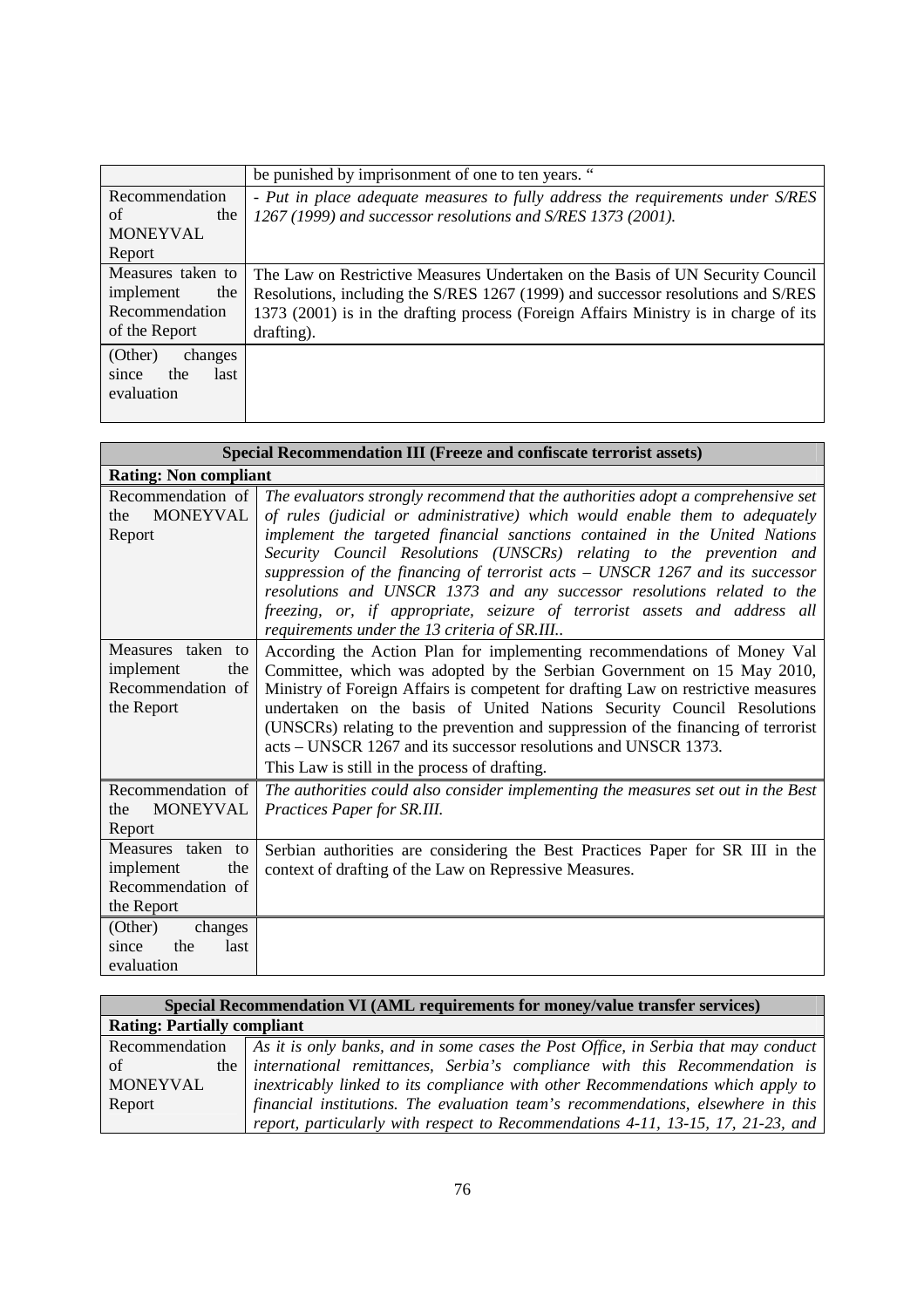| | |
|---|---|
| | be punished by imprisonment of one to ten years. " |
| Recommendation of the MONEYVAL Report | *- Put in place adequate measures to fully address the requirements under S/RES 1267 (1999) and successor resolutions and S/RES 1373 (2001).* |
| Measures taken to implement the Recommendation of the Report | The Law on Restrictive Measures Undertaken on the Basis of UN Security Council Resolutions, including the S/RES 1267 (1999) and successor resolutions and S/RES 1373 (2001) is in the drafting process (Foreign Affairs Ministry is in charge of its drafting). |
| (Other) changes since the last evaluation | |

| **Special Recommendation III (Freeze and confiscate terrorist assets)** | |
|---|---|
| **Rating: Non compliant** | |
| Recommendation of the MONEYVAL Report | *The evaluators strongly recommend that the authorities adopt a comprehensive set of rules (judicial or administrative) which would enable them to adequately implement the targeted financial sanctions contained in the United Nations Security Council Resolutions (UNSCRs) relating to the prevention and suppression of the financing of terrorist acts – UNSCR 1267 and its successor resolutions and UNSCR 1373 and any successor resolutions related to the freezing, or, if appropriate, seizure of terrorist assets and address all requirements under the 13 criteria of SR.III..* |
| Measures taken to implement the Recommendation of the Report | According the Action Plan for implementing recommendations of Money Val Committee, which was adopted by the Serbian Government on 15 May 2010, Ministry of Foreign Affairs is competent for drafting Law on restrictive measures undertaken on the basis of United Nations Security Council Resolutions (UNSCRs) relating to the prevention and suppression of the financing of terrorist acts – UNSCR 1267 and its successor resolutions and UNSCR 1373.<br>This Law is still in the process of drafting. |
| Recommendation of the MONEYVAL Report | *The authorities could also consider implementing the measures set out in the Best Practices Paper for SR.III.* |
| Measures taken to implement the Recommendation of the Report | Serbian authorities are considering the Best Practices Paper for SR III in the context of drafting of the Law on Repressive Measures. |
| (Other) changes since the last evaluation | |

| **Special Recommendation VI (AML requirements for money/value transfer services)** | |
|---|---|
| **Rating: Partially compliant** | |
| Recommendation of the MONEYVAL Report | *As it is only banks, and in some cases the Post Office, in Serbia that may conduct international remittances, Serbia's compliance with this Recommendation is inextricably linked to its compliance with other Recommendations which apply to financial institutions. The evaluation team's recommendations, elsewhere in this report, particularly with respect to Recommendations 4-11, 13-15, 17, 21-23, and* |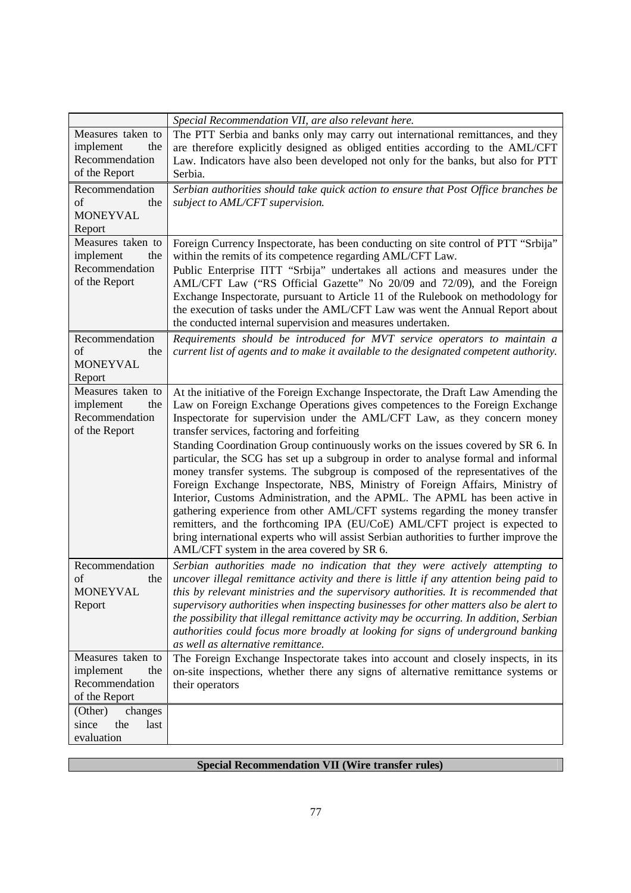| | |
|---|---|
| | *Special Recommendation VII, are also relevant here.* |
| Measures taken to implement the Recommendation of the Report | The PTT Serbia and banks only may carry out international remittances, and they are therefore explicitly designed as obliged entities according to the AML/CFT Law. Indicators have also been developed not only for the banks, but also for PTT Serbia. |
| Recommendation of the MONEYVAL Report | *Serbian authorities should take quick action to ensure that Post Office branches be subject to AML/CFT supervision.* |
| Measures taken to implement the Recommendation of the Report | Foreign Currency Inspectorate, has been conducting on site control of PTT "Srbija" within the remits of its competence regarding AML/CFT Law.<br>Public Enterprise ПТТ "Srbija" undertakes all actions and measures under the AML/CFT Law ("RS Official Gazette" No 20/09 and 72/09), and the Foreign Exchange Inspectorate, pursuant to Article 11 of the Rulebook on methodology for the execution of tasks under the AML/CFT Law was went the Annual Report about the conducted internal supervision and measures undertaken. |
| Recommendation of the MONEYVAL Report | *Requirements should be introduced for MVT service operators to maintain a current list of agents and to make it available to the designated competent authority.* |
| Measures taken to implement the Recommendation of the Report | At the initiative of the Foreign Exchange Inspectorate, the Draft Law Amending the Law on Foreign Exchange Operations gives competences to the Foreign Exchange Inspectorate for supervision under the AML/CFT Law, as they concern money transfer services, factoring and forfeiting<br>Standing Coordination Group continuously works on the issues covered by SR 6. In particular, the SCG has set up a subgroup in order to analyse formal and informal money transfer systems. The subgroup is composed of the representatives of the Foreign Exchange Inspectorate, NBS, Ministry of Foreign Affairs, Ministry of Interior, Customs Administration, and the APML. The APML has been active in gathering experience from other AML/CFT systems regarding the money transfer remitters, and the forthcoming IPA (EU/CoE) AML/CFT project is expected to bring international experts who will assist Serbian authorities to further improve the AML/CFT system in the area covered by SR 6. |
| Recommendation of the MONEYVAL Report | *Serbian authorities made no indication that they were actively attempting to uncover illegal remittance activity and there is little if any attention being paid to this by relevant ministries and the supervisory authorities. It is recommended that supervisory authorities when inspecting businesses for other matters also be alert to the possibility that illegal remittance activity may be occurring. In addition, Serbian authorities could focus more broadly at looking for signs of underground banking as well as alternative remittance.* |
| Measures taken to implement the Recommendation of the Report | The Foreign Exchange Inspectorate takes into account and closely inspects, in its on-site inspections, whether there any signs of alternative remittance systems or their operators |
| (Other) changes since the last evaluation | |

| **Special Recommendation VII (Wire transfer rules)** |
|---|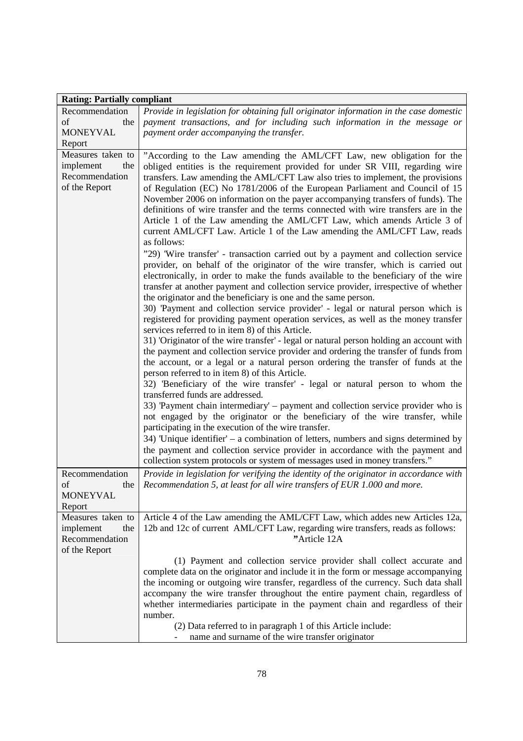| **Rating: Partially compliant** | |
|---|---|
| Recommendation of the MONEYVAL Report | *Provide in legislation for obtaining full originator information in the case domestic payment transactions, and for including such information in the message or payment order accompanying the transfer.* |
| Measures taken to implement the Recommendation of the Report | ”According to the Law amending the AML/CFT Law, new obligation for the obliged entities is the requirement provided for under SR VIII, regarding wire transfers. Law amending the AML/CFT Law also tries to implement, the provisions of Regulation (EC) No 1781/2006 of the European Parliament and Council of 15 November 2006 on information on the payer accompanying transfers of funds). The definitions of wire transfer and the terms connected with wire transfers are in the Article 1 of the Law amending the AML/CFT Law, which amends Article 3 of current AML/CFT Law. Article 1 of the Law amending the AML/CFT Law, reads as follows:<br>”29) 'Wire transfer' - transaction carried out by a payment and collection service provider, on behalf of the originator of the wire transfer, which is carried out electronically, in order to make the funds available to the beneficiary of the wire transfer at another payment and collection service provider, irrespective of whether the originator and the beneficiary is one and the same person.<br>30) 'Payment and collection service provider' - legal or natural person which is registered for providing payment operation services, as well as the money transfer services referred to in item 8) of this Article.<br>31) 'Originator of the wire transfer' - legal or natural person holding an account with the payment and collection service provider and ordering the transfer of funds from the account, or a legal or a natural person ordering the transfer of funds at the person referred to in item 8) of this Article.<br>32) 'Beneficiary of the wire transfer' - legal or natural person to whom the transferred funds are addressed.<br>33) 'Payment chain intermediary' – payment and collection service provider who is not engaged by the originator or the beneficiary of the wire transfer, while participating in the execution of the wire transfer.<br>34) 'Unique identifier' – a combination of letters, numbers and signs determined by the payment and collection service provider in accordance with the payment and collection system protocols or system of messages used in money transfers.” |
| Recommendation of the MONEYVAL Report | *Provide in legislation for verifying the identity of the originator in accordance with Recommendation 5, at least for all wire transfers of EUR 1.000 and more.* |
| Measures taken to implement the Recommendation of the Report | Article 4 of the Law amending the AML/CFT Law, which addes new Articles 12a, 12b and 12c of current AML/CFT Law, regarding wire transfers, reads as follows:<br>”Article 12A<br>(1) Payment and collection service provider shall collect accurate and complete data on the originator and include it in the form or message accompanying the incoming or outgoing wire transfer, regardless of the currency. Such data shall accompany the wire transfer throughout the entire payment chain, regardless of whether intermediaries participate in the payment chain and regardless of their number.<br>(2) Data referred to in paragraph 1 of this Article include:<br>- name and surname of the wire transfer originator |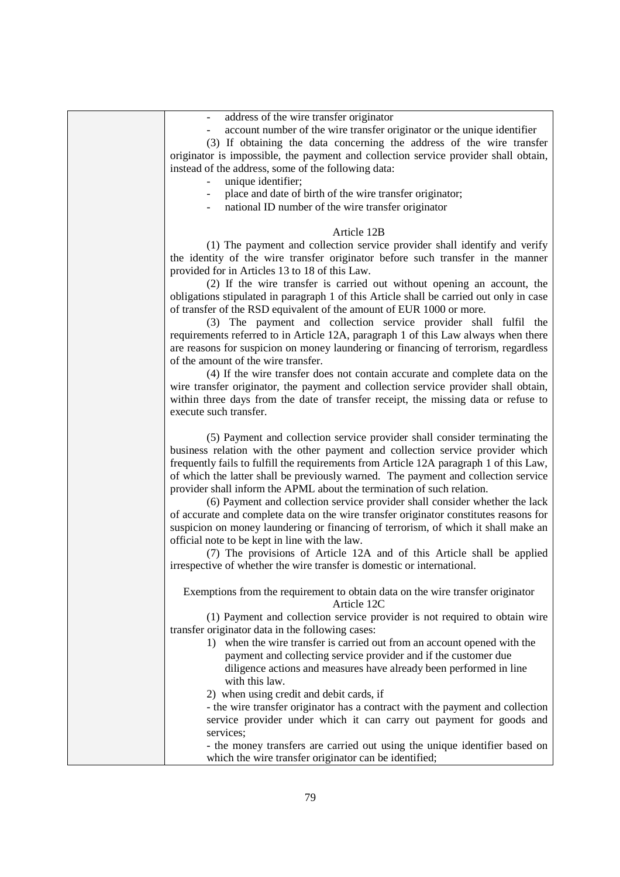| | |
|---|---|
| | - address of the wire transfer originator<br>- account number of the wire transfer originator or the unique identifier<br>(3) If obtaining the data concerning the address of the wire transfer originator is impossible, the payment and collection service provider shall obtain, instead of the address, some of the following data:<br>- unique identifier;<br>- place and date of birth of the wire transfer originator;<br>- national ID number of the wire transfer originator<br><br>Article 12B<br>(1) The payment and collection service provider shall identify and verify the identity of the wire transfer originator before such transfer in the manner provided for in Articles 13 to 18 of this Law.<br>(2) If the wire transfer is carried out without opening an account, the obligations stipulated in paragraph 1 of this Article shall be carried out only in case of transfer of the RSD equivalent of the amount of EUR 1000 or more.<br>(3) The payment and collection service provider shall fulfil the requirements referred to in Article 12A, paragraph 1 of this Law always when there are reasons for suspicion on money laundering or financing of terrorism, regardless of the amount of the wire transfer.<br>(4) If the wire transfer does not contain accurate and complete data on the wire transfer originator, the payment and collection service provider shall obtain, within three days from the date of transfer receipt, the missing data or refuse to execute such transfer.<br><br>(5) Payment and collection service provider shall consider terminating the business relation with the other payment and collection service provider which frequently fails to fulfill the requirements from Article 12A paragraph 1 of this Law, of which the latter shall be previously warned. The payment and collection service provider shall inform the APML about the termination of such relation.<br>(6) Payment and collection service provider shall consider whether the lack of accurate and complete data on the wire transfer originator constitutes reasons for suspicion on money laundering or financing of terrorism, of which it shall make an official note to be kept in line with the law.<br>(7) The provisions of Article 12A and of this Article shall be applied irrespective of whether the wire transfer is domestic or international.<br><br>Exemptions from the requirement to obtain data on the wire transfer originator<br>Article 12C<br>(1) Payment and collection service provider is not required to obtain wire transfer originator data in the following cases:<br>1) when the wire transfer is carried out from an account opened with the payment and collecting service provider and if the customer due diligence actions and measures have already been performed in line with this law.<br>2) when using credit and debit cards, if<br>- the wire transfer originator has a contract with the payment and collection service provider under which it can carry out payment for goods and services;<br>- the money transfers are carried out using the unique identifier based on which the wire transfer originator can be identified; |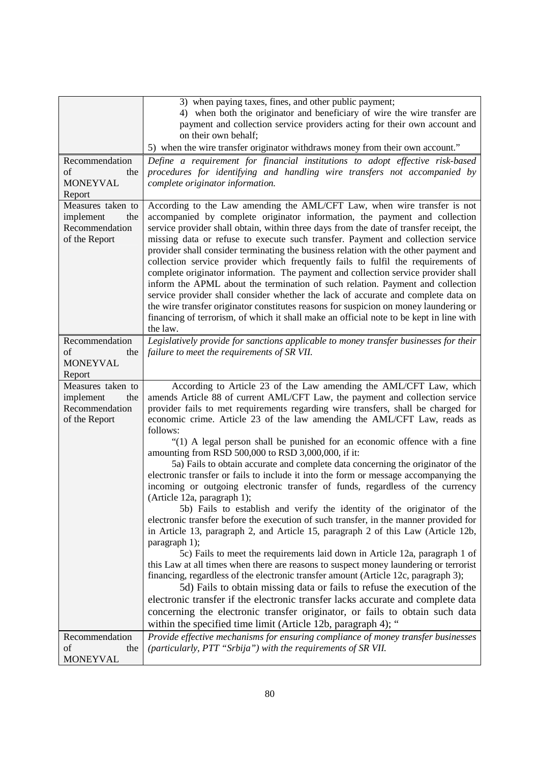| | |
|---|---|
| | 3) when paying taxes, fines, and other public payment;<br>4) when both the originator and beneficiary of wire the wire transfer are payment and collection service providers acting for their own account and on their own behalf;<br>5) when the wire transfer originator withdraws money from their own account." |
| Recommendation of the MONEYVAL Report | *Define a requirement for financial institutions to adopt effective risk-based procedures for identifying and handling wire transfers not accompanied by complete originator information.* |
| Measures taken to implement the Recommendation of the Report | According to the Law amending the AML/CFT Law, when wire transfer is not accompanied by complete originator information, the payment and collection service provider shall obtain, within three days from the date of transfer receipt, the missing data or refuse to execute such transfer. Payment and collection service provider shall consider terminating the business relation with the other payment and collection service provider which frequently fails to fulfil the requirements of complete originator information. The payment and collection service provider shall inform the APML about the termination of such relation. Payment and collection service provider shall consider whether the lack of accurate and complete data on the wire transfer originator constitutes reasons for suspicion on money laundering or financing of terrorism, of which it shall make an official note to be kept in line with the law. |
| Recommendation of the MONEYVAL Report | *Legislatively provide for sanctions applicable to money transfer businesses for their failure to meet the requirements of SR VII.* |
| Measures taken to implement the Recommendation of the Report | According to Article 23 of the Law amending the AML/CFT Law, which amends Article 88 of current AML/CFT Law, the payment and collection service provider fails to met requirements regarding wire transfers, shall be charged for economic crime. Article 23 of the law amending the AML/CFT Law, reads as follows:<br>"(1) A legal person shall be punished for an economic offence with a fine amounting from RSD 500,000 to RSD 3,000,000, if it:<br>5a) Fails to obtain accurate and complete data concerning the originator of the electronic transfer or fails to include it into the form or message accompanying the incoming or outgoing electronic transfer of funds, regardless of the currency (Article 12a, paragraph 1);<br>5b) Fails to establish and verify the identity of the originator of the electronic transfer before the execution of such transfer, in the manner provided for in Article 13, paragraph 2, and Article 15, paragraph 2 of this Law (Article 12b, paragraph 1);<br>5c) Fails to meet the requirements laid down in Article 12a, paragraph 1 of this Law at all times when there are reasons to suspect money laundering or terrorist financing, regardless of the electronic transfer amount (Article 12c, paragraph 3);<br>5d) Fails to obtain missing data or fails to refuse the execution of the electronic transfer if the electronic transfer lacks accurate and complete data concerning the electronic transfer originator, or fails to obtain such data within the specified time limit (Article 12b, paragraph 4); " |
| Recommendation of the MONEYVAL | *Provide effective mechanisms for ensuring compliance of money transfer businesses (particularly, PTT "Srbija") with the requirements of SR VII.* |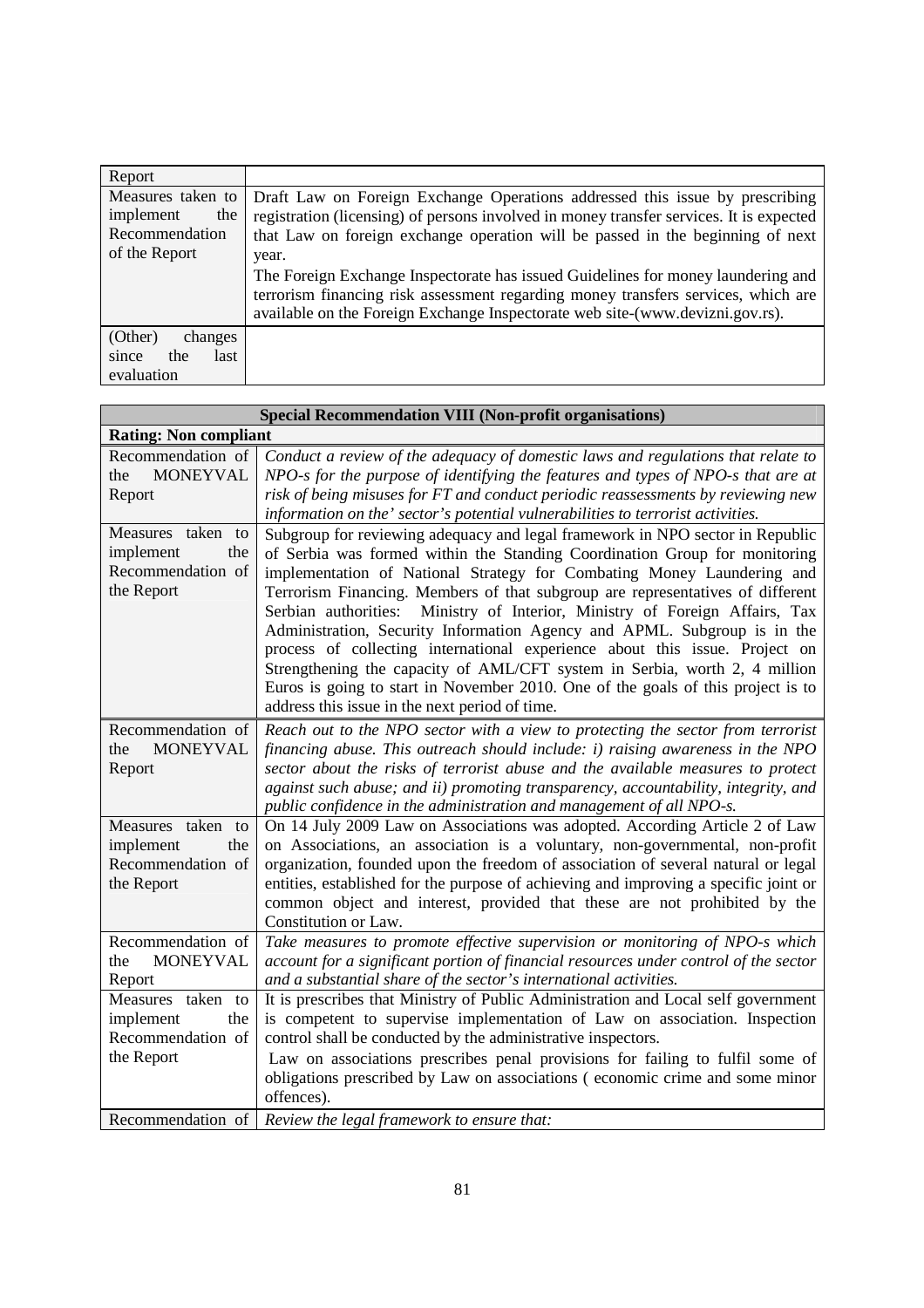| Report | |
|---|---|
| Measures taken to implement the Recommendation of the Report | Draft Law on Foreign Exchange Operations addressed this issue by prescribing registration (licensing) of persons involved in money transfer services. It is expected that Law on foreign exchange operation will be passed in the beginning of next year.<br>The Foreign Exchange Inspectorate has issued Guidelines for money laundering and terrorism financing risk assessment regarding money transfers services, which are available on the Foreign Exchange Inspectorate web site-(www.devizni.gov.rs). |
| (Other) changes since the last evaluation | |

| **Special Recommendation VIII (Non-profit organisations)** | |
|---|---|
| **Rating: Non compliant** | |
| Recommendation of the MONEYVAL Report | *Conduct a review of the adequacy of domestic laws and regulations that relate to NPO-s for the purpose of identifying the features and types of NPO-s that are at risk of being misuses for FT and conduct periodic reassessments by reviewing new information on the' sector's potential vulnerabilities to terrorist activities.* |
| Measures taken to implement the Recommendation of the Report | Subgroup for reviewing adequacy and legal framework in NPO sector in Republic of Serbia was formed within the Standing Coordination Group for monitoring implementation of National Strategy for Combating Money Laundering and Terrorism Financing. Members of that subgroup are representatives of different Serbian authorities: Ministry of Interior, Ministry of Foreign Affairs, Tax Administration, Security Information Agency and APML. Subgroup is in the process of collecting international experience about this issue. Project on Strengthening the capacity of AML/CFT system in Serbia, worth 2, 4 million Euros is going to start in November 2010. One of the goals of this project is to address this issue in the next period of time. |
| Recommendation of the MONEYVAL Report | *Reach out to the NPO sector with a view to protecting the sector from terrorist financing abuse. This outreach should include: i) raising awareness in the NPO sector about the risks of terrorist abuse and the available measures to protect against such abuse; and ii) promoting transparency, accountability, integrity, and public confidence in the administration and management of all NPO-s.* |
| Measures taken to implement the Recommendation of the Report | On 14 July 2009 Law on Associations was adopted. According Article 2 of Law on Associations, an association is a voluntary, non-governmental, non-profit organization, founded upon the freedom of association of several natural or legal entities, established for the purpose of achieving and improving a specific joint or common object and interest, provided that these are not prohibited by the Constitution or Law. |
| Recommendation of the MONEYVAL Report | *Take measures to promote effective supervision or monitoring of NPO-s which account for a significant portion of financial resources under control of the sector and a substantial share of the sector's international activities.* |
| Measures taken to implement the Recommendation of the Report | It is prescribes that Ministry of Public Administration and Local self government is competent to supervise implementation of Law on association. Inspection control shall be conducted by the administrative inspectors.<br>Law on associations prescribes penal provisions for failing to fulfil some of obligations prescribed by Law on associations ( economic crime and some minor offences). |
| Recommendation of | *Review the legal framework to ensure that:* |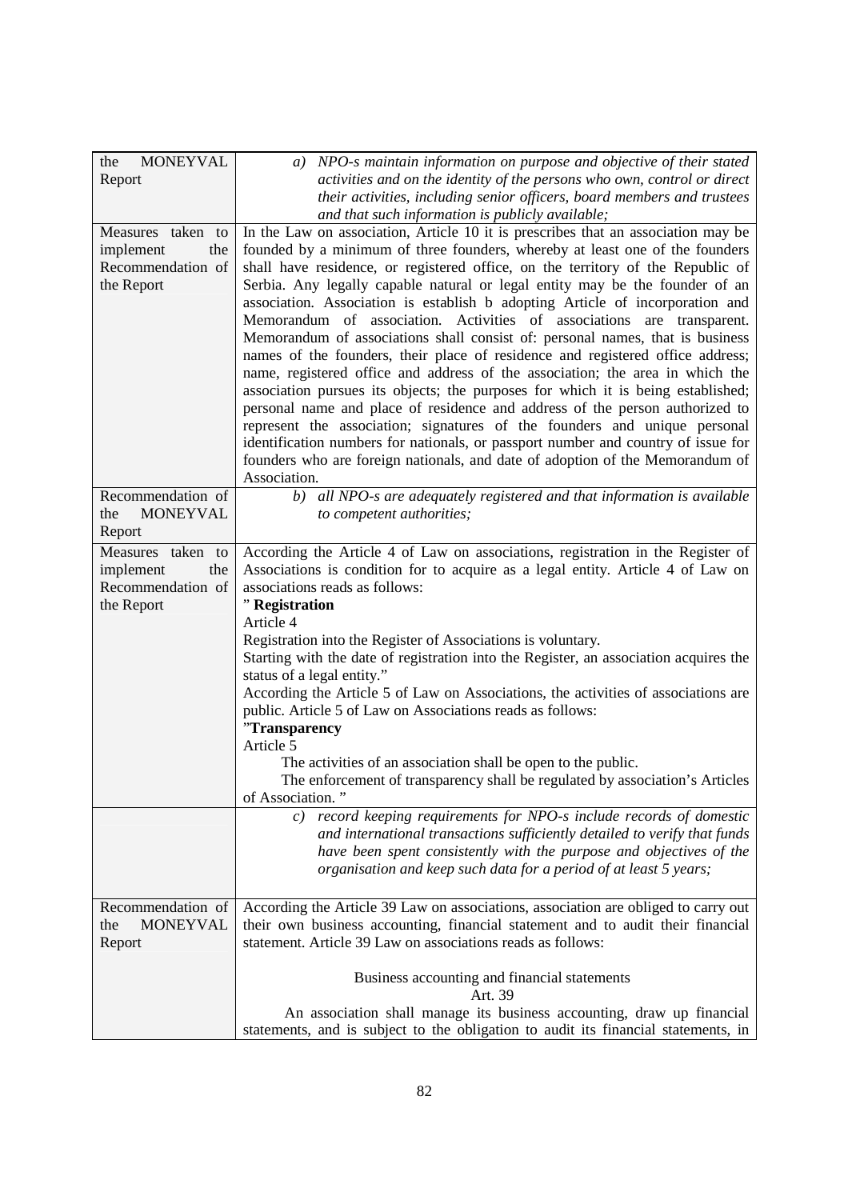| | |
|---|---|
| the MONEYVAL Report | *a) NPO-s maintain information on purpose and objective of their stated activities and on the identity of the persons who own, control or direct their activities, including senior officers, board members and trustees and that such information is publicly available;* |
| Measures taken to implement the Recommendation of the Report | In the Law on association, Article 10 it is prescribes that an association may be founded by a minimum of three founders, whereby at least one of the founders shall have residence, or registered office, on the territory of the Republic of Serbia. Any legally capable natural or legal entity may be the founder of an association. Association is establish b adopting Article of incorporation and Memorandum of association. Activities of associations are transparent. Memorandum of associations shall consist of: personal names, that is business names of the founders, their place of residence and registered office address; name, registered office and address of the association; the area in which the association pursues its objects; the purposes for which it is being established; personal name and place of residence and address of the person authorized to represent the association; signatures of the founders and unique personal identification numbers for nationals, or passport number and country of issue for founders who are foreign nationals, and date of adoption of the Memorandum of Association. |
| Recommendation of the MONEYVAL Report | *b) all NPO-s are adequately registered and that information is available to competent authorities;* |
| Measures taken to implement the Recommendation of the Report | According the Article 4 of Law on associations, registration in the Register of Associations is condition for to acquire as a legal entity. Article 4 of Law on associations reads as follows:<br>" **Registration**<br>Article 4<br>Registration into the Register of Associations is voluntary.<br>Starting with the date of registration into the Register, an association acquires the status of a legal entity."<br>According the Article 5 of Law on Associations, the activities of associations are public. Article 5 of Law on Associations reads as follows:<br>"**Transparency**<br>Article 5<br>The activities of an association shall be open to the public.<br>The enforcement of transparency shall be regulated by association's Articles of Association. " |
| | *c) record keeping requirements for NPO-s include records of domestic and international transactions sufficiently detailed to verify that funds have been spent consistently with the purpose and objectives of the organisation and keep such data for a period of at least 5 years;* |
| Recommendation of the MONEYVAL Report | According the Article 39 Law on associations, association are obliged to carry out their own business accounting, financial statement and to audit their financial statement. Article 39 Law on associations reads as follows:<br><br>Business accounting and financial statements<br>Art. 39<br>An association shall manage its business accounting, draw up financial statements, and is subject to the obligation to audit its financial statements, in |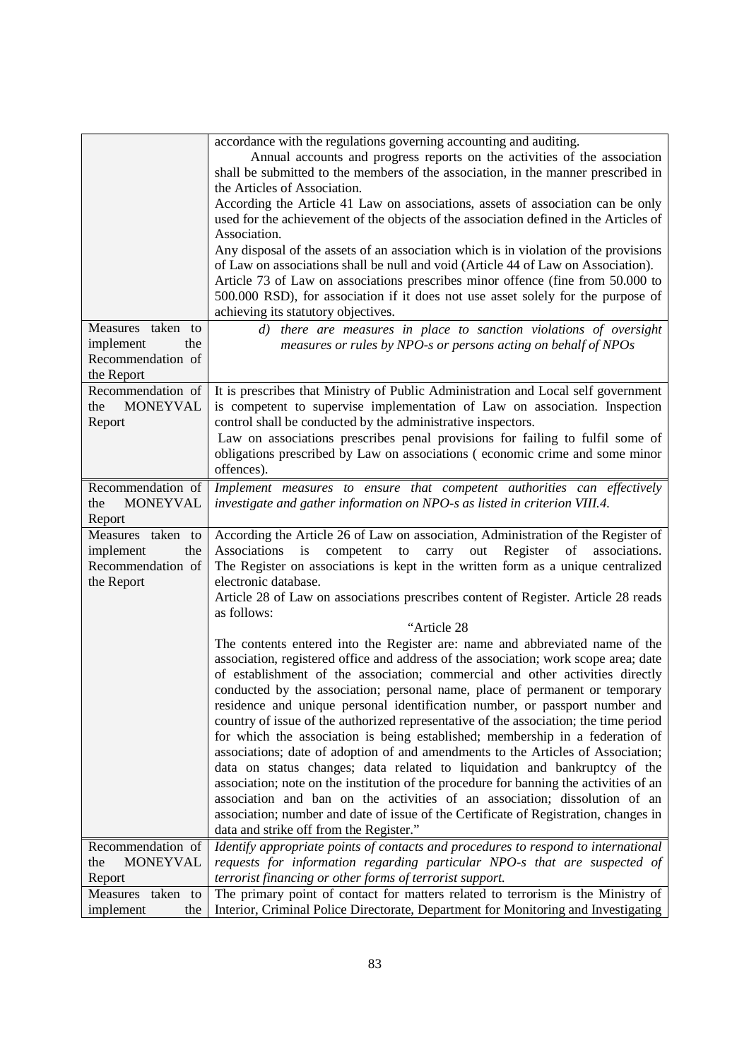| | |
|---|---|
| | accordance with the regulations governing accounting and auditing.<br>Annual accounts and progress reports on the activities of the association shall be submitted to the members of the association, in the manner prescribed in the Articles of Association.<br>According the Article 41 Law on associations, assets of association can be only used for the achievement of the objects of the association defined in the Articles of Association.<br>Any disposal of the assets of an association which is in violation of the provisions of Law on associations shall be null and void (Article 44 of Law on Association).<br>Article 73 of Law on associations prescribes minor offence (fine from 50.000 to 500.000 RSD), for association if it does not use asset solely for the purpose of achieving its statutory objectives. |
| Measures taken to implement the Recommendation of the Report | *d) there are measures in place to sanction violations of oversight measures or rules by NPO-s or persons acting on behalf of NPOs* |
| Recommendation of the MONEYVAL Report | It is prescribes that Ministry of Public Administration and Local self government is competent to supervise implementation of Law on association. Inspection control shall be conducted by the administrative inspectors.<br>Law on associations prescribes penal provisions for failing to fulfil some of obligations prescribed by Law on associations ( economic crime and some minor offences). |
| Recommendation of the MONEYVAL Report | *Implement measures to ensure that competent authorities can effectively investigate and gather information on NPO-s as listed in criterion VIII.4.* |
| Measures taken to implement the Recommendation of the Report | According the Article 26 of Law on association, Administration of the Register of Associations is competent to carry out Register of associations. The Register on associations is kept in the written form as a unique centralized electronic database.<br>Article 28 of Law on associations prescribes content of Register. Article 28 reads as follows:<br>"Article 28<br>The contents entered into the Register are: name and abbreviated name of the association, registered office and address of the association; work scope area; date of establishment of the association; commercial and other activities directly conducted by the association; personal name, place of permanent or temporary residence and unique personal identification number, or passport number and country of issue of the authorized representative of the association; the time period for which the association is being established; membership in a federation of associations; date of adoption of and amendments to the Articles of Association; data on status changes; data related to liquidation and bankruptcy of the association; note on the institution of the procedure for banning the activities of an association and ban on the activities of an association; dissolution of an association; number and date of issue of the Certificate of Registration, changes in data and strike off from the Register." |
| Recommendation of the MONEYVAL Report | *Identify appropriate points of contacts and procedures to respond to international requests for information regarding particular NPO-s that are suspected of terrorist financing or other forms of terrorist support.* |
| Measures taken to implement the | The primary point of contact for matters related to terrorism is the Ministry of Interior, Criminal Police Directorate, Department for Monitoring and Investigating |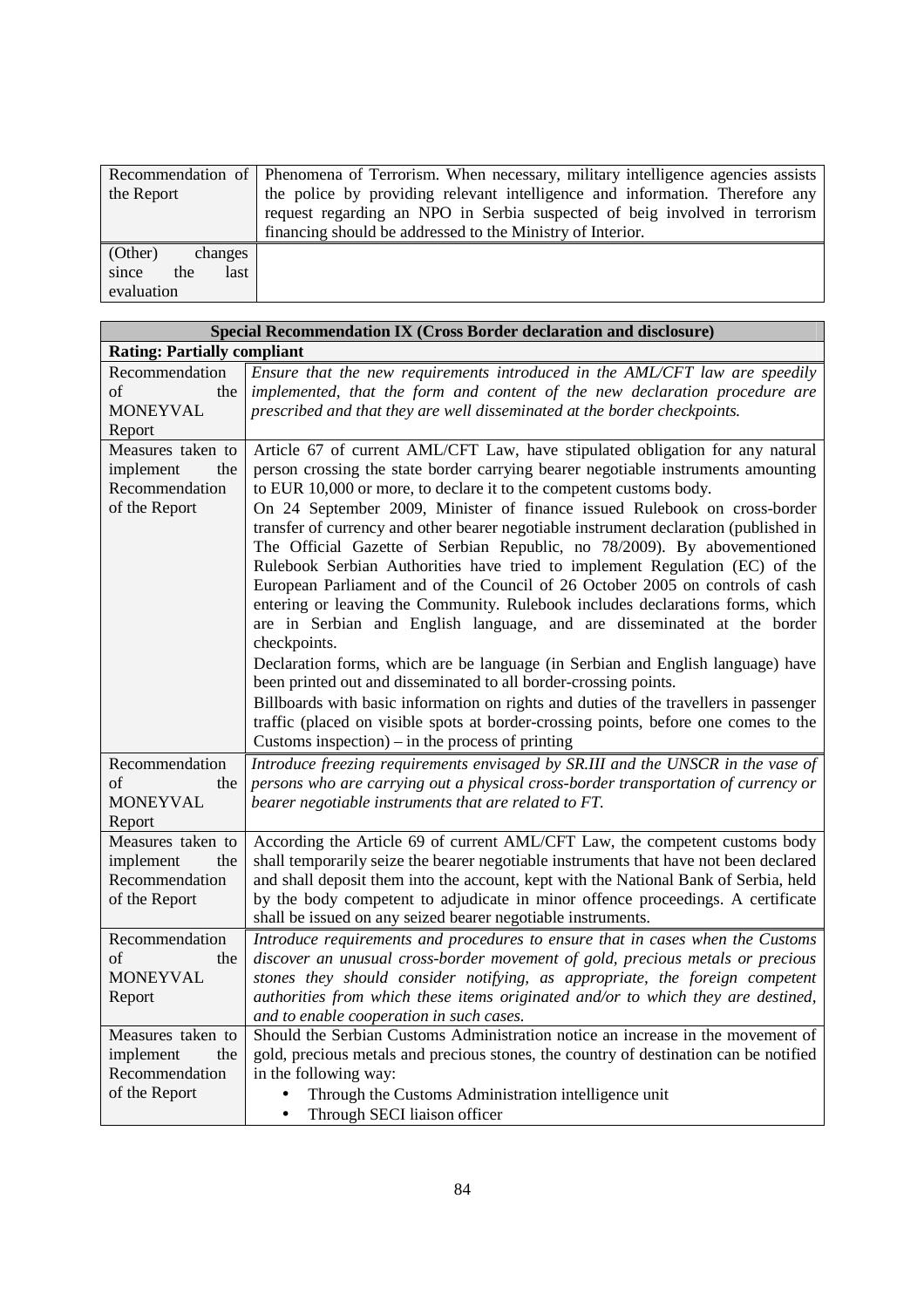| | |
|---|---|
| Recommendation of the Report | Phenomena of Terrorism. When necessary, military intelligence agencies assists the police by providing relevant intelligence and information. Therefore any request regarding an NPO in Serbia suspected of beig involved in terrorism financing should be addressed to the Ministry of Interior. |
| (Other) changes since the last evaluation | |

| **Special Recommendation IX (Cross Border declaration and disclosure)** | |
|---|---|
| **Rating: Partially compliant** | |
| Recommendation of the MONEYVAL Report | *Ensure that the new requirements introduced in the AML/CFT law are speedily implemented, that the form and content of the new declaration procedure are prescribed and that they are well disseminated at the border checkpoints.* |
| Measures taken to implement the Recommendation of the Report | Article 67 of current AML/CFT Law, have stipulated obligation for any natural person crossing the state border carrying bearer negotiable instruments amounting to EUR 10,000 or more, to declare it to the competent customs body.<br>On 24 September 2009, Minister of finance issued Rulebook on cross-border transfer of currency and other bearer negotiable instrument declaration (published in The Official Gazette of Serbian Republic, no 78/2009). By abovementioned Rulebook Serbian Authorities have tried to implement Regulation (EC) of the European Parliament and of the Council of 26 October 2005 on controls of cash entering or leaving the Community. Rulebook includes declarations forms, which are in Serbian and English language, and are disseminated at the border checkpoints.<br>Declaration forms, which are be language (in Serbian and English language) have been printed out and disseminated to all border-crossing points.<br>Billboards with basic information on rights and duties of the travellers in passenger traffic (placed on visible spots at border-crossing points, before one comes to the Customs inspection) – in the process of printing |
| Recommendation of the MONEYVAL Report | *Introduce freezing requirements envisaged by SR.III and the UNSCR in the vase of persons who are carrying out a physical cross-border transportation of currency or bearer negotiable instruments that are related to FT.* |
| Measures taken to implement the Recommendation of the Report | According the Article 69 of current AML/CFT Law, the competent customs body shall temporarily seize the bearer negotiable instruments that have not been declared and shall deposit them into the account, kept with the National Bank of Serbia, held by the body competent to adjudicate in minor offence proceedings. A certificate shall be issued on any seized bearer negotiable instruments. |
| Recommendation of the MONEYVAL Report | *Introduce requirements and procedures to ensure that in cases when the Customs discover an unusual cross-border movement of gold, precious metals or precious stones they should consider notifying, as appropriate, the foreign competent authorities from which these items originated and/or to which they are destined, and to enable cooperation in such cases.* |
| Measures taken to implement the Recommendation of the Report | Should the Serbian Customs Administration notice an increase in the movement of gold, precious metals and precious stones, the country of destination can be notified in the following way:<br>• Through the Customs Administration intelligence unit<br>• Through SECI liaison officer |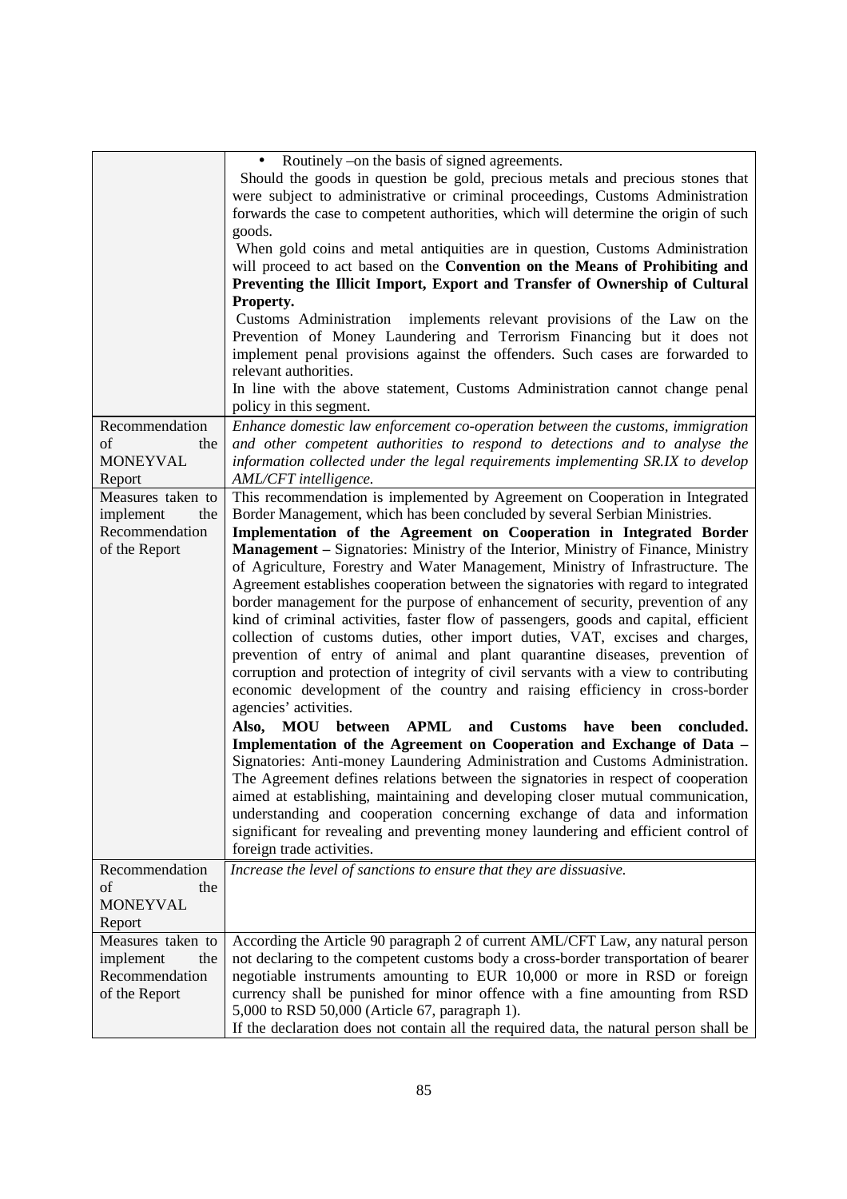| | |
|---|---|
| | • Routinely –on the basis of signed agreements.<br>Should the goods in question be gold, precious metals and precious stones that were subject to administrative or criminal proceedings, Customs Administration forwards the case to competent authorities, which will determine the origin of such goods.<br>When gold coins and metal antiquities are in question, Customs Administration will proceed to act based on the **Convention on the Means of Prohibiting and Preventing the Illicit Import, Export and Transfer of Ownership of Cultural Property.**<br>Customs Administration implements relevant provisions of the Law on the Prevention of Money Laundering and Terrorism Financing but it does not implement penal provisions against the offenders. Such cases are forwarded to relevant authorities.<br>In line with the above statement, Customs Administration cannot change penal policy in this segment. |
| Recommendation of the MONEYVAL Report | *Enhance domestic law enforcement co-operation between the customs, immigration and other competent authorities to respond to detections and to analyse the information collected under the legal requirements implementing SR.IX to develop AML/CFT intelligence.* |
| Measures taken to implement the Recommendation of the Report | This recommendation is implemented by Agreement on Cooperation in Integrated Border Management, which has been concluded by several Serbian Ministries.<br>**Implementation of the Agreement on Cooperation in Integrated Border Management –** Signatories: Ministry of the Interior, Ministry of Finance, Ministry of Agriculture, Forestry and Water Management, Ministry of Infrastructure. The Agreement establishes cooperation between the signatories with regard to integrated border management for the purpose of enhancement of security, prevention of any kind of criminal activities, faster flow of passengers, goods and capital, efficient collection of customs duties, other import duties, VAT, excises and charges, prevention of entry of animal and plant quarantine diseases, prevention of corruption and protection of integrity of civil servants with a view to contributing economic development of the country and raising efficiency in cross-border agencies' activities.<br>**Also, MOU between APML and Customs have been concluded. Implementation of the Agreement on Cooperation and Exchange of Data –** Signatories: Anti-money Laundering Administration and Customs Administration. The Agreement defines relations between the signatories in respect of cooperation aimed at establishing, maintaining and developing closer mutual communication, understanding and cooperation concerning exchange of data and information significant for revealing and preventing money laundering and efficient control of foreign trade activities. |
| Recommendation of the MONEYVAL Report | *Increase the level of sanctions to ensure that they are dissuasive.* |
| Measures taken to implement the Recommendation of the Report | According the Article 90 paragraph 2 of current AML/CFT Law, any natural person not declaring to the competent customs body a cross-border transportation of bearer negotiable instruments amounting to EUR 10,000 or more in RSD or foreign currency shall be punished for minor offence with a fine amounting from RSD 5,000 to RSD 50,000 (Article 67, paragraph 1).<br>If the declaration does not contain all the required data, the natural person shall be |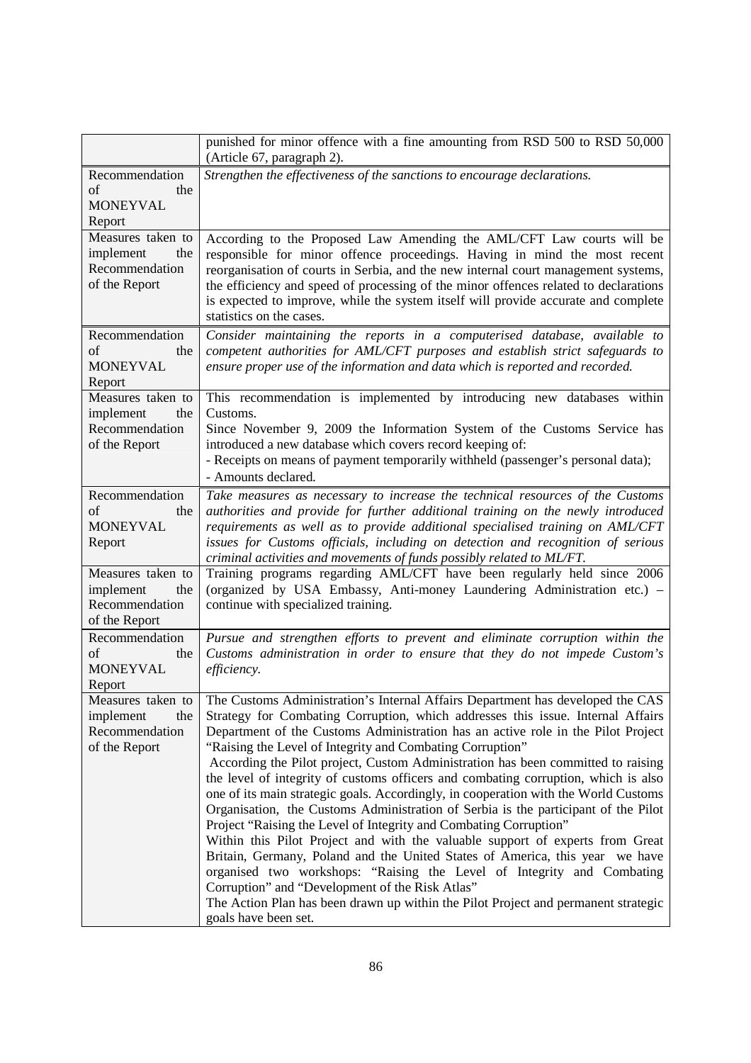| | |
|---|---|
| | punished for minor offence with a fine amounting from RSD 500 to RSD 50,000 (Article 67, paragraph 2). |
| Recommendation of the MONEYVAL Report | *Strengthen the effectiveness of the sanctions to encourage declarations.* |
| Measures taken to implement the Recommendation of the Report | According to the Proposed Law Amending the AML/CFT Law courts will be responsible for minor offence proceedings. Having in mind the most recent reorganisation of courts in Serbia, and the new internal court management systems, the efficiency and speed of processing of the minor offences related to declarations is expected to improve, while the system itself will provide accurate and complete statistics on the cases. |
| Recommendation of the MONEYVAL Report | *Consider maintaining the reports in a computerised database, available to competent authorities for AML/CFT purposes and establish strict safeguards to ensure proper use of the information and data which is reported and recorded.* |
| Measures taken to implement the Recommendation of the Report | This recommendation is implemented by introducing new databases within Customs.<br>Since November 9, 2009 the Information System of the Customs Service has introduced a new database which covers record keeping of:<br>- Receipts on means of payment temporarily withheld (passenger's personal data);<br>- Amounts declared. |
| Recommendation of the MONEYVAL Report | *Take measures as necessary to increase the technical resources of the Customs authorities and provide for further additional training on the newly introduced requirements as well as to provide additional specialised training on AML/CFT issues for Customs officials, including on detection and recognition of serious criminal activities and movements of funds possibly related to ML/FT.* |
| Measures taken to implement the Recommendation of the Report | Training programs regarding AML/CFT have been regularly held since 2006 (organized by USA Embassy, Anti-money Laundering Administration etc.) – continue with specialized training. |
| Recommendation of the MONEYVAL Report | *Pursue and strengthen efforts to prevent and eliminate corruption within the Customs administration in order to ensure that they do not impede Custom's efficiency.* |
| Measures taken to implement the Recommendation of the Report | The Customs Administration's Internal Affairs Department has developed the CAS Strategy for Combating Corruption, which addresses this issue. Internal Affairs Department of the Customs Administration has an active role in the Pilot Project "Raising the Level of Integrity and Combating Corruption"<br>According the Pilot project, Custom Administration has been committed to raising the level of integrity of customs officers and combating corruption, which is also one of its main strategic goals. Accordingly, in cooperation with the World Customs Organisation, the Customs Administration of Serbia is the participant of the Pilot Project "Raising the Level of Integrity and Combating Corruption"<br>Within this Pilot Project and with the valuable support of experts from Great Britain, Germany, Poland and the United States of America, this year we have organised two workshops: "Raising the Level of Integrity and Combating Corruption" and "Development of the Risk Atlas"<br>The Action Plan has been drawn up within the Pilot Project and permanent strategic goals have been set. |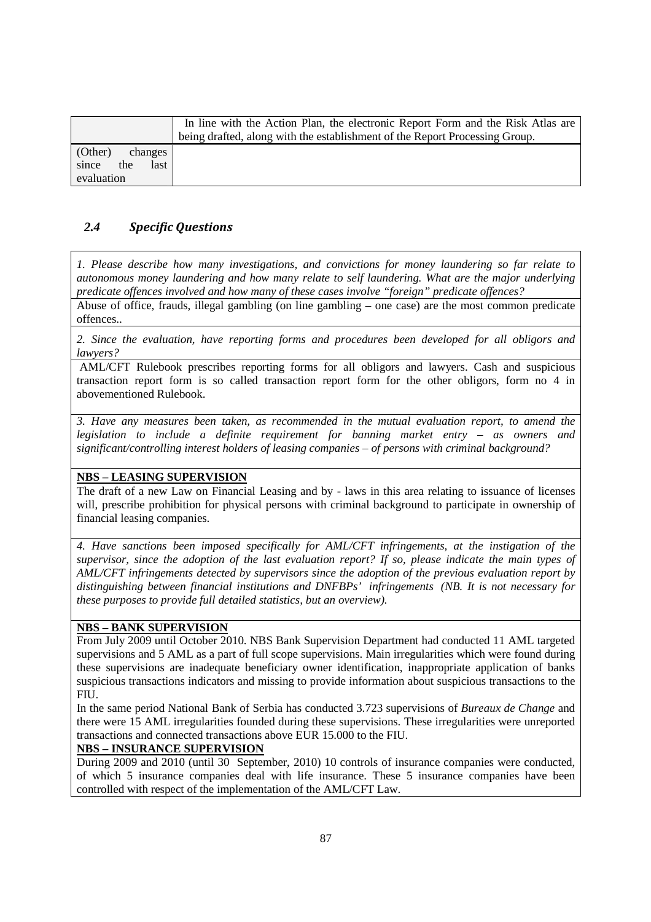| | In line with the Action Plan, the electronic Report Form and the Risk Atlas are being drafted, along with the establishment of the Report Processing Group. |
|---|---|
| (Other) changes since the last evaluation | |

### 2.4 *Specific Questions*

*1. Please describe how many investigations, and convictions for money laundering so far relate to autonomous money laundering and how many relate to self laundering. What are the major underlying predicate offences involved and how many of these cases involve "foreign" predicate offences?*

Abuse of office, frauds, illegal gambling (on line gambling – one case) are the most common predicate offences..

*2. Since the evaluation, have reporting forms and procedures been developed for all obligors and lawyers?*

AML/CFT Rulebook prescribes reporting forms for all obligors and lawyers. Cash and suspicious transaction report form is so called transaction report form for the other obligors, form no 4 in abovementioned Rulebook.

*3. Have any measures been taken, as recommended in the mutual evaluation report, to amend the legislation to include a definite requirement for banning market entry – as owners and significant/controlling interest holders of leasing companies – of persons with criminal background?*

**NBS – LEASING SUPERVISION**

The draft of a new Law on Financial Leasing and by - laws in this area relating to issuance of licenses will, prescribe prohibition for physical persons with criminal background to participate in ownership of financial leasing companies.

*4. Have sanctions been imposed specifically for AML/CFT infringements, at the instigation of the supervisor, since the adoption of the last evaluation report? If so, please indicate the main types of AML/CFT infringements detected by supervisors since the adoption of the previous evaluation report by distinguishing between financial institutions and DNFBPs' infringements (NB. It is not necessary for these purposes to provide full detailed statistics, but an overview).*

**NBS – BANK SUPERVISION**

From July 2009 until October 2010. NBS Bank Supervision Department had conducted 11 AML targeted supervisions and 5 AML as a part of full scope supervisions. Main irregularities which were found during these supervisions are inadequate beneficiary owner identification, inappropriate application of banks suspicious transactions indicators and missing to provide information about suspicious transactions to the FIU.

In the same period National Bank of Serbia has conducted 3.723 supervisions of *Bureaux de Change* and there were 15 AML irregularities founded during these supervisions. These irregularities were unreported transactions and connected transactions above EUR 15.000 to the FIU.

**NBS – INSURANCE SUPERVISION**

During 2009 and 2010 (until 30 September, 2010) 10 controls of insurance companies were conducted, of which 5 insurance companies deal with life insurance. These 5 insurance companies have been controlled with respect of the implementation of the AML/CFT Law.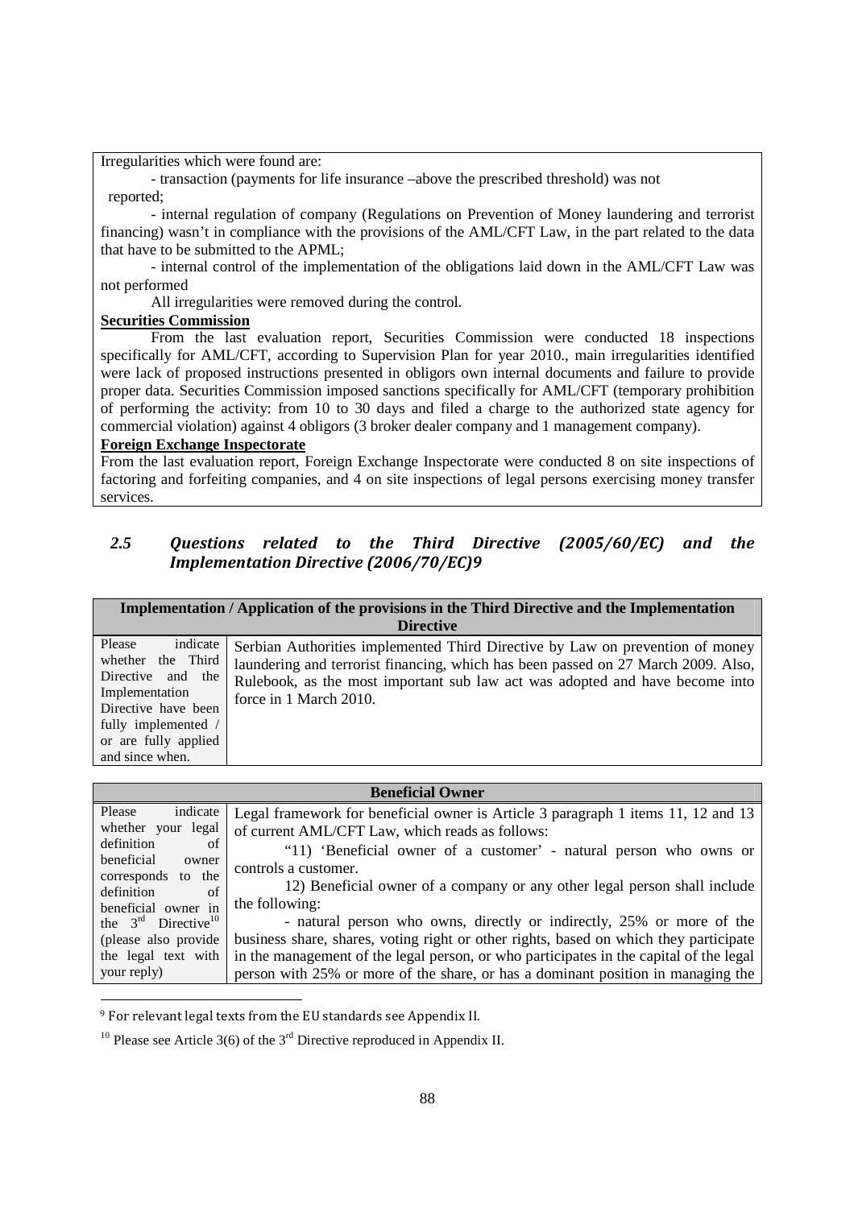Irregularities which were found are:

- transaction (payments for life insurance –above the prescribed threshold) was not reported;
- internal regulation of company (Regulations on Prevention of Money laundering and terrorist financing) wasn't in compliance with the provisions of the AML/CFT Law, in the part related to the data that have to be submitted to the APML;
- internal control of the implementation of the obligations laid down in the AML/CFT Law was not performed

All irregularities were removed during the control.

**Securities Commission**

From the last evaluation report, Securities Commission were conducted 18 inspections specifically for AML/CFT, according to Supervision Plan for year 2010., main irregularities identified were lack of proposed instructions presented in obligors own internal documents and failure to provide proper data. Securities Commission imposed sanctions specifically for AML/CFT (temporary prohibition of performing the activity: from 10 to 30 days and filed a charge to the authorized state agency for commercial violation) against 4 obligors (3 broker dealer company and 1 management company).

**Foreign Exchange Inspectorate**

From the last evaluation report, Foreign Exchange Inspectorate were conducted 8 on site inspections of factoring and forfeiting companies, and 4 on site inspections of legal persons exercising money transfer services.

## *2.5 Questions related to the Third Directive (2005/60/EC) and the Implementation Directive (2006/70/EC)*[9]

| **Implementation / Application of the provisions in the Third Directive and the Implementation Directive** | |
|---|---|
| Please indicate whether the Third Directive and the Implementation Directive have been fully implemented / or are fully applied and since when. | Serbian Authorities implemented Third Directive by Law on prevention of money laundering and terrorist financing, which has been passed on 27 March 2009. Also, Rulebook, as the most important sub law act was adopted and have become into force in 1 March 2010. |

| **Beneficial Owner** | |
|---|---|
| Please indicate whether your legal definition of beneficial owner corresponds to the definition of beneficial owner in the 3rd Directive[10] (please also provide the legal text with your reply) | Legal framework for beneficial owner is Article 3 paragraph 1 items 11, 12 and 13 of current AML/CFT Law, which reads as follows:<br>"11) 'Beneficial owner of a customer' - natural person who owns or controls a customer.<br>12) Beneficial owner of a company or any other legal person shall include the following:<br>- natural person who owns, directly or indirectly, 25% or more of the business share, shares, voting right or other rights, based on which they participate in the management of the legal person, or who participates in the capital of the legal person with 25% or more of the share, or has a dominant position in managing the |

[9] For relevant legal texts from the EU standards see Appendix II.

[10] Please see Article 3(6) of the 3rd Directive reproduced in Appendix II.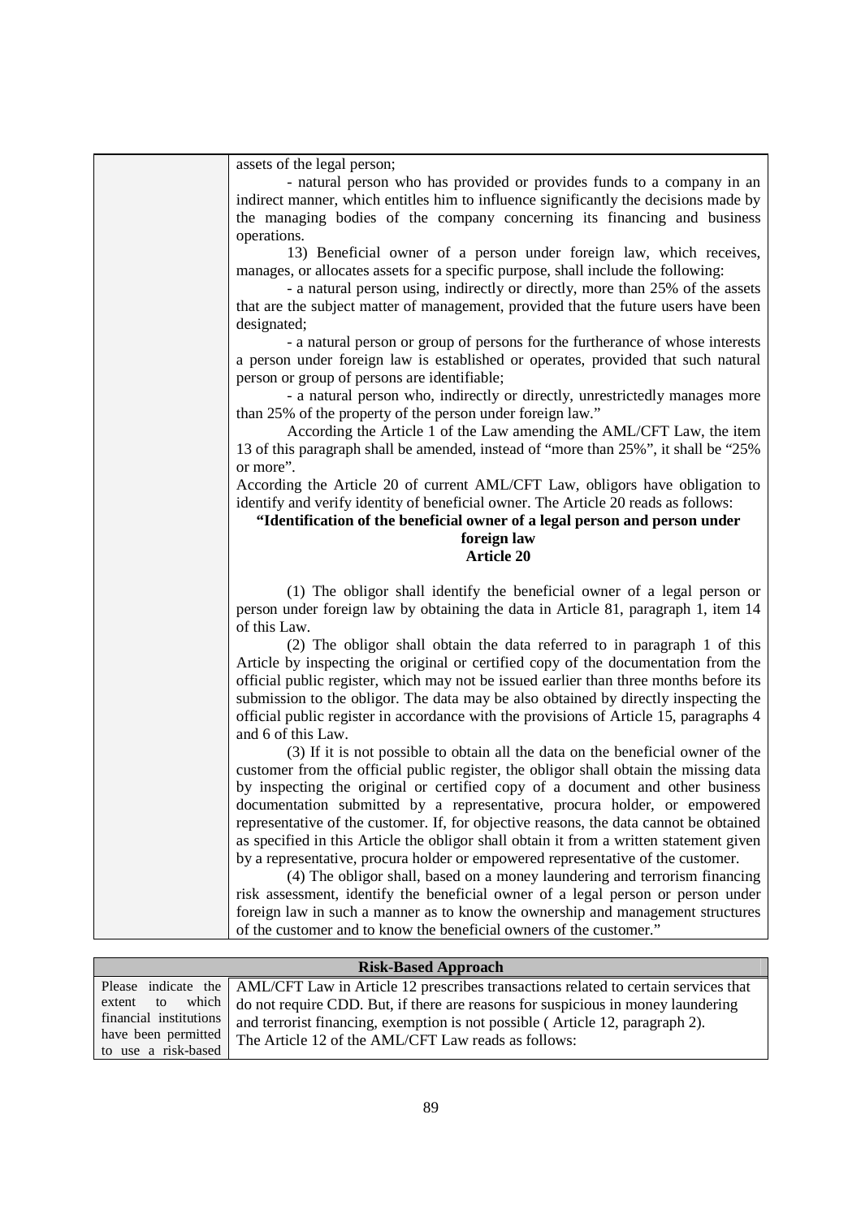| | assets of the legal person;<br>- natural person who has provided or provides funds to a company in an indirect manner, which entitles him to influence significantly the decisions made by the managing bodies of the company concerning its financing and business operations.<br>13) Beneficial owner of a person under foreign law, which receives, manages, or allocates assets for a specific purpose, shall include the following:<br>- a natural person using, indirectly or directly, more than 25% of the assets that are the subject matter of management, provided that the future users have been designated;<br>- a natural person or group of persons for the furtherance of whose interests a person under foreign law is established or operates, provided that such natural person or group of persons are identifiable;<br>- a natural person who, indirectly or directly, unrestrictedly manages more than 25% of the property of the person under foreign law."<br>According the Article 1 of the Law amending the AML/CFT Law, the item 13 of this paragraph shall be amended, instead of "more than 25%", it shall be "25% or more".<br>According the Article 20 of current AML/CFT Law, obligors have obligation to identify and verify identity of beneficial owner. The Article 20 reads as follows:<br>**"Identification of the beneficial owner of a legal person and person under foreign law**<br>**Article 20**<br>(1) The obligor shall identify the beneficial owner of a legal person or person under foreign law by obtaining the data in Article 81, paragraph 1, item 14 of this Law.<br>(2) The obligor shall obtain the data referred to in paragraph 1 of this Article by inspecting the original or certified copy of the documentation from the official public register, which may not be issued earlier than three months before its submission to the obligor. The data may be also obtained by directly inspecting the official public register in accordance with the provisions of Article 15, paragraphs 4 and 6 of this Law.<br>(3) If it is not possible to obtain all the data on the beneficial owner of the customer from the official public register, the obligor shall obtain the missing data by inspecting the original or certified copy of a document and other business documentation submitted by a representative, procura holder, or empowered representative of the customer. If, for objective reasons, the data cannot be obtained as specified in this Article the obligor shall obtain it from a written statement given by a representative, procura holder or empowered representative of the customer.<br>(4) The obligor shall, based on a money laundering and terrorism financing risk assessment, identify the beneficial owner of a legal person or person under foreign law in such a manner as to know the ownership and management structures of the customer and to know the beneficial owners of the customer." |

| **Risk-Based Approach** | |
|---|---|
| Please indicate the extent to which financial institutions have been permitted to use a risk-based | AML/CFT Law in Article 12 prescribes transactions related to certain services that do not require CDD. But, if there are reasons for suspicious in money laundering and terrorist financing, exemption is not possible ( Article 12, paragraph 2).<br>The Article 12 of the AML/CFT Law reads as follows: |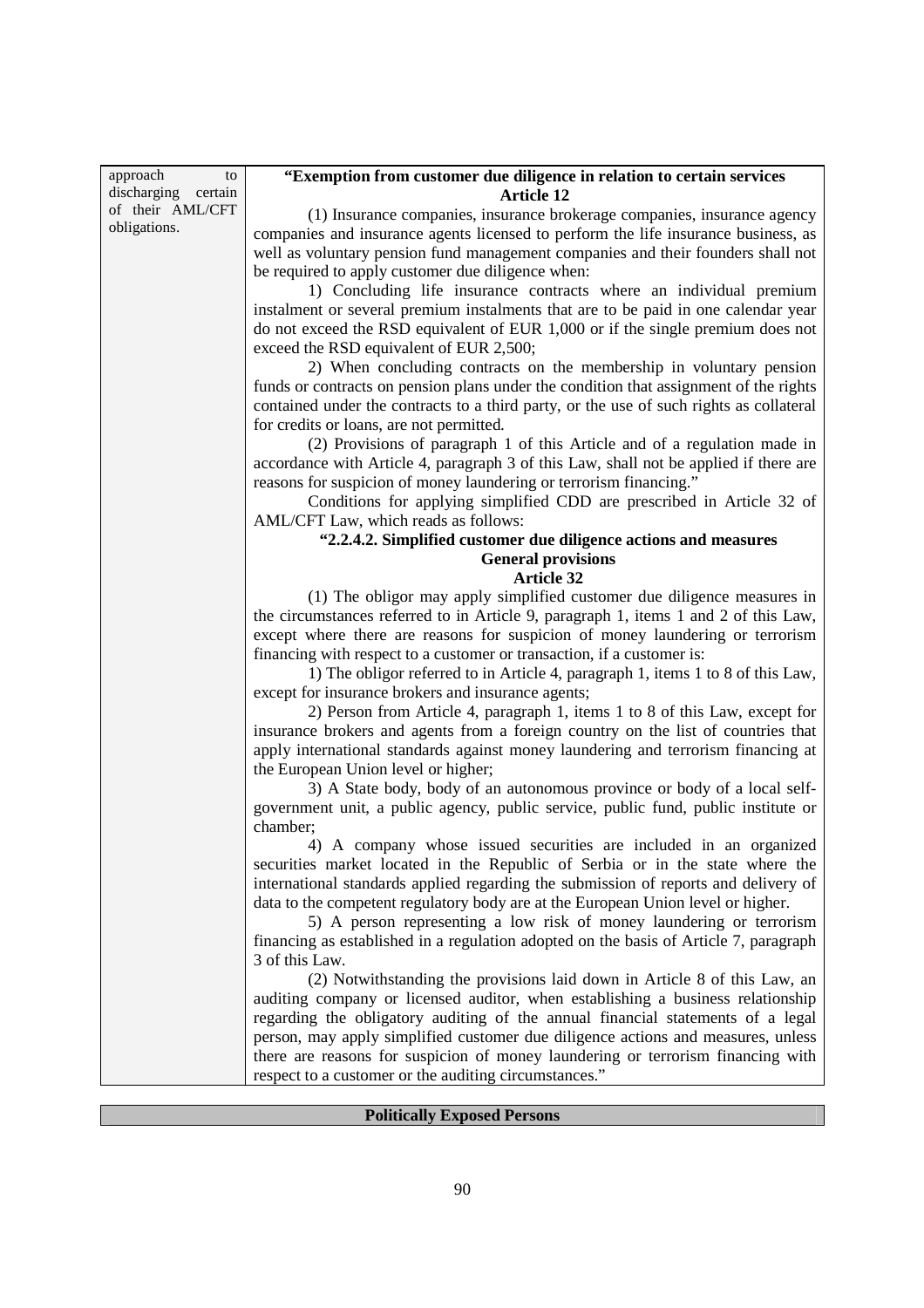| approach to discharging certain of their AML/CFT obligations. | **"Exemption from customer due diligence in relation to certain services**<br>**Article 12**<br>(1) Insurance companies, insurance brokerage companies, insurance agency companies and insurance agents licensed to perform the life insurance business, as well as voluntary pension fund management companies and their founders shall not be required to apply customer due diligence when:<br>1) Concluding life insurance contracts where an individual premium instalment or several premium instalments that are to be paid in one calendar year do not exceed the RSD equivalent of EUR 1,000 or if the single premium does not exceed the RSD equivalent of EUR 2,500;<br>2) When concluding contracts on the membership in voluntary pension funds or contracts on pension plans under the condition that assignment of the rights contained under the contracts to a third party, or the use of such rights as collateral for credits or loans, are not permitted.<br>(2) Provisions of paragraph 1 of this Article and of a regulation made in accordance with Article 4, paragraph 3 of this Law, shall not be applied if there are reasons for suspicion of money laundering or terrorism financing."<br>Conditions for applying simplified CDD are prescribed in Article 32 of AML/CFT Law, which reads as follows:<br>**"2.2.4.2. Simplified customer due diligence actions and measures**<br>**General provisions**<br>**Article 32**<br>(1) The obligor may apply simplified customer due diligence measures in the circumstances referred to in Article 9, paragraph 1, items 1 and 2 of this Law, except where there are reasons for suspicion of money laundering or terrorism financing with respect to a customer or transaction, if a customer is:<br>1) The obligor referred to in Article 4, paragraph 1, items 1 to 8 of this Law, except for insurance brokers and insurance agents;<br>2) Person from Article 4, paragraph 1, items 1 to 8 of this Law, except for insurance brokers and agents from a foreign country on the list of countries that apply international standards against money laundering and terrorism financing at the European Union level or higher;<br>3) A State body, body of an autonomous province or body of a local self-government unit, a public agency, public service, public fund, public institute or chamber;<br>4) A company whose issued securities are included in an organized securities market located in the Republic of Serbia or in the state where the international standards applied regarding the submission of reports and delivery of data to the competent regulatory body are at the European Union level or higher.<br>5) A person representing a low risk of money laundering or terrorism financing as established in a regulation adopted on the basis of Article 7, paragraph 3 of this Law.<br>(2) Notwithstanding the provisions laid down in Article 8 of this Law, an auditing company or licensed auditor, when establishing a business relationship regarding the obligatory auditing of the annual financial statements of a legal person, may apply simplified customer due diligence actions and measures, unless there are reasons for suspicion of money laundering or terrorism financing with respect to a customer or the auditing circumstances." |
|---|---|

| **Politically Exposed Persons** |
|---|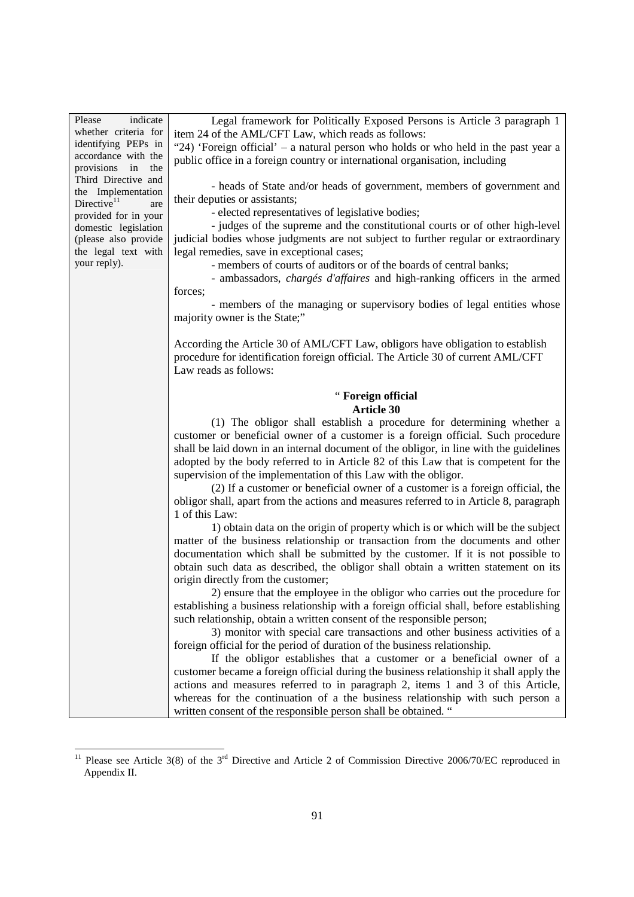| Please indicate whether criteria for identifying PEPs in accordance with the provisions in the Third Directive and the Implementation Directive[11] are provided for in your domestic legislation (please also provide the legal text with your reply). | Legal framework for Politically Exposed Persons is Article 3 paragraph 1 item 24 of the AML/CFT Law, which reads as follows:<br>"24) 'Foreign official' – a natural person who holds or who held in the past year a public office in a foreign country or international organisation, including<br><br>- heads of State and/or heads of government, members of government and their deputies or assistants;<br>- elected representatives of legislative bodies;<br>- judges of the supreme and the constitutional courts or of other high-level judicial bodies whose judgments are not subject to further regular or extraordinary legal remedies, save in exceptional cases;<br>- members of courts of auditors or of the boards of central banks;<br>- ambassadors, *chargés d'affaires* and high-ranking officers in the armed forces;<br>- members of the managing or supervisory bodies of legal entities whose majority owner is the State;"<br><br>According the Article 30 of AML/CFT Law, obligors have obligation to establish procedure for identification foreign official. The Article 30 of current AML/CFT Law reads as follows:<br><br>" **Foreign official**<br>**Article 30**<br>(1) The obligor shall establish a procedure for determining whether a customer or beneficial owner of a customer is a foreign official. Such procedure shall be laid down in an internal document of the obligor, in line with the guidelines adopted by the body referred to in Article 82 of this Law that is competent for the supervision of the implementation of this Law with the obligor.<br>(2) If a customer or beneficial owner of a customer is a foreign official, the obligor shall, apart from the actions and measures referred to in Article 8, paragraph 1 of this Law:<br>1) obtain data on the origin of property which is or which will be the subject matter of the business relationship or transaction from the documents and other documentation which shall be submitted by the customer. If it is not possible to obtain such data as described, the obligor shall obtain a written statement on its origin directly from the customer;<br>2) ensure that the employee in the obligor who carries out the procedure for establishing a business relationship with a foreign official shall, before establishing such relationship, obtain a written consent of the responsible person;<br>3) monitor with special care transactions and other business activities of a foreign official for the period of duration of the business relationship.<br>If the obligor establishes that a customer or a beneficial owner of a customer became a foreign official during the business relationship it shall apply the actions and measures referred to in paragraph 2, items 1 and 3 of this Article, whereas for the continuation of a the business relationship with such person a written consent of the responsible person shall be obtained. " |
|---|---|

[11] Please see Article 3(8) of the 3rd Directive and Article 2 of Commission Directive 2006/70/EC reproduced in Appendix II.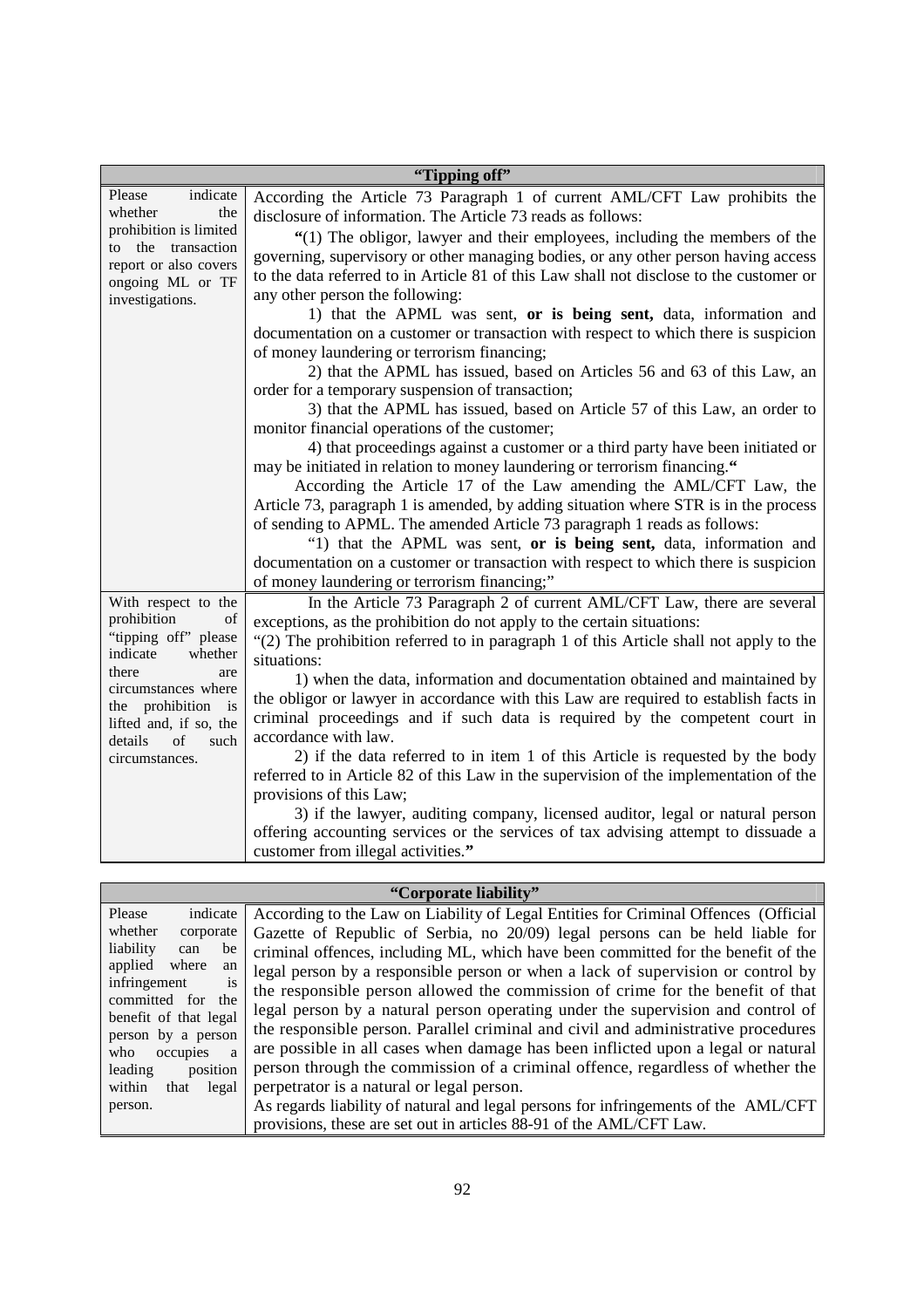| "Tipping off" | |
|---|---|
| Please indicate whether the prohibition is limited to the transaction report or also covers ongoing ML or TF investigations. | According the Article 73 Paragraph 1 of current AML/CFT Law prohibits the disclosure of information. The Article 73 reads as follows:<br>**"**(1) The obligor, lawyer and their employees, including the members of the governing, supervisory or other managing bodies, or any other person having access to the data referred to in Article 81 of this Law shall not disclose to the customer or any other person the following:<br>1) that the APML was sent, **or is being sent,** data, information and documentation on a customer or transaction with respect to which there is suspicion of money laundering or terrorism financing;<br>2) that the APML has issued, based on Articles 56 and 63 of this Law, an order for a temporary suspension of transaction;<br>3) that the APML has issued, based on Article 57 of this Law, an order to monitor financial operations of the customer;<br>4) that proceedings against a customer or a third party have been initiated or may be initiated in relation to money laundering or terrorism financing.**"**<br>According the Article 17 of the Law amending the AML/CFT Law, the Article 73, paragraph 1 is amended, by adding situation where STR is in the process of sending to APML. The amended Article 73 paragraph 1 reads as follows:<br>"1) that the APML was sent, **or is being sent,** data, information and documentation on a customer or transaction with respect to which there is suspicion of money laundering or terrorism financing;" |
| With respect to the prohibition of "tipping off" please indicate whether there are circumstances where the prohibition is lifted and, if so, the details of such circumstances. | In the Article 73 Paragraph 2 of current AML/CFT Law, there are several exceptions, as the prohibition do not apply to the certain situations:<br>"(2) The prohibition referred to in paragraph 1 of this Article shall not apply to the situations:<br>1) when the data, information and documentation obtained and maintained by the obligor or lawyer in accordance with this Law are required to establish facts in criminal proceedings and if such data is required by the competent court in accordance with law.<br>2) if the data referred to in item 1 of this Article is requested by the body referred to in Article 82 of this Law in the supervision of the implementation of the provisions of this Law;<br>3) if the lawyer, auditing company, licensed auditor, legal or natural person offering accounting services or the services of tax advising attempt to dissuade a customer from illegal activities.**"** |

| "Corporate liability" | |
|---|---|
| Please indicate whether corporate liability can be applied where an infringement is committed for the benefit of that legal person by a person who occupies a leading position within that legal person. | According to the Law on Liability of Legal Entities for Criminal Offences (Official Gazette of Republic of Serbia, no 20/09) legal persons can be held liable for criminal offences, including ML, which have been committed for the benefit of the legal person by a responsible person or when a lack of supervision or control by the responsible person allowed the commission of crime for the benefit of that legal person by a natural person operating under the supervision and control of the responsible person. Parallel criminal and civil and administrative procedures are possible in all cases when damage has been inflicted upon a legal or natural person through the commission of a criminal offence, regardless of whether the perpetrator is a natural or legal person.<br>As regards liability of natural and legal persons for infringements of the AML/CFT provisions, these are set out in articles 88-91 of the AML/CFT Law. |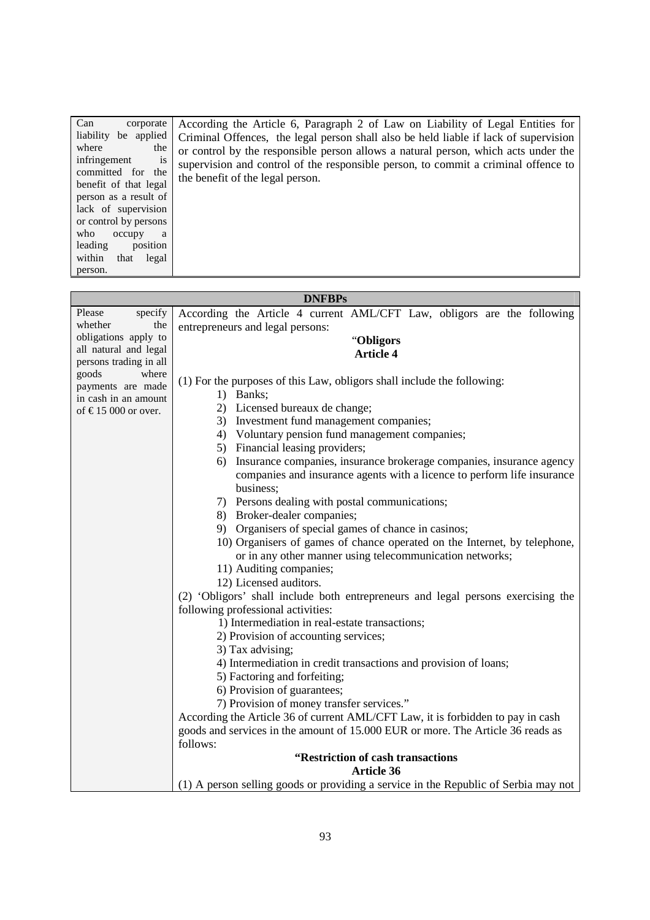| | |
|---|---|
| Can corporate liability be applied where the infringement is committed for the benefit of that legal person as a result of lack of supervision or control by persons who occupy a leading position within that legal person. | According the Article 6, Paragraph 2 of Law on Liability of Legal Entities for Criminal Offences, the legal person shall also be held liable if lack of supervision or control by the responsible person allows a natural person, which acts under the supervision and control of the responsible person, to commit a criminal offence to the benefit of the legal person. |

| **DNFBPs** | |
|---|---|
| Please specify whether the obligations apply to all natural and legal persons trading in all goods where payments are made in cash in an amount of € 15 000 or over. | According the Article 4 current AML/CFT Law, obligors are the following entrepreneurs and legal persons:<br>"**Obligors**<br>**Article 4**<br><br>(1) For the purposes of this Law, obligors shall include the following:<br>1) Banks;<br>2) Licensed bureaux de change;<br>3) Investment fund management companies;<br>4) Voluntary pension fund management companies;<br>5) Financial leasing providers;<br>6) Insurance companies, insurance brokerage companies, insurance agency companies and insurance agents with a licence to perform life insurance business;<br>7) Persons dealing with postal communications;<br>8) Broker-dealer companies;<br>9) Organisers of special games of chance in casinos;<br>10) Organisers of games of chance operated on the Internet, by telephone, or in any other manner using telecommunication networks;<br>11) Auditing companies;<br>12) Licensed auditors.<br>(2) 'Obligors' shall include both entrepreneurs and legal persons exercising the following professional activities:<br>1) Intermediation in real-estate transactions;<br>2) Provision of accounting services;<br>3) Tax advising;<br>4) Intermediation in credit transactions and provision of loans;<br>5) Factoring and forfeiting;<br>6) Provision of guarantees;<br>7) Provision of money transfer services."<br>According the Article 36 of current AML/CFT Law, it is forbidden to pay in cash goods and services in the amount of 15.000 EUR or more. The Article 36 reads as follows:<br>**"Restriction of cash transactions**<br>**Article 36**<br>(1) A person selling goods or providing a service in the Republic of Serbia may not |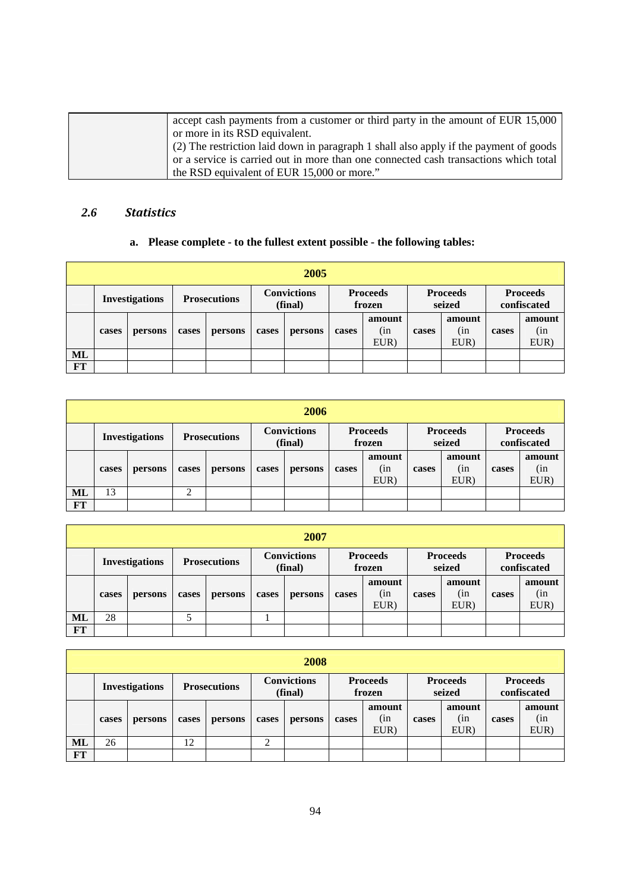| | accept cash payments from a customer or third party in the amount of EUR 15,000 or more in its RSD equivalent. (2) The restriction laid down in paragraph 1 shall also apply if the payment of goods or a service is carried out in more than one connected cash transactions which total the RSD equivalent of EUR 15,000 or more." |
|---|---|

### 2.6 *Statistics*

**a. Please complete - to the fullest extent possible - the following tables:**

| 2005 | | | | | | | | | | | | |
|---|---|---|---|---|---|---|---|---|---|---|---|---|
| | **Investigations** | | **Prosecutions** | | **Convictions (final)** | | **Proceeds frozen** | | **Proceeds seized** | | **Proceeds confiscated** | |
| | **cases** | **persons** | **cases** | **persons** | **cases** | **persons** | **cases** | **amount** (in EUR) | **cases** | **amount** (in EUR) | **cases** | **amount** (in EUR) |
| **ML** | | | | | | | | | | | | |
| **FT** | | | | | | | | | | | | |

| 2006 | | | | | | | | | | | | |
|---|---|---|---|---|---|---|---|---|---|---|---|---|
| | **Investigations** | | **Prosecutions** | | **Convictions (final)** | | **Proceeds frozen** | | **Proceeds seized** | | **Proceeds confiscated** | |
| | **cases** | **persons** | **cases** | **persons** | **cases** | **persons** | **cases** | **amount** (in EUR) | **cases** | **amount** (in EUR) | **cases** | **amount** (in EUR) |
| **ML** | 13 | | 2 | | | | | | | | | |
| **FT** | | | | | | | | | | | | |

| 2007 | | | | | | | | | | | | |
|---|---|---|---|---|---|---|---|---|---|---|---|---|
| | **Investigations** | | **Prosecutions** | | **Convictions (final)** | | **Proceeds frozen** | | **Proceeds seized** | | **Proceeds confiscated** | |
| | **cases** | **persons** | **cases** | **persons** | **cases** | **persons** | **cases** | **amount** (in EUR) | **cases** | **amount** (in EUR) | **cases** | **amount** (in EUR) |
| **ML** | 28 | | 5 | | 1 | | | | | | | |
| **FT** | | | | | | | | | | | | |

| 2008 | | | | | | | | | | | | |
|---|---|---|---|---|---|---|---|---|---|---|---|---|
| | **Investigations** | | **Prosecutions** | | **Convictions (final)** | | **Proceeds frozen** | | **Proceeds seized** | | **Proceeds confiscated** | |
| | **cases** | **persons** | **cases** | **persons** | **cases** | **persons** | **cases** | **amount** (in EUR) | **cases** | **amount** (in EUR) | **cases** | **amount** (in EUR) |
| **ML** | 26 | | 12 | | 2 | | | | | | | |
| **FT** | | | | | | | | | | | | |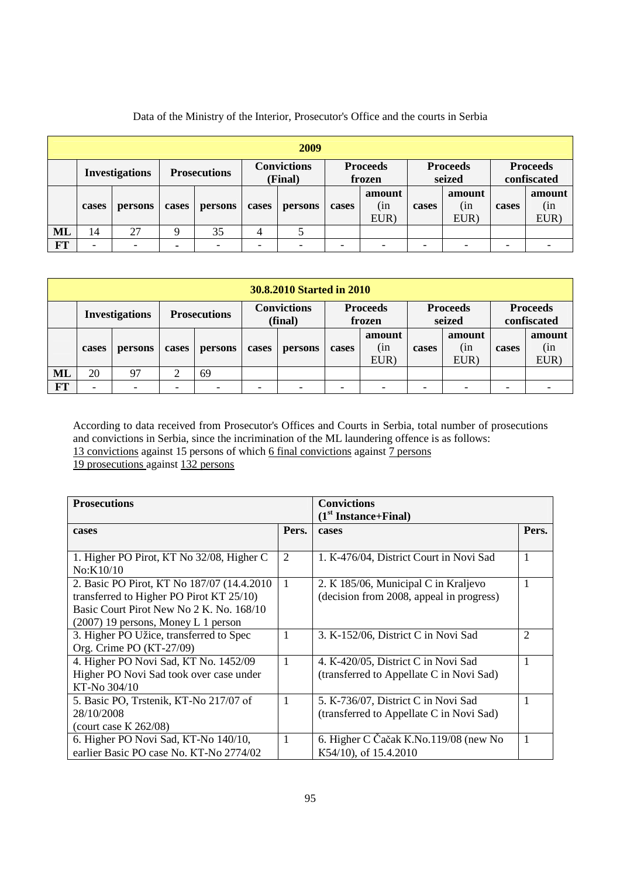Data of the Ministry of the Interior, Prosecutor's Office and the courts in Serbia

| 2009 | | | | | | | | | | | | |
|---|---|---|---|---|---|---|---|---|---|---|---|---|
| | **Investigations** | | **Prosecutions** | | **Convictions (Final)** | | **Proceeds frozen** | | **Proceeds seized** | | **Proceeds confiscated** | |
| | **cases** | **persons** | **cases** | **persons** | **cases** | **persons** | **cases** | **amount (in EUR)** | **cases** | **amount (in EUR)** | **cases** | **amount (in EUR)** |
| **ML** | 14 | 27 | 9 | 35 | 4 | 5 | | | | | | |
| **FT** | - | - | - | - | - | - | - | - | - | - | - | - |

| 30.8.2010 Started in 2010 | | | | | | | | | | | | |
|---|---|---|---|---|---|---|---|---|---|---|---|---|
| | **Investigations** | | **Prosecutions** | | **Convictions (final)** | | **Proceeds frozen** | | **Proceeds seized** | | **Proceeds confiscated** | |
| | **cases** | **persons** | **cases** | **persons** | **cases** | **persons** | **cases** | **amount (in EUR)** | **cases** | **amount (in EUR)** | **cases** | **amount (in EUR)** |
| **ML** | 20 | 97 | 2 | 69 | | | | | | | | |
| **FT** | - | - | - | - | - | - | - | - | - | - | - | - |

According to data received from Prosecutor's Offices and Courts in Serbia, total number of prosecutions and convictions in Serbia, since the incrimination of the ML laundering offence is as follows:
13 convictions against 15 persons of which 6 final convictions against 7 persons
19 prosecutions against 132 persons

| **Prosecutions** | | **Convictions (1st Instance+Final)** | |
|---|---|---|---|
| **cases** | **Pers.** | **cases** | **Pers.** |
| 1. Higher PO Pirot, KT No 32/08, Higher C No:K10/10 | 2 | 1. K-476/04, District Court in Novi Sad | 1 |
| 2. Basic PO Pirot, KT No 187/07 (14.4.2010 transferred to Higher PO Pirot KT 25/10) Basic Court Pirot New No 2 K. No. 168/10 (2007) 19 persons, Money L 1 person | 1 | 2. K 185/06, Municipal C in Kraljevo (decision from 2008, appeal in progress) | 1 |
| 3. Higher PO Užice, transferred to Spec Org. Crime PO (KT-27/09) | 1 | 3. K-152/06, District C in Novi Sad | 2 |
| 4. Higher PO Novi Sad, KT No. 1452/09 Higher PO Novi Sad took over case under KT-No 304/10 | 1 | 4. K-420/05, District C in Novi Sad (transferred to Appellate C in Novi Sad) | 1 |
| 5. Basic PO, Trstenik, KT-No 217/07 of 28/10/2008 (court case K 262/08) | 1 | 5. K-736/07, District C in Novi Sad (transferred to Appellate C in Novi Sad) | 1 |
| 6. Higher PO Novi Sad, KT-No 140/10, earlier Basic PO case No. KT-No 2774/02 | 1 | 6. Higher C Čačak K.No.119/08 (new No K54/10), of 15.4.2010 | 1 |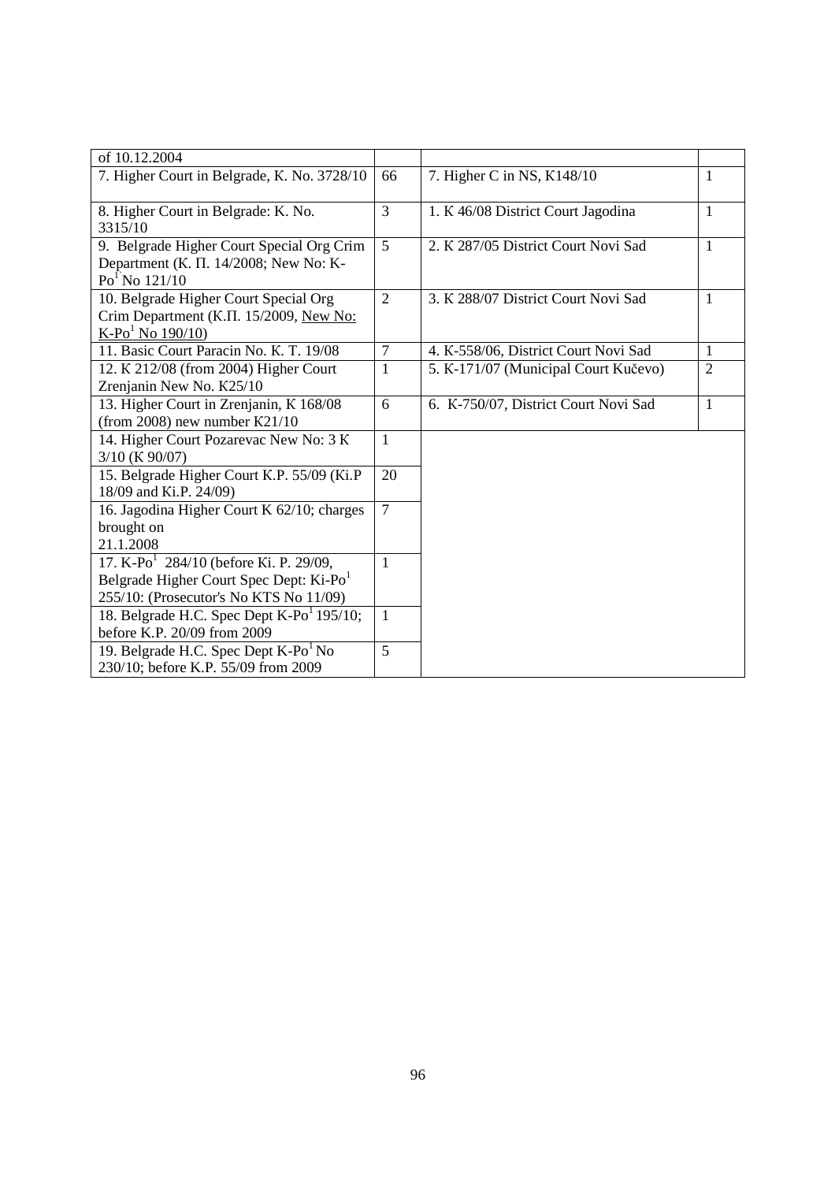| of 10.12.2004 | | | |
|---|---|---|---|
| 7. Higher Court in Belgrade, K. No. 3728/10 | 66 | 7. Higher C in NS, K148/10 | 1 |
| 8. Higher Court in Belgrade: K. No. 3315/10 | 3 | 1. K 46/08 District Court Jagodina | 1 |
| 9. Belgrade Higher Court Special Org Crim Department (K. П. 14/2008; New No: K-Po[1] No 121/10 | 5 | 2. K 287/05 District Court Novi Sad | 1 |
| 10. Belgrade Higher Court Special Org Crim Department (K.П. 15/2009, New No: K-Po[1] No 190/10) | 2 | 3. K 288/07 District Court Novi Sad | 1 |
| 11. Basic Court Paracin No. K. T. 19/08 | 7 | 4. K-558/06, District Court Novi Sad | 1 |
| 12. K 212/08 (from 2004) Higher Court Zrenjanin New No. K25/10 | 1 | 5. K-171/07 (Municipal Court Kučevo) | 2 |
| 13. Higher Court in Zrenjanin, K 168/08 (from 2008) new number K21/10 | 6 | 6. K-750/07, District Court Novi Sad | 1 |
| 14. Higher Court Pozarevac New No: 3 K 3/10 (K 90/07) | 1 | | |
| 15. Belgrade Higher Court K.P. 55/09 (Ki.P 18/09 and Ki.P. 24/09) | 20 | | |
| 16. Jagodina Higher Court K 62/10; charges brought on 21.1.2008 | 7 | | |
| 17. K-Po[1] 284/10 (before Ki. P. 29/09, Belgrade Higher Court Spec Dept: Ki-Po[1] 255/10: (Prosecutor's No KTS No 11/09) | 1 | | |
| 18. Belgrade H.C. Spec Dept K-Po[1] 195/10; before K.P. 20/09 from 2009 | 1 | | |
| 19. Belgrade H.C. Spec Dept K-Po[1] No 230/10; before K.P. 55/09 from 2009 | 5 | | |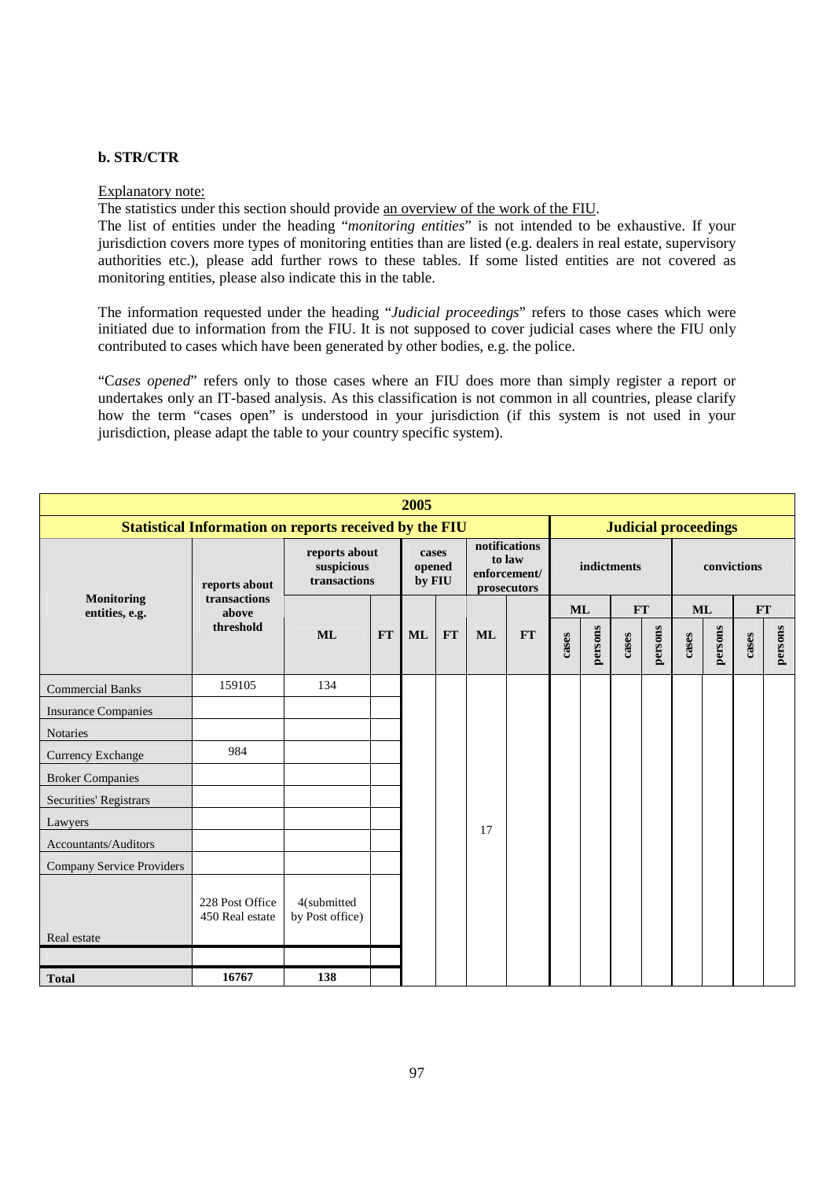**b. STR/CTR**

Explanatory note:

The statistics under this section should provide an overview of the work of the FIU.

The list of entities under the heading "*monitoring entities*" is not intended to be exhaustive. If your jurisdiction covers more types of monitoring entities than are listed (e.g. dealers in real estate, supervisory authorities etc.), please add further rows to these tables. If some listed entities are not covered as monitoring entities, please also indicate this in the table.

The information requested under the heading "*Judicial proceedings*" refers to those cases which were initiated due to information from the FIU. It is not supposed to cover judicial cases where the FIU only contributed to cases which have been generated by other bodies, e.g. the police.

"*Cases opened*" refers only to those cases where an FIU does more than simply register a report or undertakes only an IT-based analysis. As this classification is not common in all countries, please clarify how the term "cases open" is understood in your jurisdiction (if this system is not used in your jurisdiction, please adapt the table to your country specific system).

| 2005 | | | | | | | | | | | | | | | | | |
|---|---|---|---|---|---|---|---|---|---|---|---|---|---|---|---|---|---|
| **Statistical Information on reports received by the FIU** | | | | | | | | **Judicial proceedings** | | | | | | | | | |
| **Monitoring entities, e.g.** | **reports about transactions above threshold** | **reports about suspicious transactions** | | **cases opened by FIU** | | **notifications to law enforcement/ prosecutors** | | **indictments** | | | | **convictions** | | | | | |
| | | | | | | | | **ML** | | **FT** | | **ML** | | **FT** | | | |
| | | **ML** | **FT** | **ML** | **FT** | **ML** | **FT** | cases | persons | cases | persons | cases | persons | cases | persons | | |
| Commercial Banks | 159105 | 134 | | | | 17 | | | | | | | | | | | |
| Insurance Companies | | | | | | | | | | | | | | | | | |
| Notaries | | | | | | | | | | | | | | | | | |
| Currency Exchange | 984 | | | | | | | | | | | | | | | | |
| Broker Companies | | | | | | | | | | | | | | | | | |
| Securities' Registrars | | | | | | | | | | | | | | | | | |
| Lawyers | | | | | | | | | | | | | | | | | |
| Accountants/Auditors | | | | | | | | | | | | | | | | | |
| Company Service Providers | | | | | | | | | | | | | | | | | |
| Real estate | 228 Post Office 450 Real estate | 4(submitted by Post office) | | | | | | | | | | | | | | | |
| | | | | | | | | | | | | | | | | | |
| **Total** | **16767** | **138** | | | | | | | | | | | | | | | |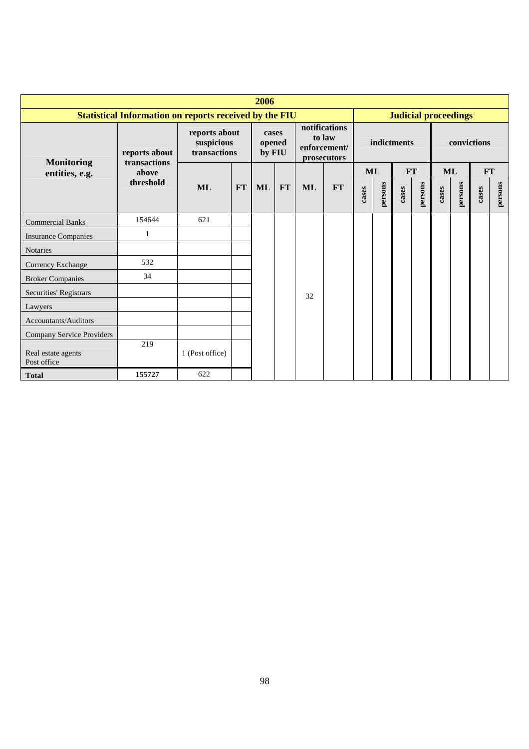| 2006 | | | | | | | | | | | | | | | | | |
|---|---|---|---|---|---|---|---|---|---|---|---|---|---|---|---|---|---|
| **Statistical Information on reports received by the FIU** | | | | | | | | **Judicial proceedings** | | | | | | | | | |
| **Monitoring entities, e.g.** | **reports about transactions above threshold** | **reports about suspicious transactions** | | **cases opened by FIU** | | **notifications to law enforcement/ prosecutors** | | **indictments** | | | | **convictions** | | | | | |
| | | **ML** | **FT** | **ML** | **FT** | **ML** | **FT** | **ML** | | **FT** | | **ML** | | **FT** | | | |
| | | | | | | | | cases | persons | cases | persons | cases | persons | cases | persons | | |
| Commercial Banks | 154644 | 621 | | | | | | | | | | | | | | | |
| Insurance Companies | 1 | | | | | | | | | | | | | | | | |
| Notaries | | | | | | | | | | | | | | | | | |
| Currency Exchange | 532 | | | | | | | | | | | | | | | | |
| Broker Companies | 34 | | | | | | | | | | | | | | | | |
| Securities' Registrars | | | | | | 32 | | | | | | | | | | | |
| Lawyers | | | | | | | | | | | | | | | | | |
| Accountants/Auditors | | | | | | | | | | | | | | | | | |
| Company Service Providers | | | | | | | | | | | | | | | | | |
| Real estate agents<br>Post office | 219 | 1 (Post office) | | | | | | | | | | | | | | | |
| **Total** | **155727** | 622 | | | | | | | | | | | | | | | |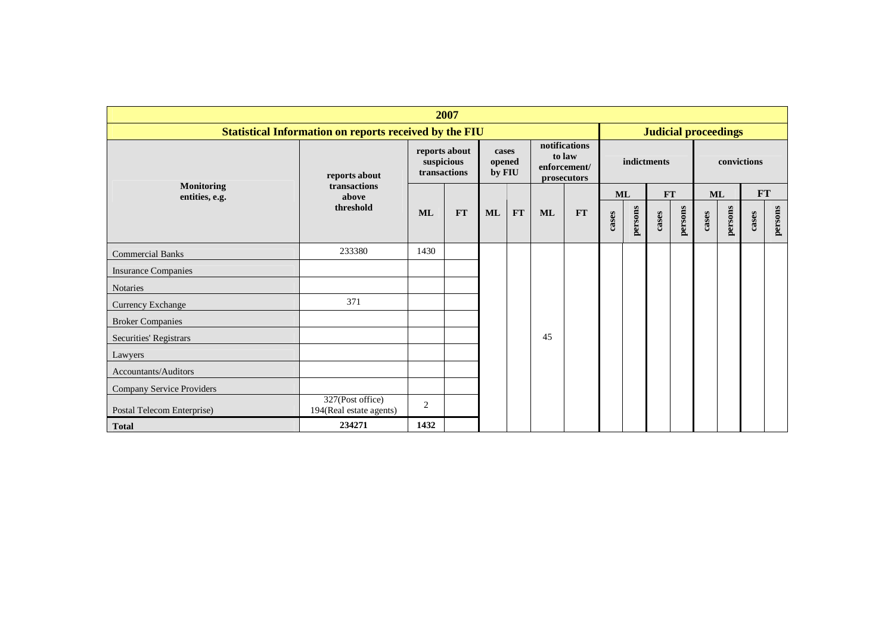| 2007 | | | | | | | | | | | | | | | | | | |
|---|---|---|---|---|---|---|---|---|---|---|---|---|---|---|---|---|---|---|
| **Statistical Information on reports received by the FIU** | | | | | | | | **Judicial proceedings** | | | | | | | | | | |
| **Monitoring entities, e.g.** | **reports about transactions above threshold** | **reports about suspicious transactions** | | **cases opened by FIU** | | **notifications to law enforcement/ prosecutors** | | **indictments** | | | | **convictions** | | | | | | |
| | | | | | | | | **ML** | | **FT** | | **ML** | | **FT** | | | | |
| | | **ML** | **FT** | **ML** | **FT** | **ML** | **FT** | **cases** | **persons** | **cases** | **persons** | **cases** | **persons** | **cases** | **persons** | | | |
| Commercial Banks | 233380 | 1430 | | | | | | | | | | | | | | | | |
| Insurance Companies | | | | | | | | | | | | | | | | | | |
| Notaries | | | | | | | | | | | | | | | | | | |
| Currency Exchange | 371 | | | | | | | | | | | | | | | | | |
| Broker Companies | | | | | | | | | | | | | | | | | | |
| Securities' Registrars | | | | | | 45 | | | | | | | | | | | | |
| Lawyers | | | | | | | | | | | | | | | | | | |
| Accountants/Auditors | | | | | | | | | | | | | | | | | | |
| Company Service Providers | | | | | | | | | | | | | | | | | | |
| Postal Telecom Enterprise) | 327(Post office) 194(Real estate agents) | 2 | | | | | | | | | | | | | | | | |
| **Total** | **234271** | **1432** | | | | | | | | | | | | | | | | |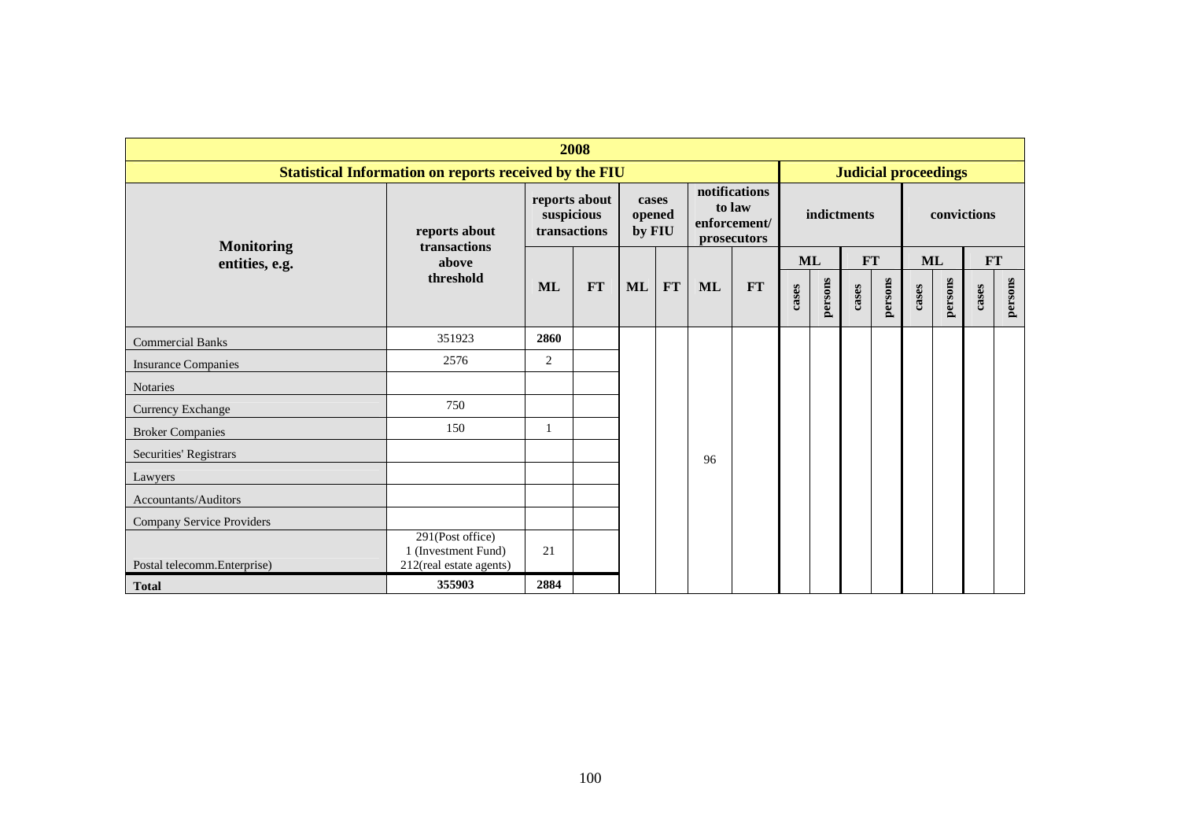| 2008 | | | | | | | | | | | | | | | | | | |
|---|---|---|---|---|---|---|---|---|---|---|---|---|---|---|---|---|---|---|
| **Statistical Information on reports received by the FIU** | | | | | | | | **Judicial proceedings** | | | | | | | | | | |
| **Monitoring entities, e.g.** | **reports about transactions above threshold** | **reports about suspicious transactions** | | **cases opened by FIU** | | **notifications to law enforcement/ prosecutors** | | **indictments** | | | | **convictions** | | | | | | |
| | | | | | | | | **ML** | | **FT** | | **ML** | | **FT** | | | | |
| | | **ML** | **FT** | **ML** | **FT** | **ML** | **FT** | **cases** | **persons** | **cases** | **persons** | **cases** | **persons** | **cases** | **persons** | | | |
| Commercial Banks | 351923 | **2860** | | | | | | | | | | | | | | | | |
| Insurance Companies | 2576 | 2 | | | | | | | | | | | | | | | | |
| Notaries | | | | | | | | | | | | | | | | | | |
| Currency Exchange | 750 | | | | | | | | | | | | | | | | | |
| Broker Companies | 150 | 1 | | | | | | | | | | | | | | | | |
| Securities' Registrars | | | | | | 96 | | | | | | | | | | | | |
| Lawyers | | | | | | | | | | | | | | | | | | |
| Accountants/Auditors | | | | | | | | | | | | | | | | | | |
| Company Service Providers | | | | | | | | | | | | | | | | | | |
| Postal telecomm.Enterprise) | 291(Post office) 1 (Investment Fund) 212(real estate agents) | 21 | | | | | | | | | | | | | | | | |
| **Total** | **355903** | **2884** | | | | | | | | | | | | | | | | |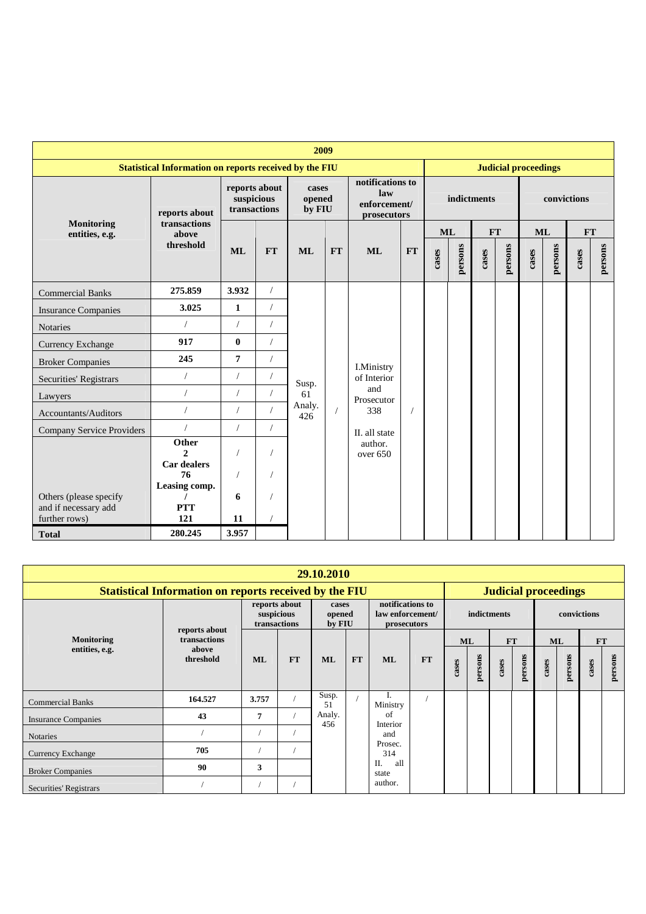| 2009 | | | | | | | | | | | | | | | | | |
|---|---|---|---|---|---|---|---|---|---|---|---|---|---|---|---|---|---|
| **Statistical Information on reports received by the FIU** | | | | | | | | **Judicial proceedings** | | | | | | | | | |
| **Monitoring entities, e.g.** | **reports about transactions above threshold** | **reports about suspicious transactions** | | **cases opened by FIU** | | **notifications to law enforcement/ prosecutors** | | **indictments** | | | | **convictions** | | | | | |
| | | | | | | | | **ML** | | **FT** | | **ML** | | **FT** | | | |
| | | **ML** | **FT** | **ML** | **FT** | **ML** | **FT** | **cases** | **persons** | **cases** | **persons** | **cases** | **persons** | **cases** | **persons** | | |
| Commercial Banks | **275.859** | **3.932** | / | Susp. 61 Analy. 426 | / | I.Ministry of Interior and Prosecutor 338 II. all state author. over 650 | / | | | | | | | | | | |
| Insurance Companies | **3.025** | **1** | / | | | | | | | | | | | | | | |
| Notaries | / | / | / | | | | | | | | | | | | | | |
| Currency Exchange | **917** | **0** | / | | | | | | | | | | | | | | |
| Broker Companies | **245** | **7** | / | | | | | | | | | | | | | | |
| Securities' Registrars | / | / | / | | | | | | | | | | | | | | |
| Lawyers | / | / | / | | | | | | | | | | | | | | |
| Accountants/Auditors | / | / | / | | | | | | | | | | | | | | |
| Company Service Providers | / | / | / | | | | | | | | | | | | | | |
| Others (please specify and if necessary add further rows) | **Other 2** **Car dealers 76** **Leasing comp. /** **PTT 121** | / / **6** **11** | / / / / | | | | | | | | | | | | | | |
| **Total** | **280.245** | **3.957** | | | | | | | | | | | | | | | |

| 29.10.2010 | | | | | | | | | | | | | | | |
|---|---|---|---|---|---|---|---|---|---|---|---|---|---|---|---|
| **Statistical Information on reports received by the FIU** | | | | | | | | **Judicial proceedings** | | | | | | | |
| **Monitoring entities, e.g.** | **reports about transactions above threshold** | **reports about suspicious transactions** | | **cases opened by FIU** | | **notifications to law enforcement/ prosecutors** | | **indictments** | | | | **convictions** | | | |
| | | | | | | | | **ML** | | **FT** | | **ML** | | **FT** | |
| | | **ML** | **FT** | **ML** | **FT** | **ML** | **FT** | **cases** | **persons** | **cases** | **persons** | **cases** | **persons** | **cases** | **persons** |
| Commercial Banks | **164.527** | **3.757** | / | Susp. 51 Analy. 456 | / | I. Ministry of Interior and Prosec. 314 II. all state author. | / | | | | | | | | |
| Insurance Companies | **43** | **7** | / | | | | | | | | | | | | |
| Notaries | / | / | / | | | | | | | | | | | | |
| Currency Exchange | **705** | / | / | | | | | | | | | | | | |
| Broker Companies | **90** | **3** | | | | | | | | | | | | | |
| Securities' Registrars | / | / | / | | | | | | | | | | | | |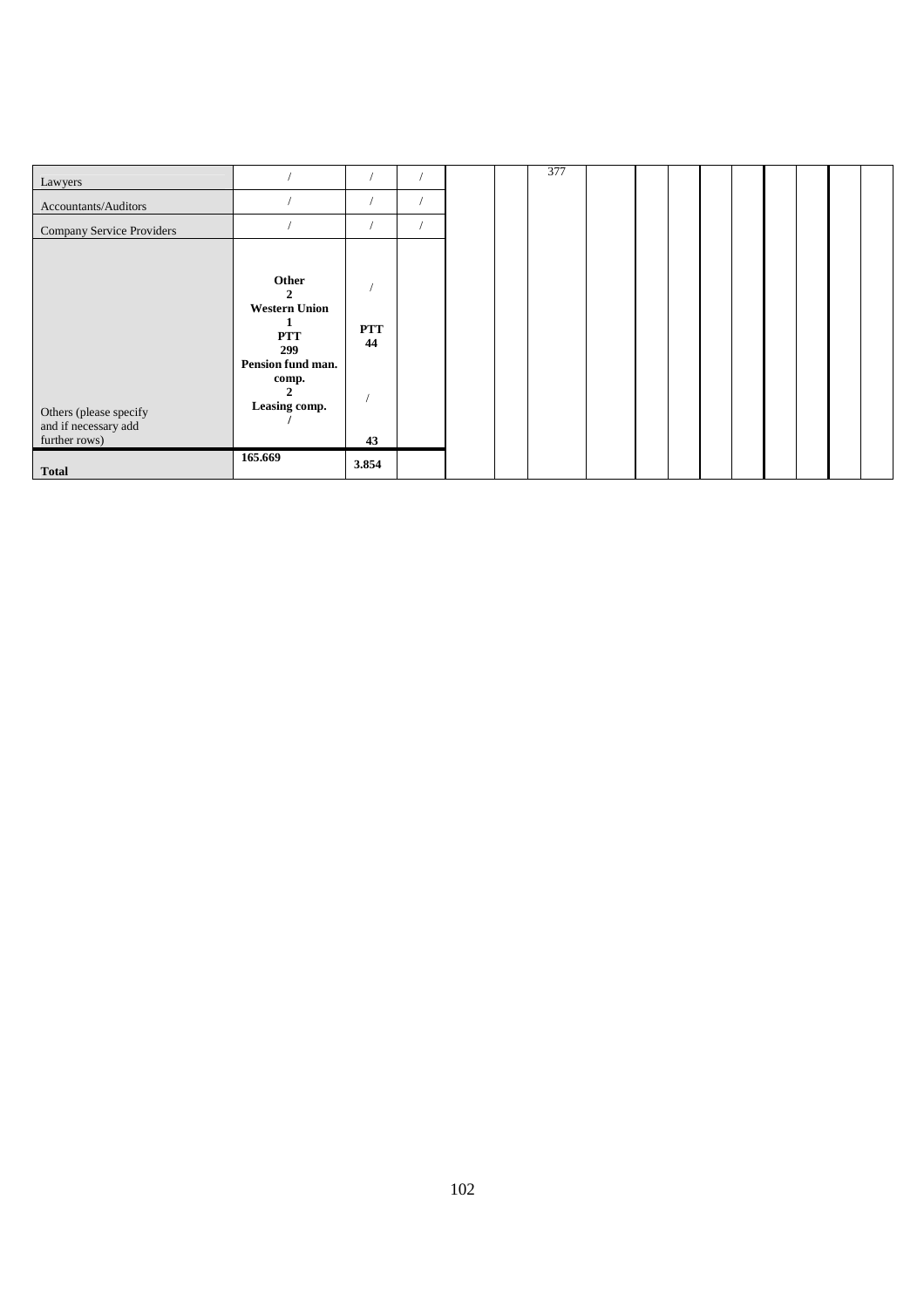| | | | | | | | | | | | | | | | |
|---|---|---|---|---|---|---|---|---|---|---|---|---|---|---|---|
| Lawyers | / | / | / | | | 377 | | | | | | | | | |
| Accountants/Auditors | / | / | / | | | | | | | | | | | | |
| Company Service Providers | / | / | / | | | | | | | | | | | | |
| Others (please specify and if necessary add further rows) | **Other**<br>**2**<br>**Western Union**<br>**1**<br>**PTT**<br>**299**<br>**Pension fund man. comp.**<br>**2**<br>**Leasing comp.**<br>**/** | /<br>**PTT**<br>**44**<br>/<br>**43** | | | | | | | | | | | | | |
| **Total** | **165.669** | **3.854** | | | | | | | | | | | | | |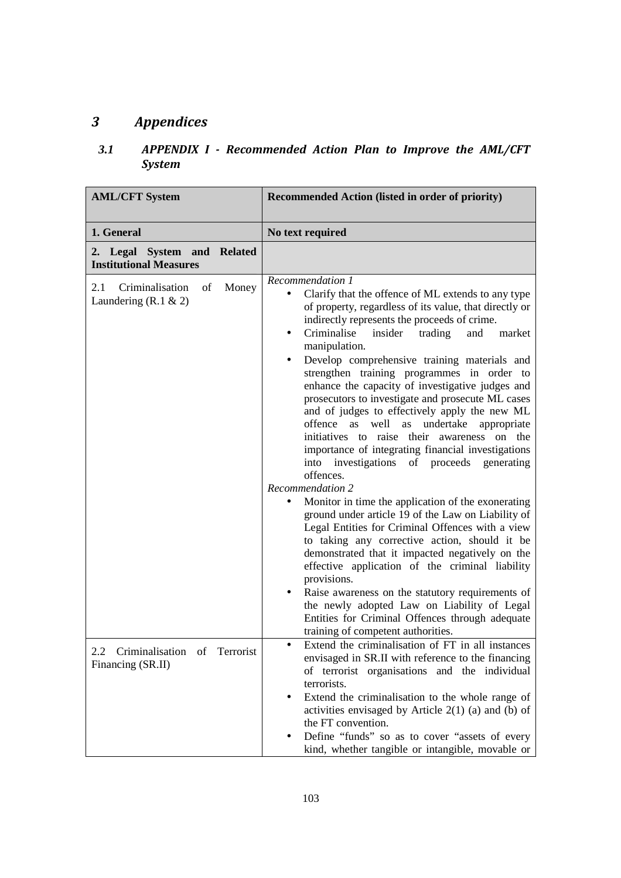# 3 Appendices

## 3.1 APPENDIX I - Recommended Action Plan to Improve the AML/CFT System

| AML/CFT System | Recommended Action (listed in order of priority) |
|---|---|
| **1. General** | **No text required** |
| **2. Legal System and Related Institutional Measures** | |
| 2.1 Criminalisation of Money Laundering (R.1 & 2) | *Recommendation 1*<br>• Clarify that the offence of ML extends to any type of property, regardless of its value, that directly or indirectly represents the proceeds of crime.<br>• Criminalise insider trading and market manipulation.<br>• Develop comprehensive training materials and strengthen training programmes in order to enhance the capacity of investigative judges and prosecutors to investigate and prosecute ML cases and of judges to effectively apply the new ML offence as well as undertake appropriate initiatives to raise their awareness on the importance of integrating financial investigations into investigations of proceeds generating offences.<br>*Recommendation 2*<br>• Monitor in time the application of the exonerating ground under article 19 of the Law on Liability of Legal Entities for Criminal Offences with a view to taking any corrective action, should it be demonstrated that it impacted negatively on the effective application of the criminal liability provisions.<br>• Raise awareness on the statutory requirements of the newly adopted Law on Liability of Legal Entities for Criminal Offences through adequate training of competent authorities. |
| 2.2 Criminalisation of Terrorist Financing (SR.II) | • Extend the criminalisation of FT in all instances envisaged in SR.II with reference to the financing of terrorist organisations and the individual terrorists.<br>• Extend the criminalisation to the whole range of activities envisaged by Article 2(1) (a) and (b) of the FT convention.<br>• Define "funds" so as to cover "assets of every kind, whether tangible or intangible, movable or |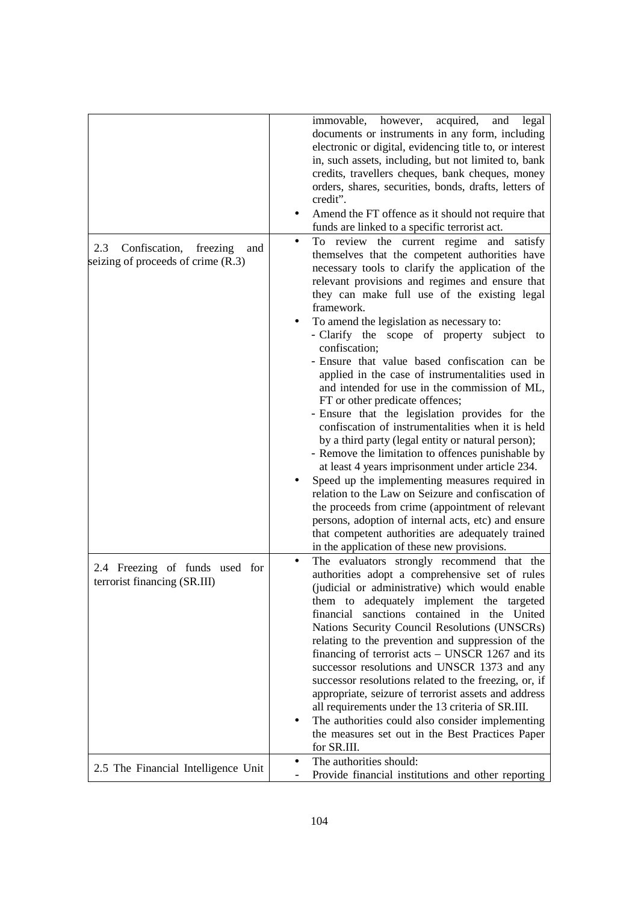| | |
|---|---|
| | immovable, however, acquired, and legal documents or instruments in any form, including electronic or digital, evidencing title to, or interest in, such assets, including, but not limited to, bank credits, travellers cheques, bank cheques, money orders, shares, securities, bonds, drafts, letters of credit".<br>• Amend the FT offence as it should not require that funds are linked to a specific terrorist act. |
| 2.3 Confiscation, freezing and seizing of proceeds of crime (R.3) | • To review the current regime and satisfy themselves that the competent authorities have necessary tools to clarify the application of the relevant provisions and regimes and ensure that they can make full use of the existing legal framework.<br>• To amend the legislation as necessary to:<br>- Clarify the scope of property subject to confiscation;<br>- Ensure that value based confiscation can be applied in the case of instrumentalities used in and intended for use in the commission of ML, FT or other predicate offences;<br>- Ensure that the legislation provides for the confiscation of instrumentalities when it is held by a third party (legal entity or natural person);<br>- Remove the limitation to offences punishable by at least 4 years imprisonment under article 234.<br>• Speed up the implementing measures required in relation to the Law on Seizure and confiscation of the proceeds from crime (appointment of relevant persons, adoption of internal acts, etc) and ensure that competent authorities are adequately trained in the application of these new provisions. |
| 2.4 Freezing of funds used for terrorist financing (SR.III) | • The evaluators strongly recommend that the authorities adopt a comprehensive set of rules (judicial or administrative) which would enable them to adequately implement the targeted financial sanctions contained in the United Nations Security Council Resolutions (UNSCRs) relating to the prevention and suppression of the financing of terrorist acts – UNSCR 1267 and its successor resolutions and UNSCR 1373 and any successor resolutions related to the freezing, or, if appropriate, seizure of terrorist assets and address all requirements under the 13 criteria of SR.III.<br>• The authorities could also consider implementing the measures set out in the Best Practices Paper for SR.III. |
| 2.5 The Financial Intelligence Unit | • The authorities should:<br>- Provide financial institutions and other reporting |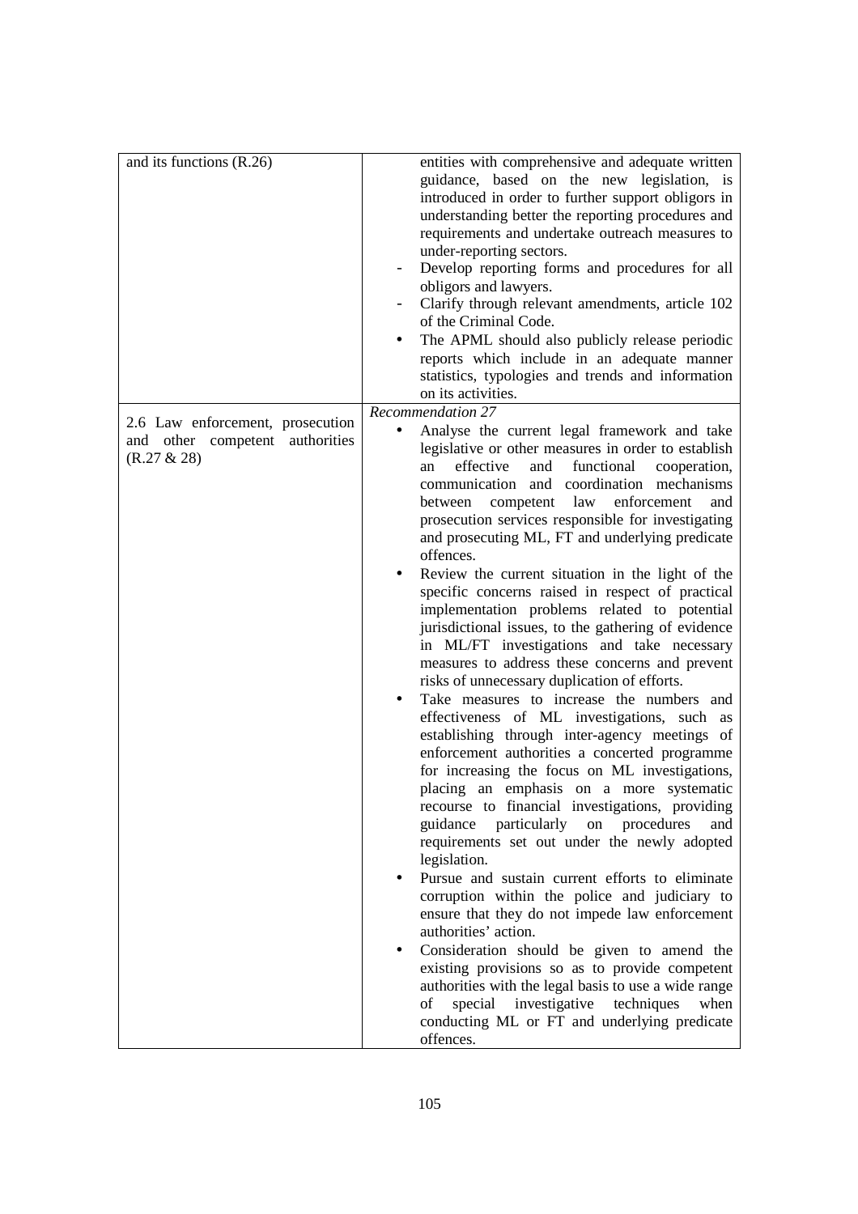| | |
|---|---|
| and its functions (R.26) | entities with comprehensive and adequate written guidance, based on the new legislation, is introduced in order to further support obligors in understanding better the reporting procedures and requirements and undertake outreach measures to under-reporting sectors.<br>- Develop reporting forms and procedures for all obligors and lawyers.<br>- Clarify through relevant amendments, article 102 of the Criminal Code.<br>• The APML should also publicly release periodic reports which include in an adequate manner statistics, typologies and trends and information on its activities. |
| 2.6 Law enforcement, prosecution and other competent authorities (R.27 & 28) | *Recommendation 27*<br>• Analyse the current legal framework and take legislative or other measures in order to establish an effective and functional cooperation, communication and coordination mechanisms between competent law enforcement and prosecution services responsible for investigating and prosecuting ML, FT and underlying predicate offences.<br>• Review the current situation in the light of the specific concerns raised in respect of practical implementation problems related to potential jurisdictional issues, to the gathering of evidence in ML/FT investigations and take necessary measures to address these concerns and prevent risks of unnecessary duplication of efforts.<br>• Take measures to increase the numbers and effectiveness of ML investigations, such as establishing through inter-agency meetings of enforcement authorities a concerted programme for increasing the focus on ML investigations, placing an emphasis on a more systematic recourse to financial investigations, providing guidance particularly on procedures and requirements set out under the newly adopted legislation.<br>• Pursue and sustain current efforts to eliminate corruption within the police and judiciary to ensure that they do not impede law enforcement authorities' action.<br>• Consideration should be given to amend the existing provisions so as to provide competent authorities with the legal basis to use a wide range of special investigative techniques when conducting ML or FT and underlying predicate offences. |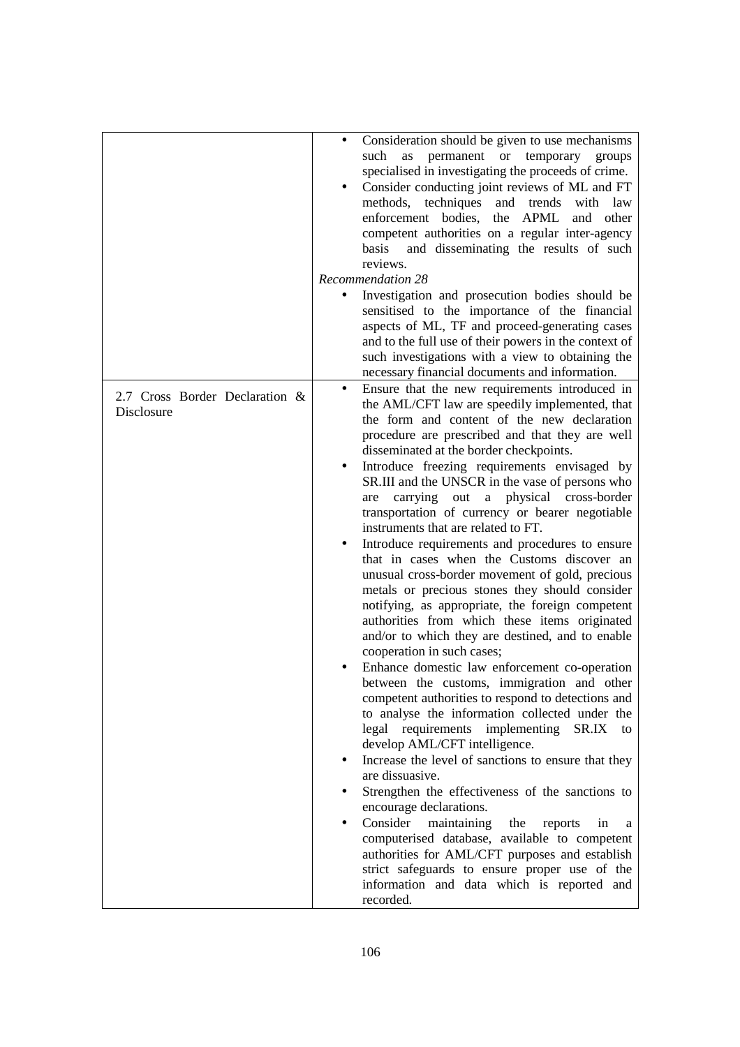| | |
|---|---|
| | • Consideration should be given to use mechanisms such as permanent or temporary groups specialised in investigating the proceeds of crime.<br>• Consider conducting joint reviews of ML and FT methods, techniques and trends with law enforcement bodies, the APML and other competent authorities on a regular inter-agency basis and disseminating the results of such reviews.<br>*Recommendation 28*<br>• Investigation and prosecution bodies should be sensitised to the importance of the financial aspects of ML, TF and proceed-generating cases and to the full use of their powers in the context of such investigations with a view to obtaining the necessary financial documents and information. |
| 2.7 Cross Border Declaration & Disclosure | • Ensure that the new requirements introduced in the AML/CFT law are speedily implemented, that the form and content of the new declaration procedure are prescribed and that they are well disseminated at the border checkpoints.<br>• Introduce freezing requirements envisaged by SR.III and the UNSCR in the vase of persons who are carrying out a physical cross-border transportation of currency or bearer negotiable instruments that are related to FT.<br>• Introduce requirements and procedures to ensure that in cases when the Customs discover an unusual cross-border movement of gold, precious metals or precious stones they should consider notifying, as appropriate, the foreign competent authorities from which these items originated and/or to which they are destined, and to enable cooperation in such cases;<br>• Enhance domestic law enforcement co-operation between the customs, immigration and other competent authorities to respond to detections and to analyse the information collected under the legal requirements implementing SR.IX to develop AML/CFT intelligence.<br>• Increase the level of sanctions to ensure that they are dissuasive.<br>• Strengthen the effectiveness of the sanctions to encourage declarations.<br>• Consider maintaining the reports in a computerised database, available to competent authorities for AML/CFT purposes and establish strict safeguards to ensure proper use of the information and data which is reported and recorded. |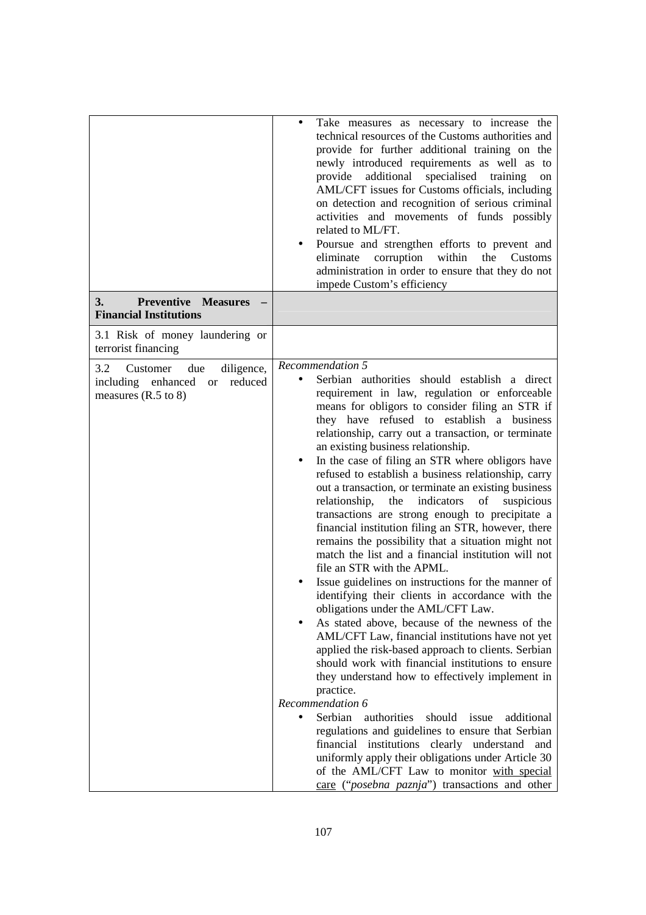| | |
|---|---|
| | • Take measures as necessary to increase the technical resources of the Customs authorities and provide for further additional training on the newly introduced requirements as well as to provide additional specialised training on AML/CFT issues for Customs officials, including on detection and recognition of serious criminal activities and movements of funds possibly related to ML/FT.<br>• Poursue and strengthen efforts to prevent and eliminate corruption within the Customs administration in order to ensure that they do not impede Custom's efficiency |
| **3. Preventive Measures – Financial Institutions** | |
| 3.1 Risk of money laundering or terrorist financing | |
| 3.2 Customer due diligence, including enhanced or reduced measures (R.5 to 8) | *Recommendation 5*<br>• Serbian authorities should establish a direct requirement in law, regulation or enforceable means for obligors to consider filing an STR if they have refused to establish a business relationship, carry out a transaction, or terminate an existing business relationship.<br>• In the case of filing an STR where obligors have refused to establish a business relationship, carry out a transaction, or terminate an existing business relationship, the indicators of suspicious transactions are strong enough to precipitate a financial institution filing an STR, however, there remains the possibility that a situation might not match the list and a financial institution will not file an STR with the APML.<br>• Issue guidelines on instructions for the manner of identifying their clients in accordance with the obligations under the AML/CFT Law.<br>• As stated above, because of the newness of the AML/CFT Law, financial institutions have not yet applied the risk-based approach to clients. Serbian should work with financial institutions to ensure they understand how to effectively implement in practice.<br>*Recommendation 6*<br>• Serbian authorities should issue additional regulations and guidelines to ensure that Serbian financial institutions clearly understand and uniformly apply their obligations under Article 30 of the AML/CFT Law to monitor <u>with special care</u> ("*posebna paznja*") transactions and other |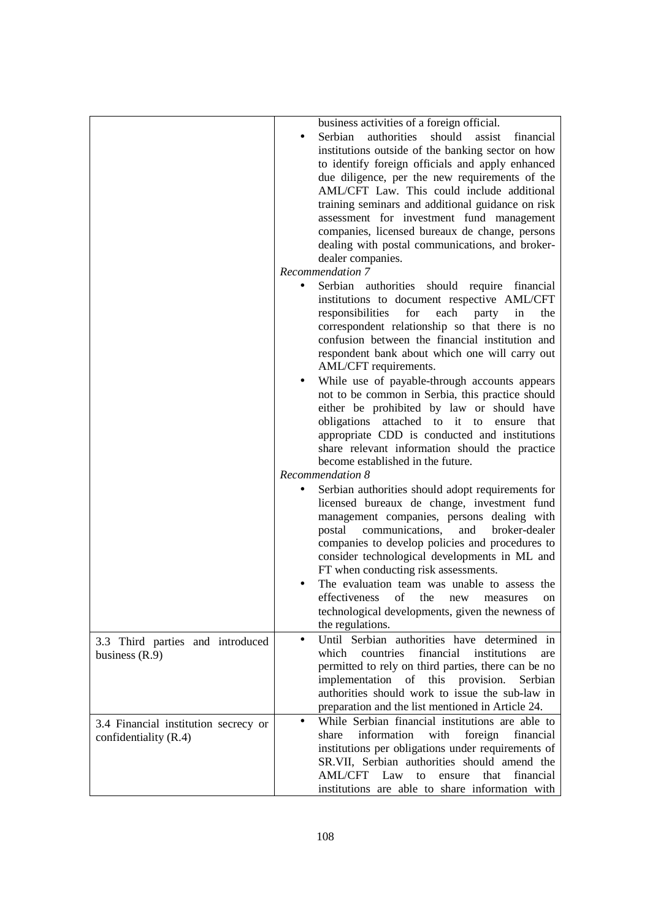| | |
|---|---|
| | business activities of a foreign official.<br>• Serbian authorities should assist financial institutions outside of the banking sector on how to identify foreign officials and apply enhanced due diligence, per the new requirements of the AML/CFT Law. This could include additional training seminars and additional guidance on risk assessment for investment fund management companies, licensed bureaux de change, persons dealing with postal communications, and broker-dealer companies.<br>*Recommendation 7*<br>• Serbian authorities should require financial institutions to document respective AML/CFT responsibilities for each party in the correspondent relationship so that there is no confusion between the financial institution and respondent bank about which one will carry out AML/CFT requirements.<br>• While use of payable-through accounts appears not to be common in Serbia, this practice should either be prohibited by law or should have obligations attached to it to ensure that appropriate CDD is conducted and institutions share relevant information should the practice become established in the future.<br>*Recommendation 8*<br>• Serbian authorities should adopt requirements for licensed bureaux de change, investment fund management companies, persons dealing with postal communications, and broker-dealer companies to develop policies and procedures to consider technological developments in ML and FT when conducting risk assessments.<br>• The evaluation team was unable to assess the effectiveness of the new measures on technological developments, given the newness of the regulations. |
| 3.3 Third parties and introduced business (R.9) | • Until Serbian authorities have determined in which countries financial institutions are permitted to rely on third parties, there can be no implementation of this provision. Serbian authorities should work to issue the sub-law in preparation and the list mentioned in Article 24. |
| 3.4 Financial institution secrecy or confidentiality (R.4) | • While Serbian financial institutions are able to share information with foreign financial institutions per obligations under requirements of SR.VII, Serbian authorities should amend the AML/CFT Law to ensure that financial institutions are able to share information with |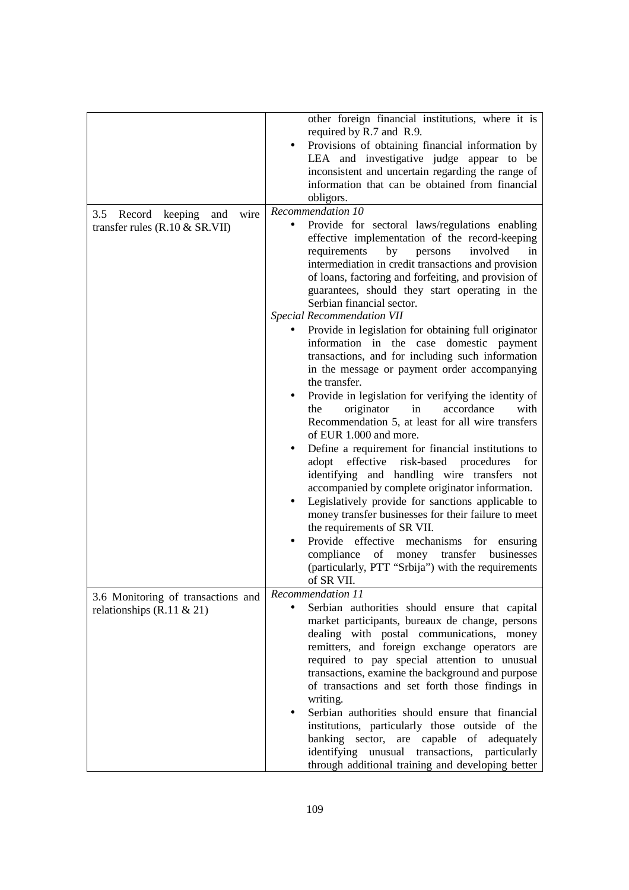| | |
|---|---|
| | other foreign financial institutions, where it is required by R.7 and R.9.<br>• Provisions of obtaining financial information by LEA and investigative judge appear to be inconsistent and uncertain regarding the range of information that can be obtained from financial obligors. |
| 3.5 Record keeping and wire transfer rules (R.10 & SR.VII) | *Recommendation 10*<br>• Provide for sectoral laws/regulations enabling effective implementation of the record-keeping requirements by persons involved in intermediation in credit transactions and provision of loans, factoring and forfeiting, and provision of guarantees, should they start operating in the Serbian financial sector.<br>*Special Recommendation VII*<br>• Provide in legislation for obtaining full originator information in the case domestic payment transactions, and for including such information in the message or payment order accompanying the transfer.<br>• Provide in legislation for verifying the identity of the originator in accordance with Recommendation 5, at least for all wire transfers of EUR 1.000 and more.<br>• Define a requirement for financial institutions to adopt effective risk-based procedures for identifying and handling wire transfers not accompanied by complete originator information.<br>• Legislatively provide for sanctions applicable to money transfer businesses for their failure to meet the requirements of SR VII.<br>• Provide effective mechanisms for ensuring compliance of money transfer businesses (particularly, PTT "Srbija") with the requirements of SR VII. |
| 3.6 Monitoring of transactions and relationships (R.11 & 21) | *Recommendation 11*<br>• Serbian authorities should ensure that capital market participants, bureaux de change, persons dealing with postal communications, money remitters, and foreign exchange operators are required to pay special attention to unusual transactions, examine the background and purpose of transactions and set forth those findings in writing.<br>• Serbian authorities should ensure that financial institutions, particularly those outside of the banking sector, are capable of adequately identifying unusual transactions, particularly through additional training and developing better |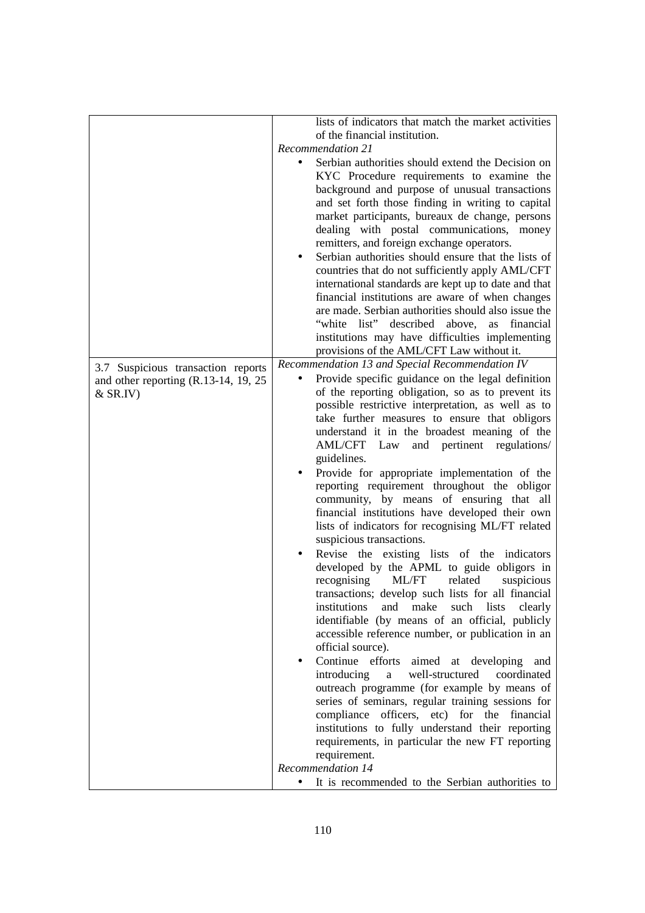| | |
|---|---|
| | lists of indicators that match the market activities of the financial institution.<br>*Recommendation 21*<br>• Serbian authorities should extend the Decision on KYC Procedure requirements to examine the background and purpose of unusual transactions and set forth those finding in writing to capital market participants, bureaux de change, persons dealing with postal communications, money remitters, and foreign exchange operators.<br>• Serbian authorities should ensure that the lists of countries that do not sufficiently apply AML/CFT international standards are kept up to date and that financial institutions are aware of when changes are made. Serbian authorities should also issue the "white list" described above, as financial institutions may have difficulties implementing provisions of the AML/CFT Law without it. |
| 3.7 Suspicious transaction reports and other reporting (R.13-14, 19, 25 & SR.IV) | *Recommendation 13 and Special Recommendation IV*<br>• Provide specific guidance on the legal definition of the reporting obligation, so as to prevent its possible restrictive interpretation, as well as to take further measures to ensure that obligors understand it in the broadest meaning of the AML/CFT Law and pertinent regulations/ guidelines.<br>• Provide for appropriate implementation of the reporting requirement throughout the obligor community, by means of ensuring that all financial institutions have developed their own lists of indicators for recognising ML/FT related suspicious transactions.<br>• Revise the existing lists of the indicators developed by the APML to guide obligors in recognising ML/FT related suspicious transactions; develop such lists for all financial institutions and make such lists clearly identifiable (by means of an official, publicly accessible reference number, or publication in an official source).<br>• Continue efforts aimed at developing and introducing a well-structured coordinated outreach programme (for example by means of series of seminars, regular training sessions for compliance officers, etc) for the financial institutions to fully understand their reporting requirements, in particular the new FT reporting requirement.<br>*Recommendation 14*<br>• It is recommended to the Serbian authorities to |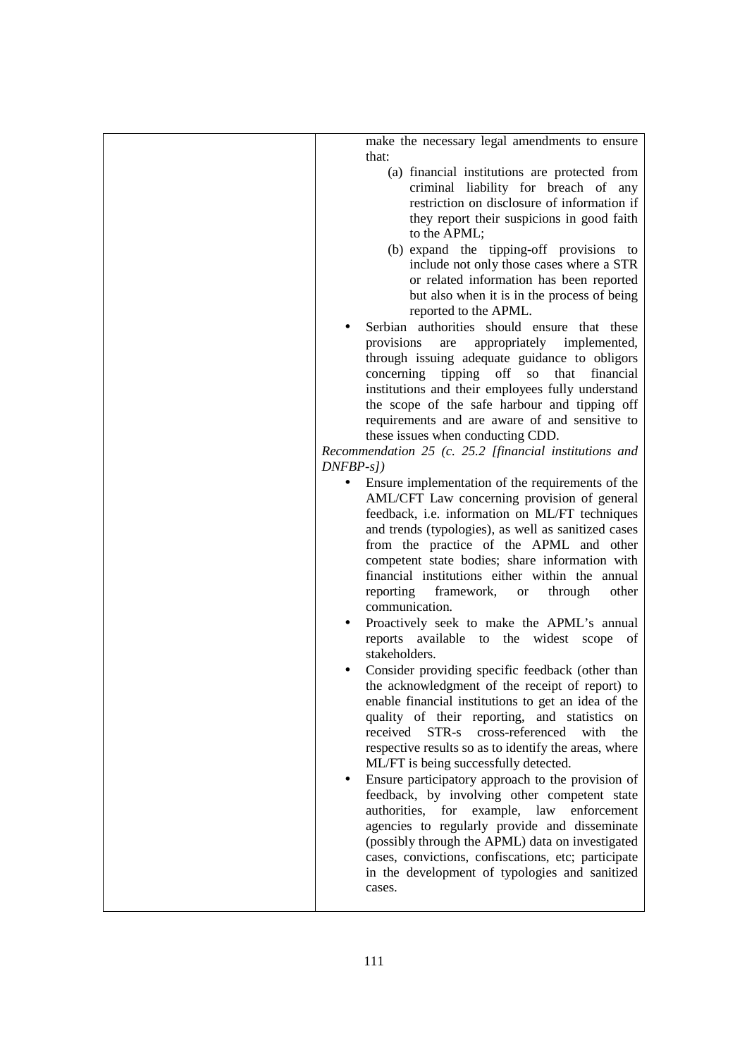| | |
|---|---|
| | make the necessary legal amendments to ensure that:<br>(a) financial institutions are protected from criminal liability for breach of any restriction on disclosure of information if they report their suspicions in good faith to the APML;<br>(b) expand the tipping-off provisions to include not only those cases where a STR or related information has been reported but also when it is in the process of being reported to the APML.<br>• Serbian authorities should ensure that these provisions are appropriately implemented, through issuing adequate guidance to obligors concerning tipping off so that financial institutions and their employees fully understand the scope of the safe harbour and tipping off requirements and are aware of and sensitive to these issues when conducting CDD.<br>*Recommendation 25 (c. 25.2 [financial institutions and DNFBP-s])*<br>• Ensure implementation of the requirements of the AML/CFT Law concerning provision of general feedback, i.e. information on ML/FT techniques and trends (typologies), as well as sanitized cases from the practice of the APML and other competent state bodies; share information with financial institutions either within the annual reporting framework, or through other communication.<br>• Proactively seek to make the APML's annual reports available to the widest scope of stakeholders.<br>• Consider providing specific feedback (other than the acknowledgment of the receipt of report) to enable financial institutions to get an idea of the quality of their reporting, and statistics on received STR-s cross-referenced with the respective results so as to identify the areas, where ML/FT is being successfully detected.<br>• Ensure participatory approach to the provision of feedback, by involving other competent state authorities, for example, law enforcement agencies to regularly provide and disseminate (possibly through the APML) data on investigated cases, convictions, confiscations, etc; participate in the development of typologies and sanitized cases. |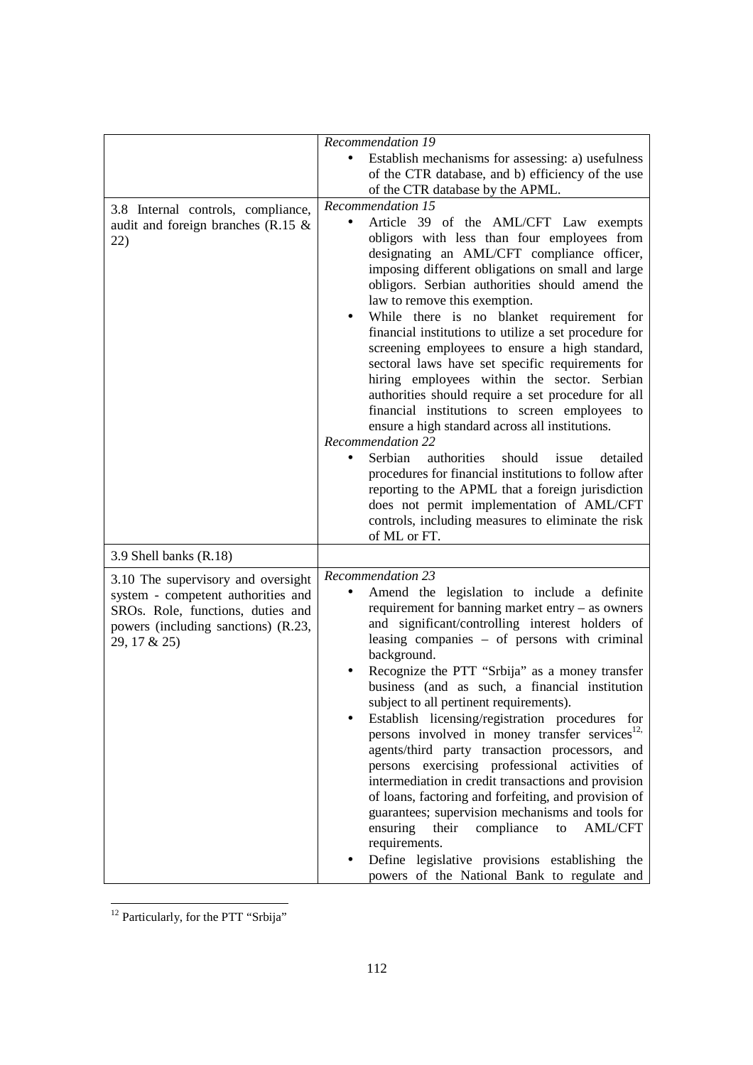| | |
|---|---|
| | *Recommendation 19*<br>• Establish mechanisms for assessing: a) usefulness of the CTR database, and b) efficiency of the use of the CTR database by the APML. |
| 3.8 Internal controls, compliance, audit and foreign branches (R.15 & 22) | *Recommendation 15*<br>• Article 39 of the AML/CFT Law exempts obligors with less than four employees from designating an AML/CFT compliance officer, imposing different obligations on small and large obligors. Serbian authorities should amend the law to remove this exemption.<br>• While there is no blanket requirement for financial institutions to utilize a set procedure for screening employees to ensure a high standard, sectoral laws have set specific requirements for hiring employees within the sector. Serbian authorities should require a set procedure for all financial institutions to screen employees to ensure a high standard across all institutions.<br>*Recommendation 22*<br>• Serbian authorities should issue detailed procedures for financial institutions to follow after reporting to the APML that a foreign jurisdiction does not permit implementation of AML/CFT controls, including measures to eliminate the risk of ML or FT. |
| 3.9 Shell banks (R.18) | |
| 3.10 The supervisory and oversight system - competent authorities and SROs. Role, functions, duties and powers (including sanctions) (R.23, 29, 17 & 25) | *Recommendation 23*<br>• Amend the legislation to include a definite requirement for banning market entry – as owners and significant/controlling interest holders of leasing companies – of persons with criminal background.<br>• Recognize the PTT "Srbija" as a money transfer business (and as such, a financial institution subject to all pertinent requirements).<br>• Establish licensing/registration procedures for persons involved in money transfer services[12], agents/third party transaction processors, and persons exercising professional activities of intermediation in credit transactions and provision of loans, factoring and forfeiting, and provision of guarantees; supervision mechanisms and tools for ensuring their compliance to AML/CFT requirements.<br>• Define legislative provisions establishing the powers of the National Bank to regulate and |

[12] Particularly, for the PTT "Srbija"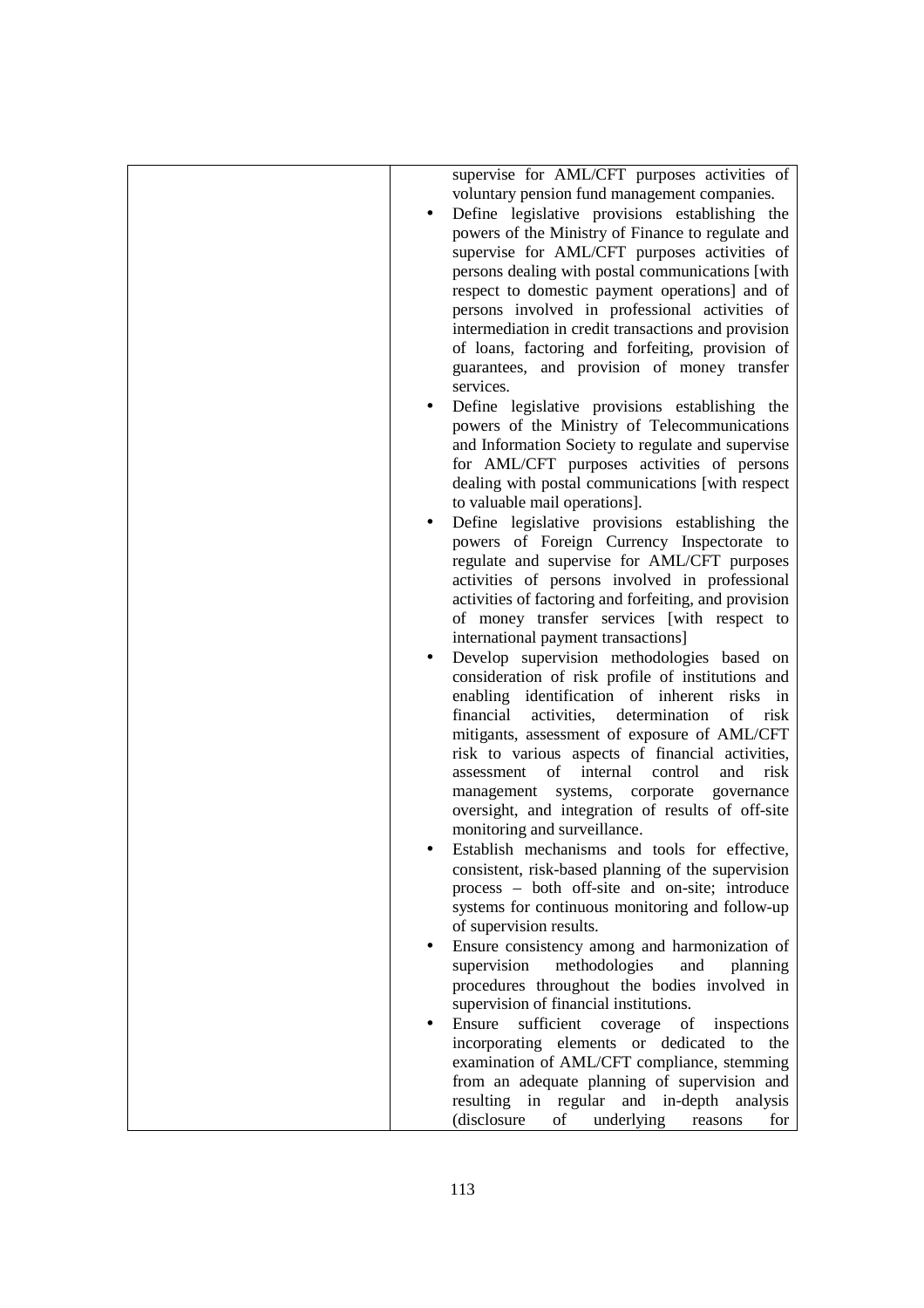| | |
|---|---|
| | supervise for AML/CFT purposes activities of voluntary pension fund management companies.<br>• Define legislative provisions establishing the powers of the Ministry of Finance to regulate and supervise for AML/CFT purposes activities of persons dealing with postal communications [with respect to domestic payment operations] and of persons involved in professional activities of intermediation in credit transactions and provision of loans, factoring and forfeiting, provision of guarantees, and provision of money transfer services.<br>• Define legislative provisions establishing the powers of the Ministry of Telecommunications and Information Society to regulate and supervise for AML/CFT purposes activities of persons dealing with postal communications [with respect to valuable mail operations].<br>• Define legislative provisions establishing the powers of Foreign Currency Inspectorate to regulate and supervise for AML/CFT purposes activities of persons involved in professional activities of factoring and forfeiting, and provision of money transfer services [with respect to international payment transactions]<br>• Develop supervision methodologies based on consideration of risk profile of institutions and enabling identification of inherent risks in financial activities, determination of risk mitigants, assessment of exposure of AML/CFT risk to various aspects of financial activities, assessment of internal control and risk management systems, corporate governance oversight, and integration of results of off-site monitoring and surveillance.<br>• Establish mechanisms and tools for effective, consistent, risk-based planning of the supervision process – both off-site and on-site; introduce systems for continuous monitoring and follow-up of supervision results.<br>• Ensure consistency among and harmonization of supervision methodologies and planning procedures throughout the bodies involved in supervision of financial institutions.<br>• Ensure sufficient coverage of inspections incorporating elements or dedicated to the examination of AML/CFT compliance, stemming from an adequate planning of supervision and resulting in regular and in-depth analysis (disclosure of underlying reasons for |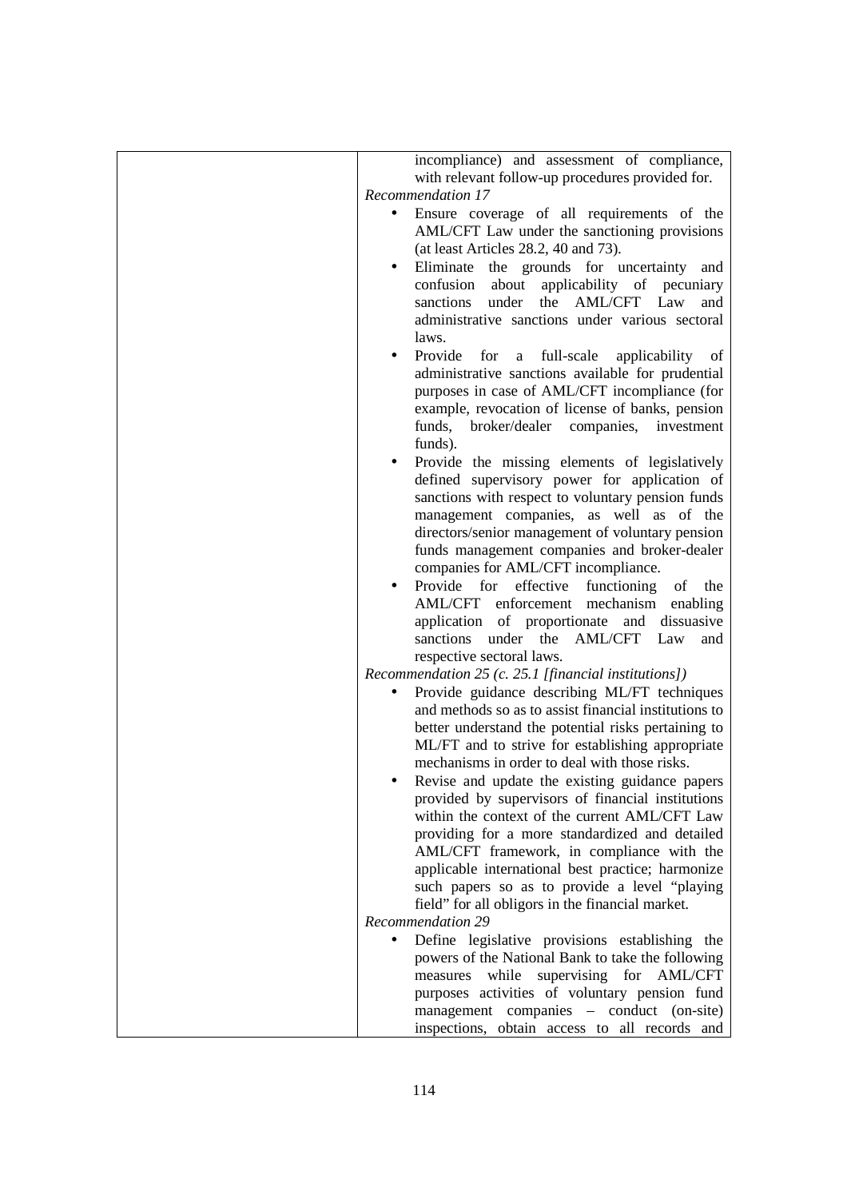| | |
|---|---|
| | incompliance) and assessment of compliance, with relevant follow-up procedures provided for.<br>*Recommendation 17*<br>• Ensure coverage of all requirements of the AML/CFT Law under the sanctioning provisions (at least Articles 28.2, 40 and 73).<br>• Eliminate the grounds for uncertainty and confusion about applicability of pecuniary sanctions under the AML/CFT Law and administrative sanctions under various sectoral laws.<br>• Provide for a full-scale applicability of administrative sanctions available for prudential purposes in case of AML/CFT incompliance (for example, revocation of license of banks, pension funds, broker/dealer companies, investment funds).<br>• Provide the missing elements of legislatively defined supervisory power for application of sanctions with respect to voluntary pension funds management companies, as well as of the directors/senior management of voluntary pension funds management companies and broker-dealer companies for AML/CFT incompliance.<br>• Provide for effective functioning of the AML/CFT enforcement mechanism enabling application of proportionate and dissuasive sanctions under the AML/CFT Law and respective sectoral laws.<br>*Recommendation 25 (c. 25.1 [financial institutions])*<br>• Provide guidance describing ML/FT techniques and methods so as to assist financial institutions to better understand the potential risks pertaining to ML/FT and to strive for establishing appropriate mechanisms in order to deal with those risks.<br>• Revise and update the existing guidance papers provided by supervisors of financial institutions within the context of the current AML/CFT Law providing for a more standardized and detailed AML/CFT framework, in compliance with the applicable international best practice; harmonize such papers so as to provide a level "playing field" for all obligors in the financial market.<br>*Recommendation 29*<br>• Define legislative provisions establishing the powers of the National Bank to take the following measures while supervising for AML/CFT purposes activities of voluntary pension fund management companies – conduct (on-site) inspections, obtain access to all records and |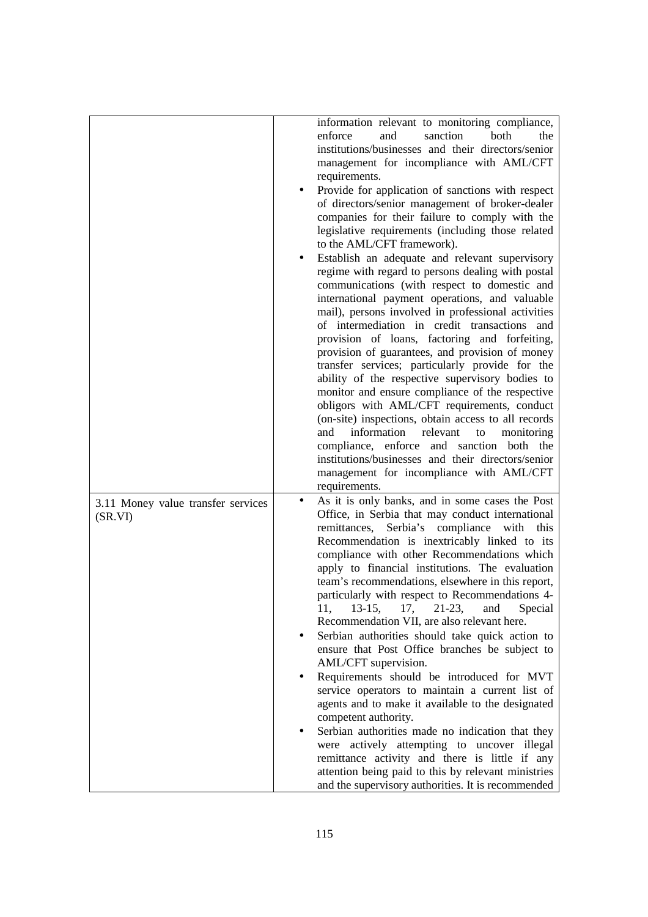| | |
|---|---|
| | information relevant to monitoring compliance, enforce and sanction both the institutions/businesses and their directors/senior management for incompliance with AML/CFT requirements.<br>• Provide for application of sanctions with respect of directors/senior management of broker-dealer companies for their failure to comply with the legislative requirements (including those related to the AML/CFT framework).<br>• Establish an adequate and relevant supervisory regime with regard to persons dealing with postal communications (with respect to domestic and international payment operations, and valuable mail), persons involved in professional activities of intermediation in credit transactions and provision of loans, factoring and forfeiting, provision of guarantees, and provision of money transfer services; particularly provide for the ability of the respective supervisory bodies to monitor and ensure compliance of the respective obligors with AML/CFT requirements, conduct (on-site) inspections, obtain access to all records and information relevant to monitoring compliance, enforce and sanction both the institutions/businesses and their directors/senior management for incompliance with AML/CFT requirements. |
| 3.11 Money value transfer services (SR.VI) | • As it is only banks, and in some cases the Post Office, in Serbia that may conduct international remittances, Serbia's compliance with this Recommendation is inextricably linked to its compliance with other Recommendations which apply to financial institutions. The evaluation team's recommendations, elsewhere in this report, particularly with respect to Recommendations 4-11, 13-15, 17, 21-23, and Special Recommendation VII, are also relevant here.<br>• Serbian authorities should take quick action to ensure that Post Office branches be subject to AML/CFT supervision.<br>• Requirements should be introduced for MVT service operators to maintain a current list of agents and to make it available to the designated competent authority.<br>• Serbian authorities made no indication that they were actively attempting to uncover illegal remittance activity and there is little if any attention being paid to this by relevant ministries and the supervisory authorities. It is recommended |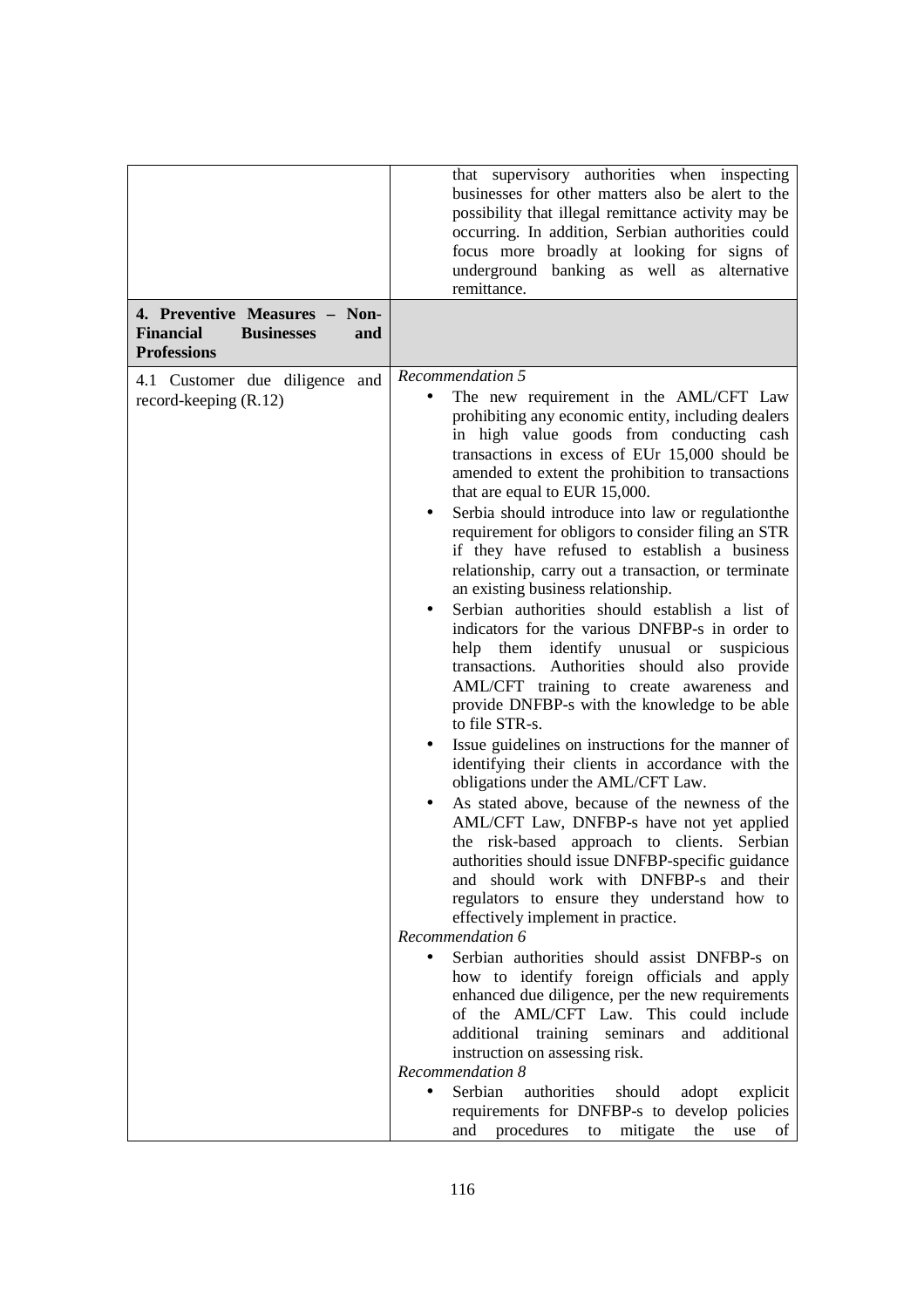| | |
|---|---|
| | that supervisory authorities when inspecting businesses for other matters also be alert to the possibility that illegal remittance activity may be occurring. In addition, Serbian authorities could focus more broadly at looking for signs of underground banking as well as alternative remittance. |
| **4. Preventive Measures – Non-Financial Businesses and Professions** | |
| 4.1 Customer due diligence and record-keeping (R.12) | *Recommendation 5*<br>• The new requirement in the AML/CFT Law prohibiting any economic entity, including dealers in high value goods from conducting cash transactions in excess of EUr 15,000 should be amended to extent the prohibition to transactions that are equal to EUR 15,000.<br>• Serbia should introduce into law or regulationthe requirement for obligors to consider filing an STR if they have refused to establish a business relationship, carry out a transaction, or terminate an existing business relationship.<br>• Serbian authorities should establish a list of indicators for the various DNFBP-s in order to help them identify unusual or suspicious transactions. Authorities should also provide AML/CFT training to create awareness and provide DNFBP-s with the knowledge to be able to file STR-s.<br>• Issue guidelines on instructions for the manner of identifying their clients in accordance with the obligations under the AML/CFT Law.<br>• As stated above, because of the newness of the AML/CFT Law, DNFBP-s have not yet applied the risk-based approach to clients. Serbian authorities should issue DNFBP-specific guidance and should work with DNFBP-s and their regulators to ensure they understand how to effectively implement in practice.<br>*Recommendation 6*<br>• Serbian authorities should assist DNFBP-s on how to identify foreign officials and apply enhanced due diligence, per the new requirements of the AML/CFT Law. This could include additional training seminars and additional instruction on assessing risk.<br>*Recommendation 8*<br>• Serbian authorities should adopt explicit requirements for DNFBP-s to develop policies and procedures to mitigate the use of |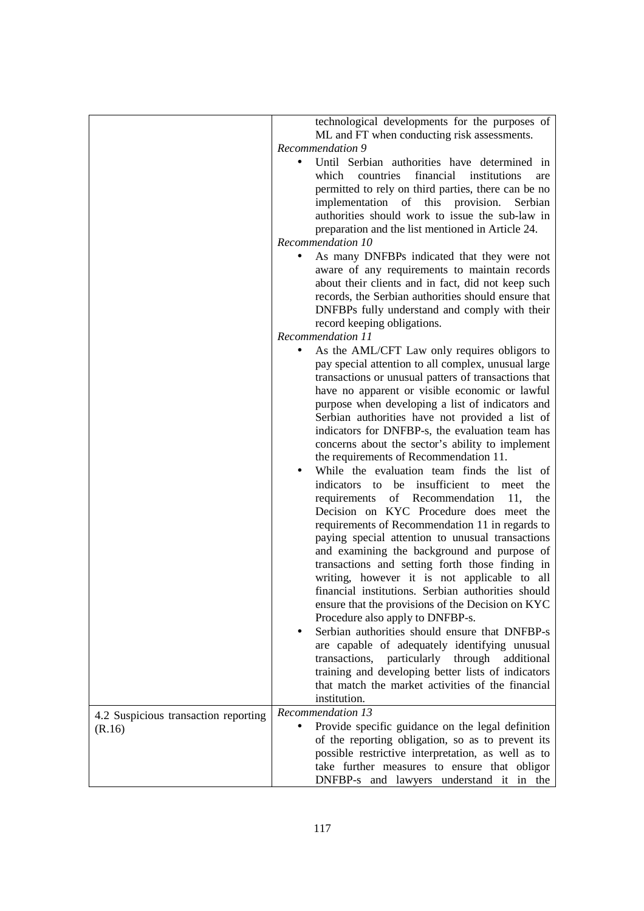| | |
|---|---|
| | technological developments for the purposes of ML and FT when conducting risk assessments.<br>*Recommendation 9*<br>• Until Serbian authorities have determined in which countries financial institutions are permitted to rely on third parties, there can be no implementation of this provision. Serbian authorities should work to issue the sub-law in preparation and the list mentioned in Article 24.<br>*Recommendation 10*<br>• As many DNFBPs indicated that they were not aware of any requirements to maintain records about their clients and in fact, did not keep such records, the Serbian authorities should ensure that DNFBPs fully understand and comply with their record keeping obligations.<br>*Recommendation 11*<br>• As the AML/CFT Law only requires obligors to pay special attention to all complex, unusual large transactions or unusual patters of transactions that have no apparent or visible economic or lawful purpose when developing a list of indicators and Serbian authorities have not provided a list of indicators for DNFBP-s, the evaluation team has concerns about the sector's ability to implement the requirements of Recommendation 11.<br>• While the evaluation team finds the list of indicators to be insufficient to meet the requirements of Recommendation 11, the Decision on KYC Procedure does meet the requirements of Recommendation 11 in regards to paying special attention to unusual transactions and examining the background and purpose of transactions and setting forth those finding in writing, however it is not applicable to all financial institutions. Serbian authorities should ensure that the provisions of the Decision on KYC Procedure also apply to DNFBP-s.<br>• Serbian authorities should ensure that DNFBP-s are capable of adequately identifying unusual transactions, particularly through additional training and developing better lists of indicators that match the market activities of the financial institution. |
| 4.2 Suspicious transaction reporting (R.16) | *Recommendation 13*<br>• Provide specific guidance on the legal definition of the reporting obligation, so as to prevent its possible restrictive interpretation, as well as to take further measures to ensure that obligor DNFBP-s and lawyers understand it in the |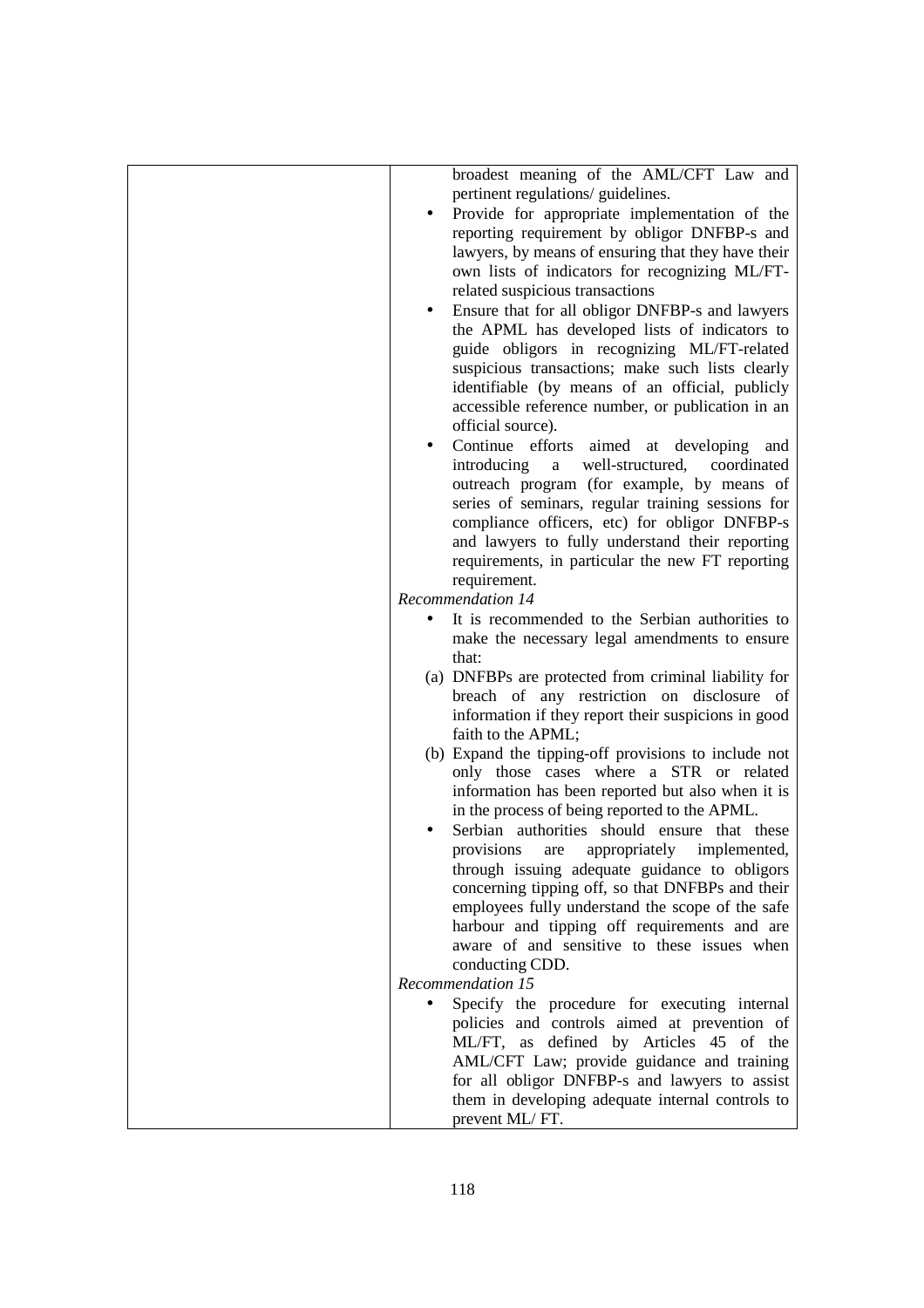| | broadest meaning of the AML/CFT Law and pertinent regulations/ guidelines.<br>• Provide for appropriate implementation of the reporting requirement by obligor DNFBP-s and lawyers, by means of ensuring that they have their own lists of indicators for recognizing ML/FT-related suspicious transactions<br>• Ensure that for all obligor DNFBP-s and lawyers the APML has developed lists of indicators to guide obligors in recognizing ML/FT-related suspicious transactions; make such lists clearly identifiable (by means of an official, publicly accessible reference number, or publication in an official source).<br>• Continue efforts aimed at developing and introducing a well-structured, coordinated outreach program (for example, by means of series of seminars, regular training sessions for compliance officers, etc) for obligor DNFBP-s and lawyers to fully understand their reporting requirements, in particular the new FT reporting requirement.<br>*Recommendation 14*<br>• It is recommended to the Serbian authorities to make the necessary legal amendments to ensure that:<br>(a) DNFBPs are protected from criminal liability for breach of any restriction on disclosure of information if they report their suspicions in good faith to the APML;<br>(b) Expand the tipping-off provisions to include not only those cases where a STR or related information has been reported but also when it is in the process of being reported to the APML.<br>• Serbian authorities should ensure that these provisions are appropriately implemented, through issuing adequate guidance to obligors concerning tipping off, so that DNFBPs and their employees fully understand the scope of the safe harbour and tipping off requirements and are aware of and sensitive to these issues when conducting CDD.<br>*Recommendation 15*<br>• Specify the procedure for executing internal policies and controls aimed at prevention of ML/FT, as defined by Articles 45 of the AML/CFT Law; provide guidance and training for all obligor DNFBP-s and lawyers to assist them in developing adequate internal controls to prevent ML/ FT. |
|---|---|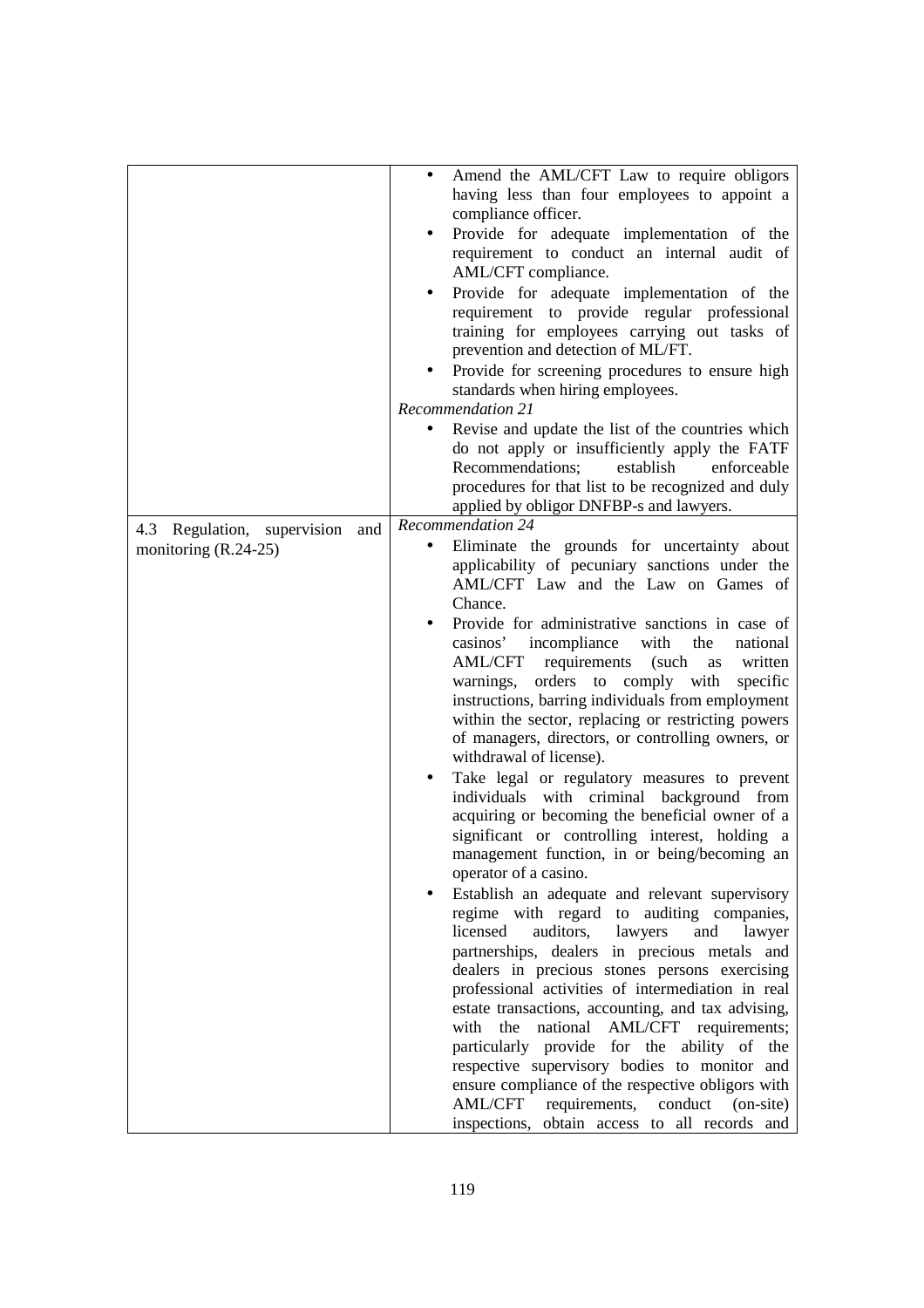| | |
|---|---|
| | • Amend the AML/CFT Law to require obligors having less than four employees to appoint a compliance officer.<br>• Provide for adequate implementation of the requirement to conduct an internal audit of AML/CFT compliance.<br>• Provide for adequate implementation of the requirement to provide regular professional training for employees carrying out tasks of prevention and detection of ML/FT.<br>• Provide for screening procedures to ensure high standards when hiring employees.<br>*Recommendation 21*<br>• Revise and update the list of the countries which do not apply or insufficiently apply the FATF Recommendations; establish enforceable procedures for that list to be recognized and duly applied by obligor DNFBP-s and lawyers. |
| 4.3 Regulation, supervision and monitoring (R.24-25) | *Recommendation 24*<br>• Eliminate the grounds for uncertainty about applicability of pecuniary sanctions under the AML/CFT Law and the Law on Games of Chance.<br>• Provide for administrative sanctions in case of casinos' incompliance with the national AML/CFT requirements (such as written warnings, orders to comply with specific instructions, barring individuals from employment within the sector, replacing or restricting powers of managers, directors, or controlling owners, or withdrawal of license).<br>• Take legal or regulatory measures to prevent individuals with criminal background from acquiring or becoming the beneficial owner of a significant or controlling interest, holding a management function, in or being/becoming an operator of a casino.<br>• Establish an adequate and relevant supervisory regime with regard to auditing companies, licensed auditors, lawyers and lawyer partnerships, dealers in precious metals and dealers in precious stones persons exercising professional activities of intermediation in real estate transactions, accounting, and tax advising, with the national AML/CFT requirements; particularly provide for the ability of the respective supervisory bodies to monitor and ensure compliance of the respective obligors with AML/CFT requirements, conduct (on-site) inspections, obtain access to all records and |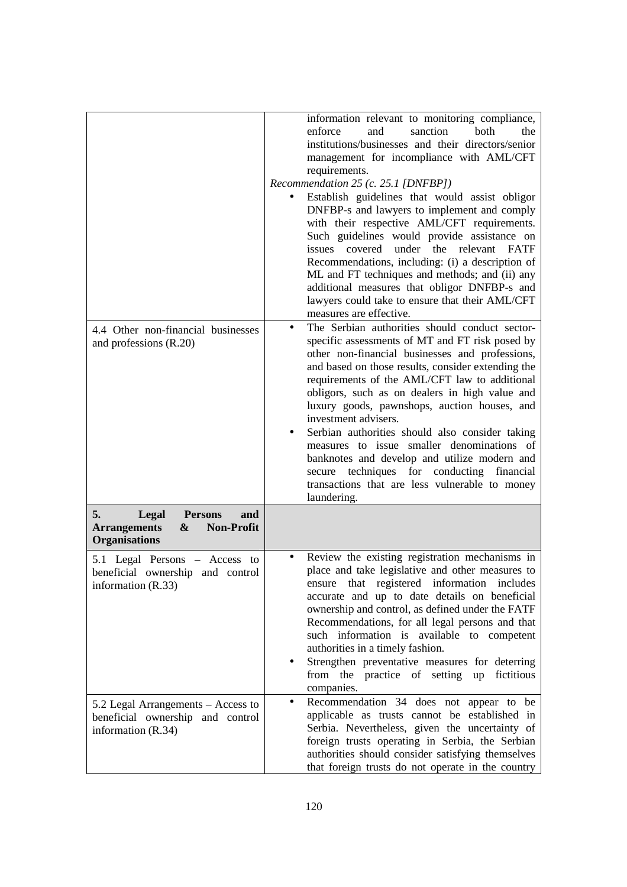| | |
|---|---|
| | information relevant to monitoring compliance, enforce and sanction both the institutions/businesses and their directors/senior management for incompliance with AML/CFT requirements.<br>*Recommendation 25 (c. 25.1 [DNFBP])*<br>• Establish guidelines that would assist obligor DNFBP-s and lawyers to implement and comply with their respective AML/CFT requirements. Such guidelines would provide assistance on issues covered under the relevant FATF Recommendations, including: (i) a description of ML and FT techniques and methods; and (ii) any additional measures that obligor DNFBP-s and lawyers could take to ensure that their AML/CFT measures are effective. |
| 4.4 Other non-financial businesses and professions (R.20) | • The Serbian authorities should conduct sector-specific assessments of MT and FT risk posed by other non-financial businesses and professions, and based on those results, consider extending the requirements of the AML/CFT law to additional obligors, such as on dealers in high value and luxury goods, pawnshops, auction houses, and investment advisers.<br>• Serbian authorities should also consider taking measures to issue smaller denominations of banknotes and develop and utilize modern and secure techniques for conducting financial transactions that are less vulnerable to money laundering. |
| **5. Legal Persons and Arrangements & Non-Profit Organisations** | |
| 5.1 Legal Persons – Access to beneficial ownership and control information (R.33) | • Review the existing registration mechanisms in place and take legislative and other measures to ensure that registered information includes accurate and up to date details on beneficial ownership and control, as defined under the FATF Recommendations, for all legal persons and that such information is available to competent authorities in a timely fashion.<br>• Strengthen preventative measures for deterring from the practice of setting up fictitious companies. |
| 5.2 Legal Arrangements – Access to beneficial ownership and control information (R.34) | • Recommendation 34 does not appear to be applicable as trusts cannot be established in Serbia. Nevertheless, given the uncertainty of foreign trusts operating in Serbia, the Serbian authorities should consider satisfying themselves that foreign trusts do not operate in the country |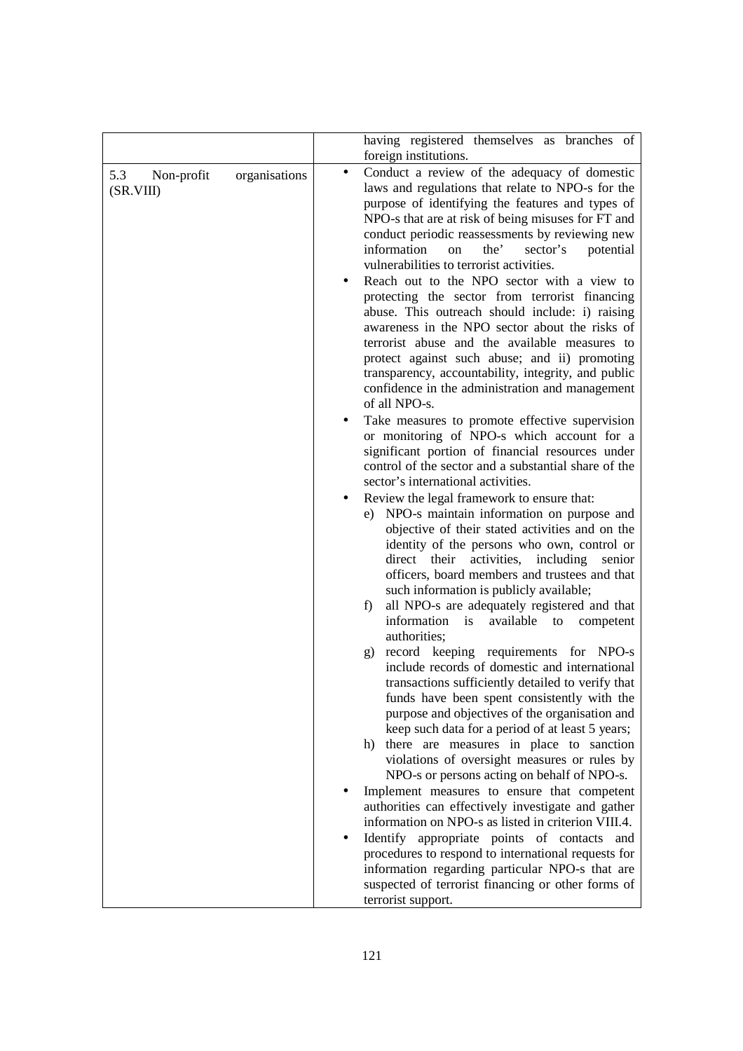| | |
|---|---|
| | having registered themselves as branches of foreign institutions. |
| 5.3 Non-profit organisations (SR.VIII) | • Conduct a review of the adequacy of domestic laws and regulations that relate to NPO-s for the purpose of identifying the features and types of NPO-s that are at risk of being misuses for FT and conduct periodic reassessments by reviewing new information on the' sector's potential vulnerabilities to terrorist activities.<br>• Reach out to the NPO sector with a view to protecting the sector from terrorist financing abuse. This outreach should include: i) raising awareness in the NPO sector about the risks of terrorist abuse and the available measures to protect against such abuse; and ii) promoting transparency, accountability, integrity, and public confidence in the administration and management of all NPO-s.<br>• Take measures to promote effective supervision or monitoring of NPO-s which account for a significant portion of financial resources under control of the sector and a substantial share of the sector's international activities.<br>• Review the legal framework to ensure that:<br>e) NPO-s maintain information on purpose and objective of their stated activities and on the identity of the persons who own, control or direct their activities, including senior officers, board members and trustees and that such information is publicly available;<br>f) all NPO-s are adequately registered and that information is available to competent authorities;<br>g) record keeping requirements for NPO-s include records of domestic and international transactions sufficiently detailed to verify that funds have been spent consistently with the purpose and objectives of the organisation and keep such data for a period of at least 5 years;<br>h) there are measures in place to sanction violations of oversight measures or rules by NPO-s or persons acting on behalf of NPO-s.<br>• Implement measures to ensure that competent authorities can effectively investigate and gather information on NPO-s as listed in criterion VIII.4.<br>• Identify appropriate points of contacts and procedures to respond to international requests for information regarding particular NPO-s that are suspected of terrorist financing or other forms of terrorist support. |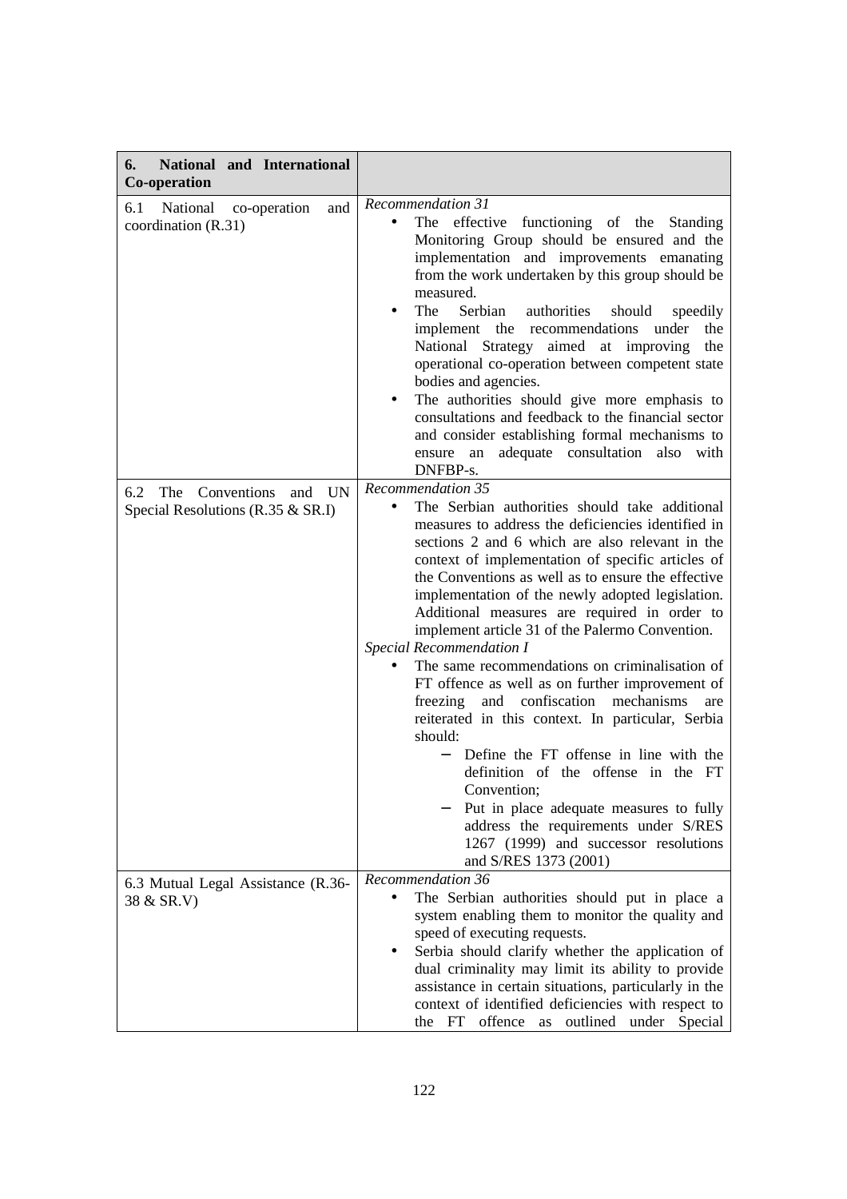| 6. National and International Co-operation | |
|---|---|
| 6.1 National co-operation and coordination (R.31) | *Recommendation 31*<br>• The effective functioning of the Standing Monitoring Group should be ensured and the implementation and improvements emanating from the work undertaken by this group should be measured.<br>• The Serbian authorities should speedily implement the recommendations under the National Strategy aimed at improving the operational co-operation between competent state bodies and agencies.<br>• The authorities should give more emphasis to consultations and feedback to the financial sector and consider establishing formal mechanisms to ensure an adequate consultation also with DNFBP-s. |
| 6.2 The Conventions and UN Special Resolutions (R.35 & SR.I) | *Recommendation 35*<br>• The Serbian authorities should take additional measures to address the deficiencies identified in sections 2 and 6 which are also relevant in the context of implementation of specific articles of the Conventions as well as to ensure the effective implementation of the newly adopted legislation. Additional measures are required in order to implement article 31 of the Palermo Convention.<br>*Special Recommendation I*<br>• The same recommendations on criminalisation of FT offence as well as on further improvement of freezing and confiscation mechanisms are reiterated in this context. In particular, Serbia should:<br>– Define the FT offense in line with the definition of the offense in the FT Convention;<br>– Put in place adequate measures to fully address the requirements under S/RES 1267 (1999) and successor resolutions and S/RES 1373 (2001) |
| 6.3 Mutual Legal Assistance (R.36-38 & SR.V) | *Recommendation 36*<br>• The Serbian authorities should put in place a system enabling them to monitor the quality and speed of executing requests.<br>• Serbia should clarify whether the application of dual criminality may limit its ability to provide assistance in certain situations, particularly in the context of identified deficiencies with respect to the FT offence as outlined under Special |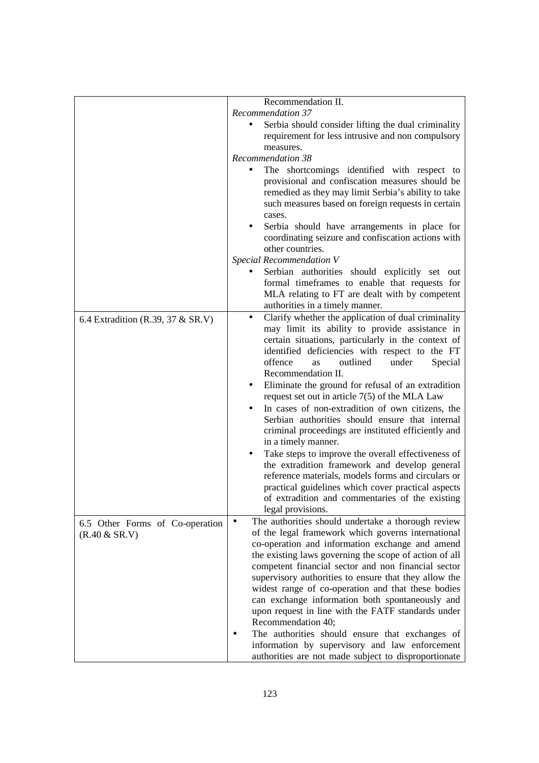| | |
|---|---|
| | Recommendation II.<br>*Recommendation 37*<br>• Serbia should consider lifting the dual criminality requirement for less intrusive and non compulsory measures.<br>*Recommendation 38*<br>• The shortcomings identified with respect to provisional and confiscation measures should be remedied as they may limit Serbia's ability to take such measures based on foreign requests in certain cases.<br>• Serbia should have arrangements in place for coordinating seizure and confiscation actions with other countries.<br>*Special Recommendation V*<br>• Serbian authorities should explicitly set out formal timeframes to enable that requests for MLA relating to FT are dealt with by competent authorities in a timely manner. |
| 6.4 Extradition (R.39, 37 & SR.V) | • Clarify whether the application of dual criminality may limit its ability to provide assistance in certain situations, particularly in the context of identified deficiencies with respect to the FT offence as outlined under Special Recommendation II.<br>• Eliminate the ground for refusal of an extradition request set out in article 7(5) of the MLA Law<br>• In cases of non-extradition of own citizens, the Serbian authorities should ensure that internal criminal proceedings are instituted efficiently and in a timely manner.<br>• Take steps to improve the overall effectiveness of the extradition framework and develop general reference materials, models forms and circulars or practical guidelines which cover practical aspects of extradition and commentaries of the existing legal provisions. |
| 6.5 Other Forms of Co-operation (R.40 & SR.V) | • The authorities should undertake a thorough review of the legal framework which governs international co-operation and information exchange and amend the existing laws governing the scope of action of all competent financial sector and non financial sector supervisory authorities to ensure that they allow the widest range of co-operation and that these bodies can exchange information both spontaneously and upon request in line with the FATF standards under Recommendation 40;<br>• The authorities should ensure that exchanges of information by supervisory and law enforcement authorities are not made subject to disproportionate |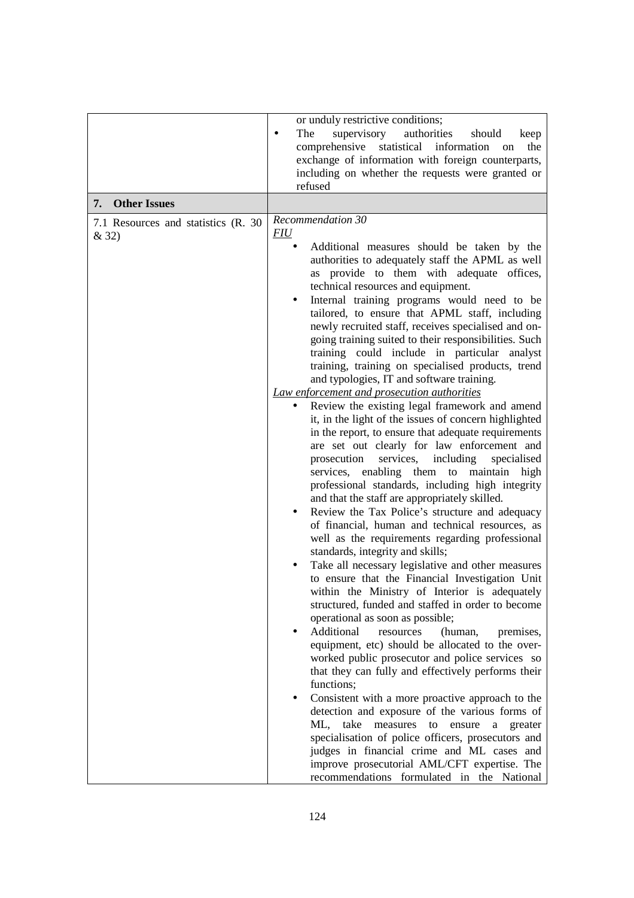| | |
|---|---|
| | or unduly restrictive conditions;<br>• The supervisory authorities should keep comprehensive statistical information on the exchange of information with foreign counterparts, including on whether the requests were granted or refused |
| **7. Other Issues** | |
| 7.1 Resources and statistics (R. 30 & 32) | *Recommendation 30*<br>*<u>FIU</u>*<br>• Additional measures should be taken by the authorities to adequately staff the APML as well as provide to them with adequate offices, technical resources and equipment.<br>• Internal training programs would need to be tailored, to ensure that APML staff, including newly recruited staff, receives specialised and on-going training suited to their responsibilities. Such training could include in particular analyst training, training on specialised products, trend and typologies, IT and software training.<br>*<u>Law enforcement and prosecution authorities</u>*<br>• Review the existing legal framework and amend it, in the light of the issues of concern highlighted in the report, to ensure that adequate requirements are set out clearly for law enforcement and prosecution services, including specialised services, enabling them to maintain high professional standards, including high integrity and that the staff are appropriately skilled.<br>• Review the Tax Police's structure and adequacy of financial, human and technical resources, as well as the requirements regarding professional standards, integrity and skills;<br>• Take all necessary legislative and other measures to ensure that the Financial Investigation Unit within the Ministry of Interior is adequately structured, funded and staffed in order to become operational as soon as possible;<br>• Additional resources (human, premises, equipment, etc) should be allocated to the over-worked public prosecutor and police services so that they can fully and effectively performs their functions;<br>• Consistent with a more proactive approach to the detection and exposure of the various forms of ML, take measures to ensure a greater specialisation of police officers, prosecutors and judges in financial crime and ML cases and improve prosecutorial AML/CFT expertise. The recommendations formulated in the National |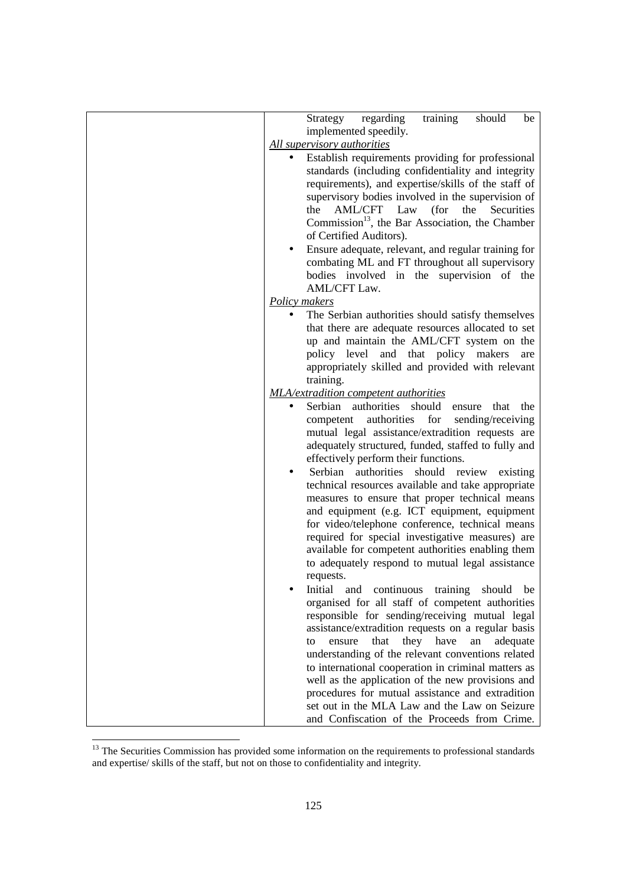| | Strategy regarding training should be implemented speedily.<br>*All supervisory authorities*<br>• Establish requirements providing for professional standards (including confidentiality and integrity requirements), and expertise/skills of the staff of supervisory bodies involved in the supervision of the AML/CFT Law (for the Securities Commission[13], the Bar Association, the Chamber of Certified Auditors).<br>• Ensure adequate, relevant, and regular training for combating ML and FT throughout all supervisory bodies involved in the supervision of the AML/CFT Law.<br>*Policy makers*<br>• The Serbian authorities should satisfy themselves that there are adequate resources allocated to set up and maintain the AML/CFT system on the policy level and that policy makers are appropriately skilled and provided with relevant training.<br>*MLA/extradition competent authorities*<br>• Serbian authorities should ensure that the competent authorities for sending/receiving mutual legal assistance/extradition requests are adequately structured, funded, staffed to fully and effectively perform their functions.<br>• Serbian authorities should review existing technical resources available and take appropriate measures to ensure that proper technical means and equipment (e.g. ICT equipment, equipment for video/telephone conference, technical means required for special investigative measures) are available for competent authorities enabling them to adequately respond to mutual legal assistance requests.<br>• Initial and continuous training should be organised for all staff of competent authorities responsible for sending/receiving mutual legal assistance/extradition requests on a regular basis to ensure that they have an adequate understanding of the relevant conventions related to international cooperation in criminal matters as well as the application of the new provisions and procedures for mutual assistance and extradition set out in the MLA Law and the Law on Seizure and Confiscation of the Proceeds from Crime. |
|---|---|

[13] The Securities Commission has provided some information on the requirements to professional standards and expertise/ skills of the staff, but not on those to confidentiality and integrity.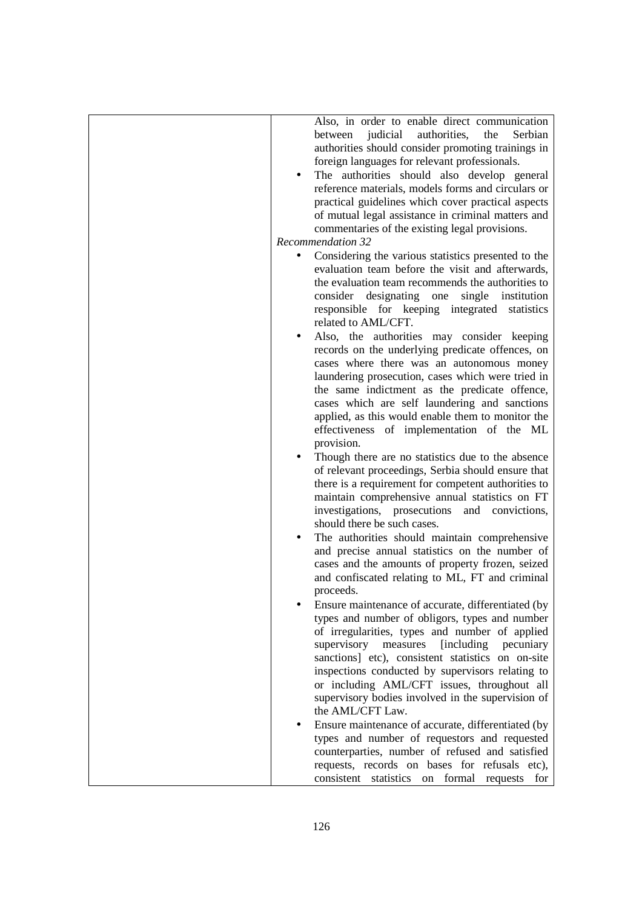| | Also, in order to enable direct communication between judicial authorities, the Serbian authorities should consider promoting trainings in foreign languages for relevant professionals.<br>• The authorities should also develop general reference materials, models forms and circulars or practical guidelines which cover practical aspects of mutual legal assistance in criminal matters and commentaries of the existing legal provisions.<br>*Recommendation 32*<br>• Considering the various statistics presented to the evaluation team before the visit and afterwards, the evaluation team recommends the authorities to consider designating one single institution responsible for keeping integrated statistics related to AML/CFT.<br>• Also, the authorities may consider keeping records on the underlying predicate offences, on cases where there was an autonomous money laundering prosecution, cases which were tried in the same indictment as the predicate offence, cases which are self laundering and sanctions applied, as this would enable them to monitor the effectiveness of implementation of the ML provision.<br>• Though there are no statistics due to the absence of relevant proceedings, Serbia should ensure that there is a requirement for competent authorities to maintain comprehensive annual statistics on FT investigations, prosecutions and convictions, should there be such cases.<br>• The authorities should maintain comprehensive and precise annual statistics on the number of cases and the amounts of property frozen, seized and confiscated relating to ML, FT and criminal proceeds.<br>• Ensure maintenance of accurate, differentiated (by types and number of obligors, types and number of irregularities, types and number of applied supervisory measures [including pecuniary sanctions] etc), consistent statistics on on-site inspections conducted by supervisors relating to or including AML/CFT issues, throughout all supervisory bodies involved in the supervision of the AML/CFT Law.<br>• Ensure maintenance of accurate, differentiated (by types and number of requestors and requested counterparties, number of refused and satisfied requests, records on bases for refusals etc), consistent statistics on formal requests for |
|---|---|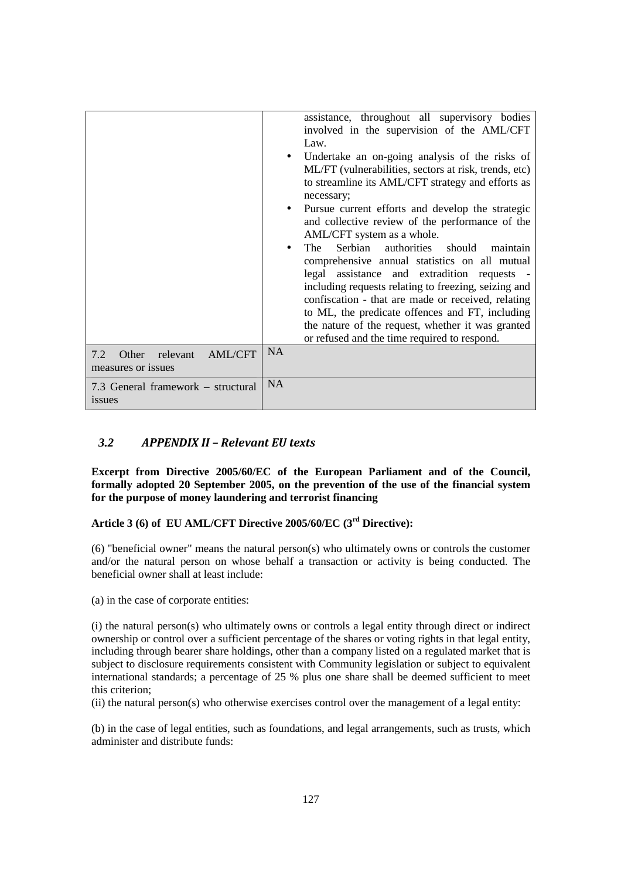| | |
|---|---|
| | assistance, throughout all supervisory bodies involved in the supervision of the AML/CFT Law.<br>• Undertake an on-going analysis of the risks of ML/FT (vulnerabilities, sectors at risk, trends, etc) to streamline its AML/CFT strategy and efforts as necessary;<br>• Pursue current efforts and develop the strategic and collective review of the performance of the AML/CFT system as a whole.<br>• The Serbian authorities should maintain comprehensive annual statistics on all mutual legal assistance and extradition requests - including requests relating to freezing, seizing and confiscation - that are made or received, relating to ML, the predicate offences and FT, including the nature of the request, whether it was granted or refused and the time required to respond. |
| 7.2 Other relevant AML/CFT measures or issues | NA |
| 7.3 General framework – structural issues | NA |

## 3.2 APPENDIX II – Relevant EU texts

**Excerpt from Directive 2005/60/EC of the European Parliament and of the Council, formally adopted 20 September 2005, on the prevention of the use of the financial system for the purpose of money laundering and terrorist financing**

**Article 3 (6) of EU AML/CFT Directive 2005/60/EC (3rd Directive):**

(6) "beneficial owner" means the natural person(s) who ultimately owns or controls the customer and/or the natural person on whose behalf a transaction or activity is being conducted. The beneficial owner shall at least include:

(a) in the case of corporate entities:

(i) the natural person(s) who ultimately owns or controls a legal entity through direct or indirect ownership or control over a sufficient percentage of the shares or voting rights in that legal entity, including through bearer share holdings, other than a company listed on a regulated market that is subject to disclosure requirements consistent with Community legislation or subject to equivalent international standards; a percentage of 25 % plus one share shall be deemed sufficient to meet this criterion;

(ii) the natural person(s) who otherwise exercises control over the management of a legal entity:

(b) in the case of legal entities, such as foundations, and legal arrangements, such as trusts, which administer and distribute funds: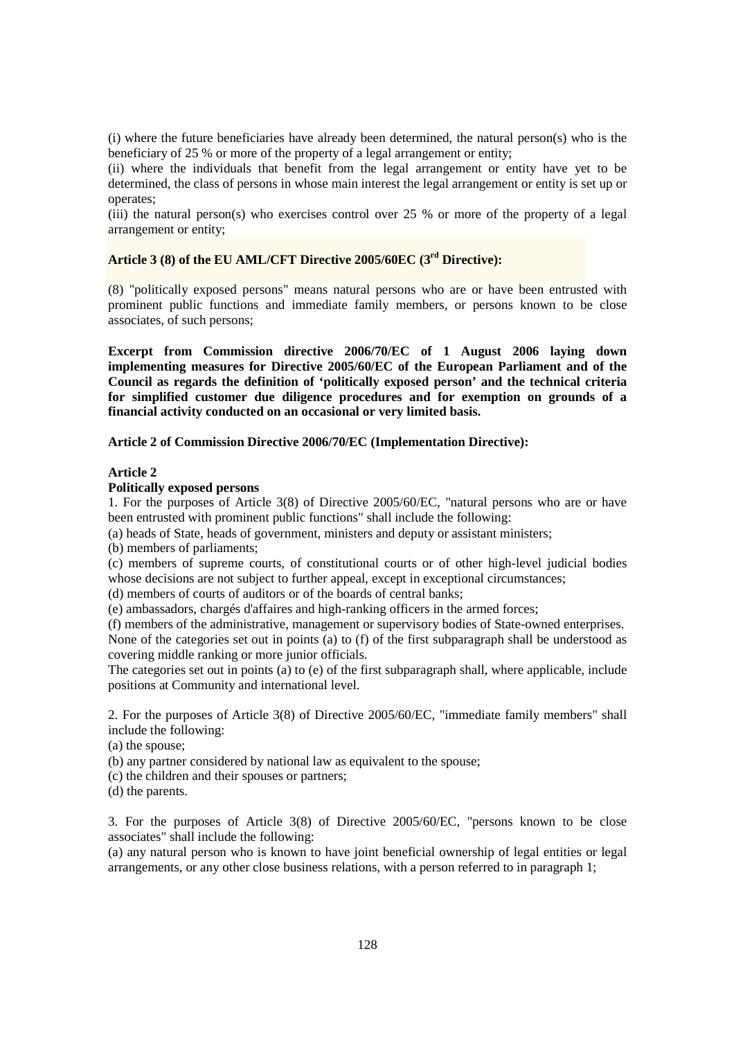(i) where the future beneficiaries have already been determined, the natural person(s) who is the beneficiary of 25 % or more of the property of a legal arrangement or entity;

(ii) where the individuals that benefit from the legal arrangement or entity have yet to be determined, the class of persons in whose main interest the legal arrangement or entity is set up or operates;

(iii) the natural person(s) who exercises control over 25 % or more of the property of a legal arrangement or entity;

**Article 3 (8) of the EU AML/CFT Directive 2005/60EC (3rd Directive):**

(8) "politically exposed persons" means natural persons who are or have been entrusted with prominent public functions and immediate family members, or persons known to be close associates, of such persons;

**Excerpt from Commission directive 2006/70/EC of 1 August 2006 laying down implementing measures for Directive 2005/60/EC of the European Parliament and of the Council as regards the definition of 'politically exposed person' and the technical criteria for simplified customer due diligence procedures and for exemption on grounds of a financial activity conducted on an occasional or very limited basis.**

**Article 2 of Commission Directive 2006/70/EC (Implementation Directive):**

**Article 2**

**Politically exposed persons**

1. For the purposes of Article 3(8) of Directive 2005/60/EC, "natural persons who are or have been entrusted with prominent public functions" shall include the following:

(a) heads of State, heads of government, ministers and deputy or assistant ministers;

(b) members of parliaments;

(c) members of supreme courts, of constitutional courts or of other high-level judicial bodies whose decisions are not subject to further appeal, except in exceptional circumstances;

(d) members of courts of auditors or of the boards of central banks;

(e) ambassadors, chargés d'affaires and high-ranking officers in the armed forces;

(f) members of the administrative, management or supervisory bodies of State-owned enterprises.

None of the categories set out in points (a) to (f) of the first subparagraph shall be understood as covering middle ranking or more junior officials.

The categories set out in points (a) to (e) of the first subparagraph shall, where applicable, include positions at Community and international level.

2. For the purposes of Article 3(8) of Directive 2005/60/EC, "immediate family members" shall include the following:

(a) the spouse;

(b) any partner considered by national law as equivalent to the spouse;

(c) the children and their spouses or partners;

(d) the parents.

3. For the purposes of Article 3(8) of Directive 2005/60/EC, "persons known to be close associates" shall include the following:

(a) any natural person who is known to have joint beneficial ownership of legal entities or legal arrangements, or any other close business relations, with a person referred to in paragraph 1;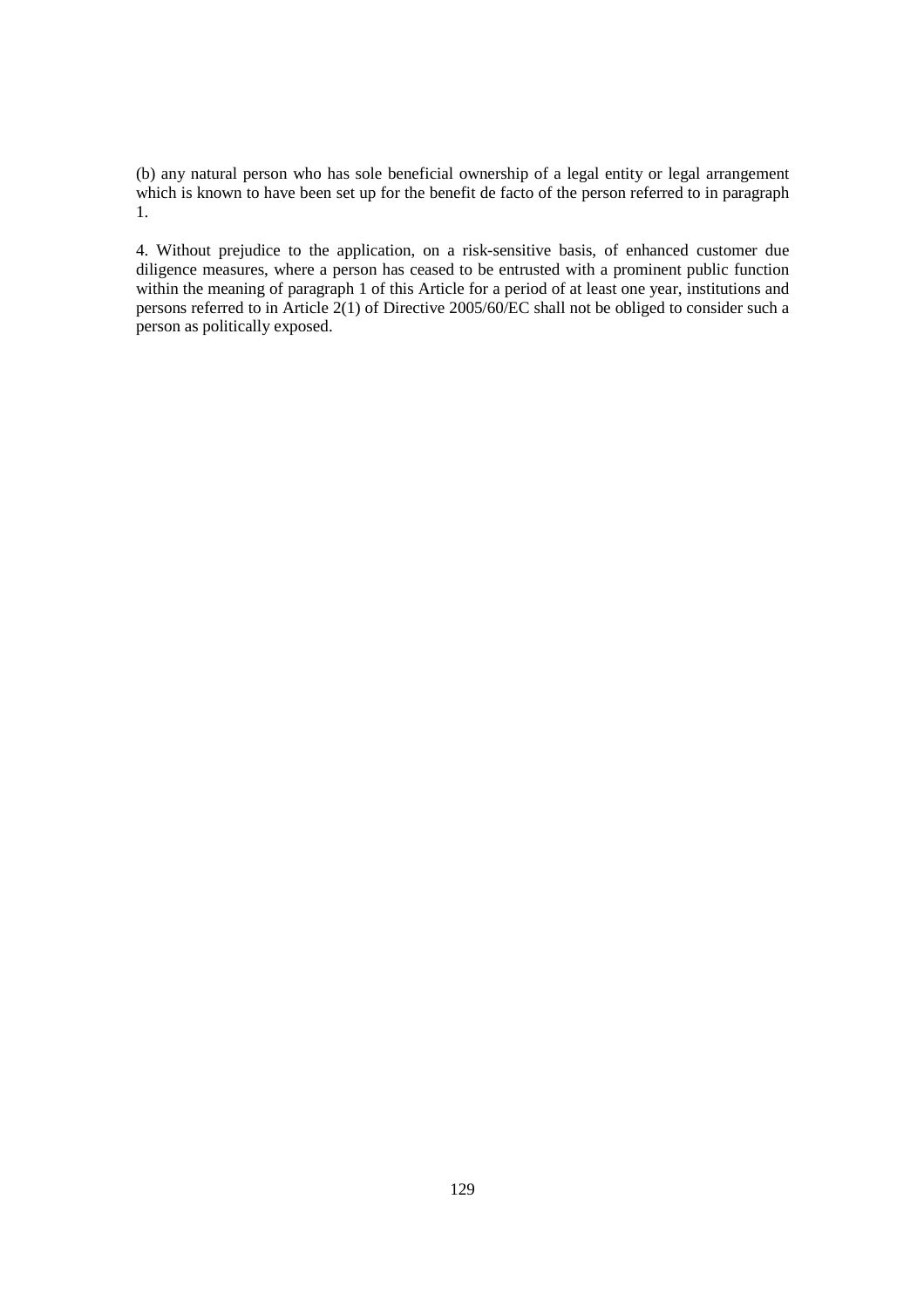(b) any natural person who has sole beneficial ownership of a legal entity or legal arrangement which is known to have been set up for the benefit de facto of the person referred to in paragraph 1.

4. Without prejudice to the application, on a risk-sensitive basis, of enhanced customer due diligence measures, where a person has ceased to be entrusted with a prominent public function within the meaning of paragraph 1 of this Article for a period of at least one year, institutions and persons referred to in Article 2(1) of Directive 2005/60/EC shall not be obliged to consider such a person as politically exposed.